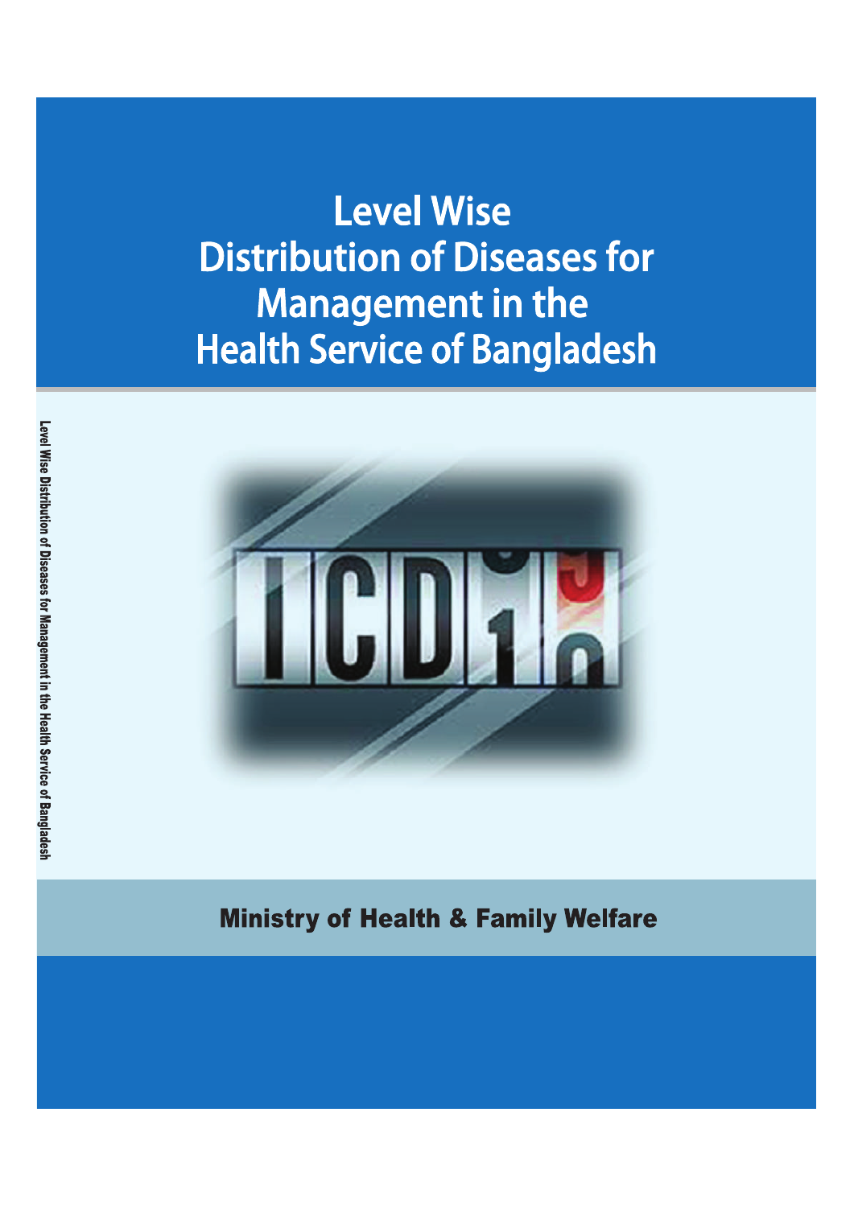# Level Wise Distribution of Diseases for Management in the Health Service of Bangladesh

Ministry of Health & Family Welfare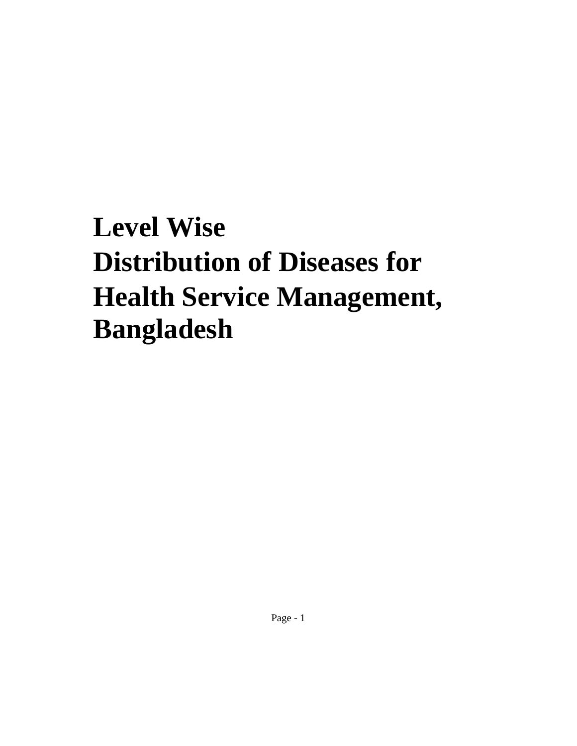# Level Wise Distribution of Diseases for Health Service Management, Bangladesh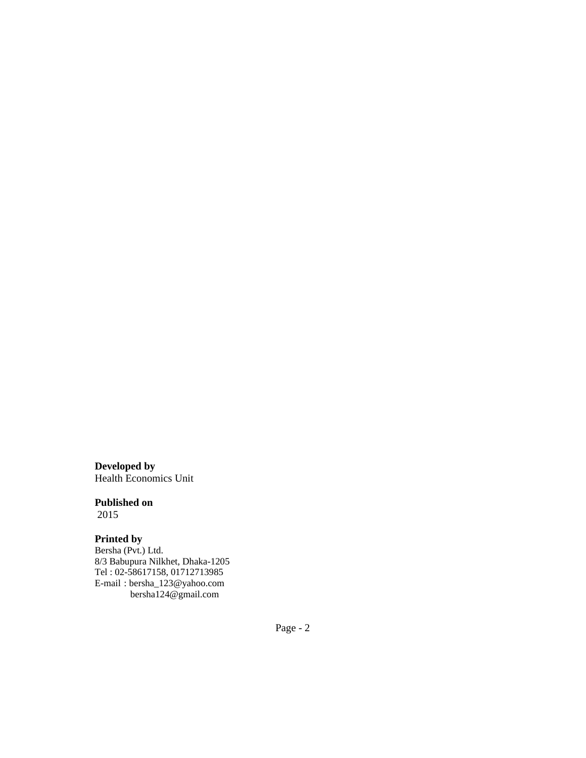**Developed by**
Health Economics Unit

**Published on**
2015

**Printed by**
Bersha (Pvt.) Ltd.
8/3 Babupura Nilkhet, Dhaka-1205
Tel : 02-58617158, 01712713985
E-mail : bersha_123@yahoo.com
bersha124@gmail.com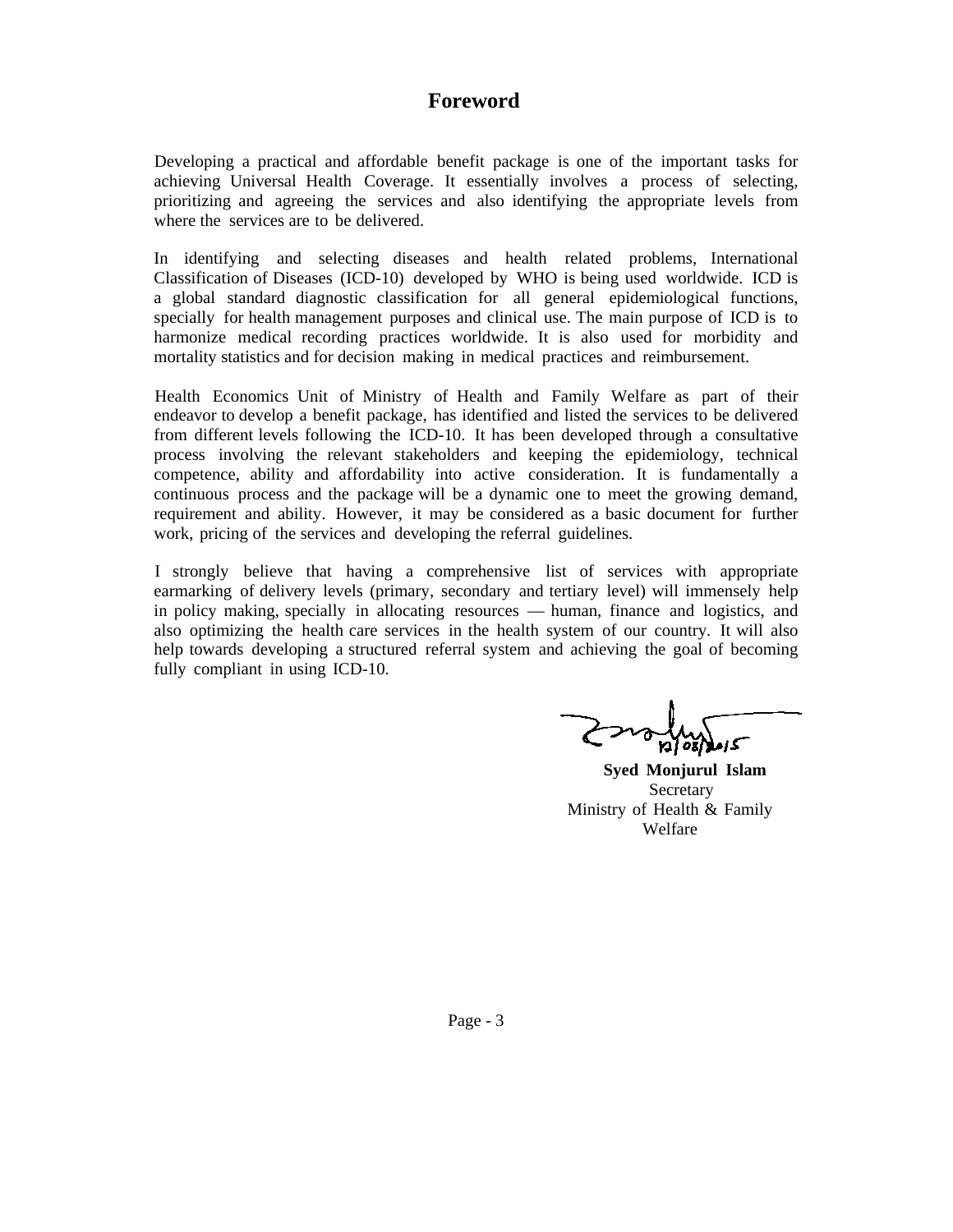# Foreword

Developing a practical and affordable benefit package is one of the important tasks for achieving Universal Health Coverage. It essentially involves a process of selecting, prioritizing and agreeing the services and also identifying the appropriate levels from where the services are to be delivered.

In identifying and selecting diseases and health related problems, International Classification of Diseases (ICD-10) developed by WHO is being used worldwide. ICD is a global standard diagnostic classification for all general epidemiological functions, specially for health management purposes and clinical use. The main purpose of ICD is to harmonize medical recording practices worldwide. It is also used for morbidity and mortality statistics and for decision making in medical practices and reimbursement.

Health Economics Unit of Ministry of Health and Family Welfare as part of their endeavor to develop a benefit package, has identified and listed the services to be delivered from different levels following the ICD-10. It has been developed through a consultative process involving the relevant stakeholders and keeping the epidemiology, technical competence, ability and affordability into active consideration. It is fundamentally a continuous process and the package will be a dynamic one to meet the growing demand, requirement and ability. However, it may be considered as a basic document for further work, pricing of the services and developing the referral guidelines.

I strongly believe that having a comprehensive list of services with appropriate earmarking of delivery levels (primary, secondary and tertiary level) will immensely help in policy making, specially in allocating resources — human, finance and logistics, and also optimizing the health care services in the health system of our country. It will also help towards developing a structured referral system and achieving the goal of becoming fully compliant in using ICD-10.

12/03/2015

**Syed Monjurul Islam**
Secretary
Ministry of Health & Family Welfare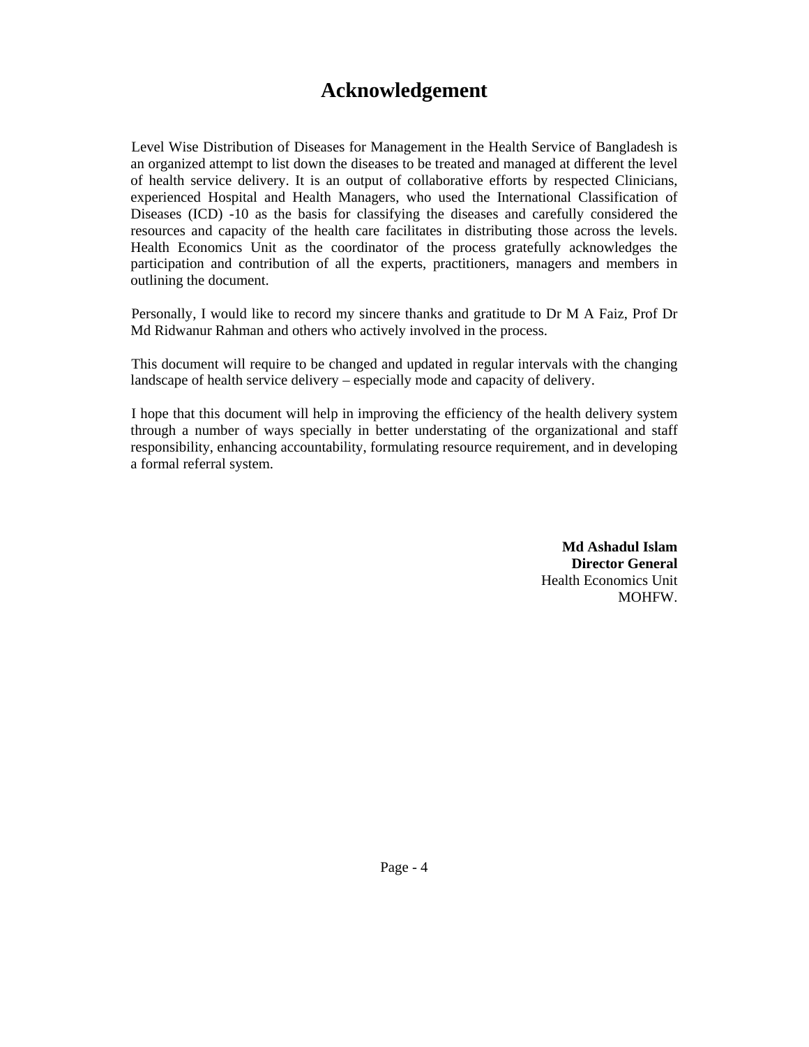# Acknowledgement

Level Wise Distribution of Diseases for Management in the Health Service of Bangladesh is an organized attempt to list down the diseases to be treated and managed at different the level of health service delivery. It is an output of collaborative efforts by respected Clinicians, experienced Hospital and Health Managers, who used the International Classification of Diseases (ICD) -10 as the basis for classifying the diseases and carefully considered the resources and capacity of the health care facilitates in distributing those across the levels. Health Economics Unit as the coordinator of the process gratefully acknowledges the participation and contribution of all the experts, practitioners, managers and members in outlining the document.

Personally, I would like to record my sincere thanks and gratitude to Dr M A Faiz, Prof Dr Md Ridwanur Rahman and others who actively involved in the process.

This document will require to be changed and updated in regular intervals with the changing landscape of health service delivery – especially mode and capacity of delivery.

I hope that this document will help in improving the efficiency of the health delivery system through a number of ways specially in better understating of the organizational and staff responsibility, enhancing accountability, formulating resource requirement, and in developing a formal referral system.

**Md Ashadul Islam**
**Director General**
Health Economics Unit
MOHFW.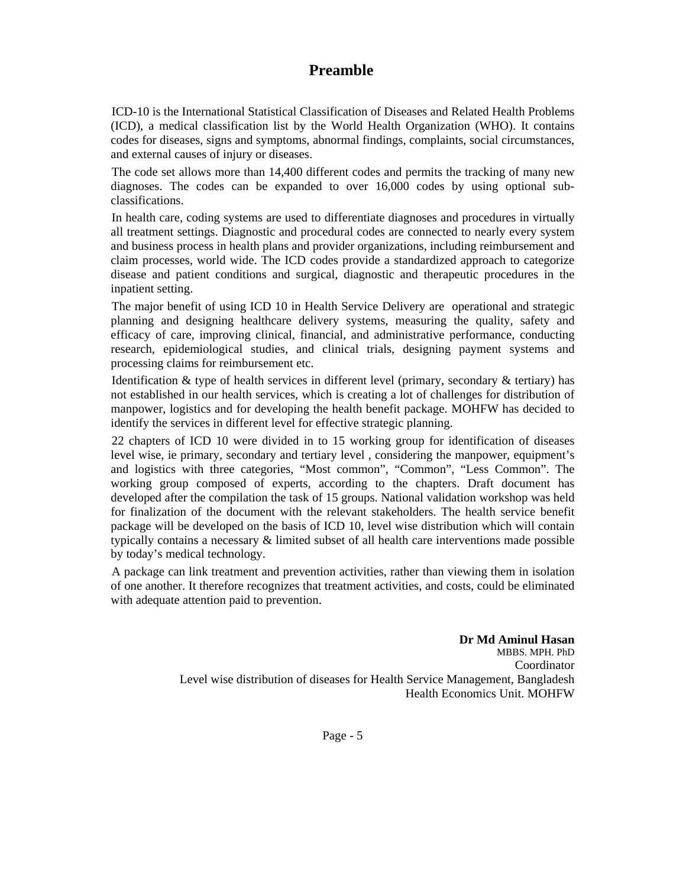# Preamble

ICD-10 is the International Statistical Classification of Diseases and Related Health Problems (ICD), a medical classification list by the World Health Organization (WHO). It contains codes for diseases, signs and symptoms, abnormal findings, complaints, social circumstances, and external causes of injury or diseases.

The code set allows more than 14,400 different codes and permits the tracking of many new diagnoses. The codes can be expanded to over 16,000 codes by using optional sub-classifications.

In health care, coding systems are used to differentiate diagnoses and procedures in virtually all treatment settings. Diagnostic and procedural codes are connected to nearly every system and business process in health plans and provider organizations, including reimbursement and claim processes, world wide. The ICD codes provide a standardized approach to categorize disease and patient conditions and surgical, diagnostic and therapeutic procedures in the inpatient setting.

The major benefit of using ICD 10 in Health Service Delivery are operational and strategic planning and designing healthcare delivery systems, measuring the quality, safety and efficacy of care, improving clinical, financial, and administrative performance, conducting research, epidemiological studies, and clinical trials, designing payment systems and processing claims for reimbursement etc.

Identification & type of health services in different level (primary, secondary & tertiary) has not established in our health services, which is creating a lot of challenges for distribution of manpower, logistics and for developing the health benefit package. MOHFW has decided to identify the services in different level for effective strategic planning.

22 chapters of ICD 10 were divided in to 15 working group for identification of diseases level wise, ie primary, secondary and tertiary level , considering the manpower, equipment's and logistics with three categories, "Most common", "Common", "Less Common". The working group composed of experts, according to the chapters. Draft document has developed after the compilation the task of 15 groups. National validation workshop was held for finalization of the document with the relevant stakeholders. The health service benefit package will be developed on the basis of ICD 10, level wise distribution which will contain typically contains a necessary & limited subset of all health care interventions made possible by today's medical technology.

A package can link treatment and prevention activities, rather than viewing them in isolation of one another. It therefore recognizes that treatment activities, and costs, could be eliminated with adequate attention paid to prevention.

**Dr Md Aminul Hasan**
MBBS. MPH. PhD
Coordinator
Level wise distribution of diseases for Health Service Management, Bangladesh
Health Economics Unit. MOHFW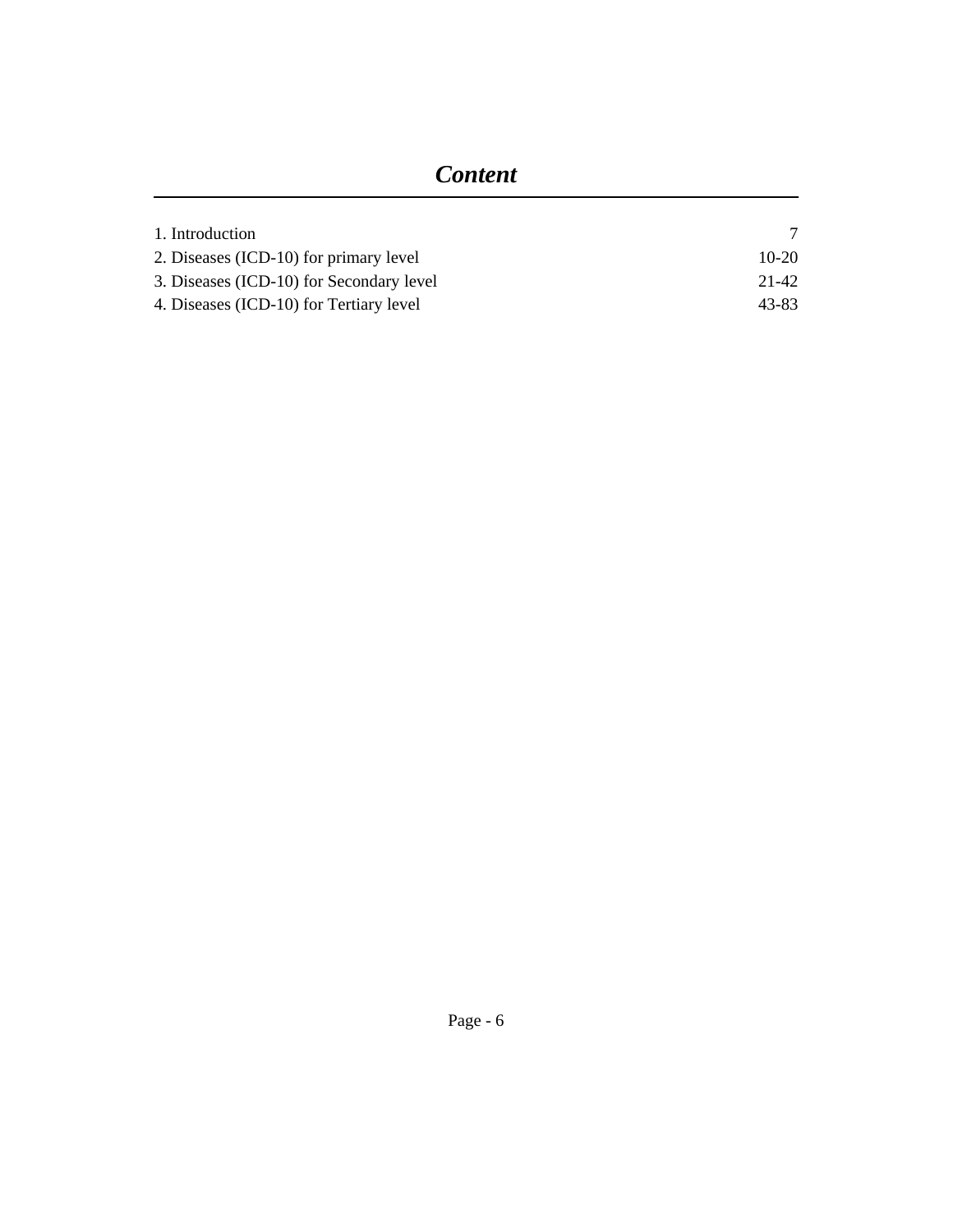# *Content*

| | |
|---|---|
| 1. Introduction | 7 |
| 2. Diseases (ICD-10) for primary level | 10-20 |
| 3. Diseases (ICD-10) for Secondary level | 21-42 |
| 4. Diseases (ICD-10) for Tertiary level | 43-83 |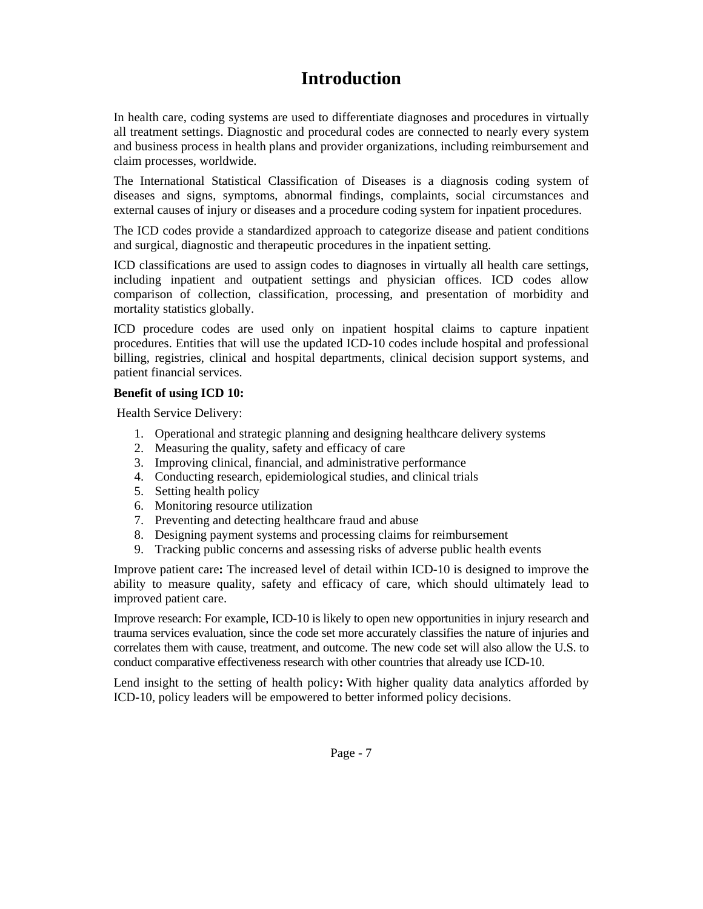# Introduction

In health care, coding systems are used to differentiate diagnoses and procedures in virtually all treatment settings. Diagnostic and procedural codes are connected to nearly every system and business process in health plans and provider organizations, including reimbursement and claim processes, worldwide.

The International Statistical Classification of Diseases is a diagnosis coding system of diseases and signs, symptoms, abnormal findings, complaints, social circumstances and external causes of injury or diseases and a procedure coding system for inpatient procedures.

The ICD codes provide a standardized approach to categorize disease and patient conditions and surgical, diagnostic and therapeutic procedures in the inpatient setting.

ICD classifications are used to assign codes to diagnoses in virtually all health care settings, including inpatient and outpatient settings and physician offices. ICD codes allow comparison of collection, classification, processing, and presentation of morbidity and mortality statistics globally.

ICD procedure codes are used only on inpatient hospital claims to capture inpatient procedures. Entities that will use the updated ICD-10 codes include hospital and professional billing, registries, clinical and hospital departments, clinical decision support systems, and patient financial services.

**Benefit of using ICD 10:**

Health Service Delivery:

1. Operational and strategic planning and designing healthcare delivery systems
2. Measuring the quality, safety and efficacy of care
3. Improving clinical, financial, and administrative performance
4. Conducting research, epidemiological studies, and clinical trials
5. Setting health policy
6. Monitoring resource utilization
7. Preventing and detecting healthcare fraud and abuse
8. Designing payment systems and processing claims for reimbursement
9. Tracking public concerns and assessing risks of adverse public health events

Improve patient care**:** The increased level of detail within ICD-10 is designed to improve the ability to measure quality, safety and efficacy of care, which should ultimately lead to improved patient care.

Improve research: For example, ICD-10 is likely to open new opportunities in injury research and trauma services evaluation, since the code set more accurately classifies the nature of injuries and correlates them with cause, treatment, and outcome. The new code set will also allow the U.S. to conduct comparative effectiveness research with other countries that already use ICD-10.

Lend insight to the setting of health policy**:** With higher quality data analytics afforded by ICD-10, policy leaders will be empowered to better informed policy decisions.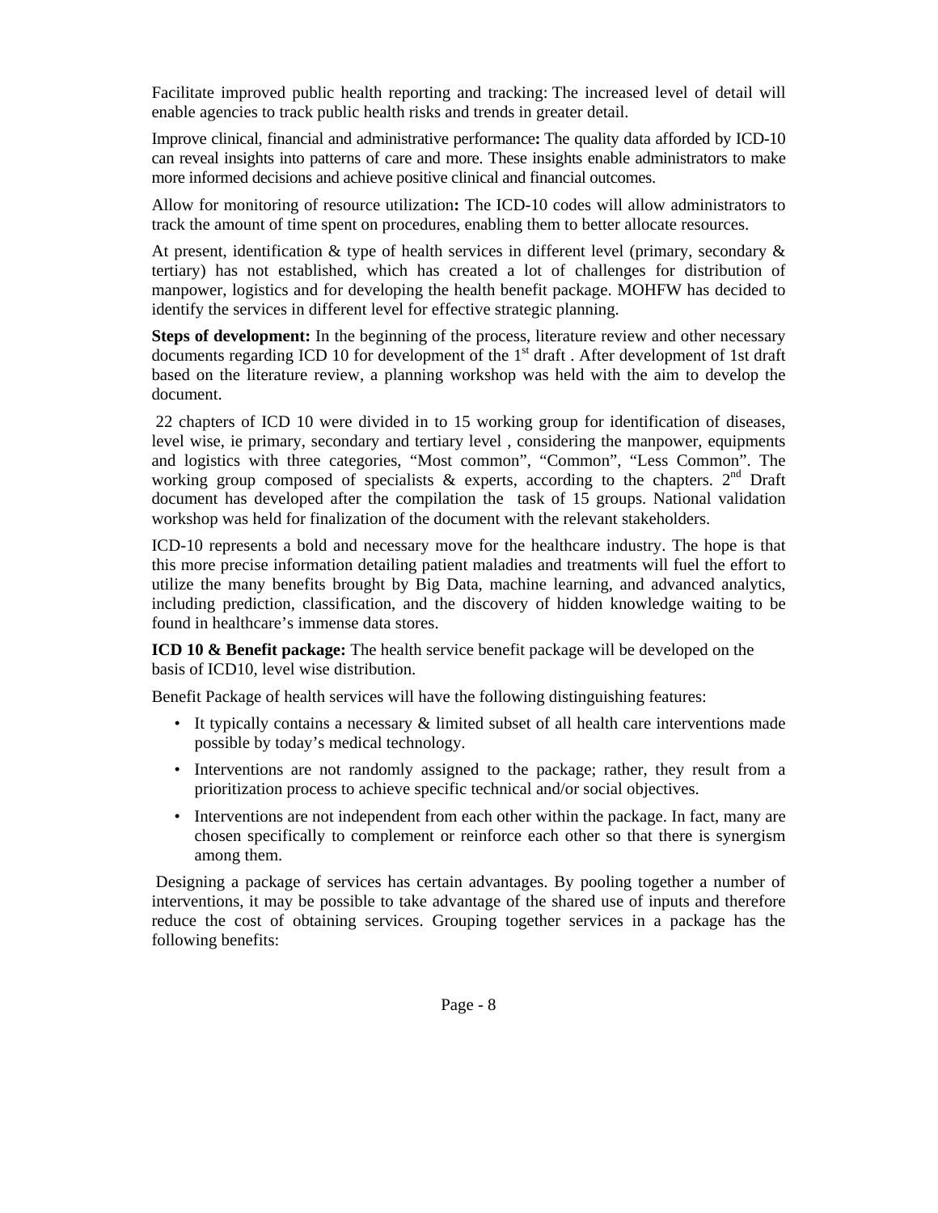Facilitate improved public health reporting and tracking: The increased level of detail will enable agencies to track public health risks and trends in greater detail.

Improve clinical, financial and administrative performance**:** The quality data afforded by ICD-10 can reveal insights into patterns of care and more. These insights enable administrators to make more informed decisions and achieve positive clinical and financial outcomes.

Allow for monitoring of resource utilization**:** The ICD-10 codes will allow administrators to track the amount of time spent on procedures, enabling them to better allocate resources.

At present, identification & type of health services in different level (primary, secondary & tertiary) has not established, which has created a lot of challenges for distribution of manpower, logistics and for developing the health benefit package. MOHFW has decided to identify the services in different level for effective strategic planning.

**Steps of development:** In the beginning of the process, literature review and other necessary documents regarding ICD 10 for development of the 1st draft . After development of 1st draft based on the literature review, a planning workshop was held with the aim to develop the document.

22 chapters of ICD 10 were divided in to 15 working group for identification of diseases, level wise, ie primary, secondary and tertiary level , considering the manpower, equipments and logistics with three categories, “Most common”, “Common”, “Less Common”. The working group composed of specialists & experts, according to the chapters. 2nd Draft document has developed after the compilation the task of 15 groups. National validation workshop was held for finalization of the document with the relevant stakeholders.

ICD-10 represents a bold and necessary move for the healthcare industry. The hope is that this more precise information detailing patient maladies and treatments will fuel the effort to utilize the many benefits brought by Big Data, machine learning, and advanced analytics, including prediction, classification, and the discovery of hidden knowledge waiting to be found in healthcare’s immense data stores.

**ICD 10 & Benefit package:** The health service benefit package will be developed on the basis of ICD10, level wise distribution.

Benefit Package of health services will have the following distinguishing features:

- It typically contains a necessary & limited subset of all health care interventions made possible by today’s medical technology.
- Interventions are not randomly assigned to the package; rather, they result from a prioritization process to achieve specific technical and/or social objectives.
- Interventions are not independent from each other within the package. In fact, many are chosen specifically to complement or reinforce each other so that there is synergism among them.

Designing a package of services has certain advantages. By pooling together a number of interventions, it may be possible to take advantage of the shared use of inputs and therefore reduce the cost of obtaining services. Grouping together services in a package has the following benefits: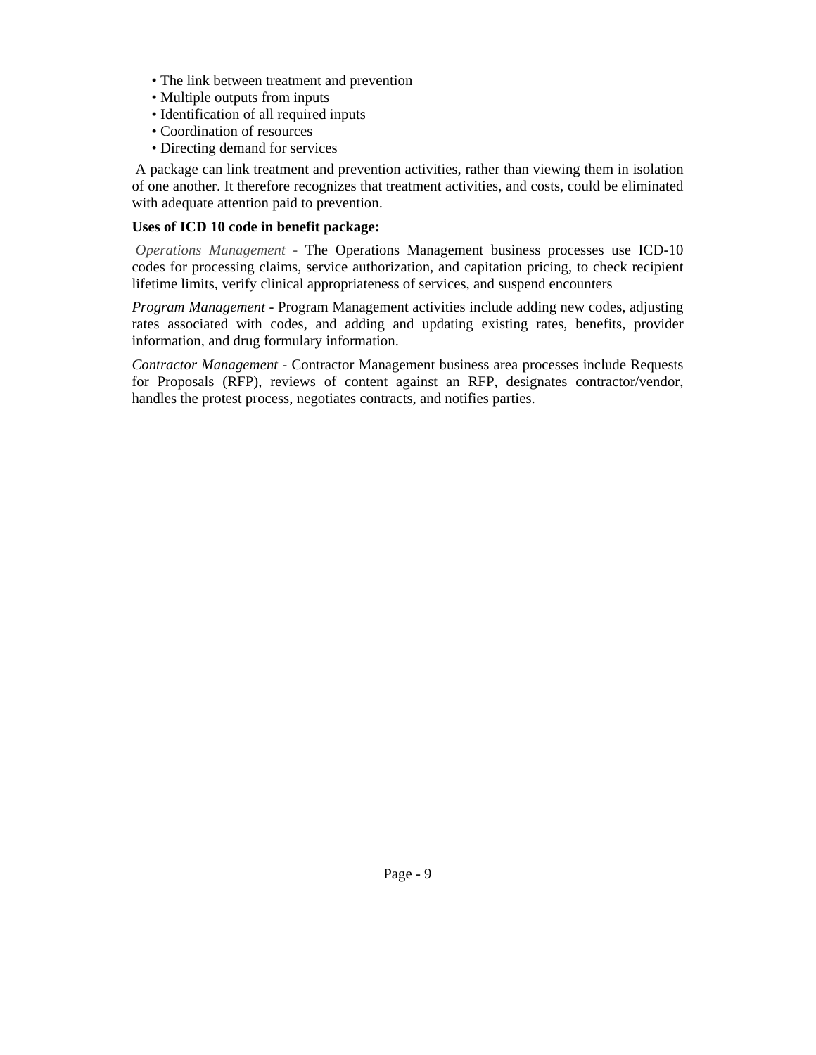- The link between treatment and prevention
- Multiple outputs from inputs
- Identification of all required inputs
- Coordination of resources
- Directing demand for services

A package can link treatment and prevention activities, rather than viewing them in isolation of one another. It therefore recognizes that treatment activities, and costs, could be eliminated with adequate attention paid to prevention.

**Uses of ICD 10 code in benefit package:**

*Operations Management -* The Operations Management business processes use ICD-10 codes for processing claims, service authorization, and capitation pricing, to check recipient lifetime limits, verify clinical appropriateness of services, and suspend encounters

*Program Management* - Program Management activities include adding new codes, adjusting rates associated with codes, and adding and updating existing rates, benefits, provider information, and drug formulary information.

*Contractor Management* - Contractor Management business area processes include Requests for Proposals (RFP), reviews of content against an RFP, designates contractor/vendor, handles the protest process, negotiates contracts, and notifies parties.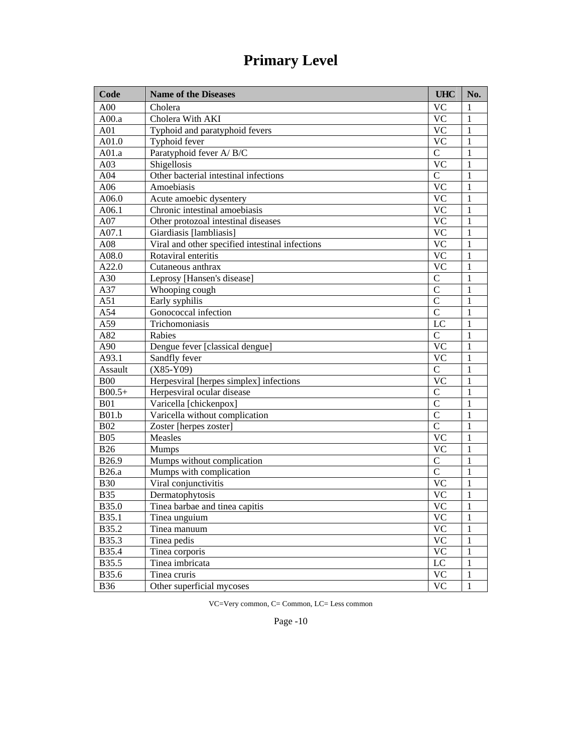# Primary Level

| Code | Name of the Diseases | UHC | No. |
|---|---|---|---|
| A00 | Cholera | VC | 1 |
| A00.a | Cholera With AKI | VC | 1 |
| A01 | Typhoid and paratyphoid fevers | VC | 1 |
| A01.0 | Typhoid fever | VC | 1 |
| A01.a | Paratyphoid fever A/ B/C | C | 1 |
| A03 | Shigellosis | VC | 1 |
| A04 | Other bacterial intestinal infections | C | 1 |
| A06 | Amoebiasis | VC | 1 |
| A06.0 | Acute amoebic dysentery | VC | 1 |
| A06.1 | Chronic intestinal amoebiasis | VC | 1 |
| A07 | Other protozoal intestinal diseases | VC | 1 |
| A07.1 | Giardiasis [lambliasis] | VC | 1 |
| A08 | Viral and other specified intestinal infections | VC | 1 |
| A08.0 | Rotaviral enteritis | VC | 1 |
| A22.0 | Cutaneous anthrax | VC | 1 |
| A30 | Leprosy [Hansen's disease] | C | 1 |
| A37 | Whooping cough | C | 1 |
| A51 | Early syphilis | C | 1 |
| A54 | Gonococcal infection | C | 1 |
| A59 | Trichomoniasis | LC | 1 |
| A82 | Rabies | C | 1 |
| A90 | Dengue fever [classical dengue] | VC | 1 |
| A93.1 | Sandfly fever | VC | 1 |
| Assault | (X85-Y09) | C | 1 |
| B00 | Herpesviral [herpes simplex] infections | VC | 1 |
| B00.5+ | Herpesviral ocular disease | C | 1 |
| B01 | Varicella [chickenpox] | C | 1 |
| B01.b | Varicella without complication | C | 1 |
| B02 | Zoster [herpes zoster] | C | 1 |
| B05 | Measles | VC | 1 |
| B26 | Mumps | VC | 1 |
| B26.9 | Mumps without complication | C | 1 |
| B26.a | Mumps with complication | C | 1 |
| B30 | Viral conjunctivitis | VC | 1 |
| B35 | Dermatophytosis | VC | 1 |
| B35.0 | Tinea barbae and tinea capitis | VC | 1 |
| B35.1 | Tinea unguium | VC | 1 |
| B35.2 | Tinea manuum | VC | 1 |
| B35.3 | Tinea pedis | VC | 1 |
| B35.4 | Tinea corporis | VC | 1 |
| B35.5 | Tinea imbricata | LC | 1 |
| B35.6 | Tinea cruris | VC | 1 |
| B36 | Other superficial mycoses | VC | 1 |

VC=Very common, C= Common, LC= Less common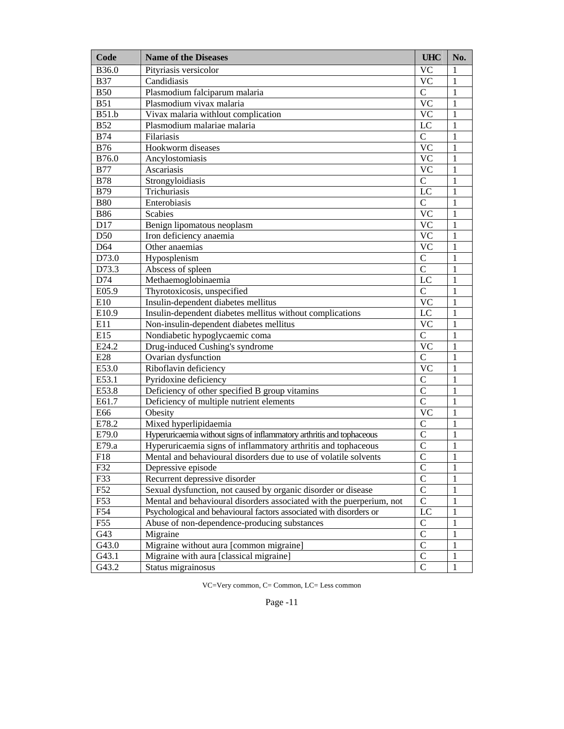| Code | Name of the Diseases | UHC | No. |
| --- | --- | --- | --- |
| B36.0 | Pityriasis versicolor | VC | 1 |
| B37 | Candidiasis | VC | 1 |
| B50 | Plasmodium falciparum malaria | C | 1 |
| B51 | Plasmodium vivax malaria | VC | 1 |
| B51.b | Vivax malaria withlout complication | VC | 1 |
| B52 | Plasmodium malariae malaria | LC | 1 |
| B74 | Filariasis | C | 1 |
| B76 | Hookworm diseases | VC | 1 |
| B76.0 | Ancylostomiasis | VC | 1 |
| B77 | Ascariasis | VC | 1 |
| B78 | Strongyloidiasis | C | 1 |
| B79 | Trichuriasis | LC | 1 |
| B80 | Enterobiasis | C | 1 |
| B86 | Scabies | VC | 1 |
| D17 | Benign lipomatous neoplasm | VC | 1 |
| D50 | Iron deficiency anaemia | VC | 1 |
| D64 | Other anaemias | VC | 1 |
| D73.0 | Hyposplenism | C | 1 |
| D73.3 | Abscess of spleen | C | 1 |
| D74 | Methaemoglobinaemia | LC | 1 |
| E05.9 | Thyrotoxicosis, unspecified | C | 1 |
| E10 | Insulin-dependent diabetes mellitus | VC | 1 |
| E10.9 | Insulin-dependent diabetes mellitus without complications | LC | 1 |
| E11 | Non-insulin-dependent diabetes mellitus | VC | 1 |
| E15 | Nondiabetic hypoglycaemic coma | C | 1 |
| E24.2 | Drug-induced Cushing's syndrome | VC | 1 |
| E28 | Ovarian dysfunction | C | 1 |
| E53.0 | Riboflavin deficiency | VC | 1 |
| E53.1 | Pyridoxine deficiency | C | 1 |
| E53.8 | Deficiency of other specified B group vitamins | C | 1 |
| E61.7 | Deficiency of multiple nutrient elements | C | 1 |
| E66 | Obesity | VC | 1 |
| E78.2 | Mixed hyperlipidaemia | C | 1 |
| E79.0 | Hyperuricaemia without signs of inflammatory arthritis and tophaceous | C | 1 |
| E79.a | Hyperuricaemia signs of inflammatory arthritis and tophaceous | C | 1 |
| F18 | Mental and behavioural disorders due to use of volatile solvents | C | 1 |
| F32 | Depressive episode | C | 1 |
| F33 | Recurrent depressive disorder | C | 1 |
| F52 | Sexual dysfunction, not caused by organic disorder or disease | C | 1 |
| F53 | Mental and behavioural disorders associated with the puerperium, not | C | 1 |
| F54 | Psychological and behavioural factors associated with disorders or | LC | 1 |
| F55 | Abuse of non-dependence-producing substances | C | 1 |
| G43 | Migraine | C | 1 |
| G43.0 | Migraine without aura [common migraine] | C | 1 |
| G43.1 | Migraine with aura [classical migraine] | C | 1 |
| G43.2 | Status migrainosus | C | 1 |

VC=Very common, C= Common, LC= Less common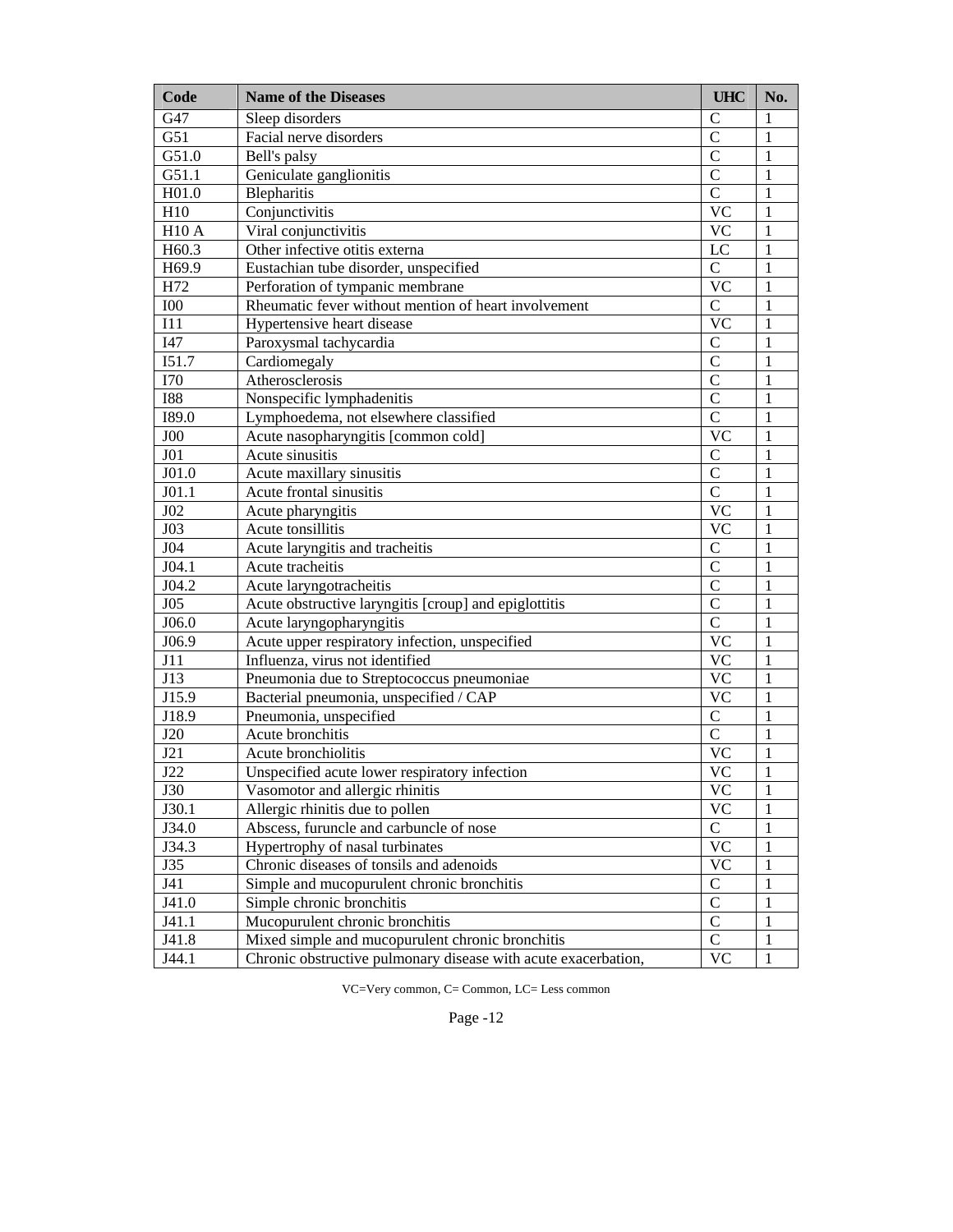| Code | Name of the Diseases | UHC | No. |
|---|---|---|---|
| G47 | Sleep disorders | C | 1 |
| G51 | Facial nerve disorders | C | 1 |
| G51.0 | Bell's palsy | C | 1 |
| G51.1 | Geniculate ganglionitis | C | 1 |
| H01.0 | Blepharitis | C | 1 |
| H10 | Conjunctivitis | VC | 1 |
| H10 A | Viral conjunctivitis | VC | 1 |
| H60.3 | Other infective otitis externa | LC | 1 |
| H69.9 | Eustachian tube disorder, unspecified | C | 1 |
| H72 | Perforation of tympanic membrane | VC | 1 |
| I00 | Rheumatic fever without mention of heart involvement | C | 1 |
| I11 | Hypertensive heart disease | VC | 1 |
| I47 | Paroxysmal tachycardia | C | 1 |
| I51.7 | Cardiomegaly | C | 1 |
| I70 | Atherosclerosis | C | 1 |
| I88 | Nonspecific lymphadenitis | C | 1 |
| I89.0 | Lymphoedema, not elsewhere classified | C | 1 |
| J00 | Acute nasopharyngitis [common cold] | VC | 1 |
| J01 | Acute sinusitis | C | 1 |
| J01.0 | Acute maxillary sinusitis | C | 1 |
| J01.1 | Acute frontal sinusitis | C | 1 |
| J02 | Acute pharyngitis | VC | 1 |
| J03 | Acute tonsillitis | VC | 1 |
| J04 | Acute laryngitis and tracheitis | C | 1 |
| J04.1 | Acute tracheitis | C | 1 |
| J04.2 | Acute laryngotracheitis | C | 1 |
| J05 | Acute obstructive laryngitis [croup] and epiglottitis | C | 1 |
| J06.0 | Acute laryngopharyngitis | C | 1 |
| J06.9 | Acute upper respiratory infection, unspecified | VC | 1 |
| J11 | Influenza, virus not identified | VC | 1 |
| J13 | Pneumonia due to Streptococcus pneumoniae | VC | 1 |
| J15.9 | Bacterial pneumonia, unspecified / CAP | VC | 1 |
| J18.9 | Pneumonia, unspecified | C | 1 |
| J20 | Acute bronchitis | C | 1 |
| J21 | Acute bronchiolitis | VC | 1 |
| J22 | Unspecified acute lower respiratory infection | VC | 1 |
| J30 | Vasomotor and allergic rhinitis | VC | 1 |
| J30.1 | Allergic rhinitis due to pollen | VC | 1 |
| J34.0 | Abscess, furuncle and carbuncle of nose | C | 1 |
| J34.3 | Hypertrophy of nasal turbinates | VC | 1 |
| J35 | Chronic diseases of tonsils and adenoids | VC | 1 |
| J41 | Simple and mucopurulent chronic bronchitis | C | 1 |
| J41.0 | Simple chronic bronchitis | C | 1 |
| J41.1 | Mucopurulent chronic bronchitis | C | 1 |
| J41.8 | Mixed simple and mucopurulent chronic bronchitis | C | 1 |
| J44.1 | Chronic obstructive pulmonary disease with acute exacerbation, | VC | 1 |

VC=Very common, C= Common, LC= Less common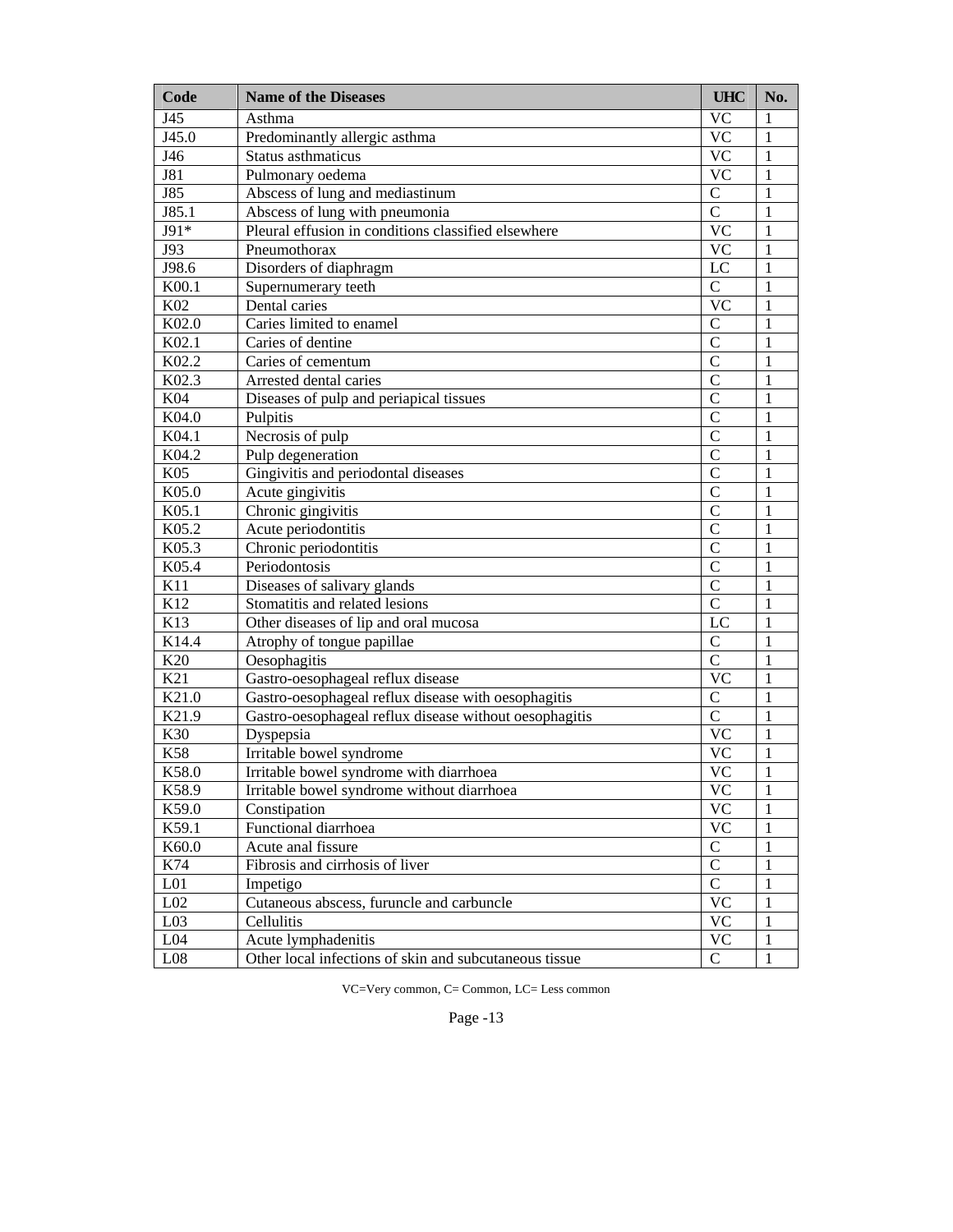| Code | Name of the Diseases | UHC | No. |
|---|---|---|---|
| J45 | Asthma | VC | 1 |
| J45.0 | Predominantly allergic asthma | VC | 1 |
| J46 | Status asthmaticus | VC | 1 |
| J81 | Pulmonary oedema | VC | 1 |
| J85 | Abscess of lung and mediastinum | C | 1 |
| J85.1 | Abscess of lung with pneumonia | C | 1 |
| J91* | Pleural effusion in conditions classified elsewhere | VC | 1 |
| J93 | Pneumothorax | VC | 1 |
| J98.6 | Disorders of diaphragm | LC | 1 |
| K00.1 | Supernumerary teeth | C | 1 |
| K02 | Dental caries | VC | 1 |
| K02.0 | Caries limited to enamel | C | 1 |
| K02.1 | Caries of dentine | C | 1 |
| K02.2 | Caries of cementum | C | 1 |
| K02.3 | Arrested dental caries | C | 1 |
| K04 | Diseases of pulp and periapical tissues | C | 1 |
| K04.0 | Pulpitis | C | 1 |
| K04.1 | Necrosis of pulp | C | 1 |
| K04.2 | Pulp degeneration | C | 1 |
| K05 | Gingivitis and periodontal diseases | C | 1 |
| K05.0 | Acute gingivitis | C | 1 |
| K05.1 | Chronic gingivitis | C | 1 |
| K05.2 | Acute periodontitis | C | 1 |
| K05.3 | Chronic periodontitis | C | 1 |
| K05.4 | Periodontosis | C | 1 |
| K11 | Diseases of salivary glands | C | 1 |
| K12 | Stomatitis and related lesions | C | 1 |
| K13 | Other diseases of lip and oral mucosa | LC | 1 |
| K14.4 | Atrophy of tongue papillae | C | 1 |
| K20 | Oesophagitis | C | 1 |
| K21 | Gastro-oesophageal reflux disease | VC | 1 |
| K21.0 | Gastro-oesophageal reflux disease with oesophagitis | C | 1 |
| K21.9 | Gastro-oesophageal reflux disease without oesophagitis | C | 1 |
| K30 | Dyspepsia | VC | 1 |
| K58 | Irritable bowel syndrome | VC | 1 |
| K58.0 | Irritable bowel syndrome with diarrhoea | VC | 1 |
| K58.9 | Irritable bowel syndrome without diarrhoea | VC | 1 |
| K59.0 | Constipation | VC | 1 |
| K59.1 | Functional diarrhoea | VC | 1 |
| K60.0 | Acute anal fissure | C | 1 |
| K74 | Fibrosis and cirrhosis of liver | C | 1 |
| L01 | Impetigo | C | 1 |
| L02 | Cutaneous abscess, furuncle and carbuncle | VC | 1 |
| L03 | Cellulitis | VC | 1 |
| L04 | Acute lymphadenitis | VC | 1 |
| L08 | Other local infections of skin and subcutaneous tissue | C | 1 |

VC=Very common, C= Common, LC= Less common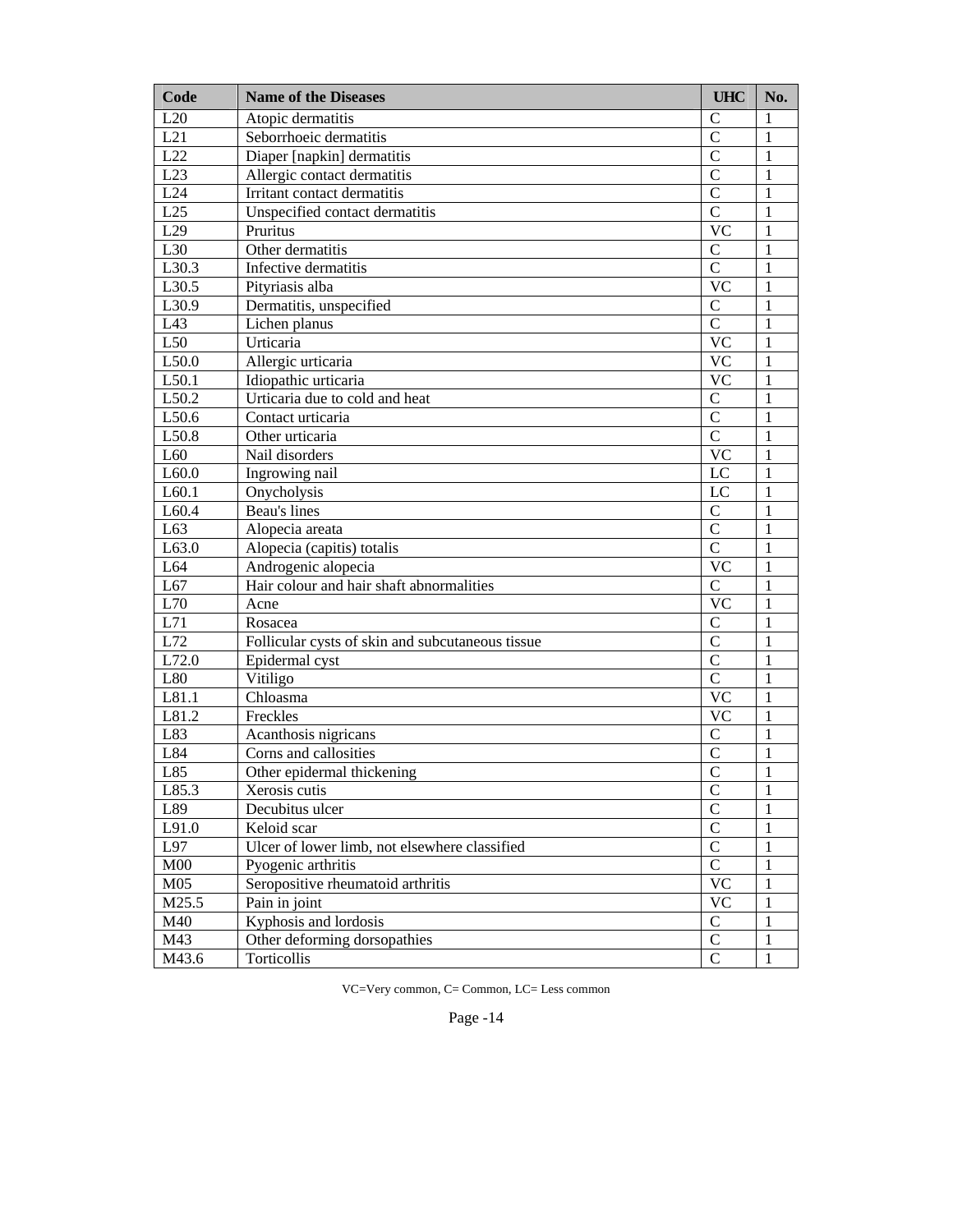| Code | Name of the Diseases | UHC | No. |
|---|---|---|---|
| L20 | Atopic dermatitis | C | 1 |
| L21 | Seborrhoeic dermatitis | C | 1 |
| L22 | Diaper [napkin] dermatitis | C | 1 |
| L23 | Allergic contact dermatitis | C | 1 |
| L24 | Irritant contact dermatitis | C | 1 |
| L25 | Unspecified contact dermatitis | C | 1 |
| L29 | Pruritus | VC | 1 |
| L30 | Other dermatitis | C | 1 |
| L30.3 | Infective dermatitis | C | 1 |
| L30.5 | Pityriasis alba | VC | 1 |
| L30.9 | Dermatitis, unspecified | C | 1 |
| L43 | Lichen planus | C | 1 |
| L50 | Urticaria | VC | 1 |
| L50.0 | Allergic urticaria | VC | 1 |
| L50.1 | Idiopathic urticaria | VC | 1 |
| L50.2 | Urticaria due to cold and heat | C | 1 |
| L50.6 | Contact urticaria | C | 1 |
| L50.8 | Other urticaria | C | 1 |
| L60 | Nail disorders | VC | 1 |
| L60.0 | Ingrowing nail | LC | 1 |
| L60.1 | Onycholysis | LC | 1 |
| L60.4 | Beau's lines | C | 1 |
| L63 | Alopecia areata | C | 1 |
| L63.0 | Alopecia (capitis) totalis | C | 1 |
| L64 | Androgenic alopecia | VC | 1 |
| L67 | Hair colour and hair shaft abnormalities | C | 1 |
| L70 | Acne | VC | 1 |
| L71 | Rosacea | C | 1 |
| L72 | Follicular cysts of skin and subcutaneous tissue | C | 1 |
| L72.0 | Epidermal cyst | C | 1 |
| L80 | Vitiligo | C | 1 |
| L81.1 | Chloasma | VC | 1 |
| L81.2 | Freckles | VC | 1 |
| L83 | Acanthosis nigricans | C | 1 |
| L84 | Corns and callosities | C | 1 |
| L85 | Other epidermal thickening | C | 1 |
| L85.3 | Xerosis cutis | C | 1 |
| L89 | Decubitus ulcer | C | 1 |
| L91.0 | Keloid scar | C | 1 |
| L97 | Ulcer of lower limb, not elsewhere classified | C | 1 |
| M00 | Pyogenic arthritis | C | 1 |
| M05 | Seropositive rheumatoid arthritis | VC | 1 |
| M25.5 | Pain in joint | VC | 1 |
| M40 | Kyphosis and lordosis | C | 1 |
| M43 | Other deforming dorsopathies | C | 1 |
| M43.6 | Torticollis | C | 1 |

VC=Very common, C= Common, LC= Less common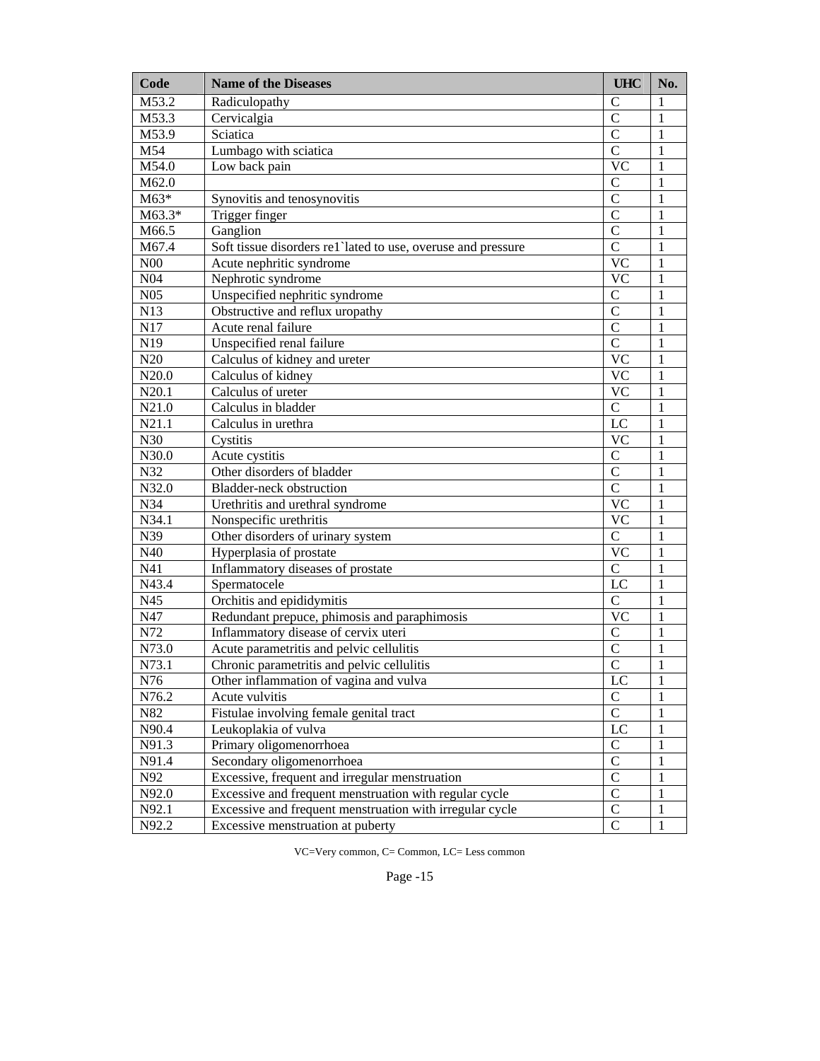| Code | Name of the Diseases | UHC | No. |
|---|---|---|---|
| M53.2 | Radiculopathy | C | 1 |
| M53.3 | Cervicalgia | C | 1 |
| M53.9 | Sciatica | C | 1 |
| M54 | Lumbago with sciatica | C | 1 |
| M54.0 | Low back pain | VC | 1 |
| M62.0 | | C | 1 |
| M63* | Synovitis and tenosynovitis | C | 1 |
| M63.3* | Trigger finger | C | 1 |
| M66.5 | Ganglion | C | 1 |
| M67.4 | Soft tissue disorders re1`lated to use, overuse and pressure | C | 1 |
| N00 | Acute nephritic syndrome | VC | 1 |
| N04 | Nephrotic syndrome | VC | 1 |
| N05 | Unspecified nephritic syndrome | C | 1 |
| N13 | Obstructive and reflux uropathy | C | 1 |
| N17 | Acute renal failure | C | 1 |
| N19 | Unspecified renal failure | C | 1 |
| N20 | Calculus of kidney and ureter | VC | 1 |
| N20.0 | Calculus of kidney | VC | 1 |
| N20.1 | Calculus of ureter | VC | 1 |
| N21.0 | Calculus in bladder | C | 1 |
| N21.1 | Calculus in urethra | LC | 1 |
| N30 | Cystitis | VC | 1 |
| N30.0 | Acute cystitis | C | 1 |
| N32 | Other disorders of bladder | C | 1 |
| N32.0 | Bladder-neck obstruction | C | 1 |
| N34 | Urethritis and urethral syndrome | VC | 1 |
| N34.1 | Nonspecific urethritis | VC | 1 |
| N39 | Other disorders of urinary system | C | 1 |
| N40 | Hyperplasia of prostate | VC | 1 |
| N41 | Inflammatory diseases of prostate | C | 1 |
| N43.4 | Spermatocele | LC | 1 |
| N45 | Orchitis and epididymitis | C | 1 |
| N47 | Redundant prepuce, phimosis and paraphimosis | VC | 1 |
| N72 | Inflammatory disease of cervix uteri | C | 1 |
| N73.0 | Acute parametritis and pelvic cellulitis | C | 1 |
| N73.1 | Chronic parametritis and pelvic cellulitis | C | 1 |
| N76 | Other inflammation of vagina and vulva | LC | 1 |
| N76.2 | Acute vulvitis | C | 1 |
| N82 | Fistulae involving female genital tract | C | 1 |
| N90.4 | Leukoplakia of vulva | LC | 1 |
| N91.3 | Primary oligomenorrhoea | C | 1 |
| N91.4 | Secondary oligomenorrhoea | C | 1 |
| N92 | Excessive, frequent and irregular menstruation | C | 1 |
| N92.0 | Excessive and frequent menstruation with regular cycle | C | 1 |
| N92.1 | Excessive and frequent menstruation with irregular cycle | C | 1 |
| N92.2 | Excessive menstruation at puberty | C | 1 |

VC=Very common, C= Common, LC= Less common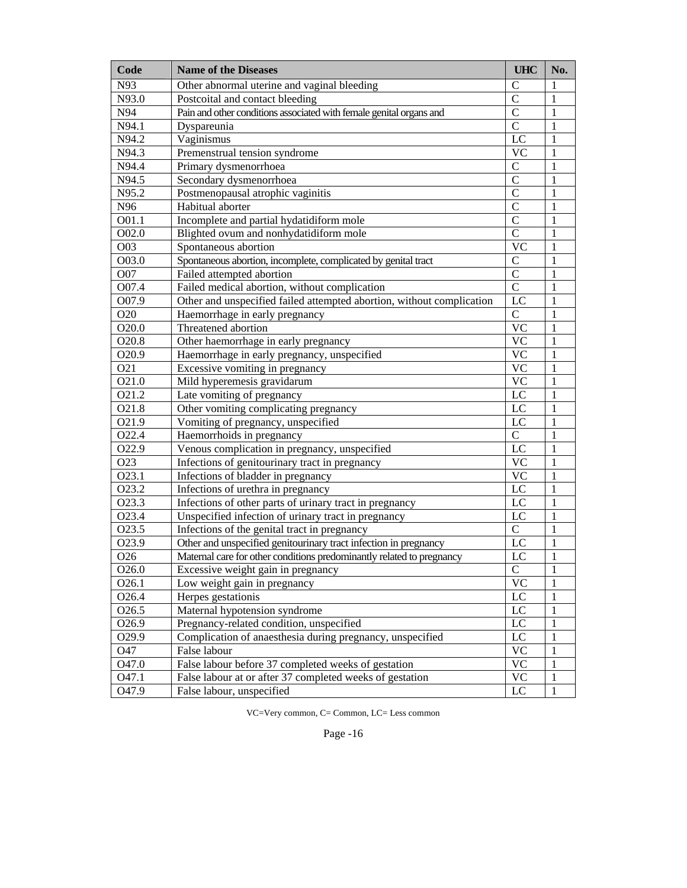| Code | Name of the Diseases | UHC | No. |
| --- | --- | --- | --- |
| N93 | Other abnormal uterine and vaginal bleeding | C | 1 |
| N93.0 | Postcoital and contact bleeding | C | 1 |
| N94 | Pain and other conditions associated with female genital organs and | C | 1 |
| N94.1 | Dyspareunia | C | 1 |
| N94.2 | Vaginismus | LC | 1 |
| N94.3 | Premenstrual tension syndrome | VC | 1 |
| N94.4 | Primary dysmenorrhoea | C | 1 |
| N94.5 | Secondary dysmenorrhoea | C | 1 |
| N95.2 | Postmenopausal atrophic vaginitis | C | 1 |
| N96 | Habitual aborter | C | 1 |
| O01.1 | Incomplete and partial hydatidiform mole | C | 1 |
| O02.0 | Blighted ovum and nonhydatidiform mole | C | 1 |
| O03 | Spontaneous abortion | VC | 1 |
| O03.0 | Spontaneous abortion, incomplete, complicated by genital tract | C | 1 |
| O07 | Failed attempted abortion | C | 1 |
| O07.4 | Failed medical abortion, without complication | C | 1 |
| O07.9 | Other and unspecified failed attempted abortion, without complication | LC | 1 |
| O20 | Haemorrhage in early pregnancy | C | 1 |
| O20.0 | Threatened abortion | VC | 1 |
| O20.8 | Other haemorrhage in early pregnancy | VC | 1 |
| O20.9 | Haemorrhage in early pregnancy, unspecified | VC | 1 |
| O21 | Excessive vomiting in pregnancy | VC | 1 |
| O21.0 | Mild hyperemesis gravidarum | VC | 1 |
| O21.2 | Late vomiting of pregnancy | LC | 1 |
| O21.8 | Other vomiting complicating pregnancy | LC | 1 |
| O21.9 | Vomiting of pregnancy, unspecified | LC | 1 |
| O22.4 | Haemorrhoids in pregnancy | C | 1 |
| O22.9 | Venous complication in pregnancy, unspecified | LC | 1 |
| O23 | Infections of genitourinary tract in pregnancy | VC | 1 |
| O23.1 | Infections of bladder in pregnancy | VC | 1 |
| O23.2 | Infections of urethra in pregnancy | LC | 1 |
| O23.3 | Infections of other parts of urinary tract in pregnancy | LC | 1 |
| O23.4 | Unspecified infection of urinary tract in pregnancy | LC | 1 |
| O23.5 | Infections of the genital tract in pregnancy | C | 1 |
| O23.9 | Other and unspecified genitourinary tract infection in pregnancy | LC | 1 |
| O26 | Maternal care for other conditions predominantly related to pregnancy | LC | 1 |
| O26.0 | Excessive weight gain in pregnancy | C | 1 |
| O26.1 | Low weight gain in pregnancy | VC | 1 |
| O26.4 | Herpes gestationis | LC | 1 |
| O26.5 | Maternal hypotension syndrome | LC | 1 |
| O26.9 | Pregnancy-related condition, unspecified | LC | 1 |
| O29.9 | Complication of anaesthesia during pregnancy, unspecified | LC | 1 |
| O47 | False labour | VC | 1 |
| O47.0 | False labour before 37 completed weeks of gestation | VC | 1 |
| O47.1 | False labour at or after 37 completed weeks of gestation | VC | 1 |
| O47.9 | False labour, unspecified | LC | 1 |

VC=Very common, C= Common, LC= Less common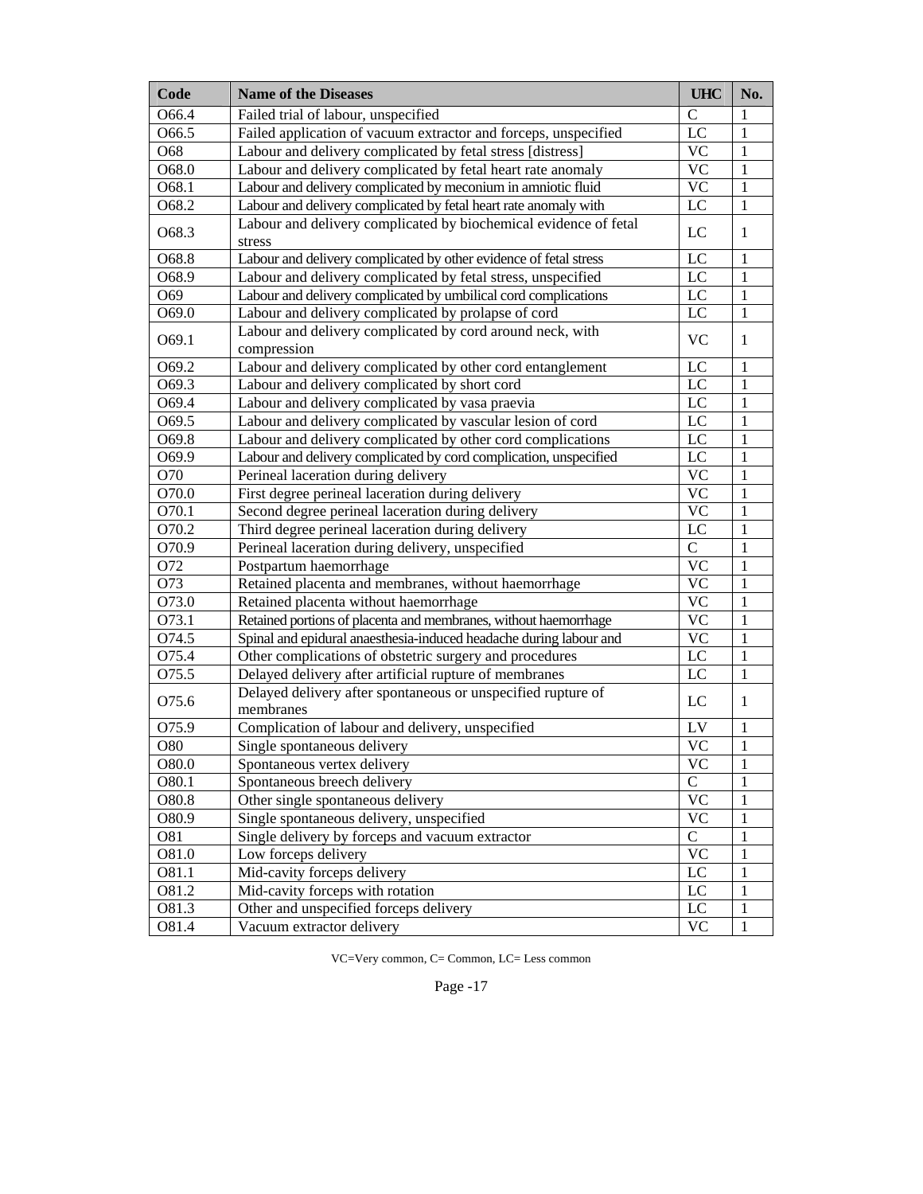| Code | Name of the Diseases | UHC | No. |
|---|---|---|---|
| O66.4 | Failed trial of labour, unspecified | C | 1 |
| O66.5 | Failed application of vacuum extractor and forceps, unspecified | LC | 1 |
| O68 | Labour and delivery complicated by fetal stress [distress] | VC | 1 |
| O68.0 | Labour and delivery complicated by fetal heart rate anomaly | VC | 1 |
| O68.1 | Labour and delivery complicated by meconium in amniotic fluid | VC | 1 |
| O68.2 | Labour and delivery complicated by fetal heart rate anomaly with | LC | 1 |
| O68.3 | Labour and delivery complicated by biochemical evidence of fetal stress | LC | 1 |
| O68.8 | Labour and delivery complicated by other evidence of fetal stress | LC | 1 |
| O68.9 | Labour and delivery complicated by fetal stress, unspecified | LC | 1 |
| O69 | Labour and delivery complicated by umbilical cord complications | LC | 1 |
| O69.0 | Labour and delivery complicated by prolapse of cord | LC | 1 |
| O69.1 | Labour and delivery complicated by cord around neck, with compression | VC | 1 |
| O69.2 | Labour and delivery complicated by other cord entanglement | LC | 1 |
| O69.3 | Labour and delivery complicated by short cord | LC | 1 |
| O69.4 | Labour and delivery complicated by vasa praevia | LC | 1 |
| O69.5 | Labour and delivery complicated by vascular lesion of cord | LC | 1 |
| O69.8 | Labour and delivery complicated by other cord complications | LC | 1 |
| O69.9 | Labour and delivery complicated by cord complication, unspecified | LC | 1 |
| O70 | Perineal laceration during delivery | VC | 1 |
| O70.0 | First degree perineal laceration during delivery | VC | 1 |
| O70.1 | Second degree perineal laceration during delivery | VC | 1 |
| O70.2 | Third degree perineal laceration during delivery | LC | 1 |
| O70.9 | Perineal laceration during delivery, unspecified | C | 1 |
| O72 | Postpartum haemorrhage | VC | 1 |
| O73 | Retained placenta and membranes, without haemorrhage | VC | 1 |
| O73.0 | Retained placenta without haemorrhage | VC | 1 |
| O73.1 | Retained portions of placenta and membranes, without haemorrhage | VC | 1 |
| O74.5 | Spinal and epidural anaesthesia-induced headache during labour and | VC | 1 |
| O75.4 | Other complications of obstetric surgery and procedures | LC | 1 |
| O75.5 | Delayed delivery after artificial rupture of membranes | LC | 1 |
| O75.6 | Delayed delivery after spontaneous or unspecified rupture of membranes | LC | 1 |
| O75.9 | Complication of labour and delivery, unspecified | LV | 1 |
| O80 | Single spontaneous delivery | VC | 1 |
| O80.0 | Spontaneous vertex delivery | VC | 1 |
| O80.1 | Spontaneous breech delivery | C | 1 |
| O80.8 | Other single spontaneous delivery | VC | 1 |
| O80.9 | Single spontaneous delivery, unspecified | VC | 1 |
| O81 | Single delivery by forceps and vacuum extractor | C | 1 |
| O81.0 | Low forceps delivery | VC | 1 |
| O81.1 | Mid-cavity forceps delivery | LC | 1 |
| O81.2 | Mid-cavity forceps with rotation | LC | 1 |
| O81.3 | Other and unspecified forceps delivery | LC | 1 |
| O81.4 | Vacuum extractor delivery | VC | 1 |

VC=Very common, C= Common, LC= Less common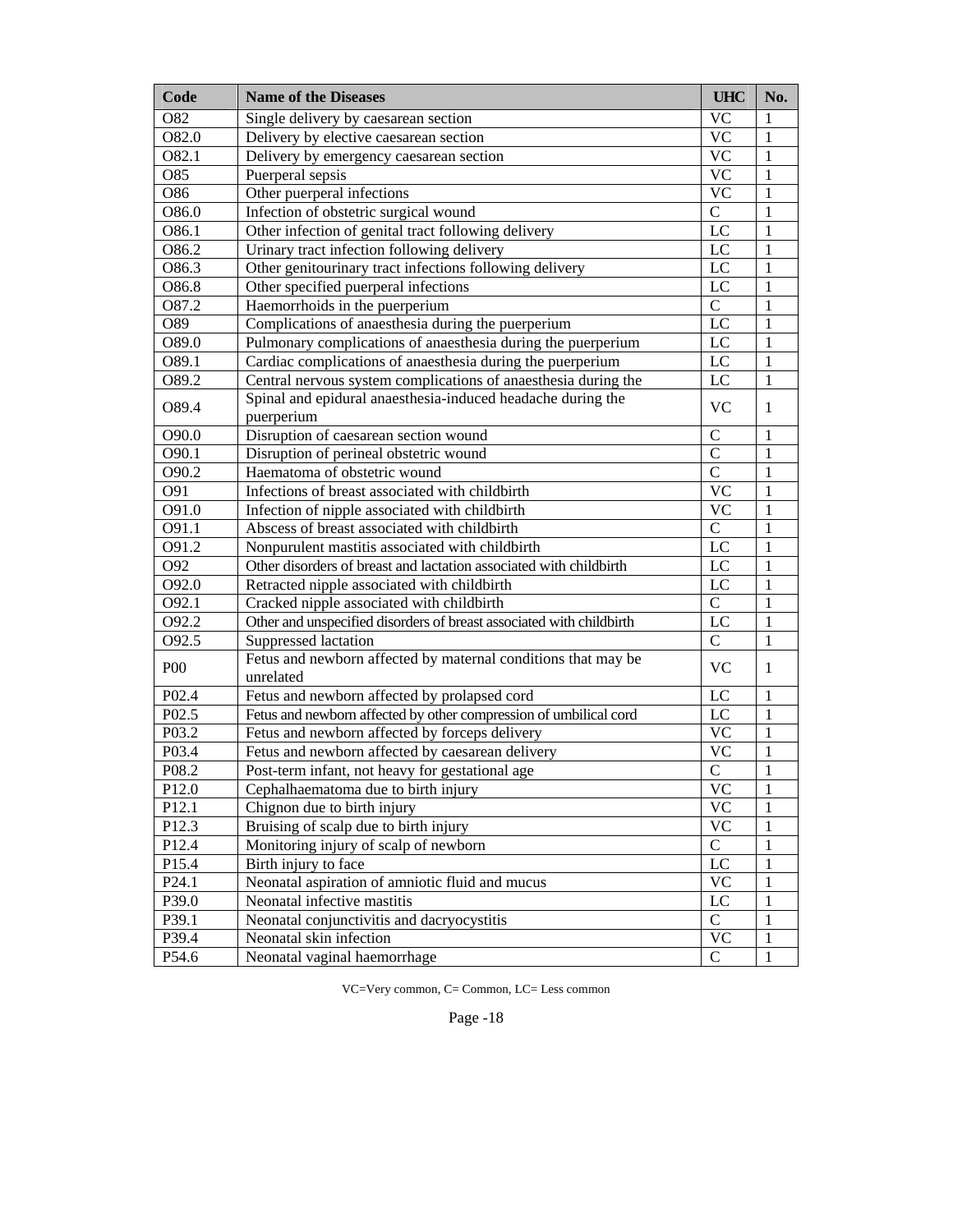| Code | Name of the Diseases | UHC | No. |
|---|---|---|---|
| O82 | Single delivery by caesarean section | VC | 1 |
| O82.0 | Delivery by elective caesarean section | VC | 1 |
| O82.1 | Delivery by emergency caesarean section | VC | 1 |
| O85 | Puerperal sepsis | VC | 1 |
| O86 | Other puerperal infections | VC | 1 |
| O86.0 | Infection of obstetric surgical wound | C | 1 |
| O86.1 | Other infection of genital tract following delivery | LC | 1 |
| O86.2 | Urinary tract infection following delivery | LC | 1 |
| O86.3 | Other genitourinary tract infections following delivery | LC | 1 |
| O86.8 | Other specified puerperal infections | LC | 1 |
| O87.2 | Haemorrhoids in the puerperium | C | 1 |
| O89 | Complications of anaesthesia during the puerperium | LC | 1 |
| O89.0 | Pulmonary complications of anaesthesia during the puerperium | LC | 1 |
| O89.1 | Cardiac complications of anaesthesia during the puerperium | LC | 1 |
| O89.2 | Central nervous system complications of anaesthesia during the | LC | 1 |
| O89.4 | Spinal and epidural anaesthesia-induced headache during the puerperium | VC | 1 |
| O90.0 | Disruption of caesarean section wound | C | 1 |
| O90.1 | Disruption of perineal obstetric wound | C | 1 |
| O90.2 | Haematoma of obstetric wound | C | 1 |
| O91 | Infections of breast associated with childbirth | VC | 1 |
| O91.0 | Infection of nipple associated with childbirth | VC | 1 |
| O91.1 | Abscess of breast associated with childbirth | C | 1 |
| O91.2 | Nonpurulent mastitis associated with childbirth | LC | 1 |
| O92 | Other disorders of breast and lactation associated with childbirth | LC | 1 |
| O92.0 | Retracted nipple associated with childbirth | LC | 1 |
| O92.1 | Cracked nipple associated with childbirth | C | 1 |
| O92.2 | Other and unspecified disorders of breast associated with childbirth | LC | 1 |
| O92.5 | Suppressed lactation | C | 1 |
| P00 | Fetus and newborn affected by maternal conditions that may be unrelated | VC | 1 |
| P02.4 | Fetus and newborn affected by prolapsed cord | LC | 1 |
| P02.5 | Fetus and newborn affected by other compression of umbilical cord | LC | 1 |
| P03.2 | Fetus and newborn affected by forceps delivery | VC | 1 |
| P03.4 | Fetus and newborn affected by caesarean delivery | VC | 1 |
| P08.2 | Post-term infant, not heavy for gestational age | C | 1 |
| P12.0 | Cephalhaematoma due to birth injury | VC | 1 |
| P12.1 | Chignon due to birth injury | VC | 1 |
| P12.3 | Bruising of scalp due to birth injury | VC | 1 |
| P12.4 | Monitoring injury of scalp of newborn | C | 1 |
| P15.4 | Birth injury to face | LC | 1 |
| P24.1 | Neonatal aspiration of amniotic fluid and mucus | VC | 1 |
| P39.0 | Neonatal infective mastitis | LC | 1 |
| P39.1 | Neonatal conjunctivitis and dacryocystitis | C | 1 |
| P39.4 | Neonatal skin infection | VC | 1 |
| P54.6 | Neonatal vaginal haemorrhage | C | 1 |

VC=Very common, C= Common, LC= Less common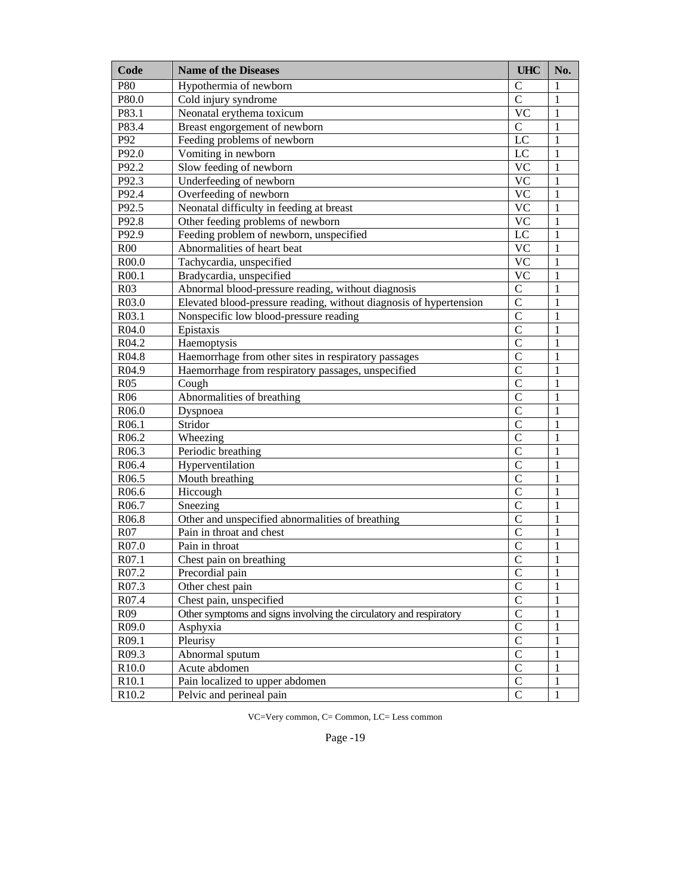| Code | Name of the Diseases | UHC | No. |
|---|---|---|---|
| P80 | Hypothermia of newborn | C | 1 |
| P80.0 | Cold injury syndrome | C | 1 |
| P83.1 | Neonatal erythema toxicum | VC | 1 |
| P83.4 | Breast engorgement of newborn | C | 1 |
| P92 | Feeding problems of newborn | LC | 1 |
| P92.0 | Vomiting in newborn | LC | 1 |
| P92.2 | Slow feeding of newborn | VC | 1 |
| P92.3 | Underfeeding of newborn | VC | 1 |
| P92.4 | Overfeeding of newborn | VC | 1 |
| P92.5 | Neonatal difficulty in feeding at breast | VC | 1 |
| P92.8 | Other feeding problems of newborn | VC | 1 |
| P92.9 | Feeding problem of newborn, unspecified | LC | 1 |
| R00 | Abnormalities of heart beat | VC | 1 |
| R00.0 | Tachycardia, unspecified | VC | 1 |
| R00.1 | Bradycardia, unspecified | VC | 1 |
| R03 | Abnormal blood-pressure reading, without diagnosis | C | 1 |
| R03.0 | Elevated blood-pressure reading, without diagnosis of hypertension | C | 1 |
| R03.1 | Nonspecific low blood-pressure reading | C | 1 |
| R04.0 | Epistaxis | C | 1 |
| R04.2 | Haemoptysis | C | 1 |
| R04.8 | Haemorrhage from other sites in respiratory passages | C | 1 |
| R04.9 | Haemorrhage from respiratory passages, unspecified | C | 1 |
| R05 | Cough | C | 1 |
| R06 | Abnormalities of breathing | C | 1 |
| R06.0 | Dyspnoea | C | 1 |
| R06.1 | Stridor | C | 1 |
| R06.2 | Wheezing | C | 1 |
| R06.3 | Periodic breathing | C | 1 |
| R06.4 | Hyperventilation | C | 1 |
| R06.5 | Mouth breathing | C | 1 |
| R06.6 | Hiccough | C | 1 |
| R06.7 | Sneezing | C | 1 |
| R06.8 | Other and unspecified abnormalities of breathing | C | 1 |
| R07 | Pain in throat and chest | C | 1 |
| R07.0 | Pain in throat | C | 1 |
| R07.1 | Chest pain on breathing | C | 1 |
| R07.2 | Precordial pain | C | 1 |
| R07.3 | Other chest pain | C | 1 |
| R07.4 | Chest pain, unspecified | C | 1 |
| R09 | Other symptoms and signs involving the circulatory and respiratory | C | 1 |
| R09.0 | Asphyxia | C | 1 |
| R09.1 | Pleurisy | C | 1 |
| R09.3 | Abnormal sputum | C | 1 |
| R10.0 | Acute abdomen | C | 1 |
| R10.1 | Pain localized to upper abdomen | C | 1 |
| R10.2 | Pelvic and perineal pain | C | 1 |

VC=Very common, C= Common, LC= Less common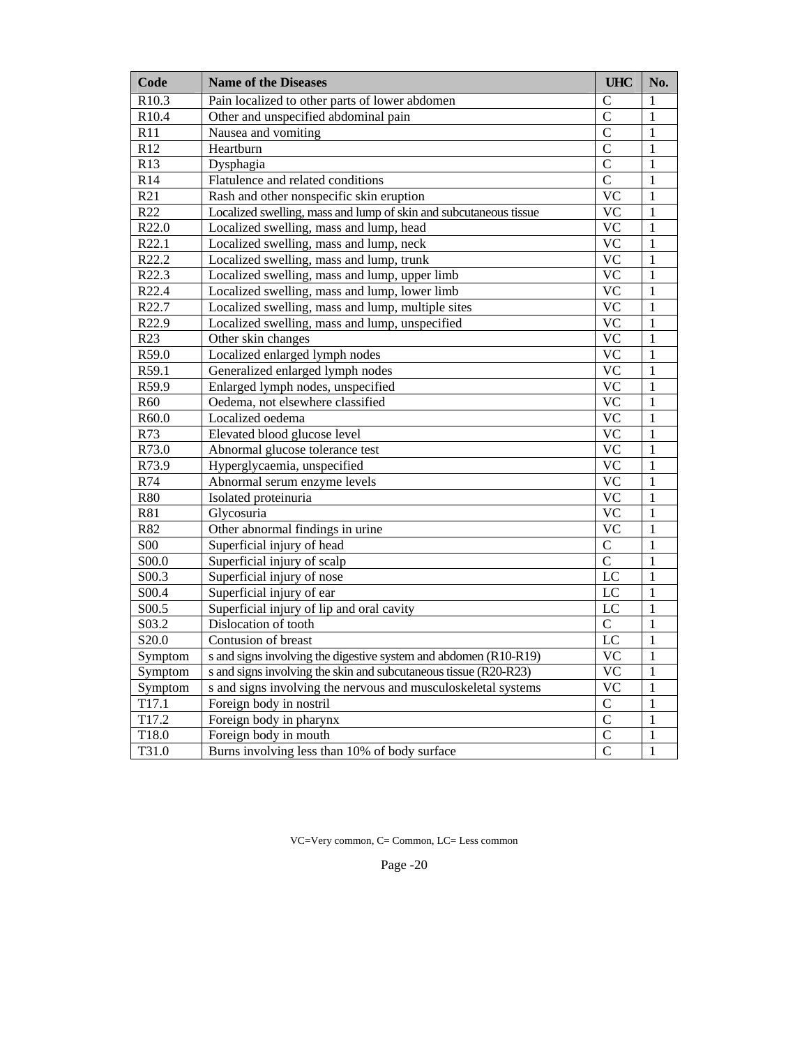| Code | Name of the Diseases | UHC | No. |
|---|---|---|---|
| R10.3 | Pain localized to other parts of lower abdomen | C | 1 |
| R10.4 | Other and unspecified abdominal pain | C | 1 |
| R11 | Nausea and vomiting | C | 1 |
| R12 | Heartburn | C | 1 |
| R13 | Dysphagia | C | 1 |
| R14 | Flatulence and related conditions | C | 1 |
| R21 | Rash and other nonspecific skin eruption | VC | 1 |
| R22 | Localized swelling, mass and lump of skin and subcutaneous tissue | VC | 1 |
| R22.0 | Localized swelling, mass and lump, head | VC | 1 |
| R22.1 | Localized swelling, mass and lump, neck | VC | 1 |
| R22.2 | Localized swelling, mass and lump, trunk | VC | 1 |
| R22.3 | Localized swelling, mass and lump, upper limb | VC | 1 |
| R22.4 | Localized swelling, mass and lump, lower limb | VC | 1 |
| R22.7 | Localized swelling, mass and lump, multiple sites | VC | 1 |
| R22.9 | Localized swelling, mass and lump, unspecified | VC | 1 |
| R23 | Other skin changes | VC | 1 |
| R59.0 | Localized enlarged lymph nodes | VC | 1 |
| R59.1 | Generalized enlarged lymph nodes | VC | 1 |
| R59.9 | Enlarged lymph nodes, unspecified | VC | 1 |
| R60 | Oedema, not elsewhere classified | VC | 1 |
| R60.0 | Localized oedema | VC | 1 |
| R73 | Elevated blood glucose level | VC | 1 |
| R73.0 | Abnormal glucose tolerance test | VC | 1 |
| R73.9 | Hyperglycaemia, unspecified | VC | 1 |
| R74 | Abnormal serum enzyme levels | VC | 1 |
| R80 | Isolated proteinuria | VC | 1 |
| R81 | Glycosuria | VC | 1 |
| R82 | Other abnormal findings in urine | VC | 1 |
| S00 | Superficial injury of head | C | 1 |
| S00.0 | Superficial injury of scalp | C | 1 |
| S00.3 | Superficial injury of nose | LC | 1 |
| S00.4 | Superficial injury of ear | LC | 1 |
| S00.5 | Superficial injury of lip and oral cavity | LC | 1 |
| S03.2 | Dislocation of tooth | C | 1 |
| S20.0 | Contusion of breast | LC | 1 |
| Symptom | s and signs involving the digestive system and abdomen (R10-R19) | VC | 1 |
| Symptom | s and signs involving the skin and subcutaneous tissue (R20-R23) | VC | 1 |
| Symptom | s and signs involving the nervous and musculoskeletal systems | VC | 1 |
| T17.1 | Foreign body in nostril | C | 1 |
| T17.2 | Foreign body in pharynx | C | 1 |
| T18.0 | Foreign body in mouth | C | 1 |
| T31.0 | Burns involving less than 10% of body surface | C | 1 |

VC=Very common, C= Common, LC= Less common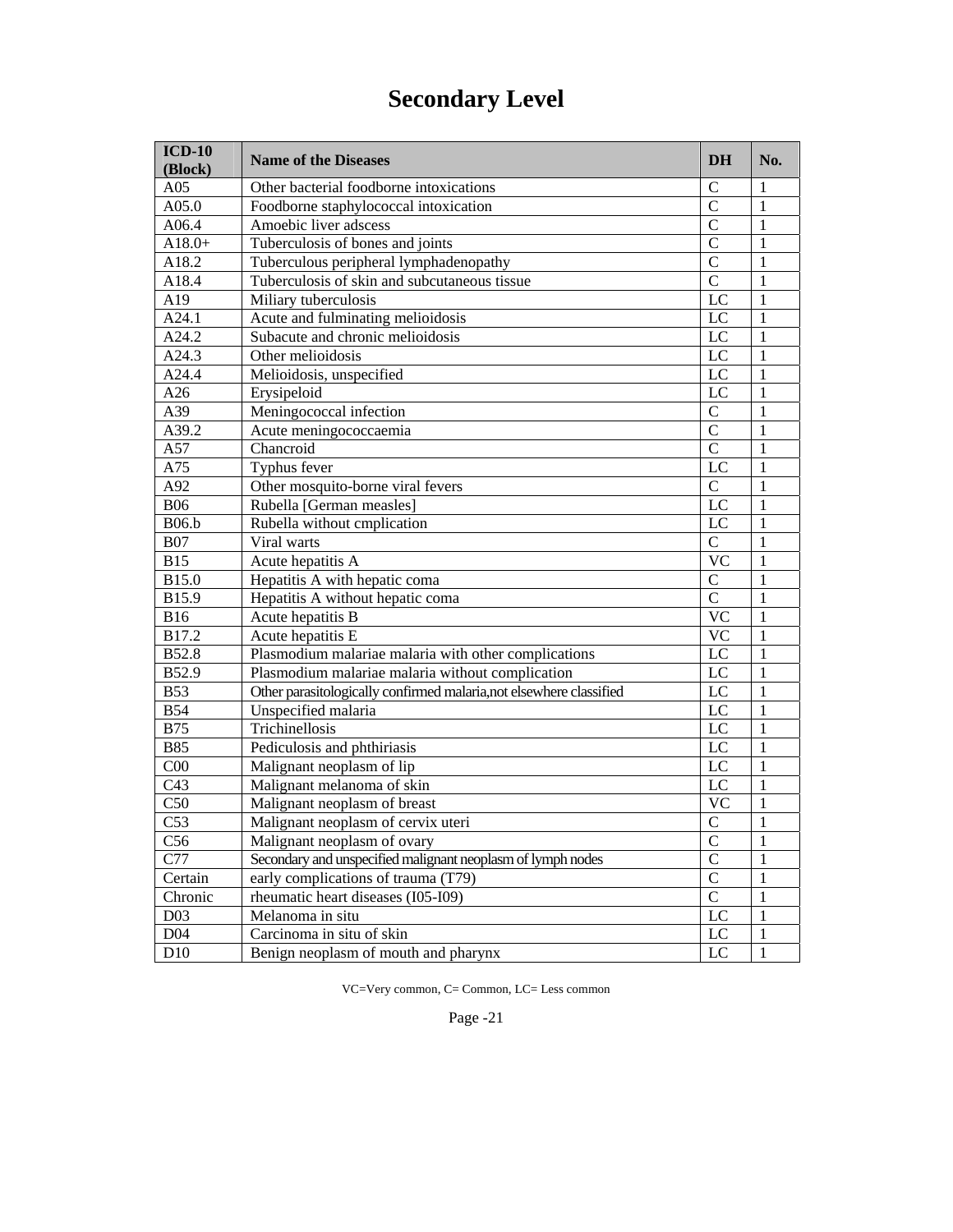# Secondary Level

| ICD-10 (Block) | Name of the Diseases | DH | No. |
|---|---|---|---|
| A05 | Other bacterial foodborne intoxications | C | 1 |
| A05.0 | Foodborne staphylococcal intoxication | C | 1 |
| A06.4 | Amoebic liver adscess | C | 1 |
| A18.0+ | Tuberculosis of bones and joints | C | 1 |
| A18.2 | Tuberculous peripheral lymphadenopathy | C | 1 |
| A18.4 | Tuberculosis of skin and subcutaneous tissue | C | 1 |
| A19 | Miliary tuberculosis | LC | 1 |
| A24.1 | Acute and fulminating melioidosis | LC | 1 |
| A24.2 | Subacute and chronic melioidosis | LC | 1 |
| A24.3 | Other melioidosis | LC | 1 |
| A24.4 | Melioidosis, unspecified | LC | 1 |
| A26 | Erysipeloid | LC | 1 |
| A39 | Meningococcal infection | C | 1 |
| A39.2 | Acute meningococcaemia | C | 1 |
| A57 | Chancroid | C | 1 |
| A75 | Typhus fever | LC | 1 |
| A92 | Other mosquito-borne viral fevers | C | 1 |
| B06 | Rubella [German measles] | LC | 1 |
| B06.b | Rubella without cmplication | LC | 1 |
| B07 | Viral warts | C | 1 |
| B15 | Acute hepatitis A | VC | 1 |
| B15.0 | Hepatitis A with hepatic coma | C | 1 |
| B15.9 | Hepatitis A without hepatic coma | C | 1 |
| B16 | Acute hepatitis B | VC | 1 |
| B17.2 | Acute hepatitis E | VC | 1 |
| B52.8 | Plasmodium malariae malaria with other complications | LC | 1 |
| B52.9 | Plasmodium malariae malaria without complication | LC | 1 |
| B53 | Other parasitologically confirmed malaria,not elsewhere classified | LC | 1 |
| B54 | Unspecified malaria | LC | 1 |
| B75 | Trichinellosis | LC | 1 |
| B85 | Pediculosis and phthiriasis | LC | 1 |
| C00 | Malignant neoplasm of lip | LC | 1 |
| C43 | Malignant melanoma of skin | LC | 1 |
| C50 | Malignant neoplasm of breast | VC | 1 |
| C53 | Malignant neoplasm of cervix uteri | C | 1 |
| C56 | Malignant neoplasm of ovary | C | 1 |
| C77 | Secondary and unspecified malignant neoplasm of lymph nodes | C | 1 |
| Certain | early complications of trauma (T79) | C | 1 |
| Chronic | rheumatic heart diseases (I05-I09) | C | 1 |
| D03 | Melanoma in situ | LC | 1 |
| D04 | Carcinoma in situ of skin | LC | 1 |
| D10 | Benign neoplasm of mouth and pharynx | LC | 1 |

VC=Very common, C= Common, LC= Less common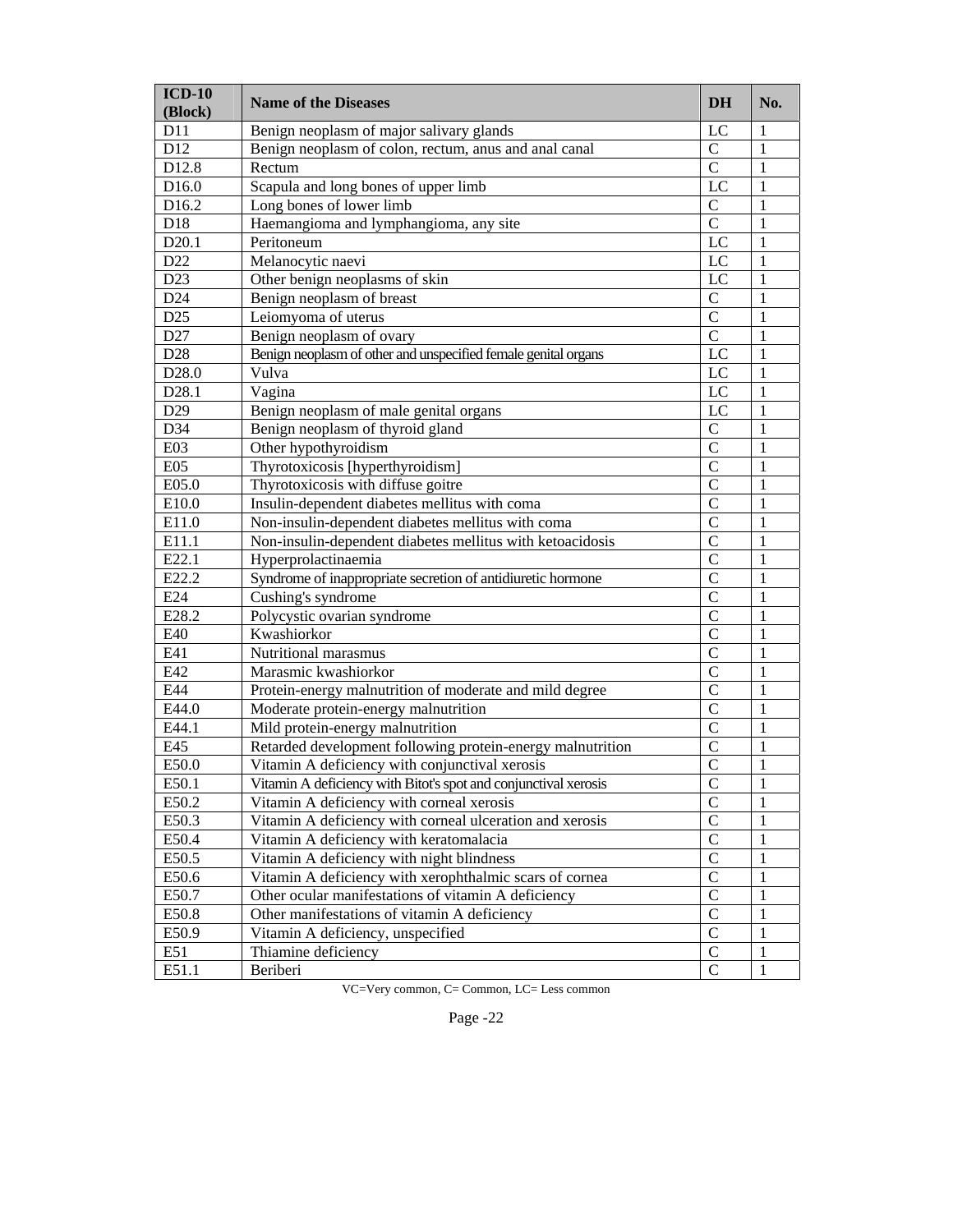| ICD-10 (Block) | Name of the Diseases | DH | No. |
|---|---|---|---|
| D11 | Benign neoplasm of major salivary glands | LC | 1 |
| D12 | Benign neoplasm of colon, rectum, anus and anal canal | C | 1 |
| D12.8 | Rectum | C | 1 |
| D16.0 | Scapula and long bones of upper limb | LC | 1 |
| D16.2 | Long bones of lower limb | C | 1 |
| D18 | Haemangioma and lymphangioma, any site | C | 1 |
| D20.1 | Peritoneum | LC | 1 |
| D22 | Melanocytic naevi | LC | 1 |
| D23 | Other benign neoplasms of skin | LC | 1 |
| D24 | Benign neoplasm of breast | C | 1 |
| D25 | Leiomyoma of uterus | C | 1 |
| D27 | Benign neoplasm of ovary | C | 1 |
| D28 | Benign neoplasm of other and unspecified female genital organs | LC | 1 |
| D28.0 | Vulva | LC | 1 |
| D28.1 | Vagina | LC | 1 |
| D29 | Benign neoplasm of male genital organs | LC | 1 |
| D34 | Benign neoplasm of thyroid gland | C | 1 |
| E03 | Other hypothyroidism | C | 1 |
| E05 | Thyrotoxicosis [hyperthyroidism] | C | 1 |
| E05.0 | Thyrotoxicosis with diffuse goitre | C | 1 |
| E10.0 | Insulin-dependent diabetes mellitus with coma | C | 1 |
| E11.0 | Non-insulin-dependent diabetes mellitus with coma | C | 1 |
| E11.1 | Non-insulin-dependent diabetes mellitus with ketoacidosis | C | 1 |
| E22.1 | Hyperprolactinaemia | C | 1 |
| E22.2 | Syndrome of inappropriate secretion of antidiuretic hormone | C | 1 |
| E24 | Cushing's syndrome | C | 1 |
| E28.2 | Polycystic ovarian syndrome | C | 1 |
| E40 | Kwashiorkor | C | 1 |
| E41 | Nutritional marasmus | C | 1 |
| E42 | Marasmic kwashiorkor | C | 1 |
| E44 | Protein-energy malnutrition of moderate and mild degree | C | 1 |
| E44.0 | Moderate protein-energy malnutrition | C | 1 |
| E44.1 | Mild protein-energy malnutrition | C | 1 |
| E45 | Retarded development following protein-energy malnutrition | C | 1 |
| E50.0 | Vitamin A deficiency with conjunctival xerosis | C | 1 |
| E50.1 | Vitamin A deficiency with Bitot's spot and conjunctival xerosis | C | 1 |
| E50.2 | Vitamin A deficiency with corneal xerosis | C | 1 |
| E50.3 | Vitamin A deficiency with corneal ulceration and xerosis | C | 1 |
| E50.4 | Vitamin A deficiency with keratomalacia | C | 1 |
| E50.5 | Vitamin A deficiency with night blindness | C | 1 |
| E50.6 | Vitamin A deficiency with xerophthalmic scars of cornea | C | 1 |
| E50.7 | Other ocular manifestations of vitamin A deficiency | C | 1 |
| E50.8 | Other manifestations of vitamin A deficiency | C | 1 |
| E50.9 | Vitamin A deficiency, unspecified | C | 1 |
| E51 | Thiamine deficiency | C | 1 |
| E51.1 | Beriberi | C | 1 |

VC=Very common, C= Common, LC= Less common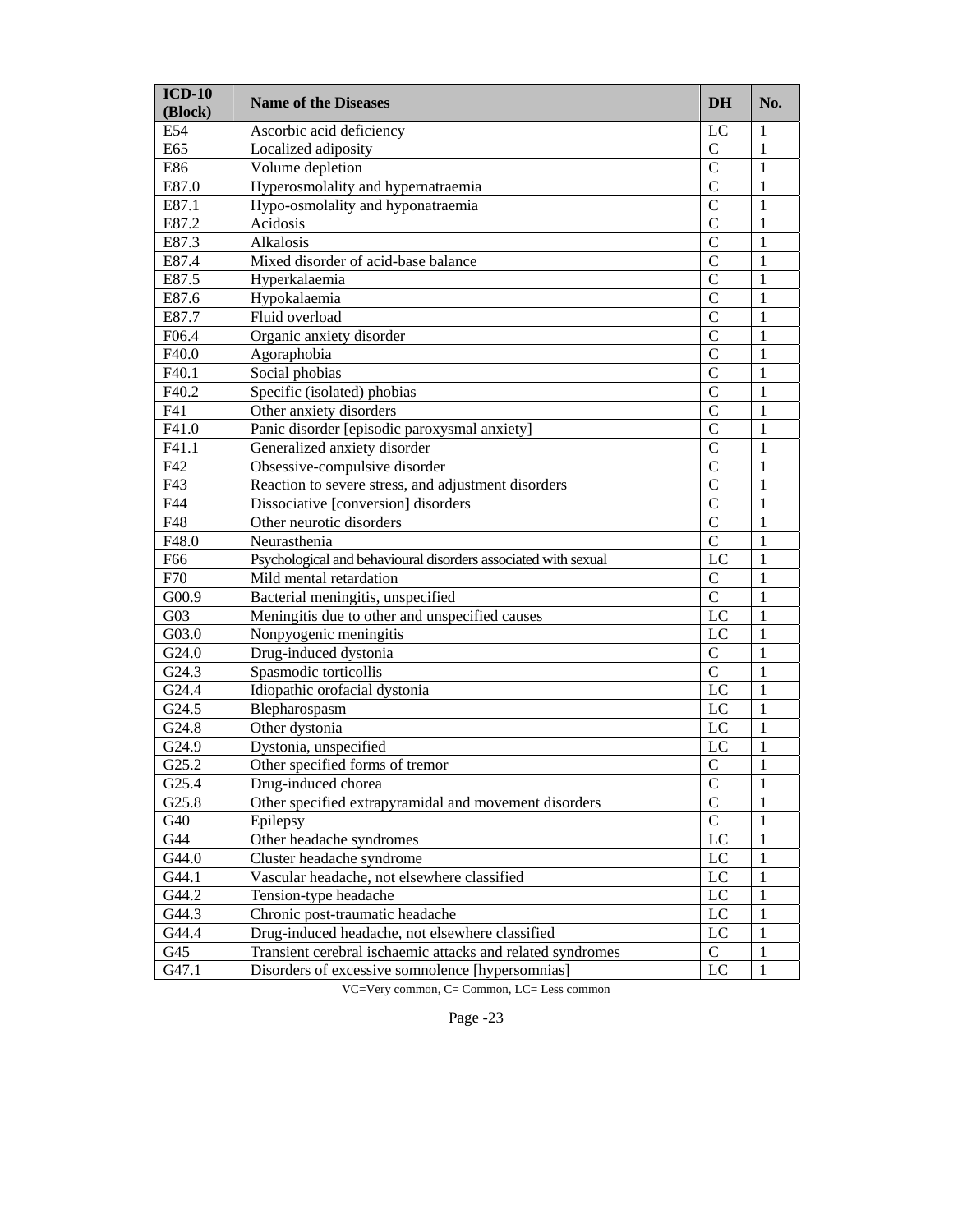| ICD-10 (Block) | Name of the Diseases | DH | No. |
|---|---|---|---|
| E54 | Ascorbic acid deficiency | LC | 1 |
| E65 | Localized adiposity | C | 1 |
| E86 | Volume depletion | C | 1 |
| E87.0 | Hyperosmolality and hypernatraemia | C | 1 |
| E87.1 | Hypo-osmolality and hyponatraemia | C | 1 |
| E87.2 | Acidosis | C | 1 |
| E87.3 | Alkalosis | C | 1 |
| E87.4 | Mixed disorder of acid-base balance | C | 1 |
| E87.5 | Hyperkalaemia | C | 1 |
| E87.6 | Hypokalaemia | C | 1 |
| E87.7 | Fluid overload | C | 1 |
| F06.4 | Organic anxiety disorder | C | 1 |
| F40.0 | Agoraphobia | C | 1 |
| F40.1 | Social phobias | C | 1 |
| F40.2 | Specific (isolated) phobias | C | 1 |
| F41 | Other anxiety disorders | C | 1 |
| F41.0 | Panic disorder [episodic paroxysmal anxiety] | C | 1 |
| F41.1 | Generalized anxiety disorder | C | 1 |
| F42 | Obsessive-compulsive disorder | C | 1 |
| F43 | Reaction to severe stress, and adjustment disorders | C | 1 |
| F44 | Dissociative [conversion] disorders | C | 1 |
| F48 | Other neurotic disorders | C | 1 |
| F48.0 | Neurasthenia | C | 1 |
| F66 | Psychological and behavioural disorders associated with sexual | LC | 1 |
| F70 | Mild mental retardation | C | 1 |
| G00.9 | Bacterial meningitis, unspecified | C | 1 |
| G03 | Meningitis due to other and unspecified causes | LC | 1 |
| G03.0 | Nonpyogenic meningitis | LC | 1 |
| G24.0 | Drug-induced dystonia | C | 1 |
| G24.3 | Spasmodic torticollis | C | 1 |
| G24.4 | Idiopathic orofacial dystonia | LC | 1 |
| G24.5 | Blepharospasm | LC | 1 |
| G24.8 | Other dystonia | LC | 1 |
| G24.9 | Dystonia, unspecified | LC | 1 |
| G25.2 | Other specified forms of tremor | C | 1 |
| G25.4 | Drug-induced chorea | C | 1 |
| G25.8 | Other specified extrapyramidal and movement disorders | C | 1 |
| G40 | Epilepsy | C | 1 |
| G44 | Other headache syndromes | LC | 1 |
| G44.0 | Cluster headache syndrome | LC | 1 |
| G44.1 | Vascular headache, not elsewhere classified | LC | 1 |
| G44.2 | Tension-type headache | LC | 1 |
| G44.3 | Chronic post-traumatic headache | LC | 1 |
| G44.4 | Drug-induced headache, not elsewhere classified | LC | 1 |
| G45 | Transient cerebral ischaemic attacks and related syndromes | C | 1 |
| G47.1 | Disorders of excessive somnolence [hypersomnias] | LC | 1 |

VC=Very common, C= Common, LC= Less common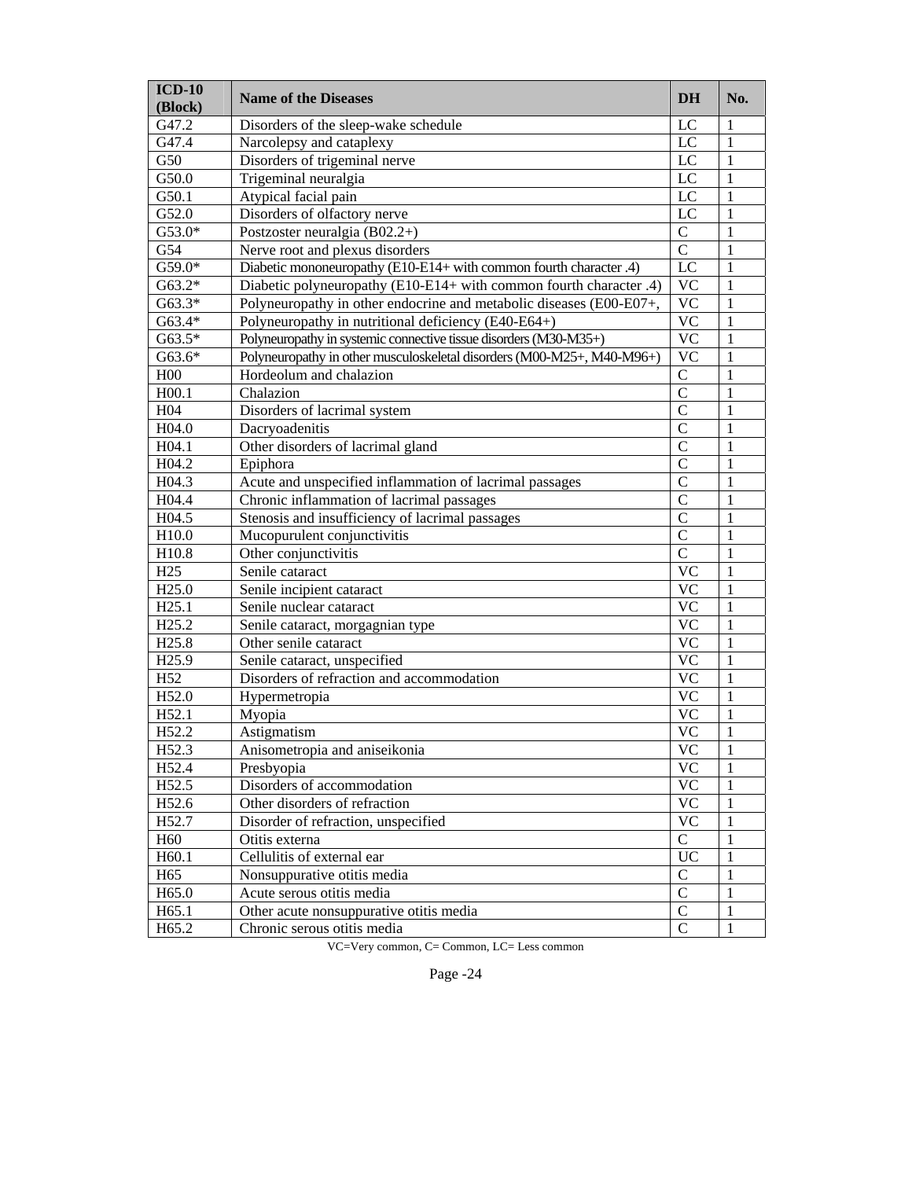| ICD-10 (Block) | Name of the Diseases | DH | No. |
|---|---|---|---|
| G47.2 | Disorders of the sleep-wake schedule | LC | 1 |
| G47.4 | Narcolepsy and cataplexy | LC | 1 |
| G50 | Disorders of trigeminal nerve | LC | 1 |
| G50.0 | Trigeminal neuralgia | LC | 1 |
| G50.1 | Atypical facial pain | LC | 1 |
| G52.0 | Disorders of olfactory nerve | LC | 1 |
| G53.0* | Postzoster neuralgia (B02.2+) | C | 1 |
| G54 | Nerve root and plexus disorders | C | 1 |
| G59.0* | Diabetic mononeuropathy (E10-E14+ with common fourth character .4) | LC | 1 |
| G63.2* | Diabetic polyneuropathy (E10-E14+ with common fourth character .4) | VC | 1 |
| G63.3* | Polyneuropathy in other endocrine and metabolic diseases (E00-E07+, | VC | 1 |
| G63.4* | Polyneuropathy in nutritional deficiency (E40-E64+) | VC | 1 |
| G63.5* | Polyneuropathy in systemic connective tissue disorders (M30-M35+) | VC | 1 |
| G63.6* | Polyneuropathy in other musculoskeletal disorders (M00-M25+, M40-M96+) | VC | 1 |
| H00 | Hordeolum and chalazion | C | 1 |
| H00.1 | Chalazion | C | 1 |
| H04 | Disorders of lacrimal system | C | 1 |
| H04.0 | Dacryoadenitis | C | 1 |
| H04.1 | Other disorders of lacrimal gland | C | 1 |
| H04.2 | Epiphora | C | 1 |
| H04.3 | Acute and unspecified inflammation of lacrimal passages | C | 1 |
| H04.4 | Chronic inflammation of lacrimal passages | C | 1 |
| H04.5 | Stenosis and insufficiency of lacrimal passages | C | 1 |
| H10.0 | Mucopurulent conjunctivitis | C | 1 |
| H10.8 | Other conjunctivitis | C | 1 |
| H25 | Senile cataract | VC | 1 |
| H25.0 | Senile incipient cataract | VC | 1 |
| H25.1 | Senile nuclear cataract | VC | 1 |
| H25.2 | Senile cataract, morgagnian type | VC | 1 |
| H25.8 | Other senile cataract | VC | 1 |
| H25.9 | Senile cataract, unspecified | VC | 1 |
| H52 | Disorders of refraction and accommodation | VC | 1 |
| H52.0 | Hypermetropia | VC | 1 |
| H52.1 | Myopia | VC | 1 |
| H52.2 | Astigmatism | VC | 1 |
| H52.3 | Anisometropia and aniseikonia | VC | 1 |
| H52.4 | Presbyopia | VC | 1 |
| H52.5 | Disorders of accommodation | VC | 1 |
| H52.6 | Other disorders of refraction | VC | 1 |
| H52.7 | Disorder of refraction, unspecified | VC | 1 |
| H60 | Otitis externa | C | 1 |
| H60.1 | Cellulitis of external ear | UC | 1 |
| H65 | Nonsuppurative otitis media | C | 1 |
| H65.0 | Acute serous otitis media | C | 1 |
| H65.1 | Other acute nonsuppurative otitis media | C | 1 |
| H65.2 | Chronic serous otitis media | C | 1 |

VC=Very common, C= Common, LC= Less common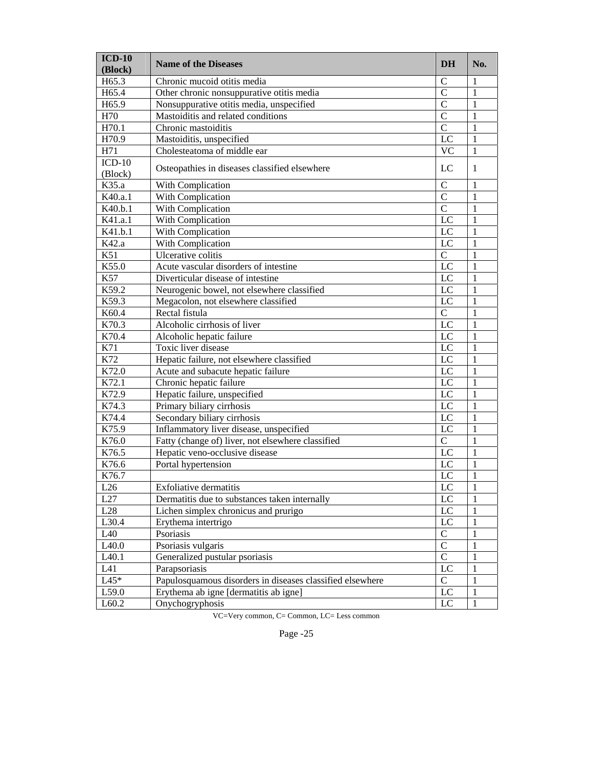| ICD-10 (Block) | Name of the Diseases | DH | No. |
|---|---|---|---|
| H65.3 | Chronic mucoid otitis media | C | 1 |
| H65.4 | Other chronic nonsuppurative otitis media | C | 1 |
| H65.9 | Nonsuppurative otitis media, unspecified | C | 1 |
| H70 | Mastoiditis and related conditions | C | 1 |
| H70.1 | Chronic mastoiditis | C | 1 |
| H70.9 | Mastoiditis, unspecified | LC | 1 |
| H71 | Cholesteatoma of middle ear | VC | 1 |
| ICD-10 (Block) | Osteopathies in diseases classified elsewhere | LC | 1 |
| K35.a | With Complication | C | 1 |
| K40.a.1 | With Complication | C | 1 |
| K40.b.1 | With Complication | C | 1 |
| K41.a.1 | With Complication | LC | 1 |
| K41.b.1 | With Complication | LC | 1 |
| K42.a | With Complication | LC | 1 |
| K51 | Ulcerative colitis | C | 1 |
| K55.0 | Acute vascular disorders of intestine | LC | 1 |
| K57 | Diverticular disease of intestine | LC | 1 |
| K59.2 | Neurogenic bowel, not elsewhere classified | LC | 1 |
| K59.3 | Megacolon, not elsewhere classified | LC | 1 |
| K60.4 | Rectal fistula | C | 1 |
| K70.3 | Alcoholic cirrhosis of liver | LC | 1 |
| K70.4 | Alcoholic hepatic failure | LC | 1 |
| K71 | Toxic liver disease | LC | 1 |
| K72 | Hepatic failure, not elsewhere classified | LC | 1 |
| K72.0 | Acute and subacute hepatic failure | LC | 1 |
| K72.1 | Chronic hepatic failure | LC | 1 |
| K72.9 | Hepatic failure, unspecified | LC | 1 |
| K74.3 | Primary biliary cirrhosis | LC | 1 |
| K74.4 | Secondary biliary cirrhosis | LC | 1 |
| K75.9 | Inflammatory liver disease, unspecified | LC | 1 |
| K76.0 | Fatty (change of) liver, not elsewhere classified | C | 1 |
| K76.5 | Hepatic veno-occlusive disease | LC | 1 |
| K76.6 | Portal hypertension | LC | 1 |
| K76.7 | | LC | 1 |
| L26 | Exfoliative dermatitis | LC | 1 |
| L27 | Dermatitis due to substances taken internally | LC | 1 |
| L28 | Lichen simplex chronicus and prurigo | LC | 1 |
| L30.4 | Erythema intertrigo | LC | 1 |
| L40 | Psoriasis | C | 1 |
| L40.0 | Psoriasis vulgaris | C | 1 |
| L40.1 | Generalized pustular psoriasis | C | 1 |
| L41 | Parapsoriasis | LC | 1 |
| L45* | Papulosquamous disorders in diseases classified elsewhere | C | 1 |
| L59.0 | Erythema ab igne [dermatitis ab igne] | LC | 1 |
| L60.2 | Onychogryphosis | LC | 1 |

VC=Very common, C= Common, LC= Less common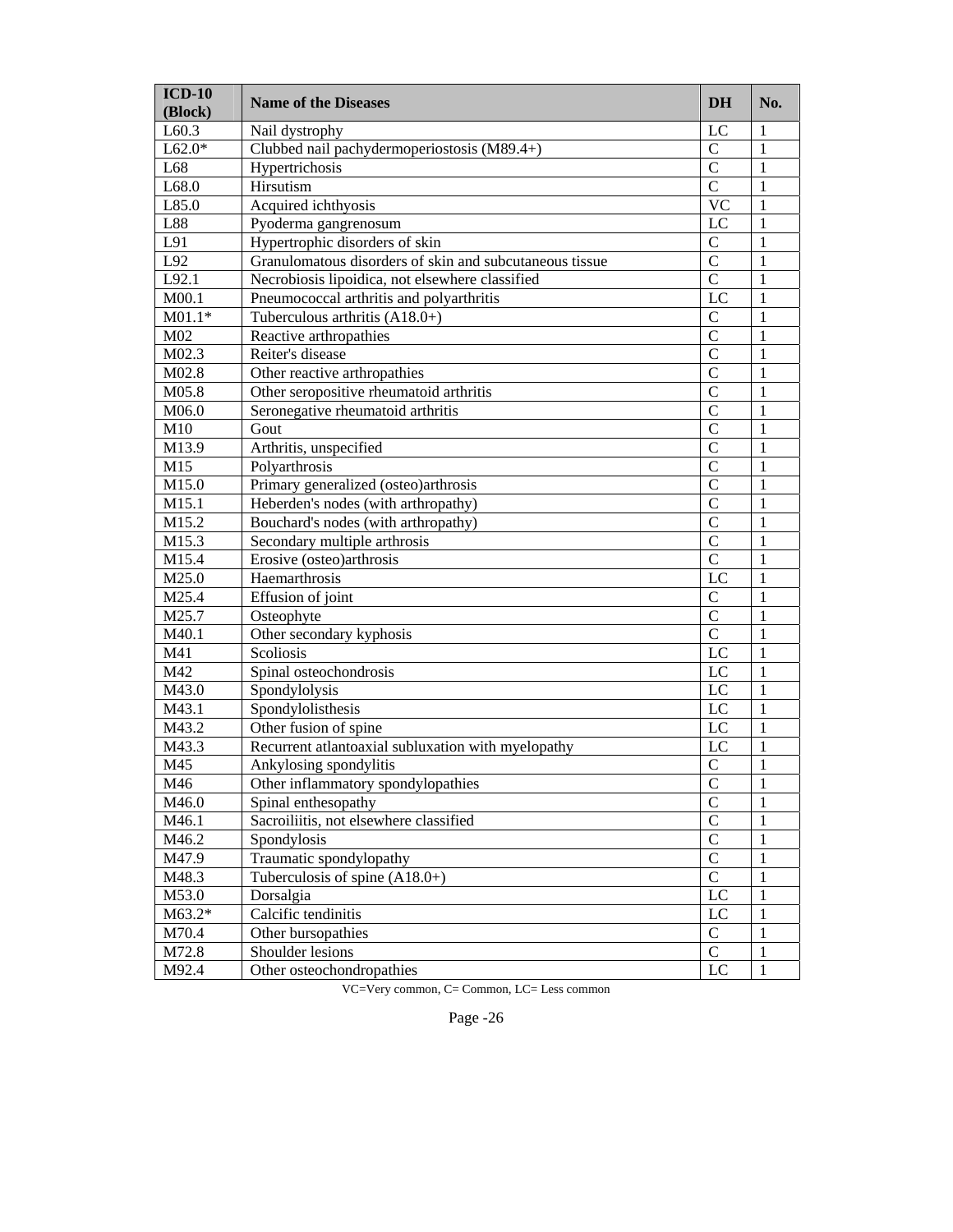| ICD-10 (Block) | Name of the Diseases | DH | No. |
|---|---|---|---|
| L60.3 | Nail dystrophy | LC | 1 |
| L62.0* | Clubbed nail pachydermoperiostosis (M89.4+) | C | 1 |
| L68 | Hypertrichosis | C | 1 |
| L68.0 | Hirsutism | C | 1 |
| L85.0 | Acquired ichthyosis | VC | 1 |
| L88 | Pyoderma gangrenosum | LC | 1 |
| L91 | Hypertrophic disorders of skin | C | 1 |
| L92 | Granulomatous disorders of skin and subcutaneous tissue | C | 1 |
| L92.1 | Necrobiosis lipoidica, not elsewhere classified | C | 1 |
| M00.1 | Pneumococcal arthritis and polyarthritis | LC | 1 |
| M01.1* | Tuberculous arthritis (A18.0+) | C | 1 |
| M02 | Reactive arthropathies | C | 1 |
| M02.3 | Reiter's disease | C | 1 |
| M02.8 | Other reactive arthropathies | C | 1 |
| M05.8 | Other seropositive rheumatoid arthritis | C | 1 |
| M06.0 | Seronegative rheumatoid arthritis | C | 1 |
| M10 | Gout | C | 1 |
| M13.9 | Arthritis, unspecified | C | 1 |
| M15 | Polyarthrosis | C | 1 |
| M15.0 | Primary generalized (osteo)arthrosis | C | 1 |
| M15.1 | Heberden's nodes (with arthropathy) | C | 1 |
| M15.2 | Bouchard's nodes (with arthropathy) | C | 1 |
| M15.3 | Secondary multiple arthrosis | C | 1 |
| M15.4 | Erosive (osteo)arthrosis | C | 1 |
| M25.0 | Haemarthrosis | LC | 1 |
| M25.4 | Effusion of joint | C | 1 |
| M25.7 | Osteophyte | C | 1 |
| M40.1 | Other secondary kyphosis | C | 1 |
| M41 | Scoliosis | LC | 1 |
| M42 | Spinal osteochondrosis | LC | 1 |
| M43.0 | Spondylolysis | LC | 1 |
| M43.1 | Spondylolisthesis | LC | 1 |
| M43.2 | Other fusion of spine | LC | 1 |
| M43.3 | Recurrent atlantoaxial subluxation with myelopathy | LC | 1 |
| M45 | Ankylosing spondylitis | C | 1 |
| M46 | Other inflammatory spondylopathies | C | 1 |
| M46.0 | Spinal enthesopathy | C | 1 |
| M46.1 | Sacroiliitis, not elsewhere classified | C | 1 |
| M46.2 | Spondylosis | C | 1 |
| M47.9 | Traumatic spondylopathy | C | 1 |
| M48.3 | Tuberculosis of spine (A18.0+) | C | 1 |
| M53.0 | Dorsalgia | LC | 1 |
| M63.2* | Calcific tendinitis | LC | 1 |
| M70.4 | Other bursopathies | C | 1 |
| M72.8 | Shoulder lesions | C | 1 |
| M92.4 | Other osteochondropathies | LC | 1 |

VC=Very common, C= Common, LC= Less common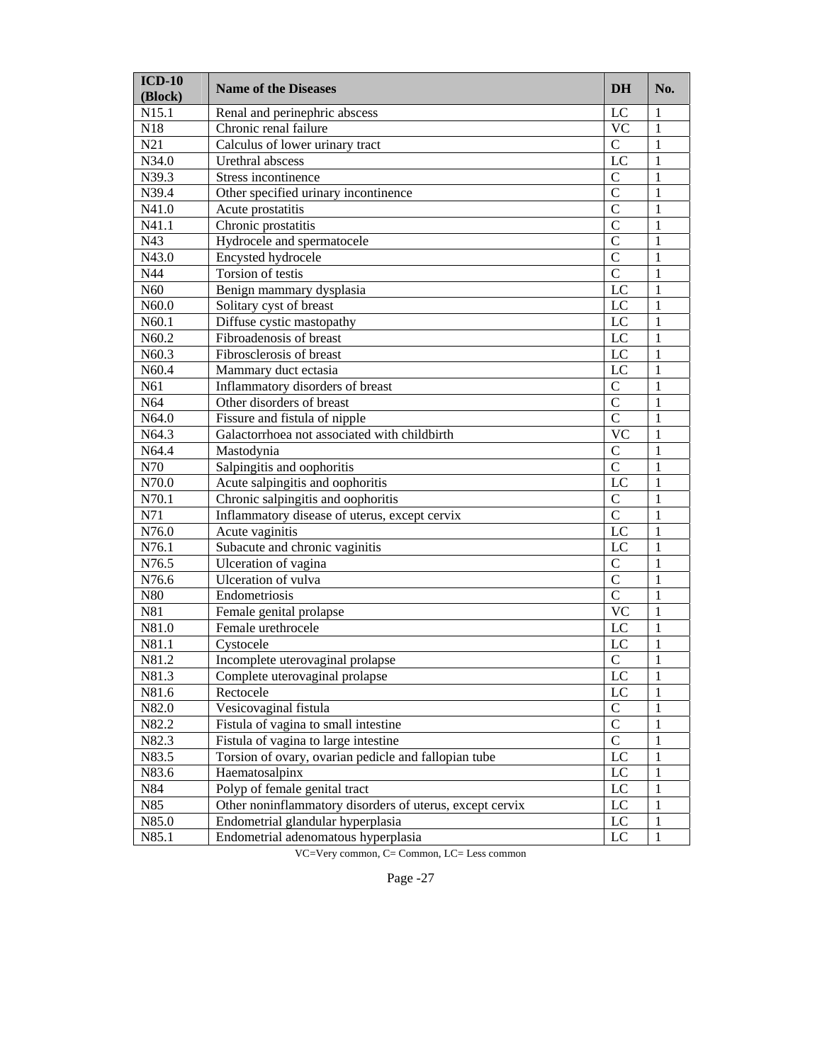| ICD-10 (Block) | Name of the Diseases | DH | No. |
|---|---|---|---|
| N15.1 | Renal and perinephric abscess | LC | 1 |
| N18 | Chronic renal failure | VC | 1 |
| N21 | Calculus of lower urinary tract | C | 1 |
| N34.0 | Urethral abscess | LC | 1 |
| N39.3 | Stress incontinence | C | 1 |
| N39.4 | Other specified urinary incontinence | C | 1 |
| N41.0 | Acute prostatitis | C | 1 |
| N41.1 | Chronic prostatitis | C | 1 |
| N43 | Hydrocele and spermatocele | C | 1 |
| N43.0 | Encysted hydrocele | C | 1 |
| N44 | Torsion of testis | C | 1 |
| N60 | Benign mammary dysplasia | LC | 1 |
| N60.0 | Solitary cyst of breast | LC | 1 |
| N60.1 | Diffuse cystic mastopathy | LC | 1 |
| N60.2 | Fibroadenosis of breast | LC | 1 |
| N60.3 | Fibrosclerosis of breast | LC | 1 |
| N60.4 | Mammary duct ectasia | LC | 1 |
| N61 | Inflammatory disorders of breast | C | 1 |
| N64 | Other disorders of breast | C | 1 |
| N64.0 | Fissure and fistula of nipple | C | 1 |
| N64.3 | Galactorrhoea not associated with childbirth | VC | 1 |
| N64.4 | Mastodynia | C | 1 |
| N70 | Salpingitis and oophoritis | C | 1 |
| N70.0 | Acute salpingitis and oophoritis | LC | 1 |
| N70.1 | Chronic salpingitis and oophoritis | C | 1 |
| N71 | Inflammatory disease of uterus, except cervix | C | 1 |
| N76.0 | Acute vaginitis | LC | 1 |
| N76.1 | Subacute and chronic vaginitis | LC | 1 |
| N76.5 | Ulceration of vagina | C | 1 |
| N76.6 | Ulceration of vulva | C | 1 |
| N80 | Endometriosis | C | 1 |
| N81 | Female genital prolapse | VC | 1 |
| N81.0 | Female urethrocele | LC | 1 |
| N81.1 | Cystocele | LC | 1 |
| N81.2 | Incomplete uterovaginal prolapse | C | 1 |
| N81.3 | Complete uterovaginal prolapse | LC | 1 |
| N81.6 | Rectocele | LC | 1 |
| N82.0 | Vesicovaginal fistula | C | 1 |
| N82.2 | Fistula of vagina to small intestine | C | 1 |
| N82.3 | Fistula of vagina to large intestine | C | 1 |
| N83.5 | Torsion of ovary, ovarian pedicle and fallopian tube | LC | 1 |
| N83.6 | Haematosalpinx | LC | 1 |
| N84 | Polyp of female genital tract | LC | 1 |
| N85 | Other noninflammatory disorders of uterus, except cervix | LC | 1 |
| N85.0 | Endometrial glandular hyperplasia | LC | 1 |
| N85.1 | Endometrial adenomatous hyperplasia | LC | 1 |

VC=Very common, C= Common, LC= Less common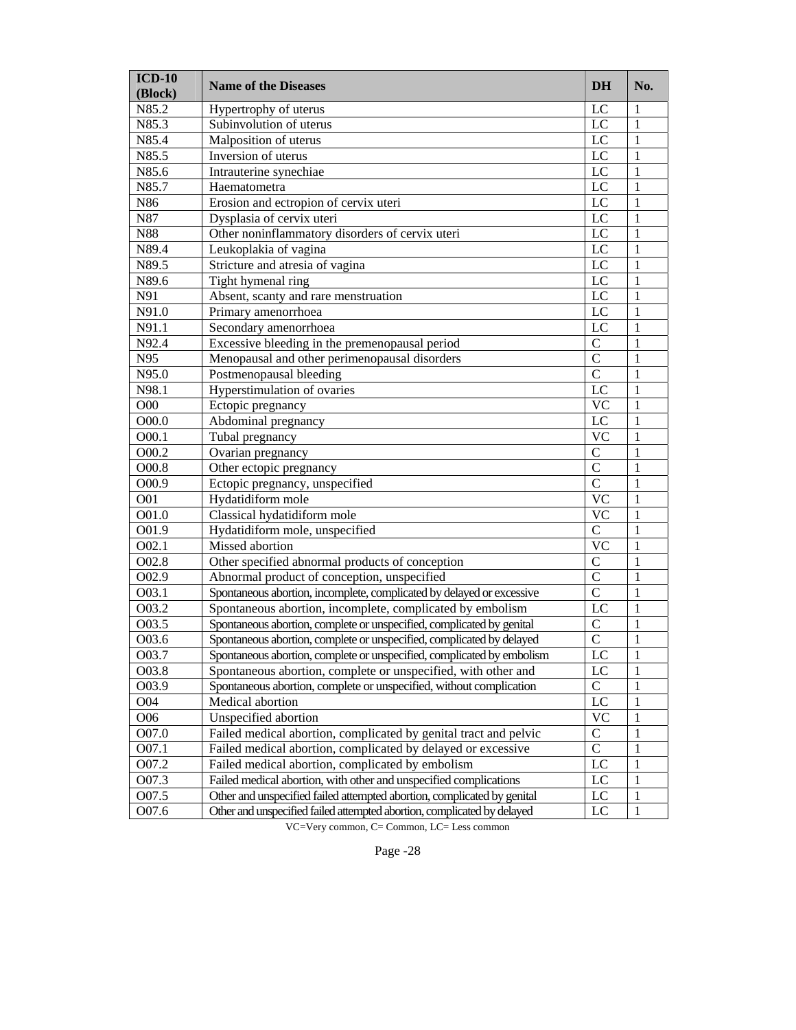| ICD-10 (Block) | Name of the Diseases | DH | No. |
|---|---|---|---|
| N85.2 | Hypertrophy of uterus | LC | 1 |
| N85.3 | Subinvolution of uterus | LC | 1 |
| N85.4 | Malposition of uterus | LC | 1 |
| N85.5 | Inversion of uterus | LC | 1 |
| N85.6 | Intrauterine synechiae | LC | 1 |
| N85.7 | Haematometra | LC | 1 |
| N86 | Erosion and ectropion of cervix uteri | LC | 1 |
| N87 | Dysplasia of cervix uteri | LC | 1 |
| N88 | Other noninflammatory disorders of cervix uteri | LC | 1 |
| N89.4 | Leukoplakia of vagina | LC | 1 |
| N89.5 | Stricture and atresia of vagina | LC | 1 |
| N89.6 | Tight hymenal ring | LC | 1 |
| N91 | Absent, scanty and rare menstruation | LC | 1 |
| N91.0 | Primary amenorrhoea | LC | 1 |
| N91.1 | Secondary amenorrhoea | LC | 1 |
| N92.4 | Excessive bleeding in the premenopausal period | C | 1 |
| N95 | Menopausal and other perimenopausal disorders | C | 1 |
| N95.0 | Postmenopausal bleeding | C | 1 |
| N98.1 | Hyperstimulation of ovaries | LC | 1 |
| O00 | Ectopic pregnancy | VC | 1 |
| O00.0 | Abdominal pregnancy | LC | 1 |
| O00.1 | Tubal pregnancy | VC | 1 |
| O00.2 | Ovarian pregnancy | C | 1 |
| O00.8 | Other ectopic pregnancy | C | 1 |
| O00.9 | Ectopic pregnancy, unspecified | C | 1 |
| O01 | Hydatidiform mole | VC | 1 |
| O01.0 | Classical hydatidiform mole | VC | 1 |
| O01.9 | Hydatidiform mole, unspecified | C | 1 |
| O02.1 | Missed abortion | VC | 1 |
| O02.8 | Other specified abnormal products of conception | C | 1 |
| O02.9 | Abnormal product of conception, unspecified | C | 1 |
| O03.1 | Spontaneous abortion, incomplete, complicated by delayed or excessive | C | 1 |
| O03.2 | Spontaneous abortion, incomplete, complicated by embolism | LC | 1 |
| O03.5 | Spontaneous abortion, complete or unspecified, complicated by genital | C | 1 |
| O03.6 | Spontaneous abortion, complete or unspecified, complicated by delayed | C | 1 |
| O03.7 | Spontaneous abortion, complete or unspecified, complicated by embolism | LC | 1 |
| O03.8 | Spontaneous abortion, complete or unspecified, with other and | LC | 1 |
| O03.9 | Spontaneous abortion, complete or unspecified, without complication | C | 1 |
| O04 | Medical abortion | LC | 1 |
| O06 | Unspecified abortion | VC | 1 |
| O07.0 | Failed medical abortion, complicated by genital tract and pelvic | C | 1 |
| O07.1 | Failed medical abortion, complicated by delayed or excessive | C | 1 |
| O07.2 | Failed medical abortion, complicated by embolism | LC | 1 |
| O07.3 | Failed medical abortion, with other and unspecified complications | LC | 1 |
| O07.5 | Other and unspecified failed attempted abortion, complicated by genital | LC | 1 |
| O07.6 | Other and unspecified failed attempted abortion, complicated by delayed | LC | 1 |

VC=Very common, C= Common, LC= Less common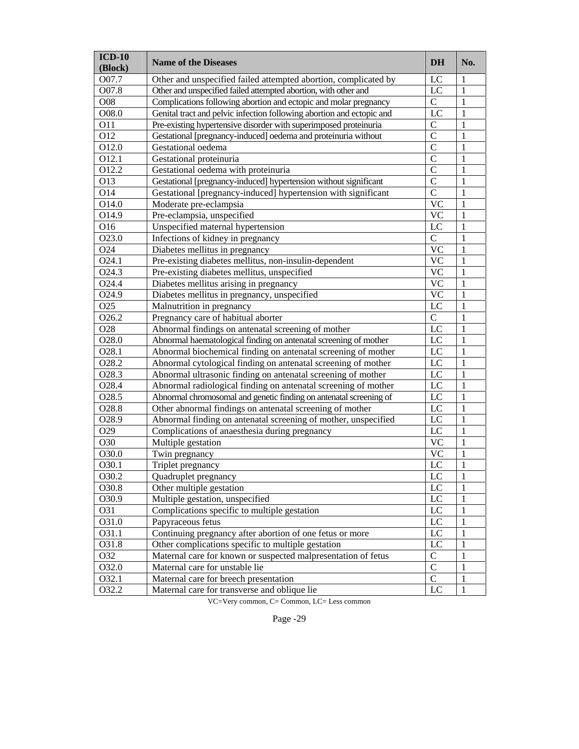| ICD-10 (Block) | Name of the Diseases | DH | No. |
|---|---|---|---|
| O07.7 | Other and unspecified failed attempted abortion, complicated by | LC | 1 |
| O07.8 | Other and unspecified failed attempted abortion, with other and | LC | 1 |
| O08 | Complications following abortion and ectopic and molar pregnancy | C | 1 |
| O08.0 | Genital tract and pelvic infection following abortion and ectopic and | LC | 1 |
| O11 | Pre-existing hypertensive disorder with superimposed proteinuria | C | 1 |
| O12 | Gestational [pregnancy-induced] oedema and proteinuria without | C | 1 |
| O12.0 | Gestational oedema | C | 1 |
| O12.1 | Gestational proteinuria | C | 1 |
| O12.2 | Gestational oedema with proteinuria | C | 1 |
| O13 | Gestational [pregnancy-induced] hypertension without significant | C | 1 |
| O14 | Gestational [pregnancy-induced] hypertension with significant | C | 1 |
| O14.0 | Moderate pre-eclampsia | VC | 1 |
| O14.9 | Pre-eclampsia, unspecified | VC | 1 |
| O16 | Unspecified maternal hypertension | LC | 1 |
| O23.0 | Infections of kidney in pregnancy | C | 1 |
| O24 | Diabetes mellitus in pregnancy | VC | 1 |
| O24.1 | Pre-existing diabetes mellitus, non-insulin-dependent | VC | 1 |
| O24.3 | Pre-existing diabetes mellitus, unspecified | VC | 1 |
| O24.4 | Diabetes mellitus arising in pregnancy | VC | 1 |
| O24.9 | Diabetes mellitus in pregnancy, unspecified | VC | 1 |
| O25 | Malnutrition in pregnancy | LC | 1 |
| O26.2 | Pregnancy care of habitual aborter | C | 1 |
| O28 | Abnormal findings on antenatal screening of mother | LC | 1 |
| O28.0 | Abnormal haematological finding on antenatal screening of mother | LC | 1 |
| O28.1 | Abnormal biochemical finding on antenatal screening of mother | LC | 1 |
| O28.2 | Abnormal cytological finding on antenatal screening of mother | LC | 1 |
| O28.3 | Abnormal ultrasonic finding on antenatal screening of mother | LC | 1 |
| O28.4 | Abnormal radiological finding on antenatal screening of mother | LC | 1 |
| O28.5 | Abnormal chromosomal and genetic finding on antenatal screening of | LC | 1 |
| O28.8 | Other abnormal findings on antenatal screening of mother | LC | 1 |
| O28.9 | Abnormal finding on antenatal screening of mother, unspecified | LC | 1 |
| O29 | Complications of anaesthesia during pregnancy | LC | 1 |
| O30 | Multiple gestation | VC | 1 |
| O30.0 | Twin pregnancy | VC | 1 |
| O30.1 | Triplet pregnancy | LC | 1 |
| O30.2 | Quadruplet pregnancy | LC | 1 |
| O30.8 | Other multiple gestation | LC | 1 |
| O30.9 | Multiple gestation, unspecified | LC | 1 |
| O31 | Complications specific to multiple gestation | LC | 1 |
| O31.0 | Papyraceous fetus | LC | 1 |
| O31.1 | Continuing pregnancy after abortion of one fetus or more | LC | 1 |
| O31.8 | Other complications specific to multiple gestation | LC | 1 |
| O32 | Maternal care for known or suspected malpresentation of fetus | C | 1 |
| O32.0 | Maternal care for unstable lie | C | 1 |
| O32.1 | Maternal care for breech presentation | C | 1 |
| O32.2 | Maternal care for transverse and oblique lie | LC | 1 |

VC=Very common, C= Common, LC= Less common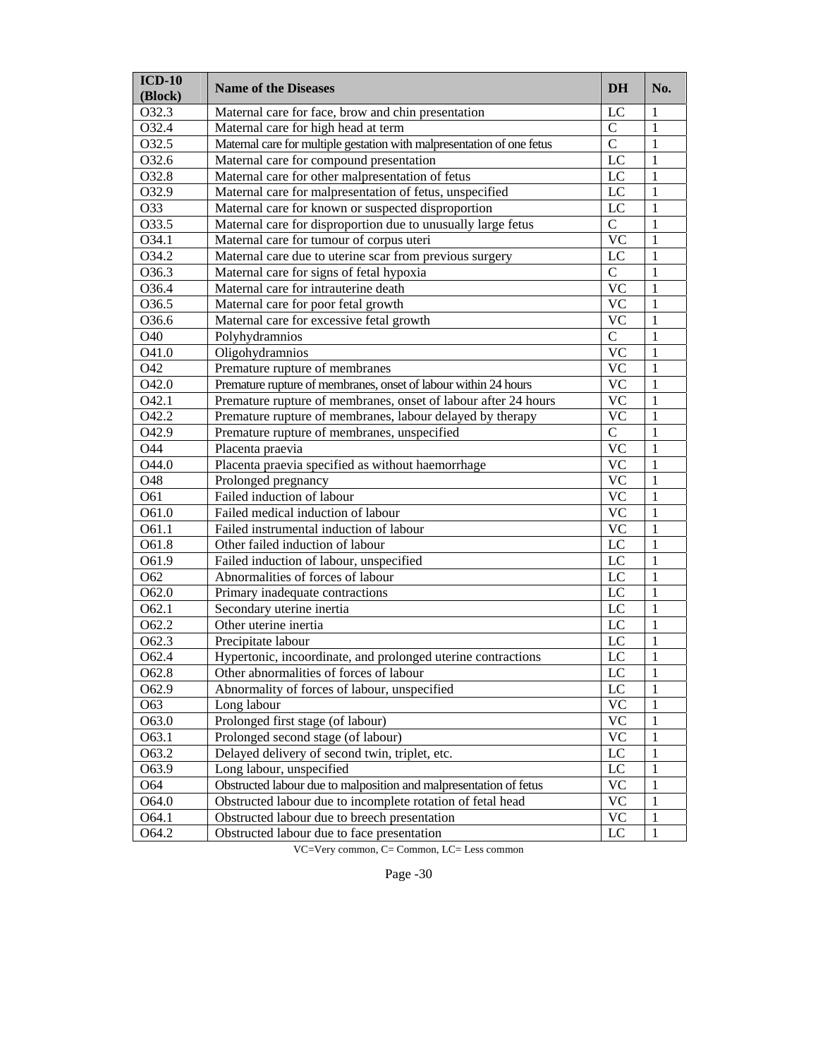| ICD-10 (Block) | Name of the Diseases | DH | No. |
|---|---|---|---|
| O32.3 | Maternal care for face, brow and chin presentation | LC | 1 |
| O32.4 | Maternal care for high head at term | C | 1 |
| O32.5 | Maternal care for multiple gestation with malpresentation of one fetus | C | 1 |
| O32.6 | Maternal care for compound presentation | LC | 1 |
| O32.8 | Maternal care for other malpresentation of fetus | LC | 1 |
| O32.9 | Maternal care for malpresentation of fetus, unspecified | LC | 1 |
| O33 | Maternal care for known or suspected disproportion | LC | 1 |
| O33.5 | Maternal care for disproportion due to unusually large fetus | C | 1 |
| O34.1 | Maternal care for tumour of corpus uteri | VC | 1 |
| O34.2 | Maternal care due to uterine scar from previous surgery | LC | 1 |
| O36.3 | Maternal care for signs of fetal hypoxia | C | 1 |
| O36.4 | Maternal care for intrauterine death | VC | 1 |
| O36.5 | Maternal care for poor fetal growth | VC | 1 |
| O36.6 | Maternal care for excessive fetal growth | VC | 1 |
| O40 | Polyhydramnios | C | 1 |
| O41.0 | Oligohydramnios | VC | 1 |
| O42 | Premature rupture of membranes | VC | 1 |
| O42.0 | Premature rupture of membranes, onset of labour within 24 hours | VC | 1 |
| O42.1 | Premature rupture of membranes, onset of labour after 24 hours | VC | 1 |
| O42.2 | Premature rupture of membranes, labour delayed by therapy | VC | 1 |
| O42.9 | Premature rupture of membranes, unspecified | C | 1 |
| O44 | Placenta praevia | VC | 1 |
| O44.0 | Placenta praevia specified as without haemorrhage | VC | 1 |
| O48 | Prolonged pregnancy | VC | 1 |
| O61 | Failed induction of labour | VC | 1 |
| O61.0 | Failed medical induction of labour | VC | 1 |
| O61.1 | Failed instrumental induction of labour | VC | 1 |
| O61.8 | Other failed induction of labour | LC | 1 |
| O61.9 | Failed induction of labour, unspecified | LC | 1 |
| O62 | Abnormalities of forces of labour | LC | 1 |
| O62.0 | Primary inadequate contractions | LC | 1 |
| O62.1 | Secondary uterine inertia | LC | 1 |
| O62.2 | Other uterine inertia | LC | 1 |
| O62.3 | Precipitate labour | LC | 1 |
| O62.4 | Hypertonic, incoordinate, and prolonged uterine contractions | LC | 1 |
| O62.8 | Other abnormalities of forces of labour | LC | 1 |
| O62.9 | Abnormality of forces of labour, unspecified | LC | 1 |
| O63 | Long labour | VC | 1 |
| O63.0 | Prolonged first stage (of labour) | VC | 1 |
| O63.1 | Prolonged second stage (of labour) | VC | 1 |
| O63.2 | Delayed delivery of second twin, triplet, etc. | LC | 1 |
| O63.9 | Long labour, unspecified | LC | 1 |
| O64 | Obstructed labour due to malposition and malpresentation of fetus | VC | 1 |
| O64.0 | Obstructed labour due to incomplete rotation of fetal head | VC | 1 |
| O64.1 | Obstructed labour due to breech presentation | VC | 1 |
| O64.2 | Obstructed labour due to face presentation | LC | 1 |

VC=Very common, C= Common, LC= Less common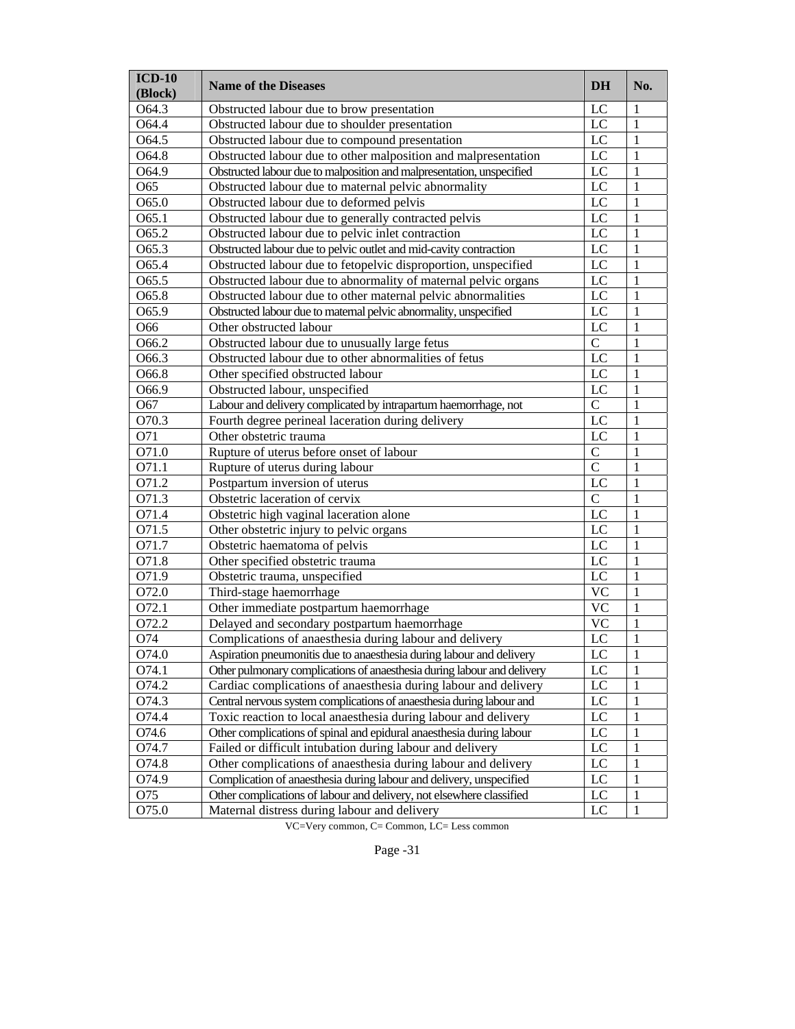| ICD-10 (Block) | Name of the Diseases | DH | No. |
|---|---|---|---|
| O64.3 | Obstructed labour due to brow presentation | LC | 1 |
| O64.4 | Obstructed labour due to shoulder presentation | LC | 1 |
| O64.5 | Obstructed labour due to compound presentation | LC | 1 |
| O64.8 | Obstructed labour due to other malposition and malpresentation | LC | 1 |
| O64.9 | Obstructed labour due to malposition and malpresentation, unspecified | LC | 1 |
| O65 | Obstructed labour due to maternal pelvic abnormality | LC | 1 |
| O65.0 | Obstructed labour due to deformed pelvis | LC | 1 |
| O65.1 | Obstructed labour due to generally contracted pelvis | LC | 1 |
| O65.2 | Obstructed labour due to pelvic inlet contraction | LC | 1 |
| O65.3 | Obstructed labour due to pelvic outlet and mid-cavity contraction | LC | 1 |
| O65.4 | Obstructed labour due to fetopelvic disproportion, unspecified | LC | 1 |
| O65.5 | Obstructed labour due to abnormality of maternal pelvic organs | LC | 1 |
| O65.8 | Obstructed labour due to other maternal pelvic abnormalities | LC | 1 |
| O65.9 | Obstructed labour due to maternal pelvic abnormality, unspecified | LC | 1 |
| O66 | Other obstructed labour | LC | 1 |
| O66.2 | Obstructed labour due to unusually large fetus | C | 1 |
| O66.3 | Obstructed labour due to other abnormalities of fetus | LC | 1 |
| O66.8 | Other specified obstructed labour | LC | 1 |
| O66.9 | Obstructed labour, unspecified | LC | 1 |
| O67 | Labour and delivery complicated by intrapartum haemorrhage, not | C | 1 |
| O70.3 | Fourth degree perineal laceration during delivery | LC | 1 |
| O71 | Other obstetric trauma | LC | 1 |
| O71.0 | Rupture of uterus before onset of labour | C | 1 |
| O71.1 | Rupture of uterus during labour | C | 1 |
| O71.2 | Postpartum inversion of uterus | LC | 1 |
| O71.3 | Obstetric laceration of cervix | C | 1 |
| O71.4 | Obstetric high vaginal laceration alone | LC | 1 |
| O71.5 | Other obstetric injury to pelvic organs | LC | 1 |
| O71.7 | Obstetric haematoma of pelvis | LC | 1 |
| O71.8 | Other specified obstetric trauma | LC | 1 |
| O71.9 | Obstetric trauma, unspecified | LC | 1 |
| O72.0 | Third-stage haemorrhage | VC | 1 |
| O72.1 | Other immediate postpartum haemorrhage | VC | 1 |
| O72.2 | Delayed and secondary postpartum haemorrhage | VC | 1 |
| O74 | Complications of anaesthesia during labour and delivery | LC | 1 |
| O74.0 | Aspiration pneumonitis due to anaesthesia during labour and delivery | LC | 1 |
| O74.1 | Other pulmonary complications of anaesthesia during labour and delivery | LC | 1 |
| O74.2 | Cardiac complications of anaesthesia during labour and delivery | LC | 1 |
| O74.3 | Central nervous system complications of anaesthesia during labour and | LC | 1 |
| O74.4 | Toxic reaction to local anaesthesia during labour and delivery | LC | 1 |
| O74.6 | Other complications of spinal and epidural anaesthesia during labour | LC | 1 |
| O74.7 | Failed or difficult intubation during labour and delivery | LC | 1 |
| O74.8 | Other complications of anaesthesia during labour and delivery | LC | 1 |
| O74.9 | Complication of anaesthesia during labour and delivery, unspecified | LC | 1 |
| O75 | Other complications of labour and delivery, not elsewhere classified | LC | 1 |
| O75.0 | Maternal distress during labour and delivery | LC | 1 |

VC=Very common, C= Common, LC= Less common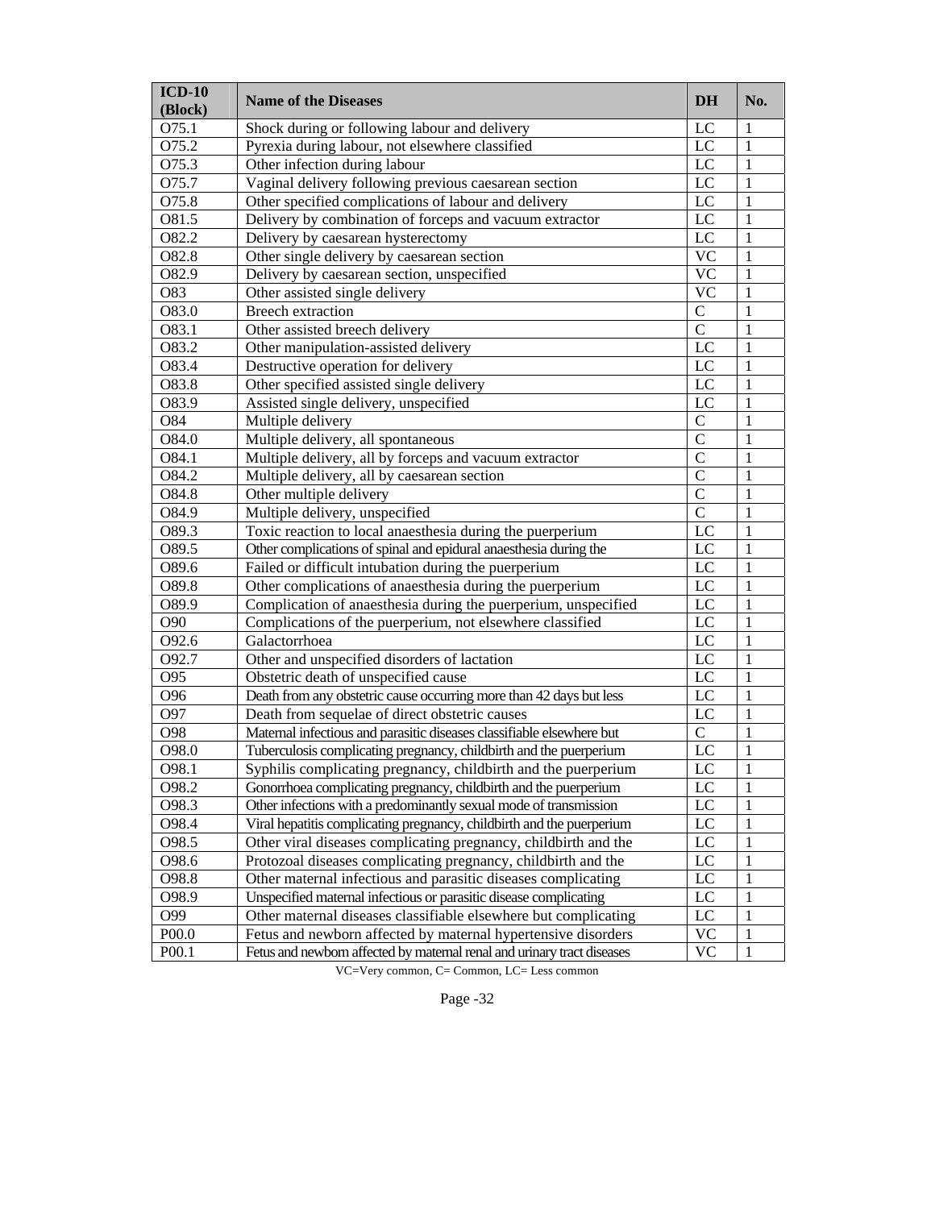| ICD-10 (Block) | Name of the Diseases | DH | No. |
|---|---|---|---|
| O75.1 | Shock during or following labour and delivery | LC | 1 |
| O75.2 | Pyrexia during labour, not elsewhere classified | LC | 1 |
| O75.3 | Other infection during labour | LC | 1 |
| O75.7 | Vaginal delivery following previous caesarean section | LC | 1 |
| O75.8 | Other specified complications of labour and delivery | LC | 1 |
| O81.5 | Delivery by combination of forceps and vacuum extractor | LC | 1 |
| O82.2 | Delivery by caesarean hysterectomy | LC | 1 |
| O82.8 | Other single delivery by caesarean section | VC | 1 |
| O82.9 | Delivery by caesarean section, unspecified | VC | 1 |
| O83 | Other assisted single delivery | VC | 1 |
| O83.0 | Breech extraction | C | 1 |
| O83.1 | Other assisted breech delivery | C | 1 |
| O83.2 | Other manipulation-assisted delivery | LC | 1 |
| O83.4 | Destructive operation for delivery | LC | 1 |
| O83.8 | Other specified assisted single delivery | LC | 1 |
| O83.9 | Assisted single delivery, unspecified | LC | 1 |
| O84 | Multiple delivery | C | 1 |
| O84.0 | Multiple delivery, all spontaneous | C | 1 |
| O84.1 | Multiple delivery, all by forceps and vacuum extractor | C | 1 |
| O84.2 | Multiple delivery, all by caesarean section | C | 1 |
| O84.8 | Other multiple delivery | C | 1 |
| O84.9 | Multiple delivery, unspecified | C | 1 |
| O89.3 | Toxic reaction to local anaesthesia during the puerperium | LC | 1 |
| O89.5 | Other complications of spinal and epidural anaesthesia during the | LC | 1 |
| O89.6 | Failed or difficult intubation during the puerperium | LC | 1 |
| O89.8 | Other complications of anaesthesia during the puerperium | LC | 1 |
| O89.9 | Complication of anaesthesia during the puerperium, unspecified | LC | 1 |
| O90 | Complications of the puerperium, not elsewhere classified | LC | 1 |
| O92.6 | Galactorrhoea | LC | 1 |
| O92.7 | Other and unspecified disorders of lactation | LC | 1 |
| O95 | Obstetric death of unspecified cause | LC | 1 |
| O96 | Death from any obstetric cause occurring more than 42 days but less | LC | 1 |
| O97 | Death from sequelae of direct obstetric causes | LC | 1 |
| O98 | Maternal infectious and parasitic diseases classifiable elsewhere but | C | 1 |
| O98.0 | Tuberculosis complicating pregnancy, childbirth and the puerperium | LC | 1 |
| O98.1 | Syphilis complicating pregnancy, childbirth and the puerperium | LC | 1 |
| O98.2 | Gonorrhoea complicating pregnancy, childbirth and the puerperium | LC | 1 |
| O98.3 | Other infections with a predominantly sexual mode of transmission | LC | 1 |
| O98.4 | Viral hepatitis complicating pregnancy, childbirth and the puerperium | LC | 1 |
| O98.5 | Other viral diseases complicating pregnancy, childbirth and the | LC | 1 |
| O98.6 | Protozoal diseases complicating pregnancy, childbirth and the | LC | 1 |
| O98.8 | Other maternal infectious and parasitic diseases complicating | LC | 1 |
| O98.9 | Unspecified maternal infectious or parasitic disease complicating | LC | 1 |
| O99 | Other maternal diseases classifiable elsewhere but complicating | LC | 1 |
| P00.0 | Fetus and newborn affected by maternal hypertensive disorders | VC | 1 |
| P00.1 | Fetus and newborn affected by maternal renal and urinary tract diseases | VC | 1 |

VC=Very common, C= Common, LC= Less common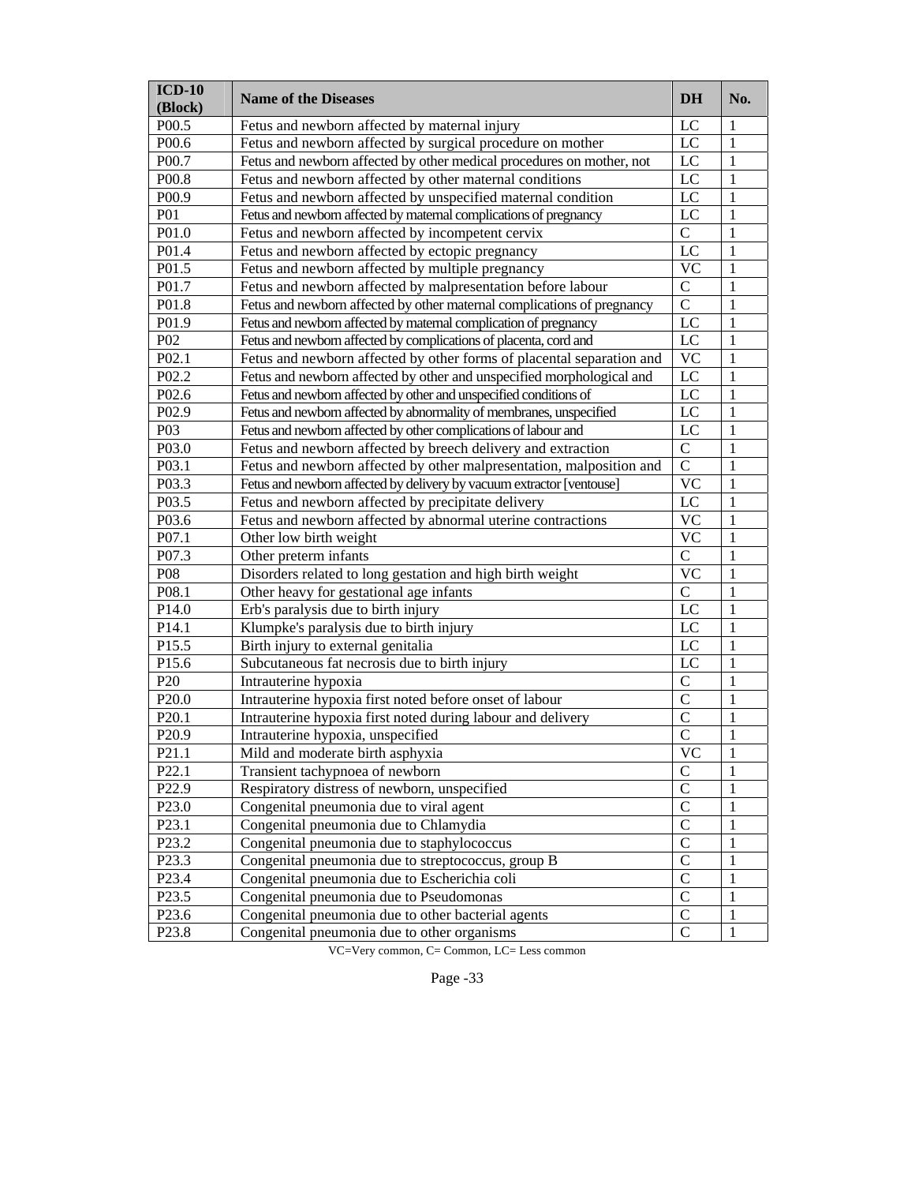| ICD-10 (Block) | Name of the Diseases | DH | No. |
|---|---|---|---|
| P00.5 | Fetus and newborn affected by maternal injury | LC | 1 |
| P00.6 | Fetus and newborn affected by surgical procedure on mother | LC | 1 |
| P00.7 | Fetus and newborn affected by other medical procedures on mother, not | LC | 1 |
| P00.8 | Fetus and newborn affected by other maternal conditions | LC | 1 |
| P00.9 | Fetus and newborn affected by unspecified maternal condition | LC | 1 |
| P01 | Fetus and newborn affected by maternal complications of pregnancy | LC | 1 |
| P01.0 | Fetus and newborn affected by incompetent cervix | C | 1 |
| P01.4 | Fetus and newborn affected by ectopic pregnancy | LC | 1 |
| P01.5 | Fetus and newborn affected by multiple pregnancy | VC | 1 |
| P01.7 | Fetus and newborn affected by malpresentation before labour | C | 1 |
| P01.8 | Fetus and newborn affected by other maternal complications of pregnancy | C | 1 |
| P01.9 | Fetus and newborn affected by maternal complication of pregnancy | LC | 1 |
| P02 | Fetus and newborn affected by complications of placenta, cord and | LC | 1 |
| P02.1 | Fetus and newborn affected by other forms of placental separation and | VC | 1 |
| P02.2 | Fetus and newborn affected by other and unspecified morphological and | LC | 1 |
| P02.6 | Fetus and newborn affected by other and unspecified conditions of | LC | 1 |
| P02.9 | Fetus and newborn affected by abnormality of membranes, unspecified | LC | 1 |
| P03 | Fetus and newborn affected by other complications of labour and | LC | 1 |
| P03.0 | Fetus and newborn affected by breech delivery and extraction | C | 1 |
| P03.1 | Fetus and newborn affected by other malpresentation, malposition and | C | 1 |
| P03.3 | Fetus and newborn affected by delivery by vacuum extractor [ventouse] | VC | 1 |
| P03.5 | Fetus and newborn affected by precipitate delivery | LC | 1 |
| P03.6 | Fetus and newborn affected by abnormal uterine contractions | VC | 1 |
| P07.1 | Other low birth weight | VC | 1 |
| P07.3 | Other preterm infants | C | 1 |
| P08 | Disorders related to long gestation and high birth weight | VC | 1 |
| P08.1 | Other heavy for gestational age infants | C | 1 |
| P14.0 | Erb's paralysis due to birth injury | LC | 1 |
| P14.1 | Klumpke's paralysis due to birth injury | LC | 1 |
| P15.5 | Birth injury to external genitalia | LC | 1 |
| P15.6 | Subcutaneous fat necrosis due to birth injury | LC | 1 |
| P20 | Intrauterine hypoxia | C | 1 |
| P20.0 | Intrauterine hypoxia first noted before onset of labour | C | 1 |
| P20.1 | Intrauterine hypoxia first noted during labour and delivery | C | 1 |
| P20.9 | Intrauterine hypoxia, unspecified | C | 1 |
| P21.1 | Mild and moderate birth asphyxia | VC | 1 |
| P22.1 | Transient tachypnoea of newborn | C | 1 |
| P22.9 | Respiratory distress of newborn, unspecified | C | 1 |
| P23.0 | Congenital pneumonia due to viral agent | C | 1 |
| P23.1 | Congenital pneumonia due to Chlamydia | C | 1 |
| P23.2 | Congenital pneumonia due to staphylococcus | C | 1 |
| P23.3 | Congenital pneumonia due to streptococcus, group B | C | 1 |
| P23.4 | Congenital pneumonia due to Escherichia coli | C | 1 |
| P23.5 | Congenital pneumonia due to Pseudomonas | C | 1 |
| P23.6 | Congenital pneumonia due to other bacterial agents | C | 1 |
| P23.8 | Congenital pneumonia due to other organisms | C | 1 |

VC=Very common, C= Common, LC= Less common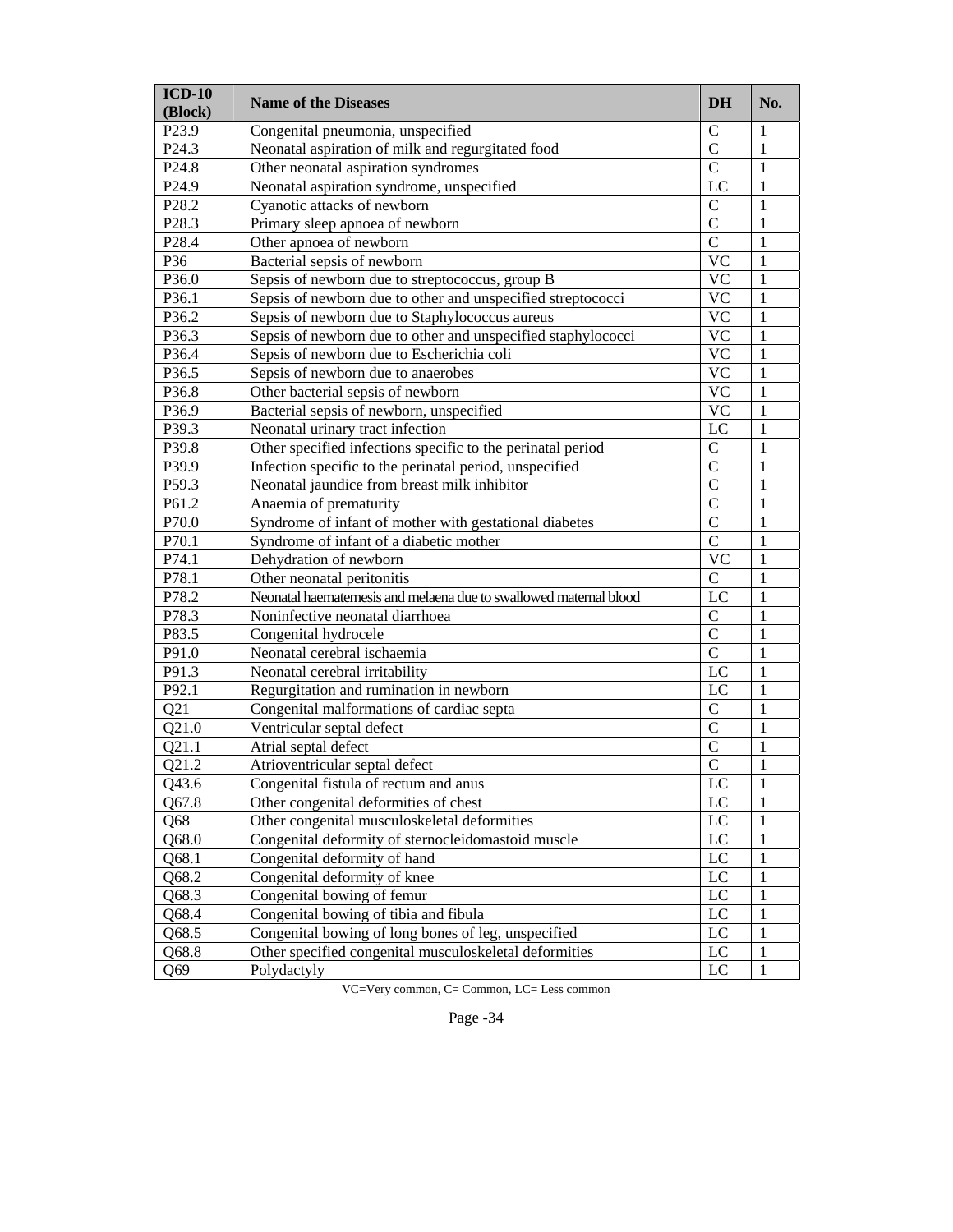| ICD-10 (Block) | Name of the Diseases | DH | No. |
|---|---|---|---|
| P23.9 | Congenital pneumonia, unspecified | C | 1 |
| P24.3 | Neonatal aspiration of milk and regurgitated food | C | 1 |
| P24.8 | Other neonatal aspiration syndromes | C | 1 |
| P24.9 | Neonatal aspiration syndrome, unspecified | LC | 1 |
| P28.2 | Cyanotic attacks of newborn | C | 1 |
| P28.3 | Primary sleep apnoea of newborn | C | 1 |
| P28.4 | Other apnoea of newborn | C | 1 |
| P36 | Bacterial sepsis of newborn | VC | 1 |
| P36.0 | Sepsis of newborn due to streptococcus, group B | VC | 1 |
| P36.1 | Sepsis of newborn due to other and unspecified streptococci | VC | 1 |
| P36.2 | Sepsis of newborn due to Staphylococcus aureus | VC | 1 |
| P36.3 | Sepsis of newborn due to other and unspecified staphylococci | VC | 1 |
| P36.4 | Sepsis of newborn due to Escherichia coli | VC | 1 |
| P36.5 | Sepsis of newborn due to anaerobes | VC | 1 |
| P36.8 | Other bacterial sepsis of newborn | VC | 1 |
| P36.9 | Bacterial sepsis of newborn, unspecified | VC | 1 |
| P39.3 | Neonatal urinary tract infection | LC | 1 |
| P39.8 | Other specified infections specific to the perinatal period | C | 1 |
| P39.9 | Infection specific to the perinatal period, unspecified | C | 1 |
| P59.3 | Neonatal jaundice from breast milk inhibitor | C | 1 |
| P61.2 | Anaemia of prematurity | C | 1 |
| P70.0 | Syndrome of infant of mother with gestational diabetes | C | 1 |
| P70.1 | Syndrome of infant of a diabetic mother | C | 1 |
| P74.1 | Dehydration of newborn | VC | 1 |
| P78.1 | Other neonatal peritonitis | C | 1 |
| P78.2 | Neonatal haematemesis and melaena due to swallowed maternal blood | LC | 1 |
| P78.3 | Noninfective neonatal diarrhoea | C | 1 |
| P83.5 | Congenital hydrocele | C | 1 |
| P91.0 | Neonatal cerebral ischaemia | C | 1 |
| P91.3 | Neonatal cerebral irritability | LC | 1 |
| P92.1 | Regurgitation and rumination in newborn | LC | 1 |
| Q21 | Congenital malformations of cardiac septa | C | 1 |
| Q21.0 | Ventricular septal defect | C | 1 |
| Q21.1 | Atrial septal defect | C | 1 |
| Q21.2 | Atrioventricular septal defect | C | 1 |
| Q43.6 | Congenital fistula of rectum and anus | LC | 1 |
| Q67.8 | Other congenital deformities of chest | LC | 1 |
| Q68 | Other congenital musculoskeletal deformities | LC | 1 |
| Q68.0 | Congenital deformity of sternocleidomastoid muscle | LC | 1 |
| Q68.1 | Congenital deformity of hand | LC | 1 |
| Q68.2 | Congenital deformity of knee | LC | 1 |
| Q68.3 | Congenital bowing of femur | LC | 1 |
| Q68.4 | Congenital bowing of tibia and fibula | LC | 1 |
| Q68.5 | Congenital bowing of long bones of leg, unspecified | LC | 1 |
| Q68.8 | Other specified congenital musculoskeletal deformities | LC | 1 |
| Q69 | Polydactyly | LC | 1 |

VC=Very common, C= Common, LC= Less common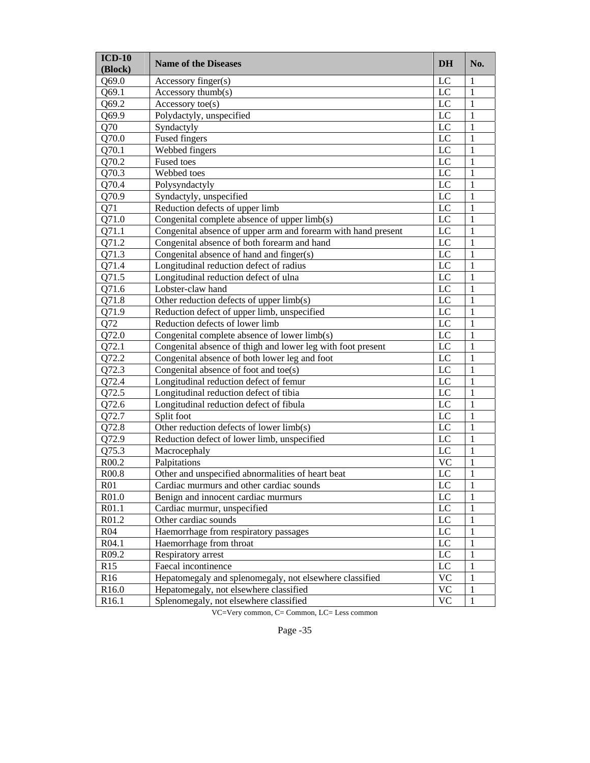| ICD-10 (Block) | Name of the Diseases | DH | No. |
|---|---|---|---|
| Q69.0 | Accessory finger(s) | LC | 1 |
| Q69.1 | Accessory thumb(s) | LC | 1 |
| Q69.2 | Accessory toe(s) | LC | 1 |
| Q69.9 | Polydactyly, unspecified | LC | 1 |
| Q70 | Syndactyly | LC | 1 |
| Q70.0 | Fused fingers | LC | 1 |
| Q70.1 | Webbed fingers | LC | 1 |
| Q70.2 | Fused toes | LC | 1 |
| Q70.3 | Webbed toes | LC | 1 |
| Q70.4 | Polysyndactyly | LC | 1 |
| Q70.9 | Syndactyly, unspecified | LC | 1 |
| Q71 | Reduction defects of upper limb | LC | 1 |
| Q71.0 | Congenital complete absence of upper limb(s) | LC | 1 |
| Q71.1 | Congenital absence of upper arm and forearm with hand present | LC | 1 |
| Q71.2 | Congenital absence of both forearm and hand | LC | 1 |
| Q71.3 | Congenital absence of hand and finger(s) | LC | 1 |
| Q71.4 | Longitudinal reduction defect of radius | LC | 1 |
| Q71.5 | Longitudinal reduction defect of ulna | LC | 1 |
| Q71.6 | Lobster-claw hand | LC | 1 |
| Q71.8 | Other reduction defects of upper limb(s) | LC | 1 |
| Q71.9 | Reduction defect of upper limb, unspecified | LC | 1 |
| Q72 | Reduction defects of lower limb | LC | 1 |
| Q72.0 | Congenital complete absence of lower limb(s) | LC | 1 |
| Q72.1 | Congenital absence of thigh and lower leg with foot present | LC | 1 |
| Q72.2 | Congenital absence of both lower leg and foot | LC | 1 |
| Q72.3 | Congenital absence of foot and toe(s) | LC | 1 |
| Q72.4 | Longitudinal reduction defect of femur | LC | 1 |
| Q72.5 | Longitudinal reduction defect of tibia | LC | 1 |
| Q72.6 | Longitudinal reduction defect of fibula | LC | 1 |
| Q72.7 | Split foot | LC | 1 |
| Q72.8 | Other reduction defects of lower limb(s) | LC | 1 |
| Q72.9 | Reduction defect of lower limb, unspecified | LC | 1 |
| Q75.3 | Macrocephaly | LC | 1 |
| R00.2 | Palpitations | VC | 1 |
| R00.8 | Other and unspecified abnormalities of heart beat | LC | 1 |
| R01 | Cardiac murmurs and other cardiac sounds | LC | 1 |
| R01.0 | Benign and innocent cardiac murmurs | LC | 1 |
| R01.1 | Cardiac murmur, unspecified | LC | 1 |
| R01.2 | Other cardiac sounds | LC | 1 |
| R04 | Haemorrhage from respiratory passages | LC | 1 |
| R04.1 | Haemorrhage from throat | LC | 1 |
| R09.2 | Respiratory arrest | LC | 1 |
| R15 | Faecal incontinence | LC | 1 |
| R16 | Hepatomegaly and splenomegaly, not elsewhere classified | VC | 1 |
| R16.0 | Hepatomegaly, not elsewhere classified | VC | 1 |
| R16.1 | Splenomegaly, not elsewhere classified | VC | 1 |

VC=Very common, C= Common, LC= Less common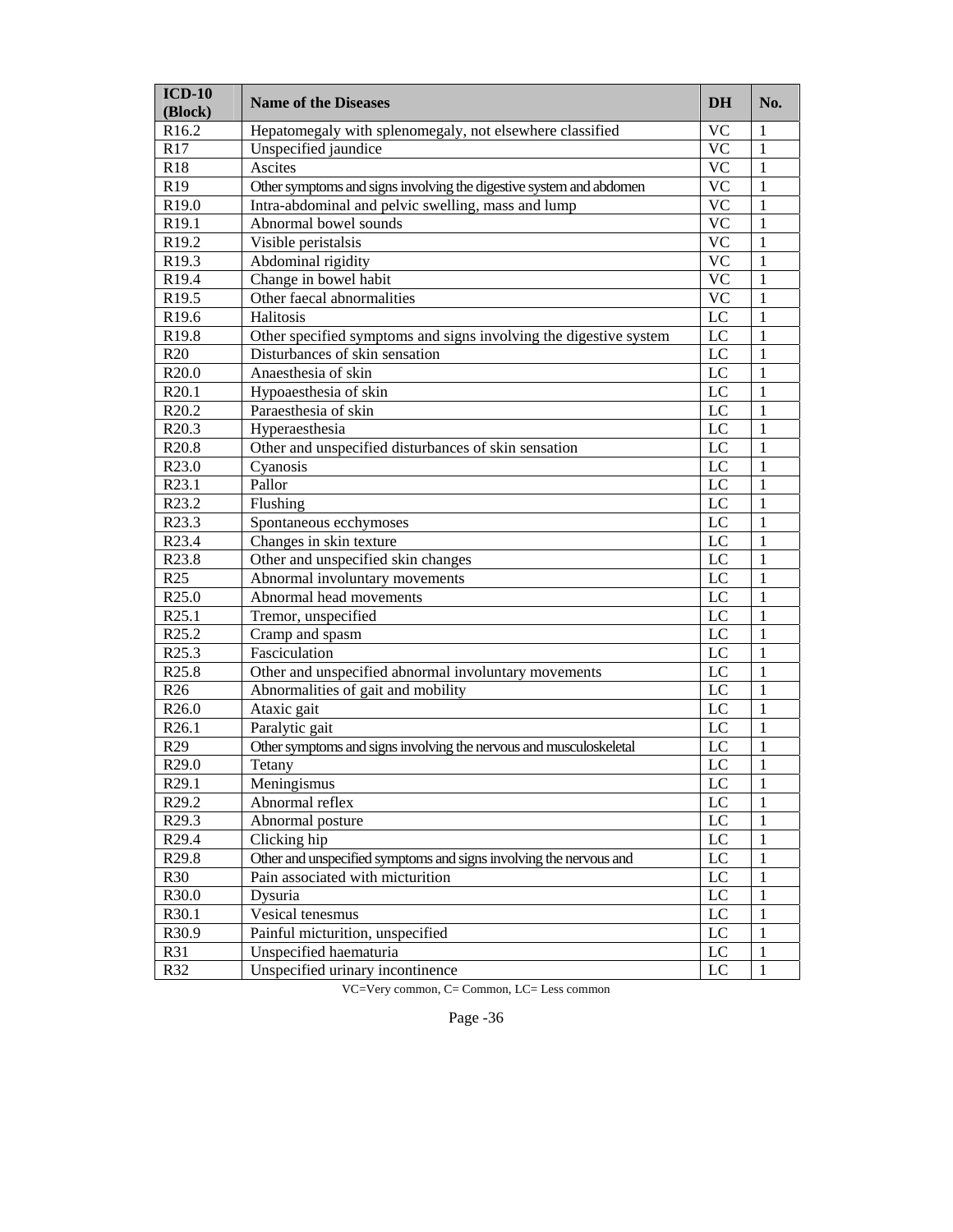| ICD-10 (Block) | Name of the Diseases | DH | No. |
|---|---|---|---|
| R16.2 | Hepatomegaly with splenomegaly, not elsewhere classified | VC | 1 |
| R17 | Unspecified jaundice | VC | 1 |
| R18 | Ascites | VC | 1 |
| R19 | Other symptoms and signs involving the digestive system and abdomen | VC | 1 |
| R19.0 | Intra-abdominal and pelvic swelling, mass and lump | VC | 1 |
| R19.1 | Abnormal bowel sounds | VC | 1 |
| R19.2 | Visible peristalsis | VC | 1 |
| R19.3 | Abdominal rigidity | VC | 1 |
| R19.4 | Change in bowel habit | VC | 1 |
| R19.5 | Other faecal abnormalities | VC | 1 |
| R19.6 | Halitosis | LC | 1 |
| R19.8 | Other specified symptoms and signs involving the digestive system | LC | 1 |
| R20 | Disturbances of skin sensation | LC | 1 |
| R20.0 | Anaesthesia of skin | LC | 1 |
| R20.1 | Hypoaesthesia of skin | LC | 1 |
| R20.2 | Paraesthesia of skin | LC | 1 |
| R20.3 | Hyperaesthesia | LC | 1 |
| R20.8 | Other and unspecified disturbances of skin sensation | LC | 1 |
| R23.0 | Cyanosis | LC | 1 |
| R23.1 | Pallor | LC | 1 |
| R23.2 | Flushing | LC | 1 |
| R23.3 | Spontaneous ecchymoses | LC | 1 |
| R23.4 | Changes in skin texture | LC | 1 |
| R23.8 | Other and unspecified skin changes | LC | 1 |
| R25 | Abnormal involuntary movements | LC | 1 |
| R25.0 | Abnormal head movements | LC | 1 |
| R25.1 | Tremor, unspecified | LC | 1 |
| R25.2 | Cramp and spasm | LC | 1 |
| R25.3 | Fasciculation | LC | 1 |
| R25.8 | Other and unspecified abnormal involuntary movements | LC | 1 |
| R26 | Abnormalities of gait and mobility | LC | 1 |
| R26.0 | Ataxic gait | LC | 1 |
| R26.1 | Paralytic gait | LC | 1 |
| R29 | Other symptoms and signs involving the nervous and musculoskeletal | LC | 1 |
| R29.0 | Tetany | LC | 1 |
| R29.1 | Meningismus | LC | 1 |
| R29.2 | Abnormal reflex | LC | 1 |
| R29.3 | Abnormal posture | LC | 1 |
| R29.4 | Clicking hip | LC | 1 |
| R29.8 | Other and unspecified symptoms and signs involving the nervous and | LC | 1 |
| R30 | Pain associated with micturition | LC | 1 |
| R30.0 | Dysuria | LC | 1 |
| R30.1 | Vesical tenesmus | LC | 1 |
| R30.9 | Painful micturition, unspecified | LC | 1 |
| R31 | Unspecified haematuria | LC | 1 |
| R32 | Unspecified urinary incontinence | LC | 1 |

VC=Very common, C= Common, LC= Less common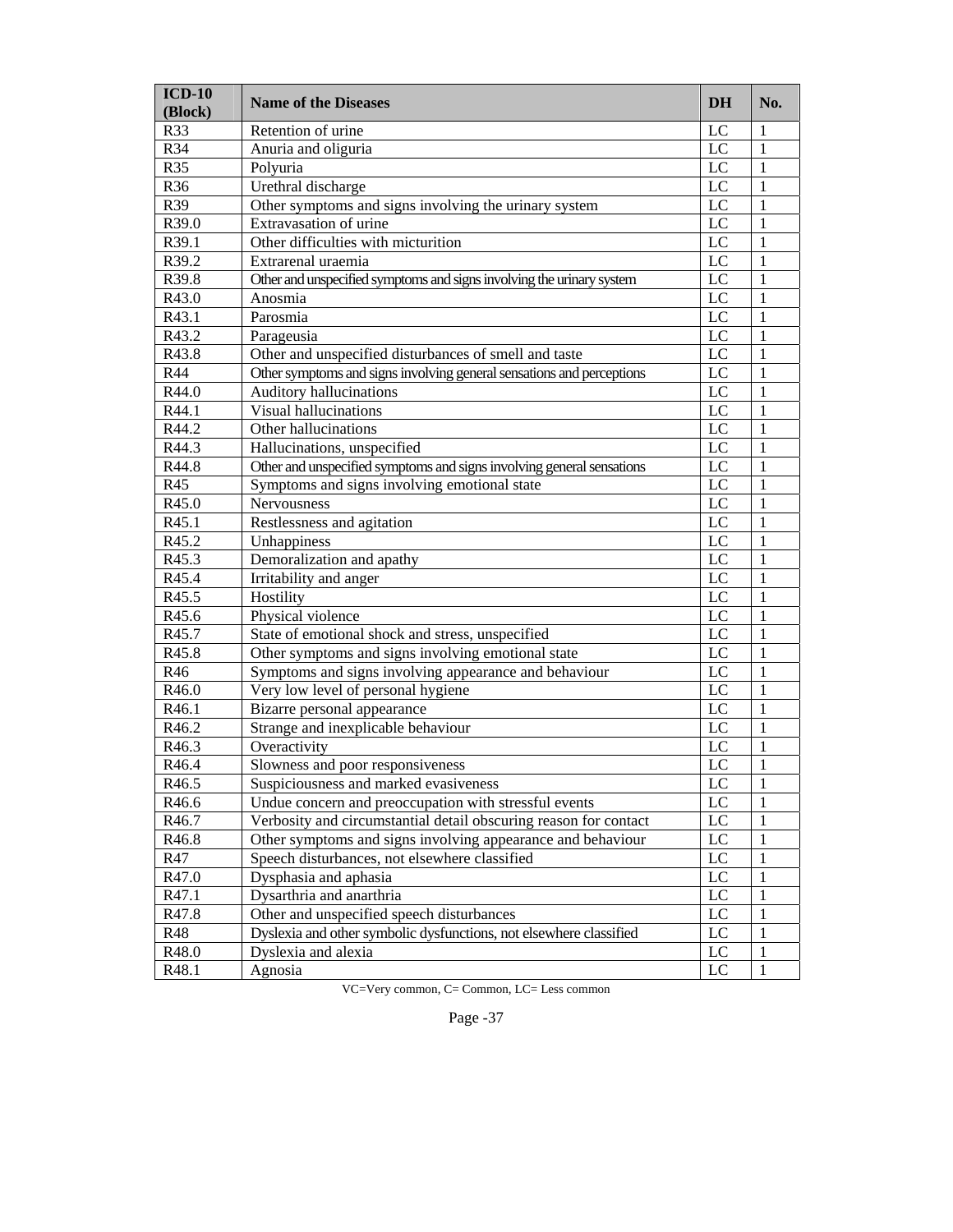| ICD-10 (Block) | Name of the Diseases | DH | No. |
|---|---|---|---|
| R33 | Retention of urine | LC | 1 |
| R34 | Anuria and oliguria | LC | 1 |
| R35 | Polyuria | LC | 1 |
| R36 | Urethral discharge | LC | 1 |
| R39 | Other symptoms and signs involving the urinary system | LC | 1 |
| R39.0 | Extravasation of urine | LC | 1 |
| R39.1 | Other difficulties with micturition | LC | 1 |
| R39.2 | Extrarenal uraemia | LC | 1 |
| R39.8 | Other and unspecified symptoms and signs involving the urinary system | LC | 1 |
| R43.0 | Anosmia | LC | 1 |
| R43.1 | Parosmia | LC | 1 |
| R43.2 | Parageusia | LC | 1 |
| R43.8 | Other and unspecified disturbances of smell and taste | LC | 1 |
| R44 | Other symptoms and signs involving general sensations and perceptions | LC | 1 |
| R44.0 | Auditory hallucinations | LC | 1 |
| R44.1 | Visual hallucinations | LC | 1 |
| R44.2 | Other hallucinations | LC | 1 |
| R44.3 | Hallucinations, unspecified | LC | 1 |
| R44.8 | Other and unspecified symptoms and signs involving general sensations | LC | 1 |
| R45 | Symptoms and signs involving emotional state | LC | 1 |
| R45.0 | Nervousness | LC | 1 |
| R45.1 | Restlessness and agitation | LC | 1 |
| R45.2 | Unhappiness | LC | 1 |
| R45.3 | Demoralization and apathy | LC | 1 |
| R45.4 | Irritability and anger | LC | 1 |
| R45.5 | Hostility | LC | 1 |
| R45.6 | Physical violence | LC | 1 |
| R45.7 | State of emotional shock and stress, unspecified | LC | 1 |
| R45.8 | Other symptoms and signs involving emotional state | LC | 1 |
| R46 | Symptoms and signs involving appearance and behaviour | LC | 1 |
| R46.0 | Very low level of personal hygiene | LC | 1 |
| R46.1 | Bizarre personal appearance | LC | 1 |
| R46.2 | Strange and inexplicable behaviour | LC | 1 |
| R46.3 | Overactivity | LC | 1 |
| R46.4 | Slowness and poor responsiveness | LC | 1 |
| R46.5 | Suspiciousness and marked evasiveness | LC | 1 |
| R46.6 | Undue concern and preoccupation with stressful events | LC | 1 |
| R46.7 | Verbosity and circumstantial detail obscuring reason for contact | LC | 1 |
| R46.8 | Other symptoms and signs involving appearance and behaviour | LC | 1 |
| R47 | Speech disturbances, not elsewhere classified | LC | 1 |
| R47.0 | Dysphasia and aphasia | LC | 1 |
| R47.1 | Dysarthria and anarthria | LC | 1 |
| R47.8 | Other and unspecified speech disturbances | LC | 1 |
| R48 | Dyslexia and other symbolic dysfunctions, not elsewhere classified | LC | 1 |
| R48.0 | Dyslexia and alexia | LC | 1 |
| R48.1 | Agnosia | LC | 1 |

VC=Very common, C= Common, LC= Less common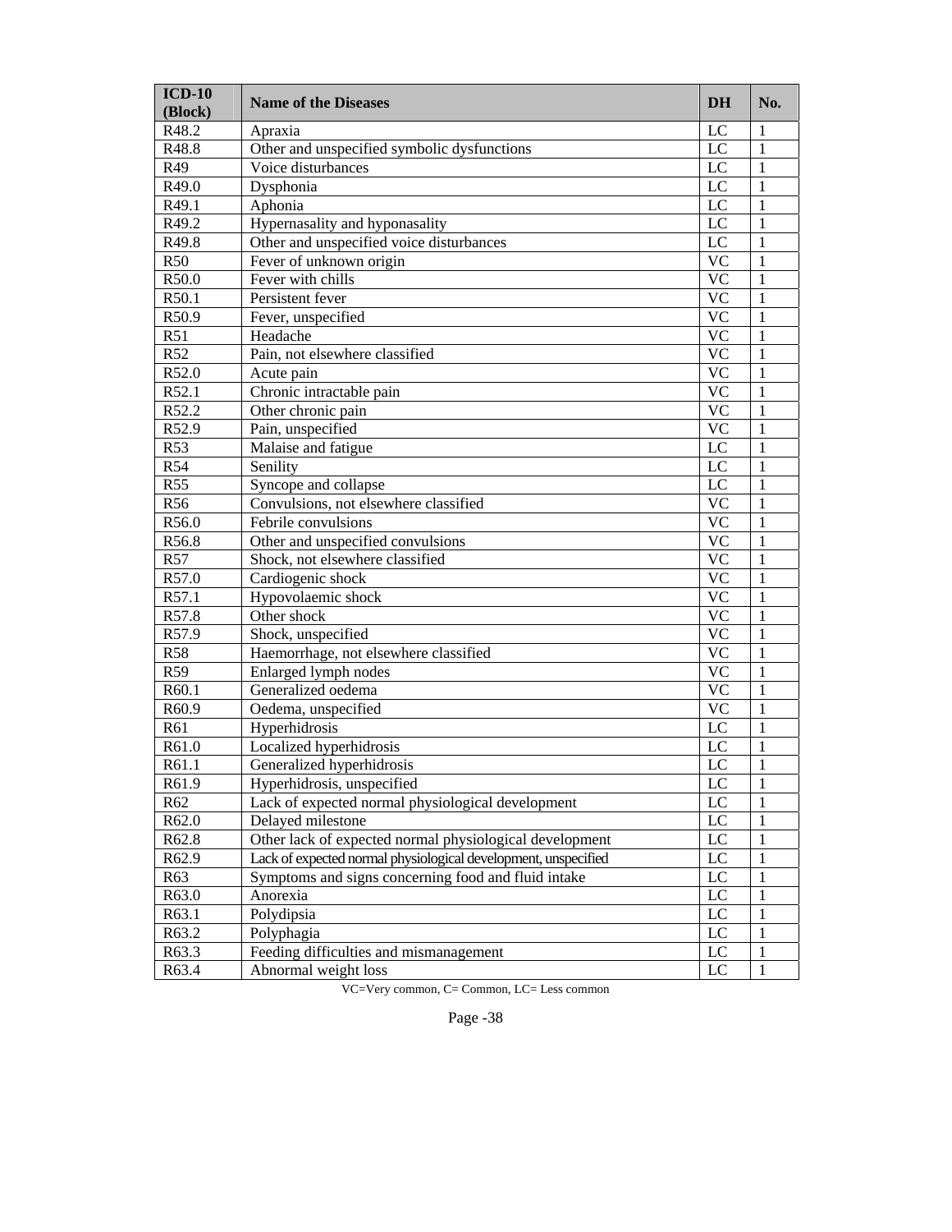| ICD-10 (Block) | Name of the Diseases | DH | No. |
|---|---|---|---|
| R48.2 | Apraxia | LC | 1 |
| R48.8 | Other and unspecified symbolic dysfunctions | LC | 1 |
| R49 | Voice disturbances | LC | 1 |
| R49.0 | Dysphonia | LC | 1 |
| R49.1 | Aphonia | LC | 1 |
| R49.2 | Hypernasality and hyponasality | LC | 1 |
| R49.8 | Other and unspecified voice disturbances | LC | 1 |
| R50 | Fever of unknown origin | VC | 1 |
| R50.0 | Fever with chills | VC | 1 |
| R50.1 | Persistent fever | VC | 1 |
| R50.9 | Fever, unspecified | VC | 1 |
| R51 | Headache | VC | 1 |
| R52 | Pain, not elsewhere classified | VC | 1 |
| R52.0 | Acute pain | VC | 1 |
| R52.1 | Chronic intractable pain | VC | 1 |
| R52.2 | Other chronic pain | VC | 1 |
| R52.9 | Pain, unspecified | VC | 1 |
| R53 | Malaise and fatigue | LC | 1 |
| R54 | Senility | LC | 1 |
| R55 | Syncope and collapse | LC | 1 |
| R56 | Convulsions, not elsewhere classified | VC | 1 |
| R56.0 | Febrile convulsions | VC | 1 |
| R56.8 | Other and unspecified convulsions | VC | 1 |
| R57 | Shock, not elsewhere classified | VC | 1 |
| R57.0 | Cardiogenic shock | VC | 1 |
| R57.1 | Hypovolaemic shock | VC | 1 |
| R57.8 | Other shock | VC | 1 |
| R57.9 | Shock, unspecified | VC | 1 |
| R58 | Haemorrhage, not elsewhere classified | VC | 1 |
| R59 | Enlarged lymph nodes | VC | 1 |
| R60.1 | Generalized oedema | VC | 1 |
| R60.9 | Oedema, unspecified | VC | 1 |
| R61 | Hyperhidrosis | LC | 1 |
| R61.0 | Localized hyperhidrosis | LC | 1 |
| R61.1 | Generalized hyperhidrosis | LC | 1 |
| R61.9 | Hyperhidrosis, unspecified | LC | 1 |
| R62 | Lack of expected normal physiological development | LC | 1 |
| R62.0 | Delayed milestone | LC | 1 |
| R62.8 | Other lack of expected normal physiological development | LC | 1 |
| R62.9 | Lack of expected normal physiological development, unspecified | LC | 1 |
| R63 | Symptoms and signs concerning food and fluid intake | LC | 1 |
| R63.0 | Anorexia | LC | 1 |
| R63.1 | Polydipsia | LC | 1 |
| R63.2 | Polyphagia | LC | 1 |
| R63.3 | Feeding difficulties and mismanagement | LC | 1 |
| R63.4 | Abnormal weight loss | LC | 1 |

VC=Very common, C= Common, LC= Less common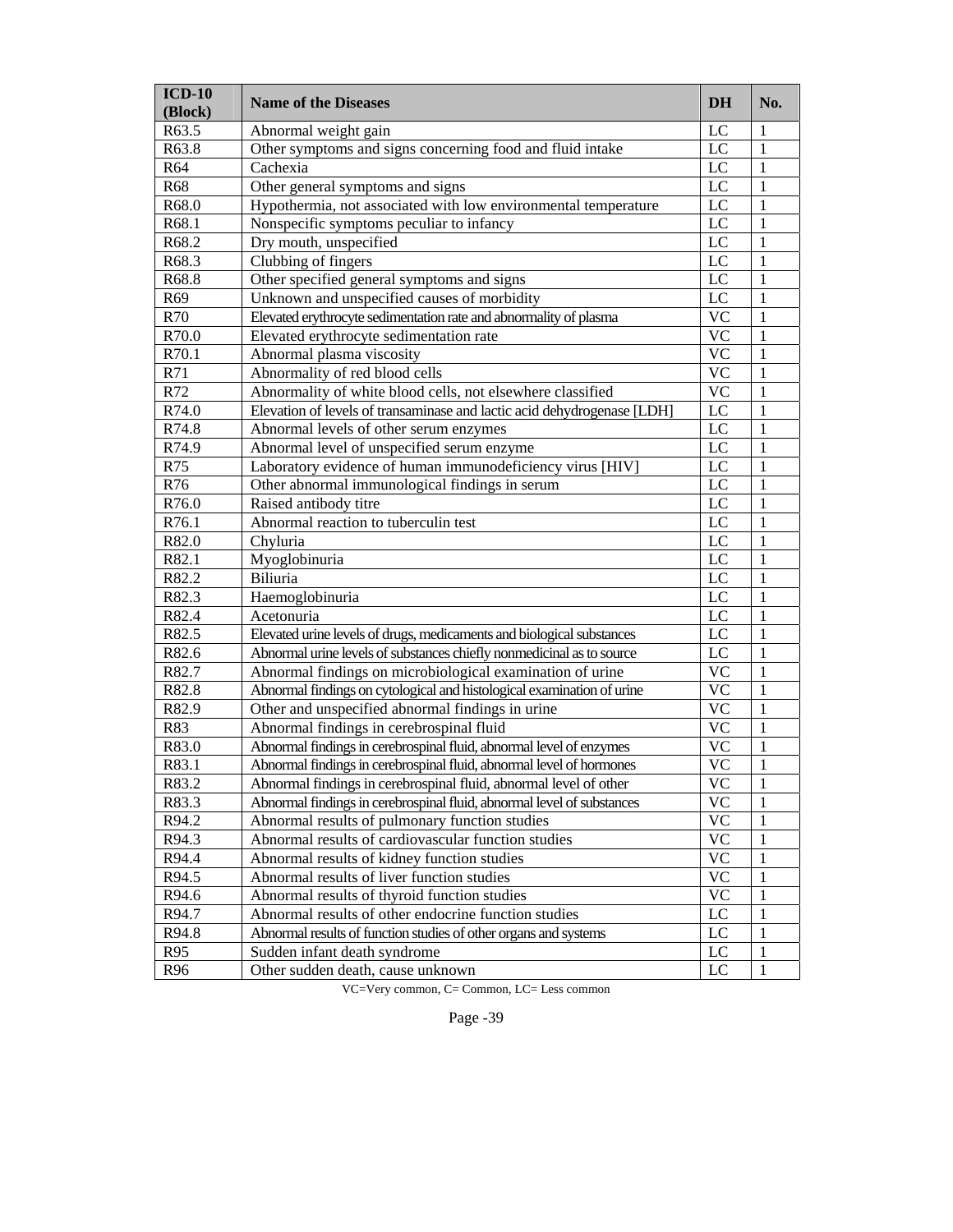| ICD-10 (Block) | Name of the Diseases | DH | No. |
|---|---|---|---|
| R63.5 | Abnormal weight gain | LC | 1 |
| R63.8 | Other symptoms and signs concerning food and fluid intake | LC | 1 |
| R64 | Cachexia | LC | 1 |
| R68 | Other general symptoms and signs | LC | 1 |
| R68.0 | Hypothermia, not associated with low environmental temperature | LC | 1 |
| R68.1 | Nonspecific symptoms peculiar to infancy | LC | 1 |
| R68.2 | Dry mouth, unspecified | LC | 1 |
| R68.3 | Clubbing of fingers | LC | 1 |
| R68.8 | Other specified general symptoms and signs | LC | 1 |
| R69 | Unknown and unspecified causes of morbidity | LC | 1 |
| R70 | Elevated erythrocyte sedimentation rate and abnormality of plasma | VC | 1 |
| R70.0 | Elevated erythrocyte sedimentation rate | VC | 1 |
| R70.1 | Abnormal plasma viscosity | VC | 1 |
| R71 | Abnormality of red blood cells | VC | 1 |
| R72 | Abnormality of white blood cells, not elsewhere classified | VC | 1 |
| R74.0 | Elevation of levels of transaminase and lactic acid dehydrogenase [LDH] | LC | 1 |
| R74.8 | Abnormal levels of other serum enzymes | LC | 1 |
| R74.9 | Abnormal level of unspecified serum enzyme | LC | 1 |
| R75 | Laboratory evidence of human immunodeficiency virus [HIV] | LC | 1 |
| R76 | Other abnormal immunological findings in serum | LC | 1 |
| R76.0 | Raised antibody titre | LC | 1 |
| R76.1 | Abnormal reaction to tuberculin test | LC | 1 |
| R82.0 | Chyluria | LC | 1 |
| R82.1 | Myoglobinuria | LC | 1 |
| R82.2 | Biliuria | LC | 1 |
| R82.3 | Haemoglobinuria | LC | 1 |
| R82.4 | Acetonuria | LC | 1 |
| R82.5 | Elevated urine levels of drugs, medicaments and biological substances | LC | 1 |
| R82.6 | Abnormal urine levels of substances chiefly nonmedicinal as to source | LC | 1 |
| R82.7 | Abnormal findings on microbiological examination of urine | VC | 1 |
| R82.8 | Abnormal findings on cytological and histological examination of urine | VC | 1 |
| R82.9 | Other and unspecified abnormal findings in urine | VC | 1 |
| R83 | Abnormal findings in cerebrospinal fluid | VC | 1 |
| R83.0 | Abnormal findings in cerebrospinal fluid, abnormal level of enzymes | VC | 1 |
| R83.1 | Abnormal findings in cerebrospinal fluid, abnormal level of hormones | VC | 1 |
| R83.2 | Abnormal findings in cerebrospinal fluid, abnormal level of other | VC | 1 |
| R83.3 | Abnormal findings in cerebrospinal fluid, abnormal level of substances | VC | 1 |
| R94.2 | Abnormal results of pulmonary function studies | VC | 1 |
| R94.3 | Abnormal results of cardiovascular function studies | VC | 1 |
| R94.4 | Abnormal results of kidney function studies | VC | 1 |
| R94.5 | Abnormal results of liver function studies | VC | 1 |
| R94.6 | Abnormal results of thyroid function studies | VC | 1 |
| R94.7 | Abnormal results of other endocrine function studies | LC | 1 |
| R94.8 | Abnormal results of function studies of other organs and systems | LC | 1 |
| R95 | Sudden infant death syndrome | LC | 1 |
| R96 | Other sudden death, cause unknown | LC | 1 |

VC=Very common, C= Common, LC= Less common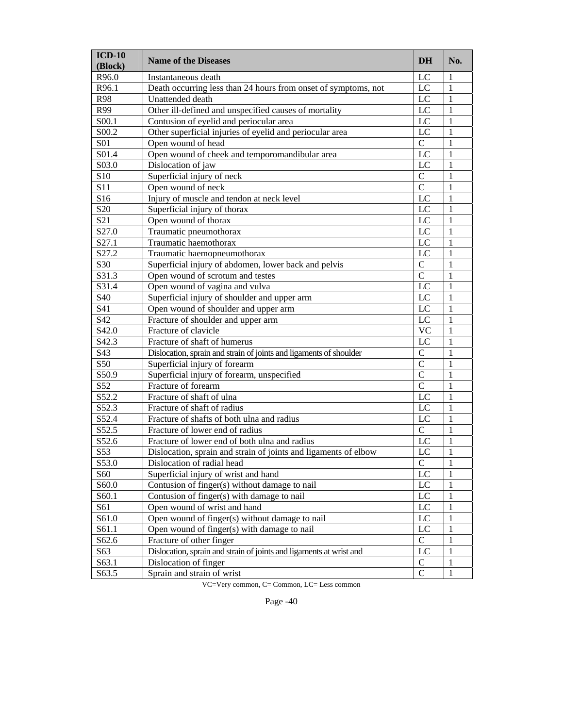| ICD-10 (Block) | Name of the Diseases | DH | No. |
|---|---|---|---|
| R96.0 | Instantaneous death | LC | 1 |
| R96.1 | Death occurring less than 24 hours from onset of symptoms, not | LC | 1 |
| R98 | Unattended death | LC | 1 |
| R99 | Other ill-defined and unspecified causes of mortality | LC | 1 |
| S00.1 | Contusion of eyelid and periocular area | LC | 1 |
| S00.2 | Other superficial injuries of eyelid and periocular area | LC | 1 |
| S01 | Open wound of head | C | 1 |
| S01.4 | Open wound of cheek and temporomandibular area | LC | 1 |
| S03.0 | Dislocation of jaw | LC | 1 |
| S10 | Superficial injury of neck | C | 1 |
| S11 | Open wound of neck | C | 1 |
| S16 | Injury of muscle and tendon at neck level | LC | 1 |
| S20 | Superficial injury of thorax | LC | 1 |
| S21 | Open wound of thorax | LC | 1 |
| S27.0 | Traumatic pneumothorax | LC | 1 |
| S27.1 | Traumatic haemothorax | LC | 1 |
| S27.2 | Traumatic haemopneumothorax | LC | 1 |
| S30 | Superficial injury of abdomen, lower back and pelvis | C | 1 |
| S31.3 | Open wound of scrotum and testes | C | 1 |
| S31.4 | Open wound of vagina and vulva | LC | 1 |
| S40 | Superficial injury of shoulder and upper arm | LC | 1 |
| S41 | Open wound of shoulder and upper arm | LC | 1 |
| S42 | Fracture of shoulder and upper arm | LC | 1 |
| S42.0 | Fracture of clavicle | VC | 1 |
| S42.3 | Fracture of shaft of humerus | LC | 1 |
| S43 | Dislocation, sprain and strain of joints and ligaments of shoulder | C | 1 |
| S50 | Superficial injury of forearm | C | 1 |
| S50.9 | Superficial injury of forearm, unspecified | C | 1 |
| S52 | Fracture of forearm | C | 1 |
| S52.2 | Fracture of shaft of ulna | LC | 1 |
| S52.3 | Fracture of shaft of radius | LC | 1 |
| S52.4 | Fracture of shafts of both ulna and radius | LC | 1 |
| S52.5 | Fracture of lower end of radius | C | 1 |
| S52.6 | Fracture of lower end of both ulna and radius | LC | 1 |
| S53 | Dislocation, sprain and strain of joints and ligaments of elbow | LC | 1 |
| S53.0 | Dislocation of radial head | C | 1 |
| S60 | Superficial injury of wrist and hand | LC | 1 |
| S60.0 | Contusion of finger(s) without damage to nail | LC | 1 |
| S60.1 | Contusion of finger(s) with damage to nail | LC | 1 |
| S61 | Open wound of wrist and hand | LC | 1 |
| S61.0 | Open wound of finger(s) without damage to nail | LC | 1 |
| S61.1 | Open wound of finger(s) with damage to nail | LC | 1 |
| S62.6 | Fracture of other finger | C | 1 |
| S63 | Dislocation, sprain and strain of joints and ligaments at wrist and | LC | 1 |
| S63.1 | Dislocation of finger | C | 1 |
| S63.5 | Sprain and strain of wrist | C | 1 |

VC=Very common, C= Common, LC= Less common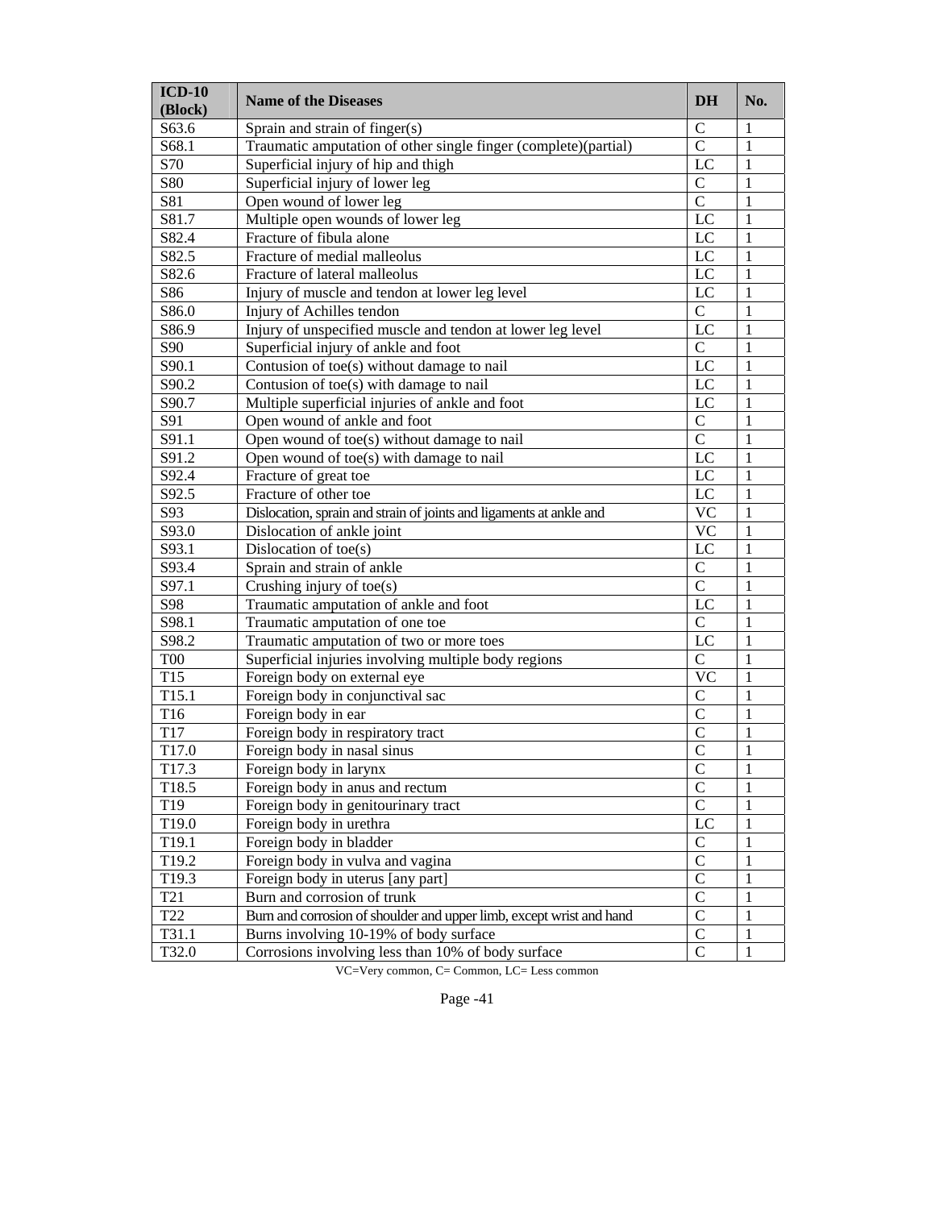| ICD-10 (Block) | Name of the Diseases | DH | No. |
|---|---|---|---|
| S63.6 | Sprain and strain of finger(s) | C | 1 |
| S68.1 | Traumatic amputation of other single finger (complete)(partial) | C | 1 |
| S70 | Superficial injury of hip and thigh | LC | 1 |
| S80 | Superficial injury of lower leg | C | 1 |
| S81 | Open wound of lower leg | C | 1 |
| S81.7 | Multiple open wounds of lower leg | LC | 1 |
| S82.4 | Fracture of fibula alone | LC | 1 |
| S82.5 | Fracture of medial malleolus | LC | 1 |
| S82.6 | Fracture of lateral malleolus | LC | 1 |
| S86 | Injury of muscle and tendon at lower leg level | LC | 1 |
| S86.0 | Injury of Achilles tendon | C | 1 |
| S86.9 | Injury of unspecified muscle and tendon at lower leg level | LC | 1 |
| S90 | Superficial injury of ankle and foot | C | 1 |
| S90.1 | Contusion of toe(s) without damage to nail | LC | 1 |
| S90.2 | Contusion of toe(s) with damage to nail | LC | 1 |
| S90.7 | Multiple superficial injuries of ankle and foot | LC | 1 |
| S91 | Open wound of ankle and foot | C | 1 |
| S91.1 | Open wound of toe(s) without damage to nail | C | 1 |
| S91.2 | Open wound of toe(s) with damage to nail | LC | 1 |
| S92.4 | Fracture of great toe | LC | 1 |
| S92.5 | Fracture of other toe | LC | 1 |
| S93 | Dislocation, sprain and strain of joints and ligaments at ankle and | VC | 1 |
| S93.0 | Dislocation of ankle joint | VC | 1 |
| S93.1 | Dislocation of toe(s) | LC | 1 |
| S93.4 | Sprain and strain of ankle | C | 1 |
| S97.1 | Crushing injury of toe(s) | C | 1 |
| S98 | Traumatic amputation of ankle and foot | LC | 1 |
| S98.1 | Traumatic amputation of one toe | C | 1 |
| S98.2 | Traumatic amputation of two or more toes | LC | 1 |
| T00 | Superficial injuries involving multiple body regions | C | 1 |
| T15 | Foreign body on external eye | VC | 1 |
| T15.1 | Foreign body in conjunctival sac | C | 1 |
| T16 | Foreign body in ear | C | 1 |
| T17 | Foreign body in respiratory tract | C | 1 |
| T17.0 | Foreign body in nasal sinus | C | 1 |
| T17.3 | Foreign body in larynx | C | 1 |
| T18.5 | Foreign body in anus and rectum | C | 1 |
| T19 | Foreign body in genitourinary tract | C | 1 |
| T19.0 | Foreign body in urethra | LC | 1 |
| T19.1 | Foreign body in bladder | C | 1 |
| T19.2 | Foreign body in vulva and vagina | C | 1 |
| T19.3 | Foreign body in uterus [any part] | C | 1 |
| T21 | Burn and corrosion of trunk | C | 1 |
| T22 | Burn and corrosion of shoulder and upper limb, except wrist and hand | C | 1 |
| T31.1 | Burns involving 10-19% of body surface | C | 1 |
| T32.0 | Corrosions involving less than 10% of body surface | C | 1 |

VC=Very common, C= Common, LC= Less common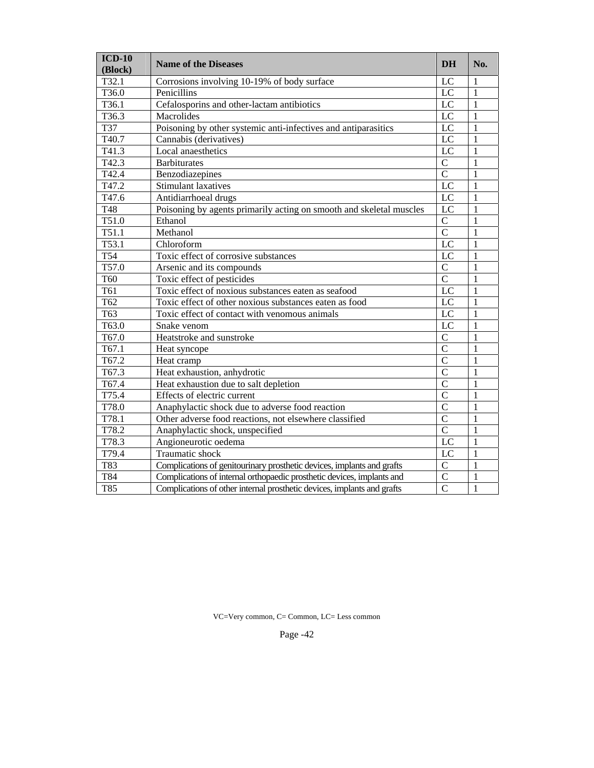| ICD-10 (Block) | Name of the Diseases | DH | No. |
|---|---|---|---|
| T32.1 | Corrosions involving 10-19% of body surface | LC | 1 |
| T36.0 | Penicillins | LC | 1 |
| T36.1 | Cefalosporins and other-lactam antibiotics | LC | 1 |
| T36.3 | Macrolides | LC | 1 |
| T37 | Poisoning by other systemic anti-infectives and antiparasitics | LC | 1 |
| T40.7 | Cannabis (derivatives) | LC | 1 |
| T41.3 | Local anaesthetics | LC | 1 |
| T42.3 | Barbiturates | C | 1 |
| T42.4 | Benzodiazepines | C | 1 |
| T47.2 | Stimulant laxatives | LC | 1 |
| T47.6 | Antidiarrhoeal drugs | LC | 1 |
| T48 | Poisoning by agents primarily acting on smooth and skeletal muscles | LC | 1 |
| T51.0 | Ethanol | C | 1 |
| T51.1 | Methanol | C | 1 |
| T53.1 | Chloroform | LC | 1 |
| T54 | Toxic effect of corrosive substances | LC | 1 |
| T57.0 | Arsenic and its compounds | C | 1 |
| T60 | Toxic effect of pesticides | C | 1 |
| T61 | Toxic effect of noxious substances eaten as seafood | LC | 1 |
| T62 | Toxic effect of other noxious substances eaten as food | LC | 1 |
| T63 | Toxic effect of contact with venomous animals | LC | 1 |
| T63.0 | Snake venom | LC | 1 |
| T67.0 | Heatstroke and sunstroke | C | 1 |
| T67.1 | Heat syncope | C | 1 |
| T67.2 | Heat cramp | C | 1 |
| T67.3 | Heat exhaustion, anhydrotic | C | 1 |
| T67.4 | Heat exhaustion due to salt depletion | C | 1 |
| T75.4 | Effects of electric current | C | 1 |
| T78.0 | Anaphylactic shock due to adverse food reaction | C | 1 |
| T78.1 | Other adverse food reactions, not elsewhere classified | C | 1 |
| T78.2 | Anaphylactic shock, unspecified | C | 1 |
| T78.3 | Angioneurotic oedema | LC | 1 |
| T79.4 | Traumatic shock | LC | 1 |
| T83 | Complications of genitourinary prosthetic devices, implants and grafts | C | 1 |
| T84 | Complications of internal orthopaedic prosthetic devices, implants and | C | 1 |
| T85 | Complications of other internal prosthetic devices, implants and grafts | C | 1 |

VC=Very common, C= Common, LC= Less common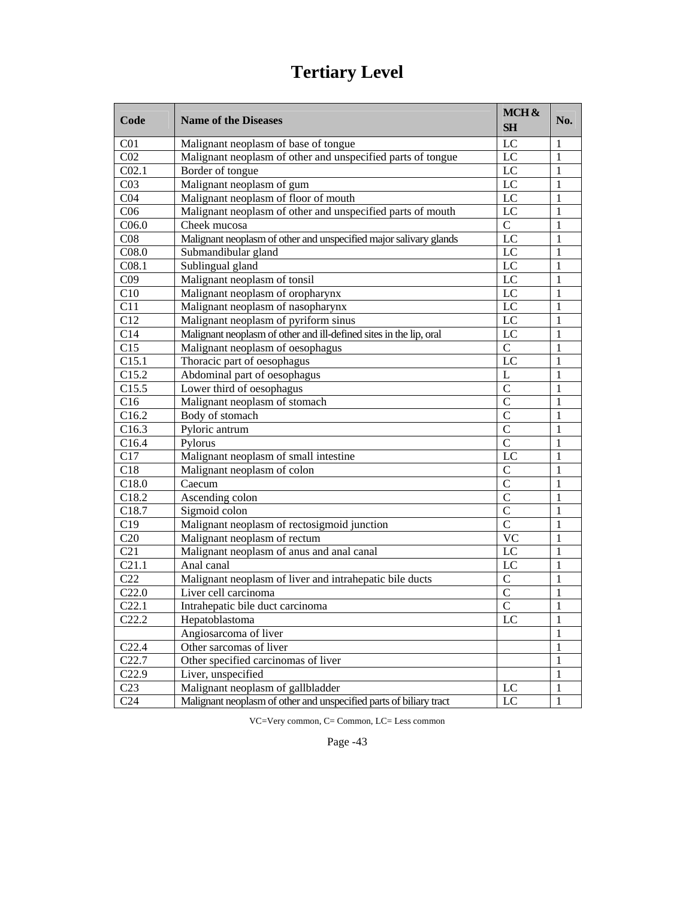# Tertiary Level

| Code | Name of the Diseases | MCH & SH | No. |
|---|---|---|---|
| C01 | Malignant neoplasm of base of tongue | LC | 1 |
| C02 | Malignant neoplasm of other and unspecified parts of tongue | LC | 1 |
| C02.1 | Border of tongue | LC | 1 |
| C03 | Malignant neoplasm of gum | LC | 1 |
| C04 | Malignant neoplasm of floor of mouth | LC | 1 |
| C06 | Malignant neoplasm of other and unspecified parts of mouth | LC | 1 |
| C06.0 | Cheek mucosa | C | 1 |
| C08 | Malignant neoplasm of other and unspecified major salivary glands | LC | 1 |
| C08.0 | Submandibular gland | LC | 1 |
| C08.1 | Sublingual gland | LC | 1 |
| C09 | Malignant neoplasm of tonsil | LC | 1 |
| C10 | Malignant neoplasm of oropharynx | LC | 1 |
| C11 | Malignant neoplasm of nasopharynx | LC | 1 |
| C12 | Malignant neoplasm of pyriform sinus | LC | 1 |
| C14 | Malignant neoplasm of other and ill-defined sites in the lip, oral | LC | 1 |
| C15 | Malignant neoplasm of oesophagus | C | 1 |
| C15.1 | Thoracic part of oesophagus | LC | 1 |
| C15.2 | Abdominal part of oesophagus | L | 1 |
| C15.5 | Lower third of oesophagus | C | 1 |
| C16 | Malignant neoplasm of stomach | C | 1 |
| C16.2 | Body of stomach | C | 1 |
| C16.3 | Pyloric antrum | C | 1 |
| C16.4 | Pylorus | C | 1 |
| C17 | Malignant neoplasm of small intestine | LC | 1 |
| C18 | Malignant neoplasm of colon | C | 1 |
| C18.0 | Caecum | C | 1 |
| C18.2 | Ascending colon | C | 1 |
| C18.7 | Sigmoid colon | C | 1 |
| C19 | Malignant neoplasm of rectosigmoid junction | C | 1 |
| C20 | Malignant neoplasm of rectum | VC | 1 |
| C21 | Malignant neoplasm of anus and anal canal | LC | 1 |
| C21.1 | Anal canal | LC | 1 |
| C22 | Malignant neoplasm of liver and intrahepatic bile ducts | C | 1 |
| C22.0 | Liver cell carcinoma | C | 1 |
| C22.1 | Intrahepatic bile duct carcinoma | C | 1 |
| C22.2 | Hepatoblastoma | LC | 1 |
| | Angiosarcoma of liver | | 1 |
| C22.4 | Other sarcomas of liver | | 1 |
| C22.7 | Other specified carcinomas of liver | | 1 |
| C22.9 | Liver, unspecified | | 1 |
| C23 | Malignant neoplasm of gallbladder | LC | 1 |
| C24 | Malignant neoplasm of other and unspecified parts of biliary tract | LC | 1 |

VC=Very common, C= Common, LC= Less common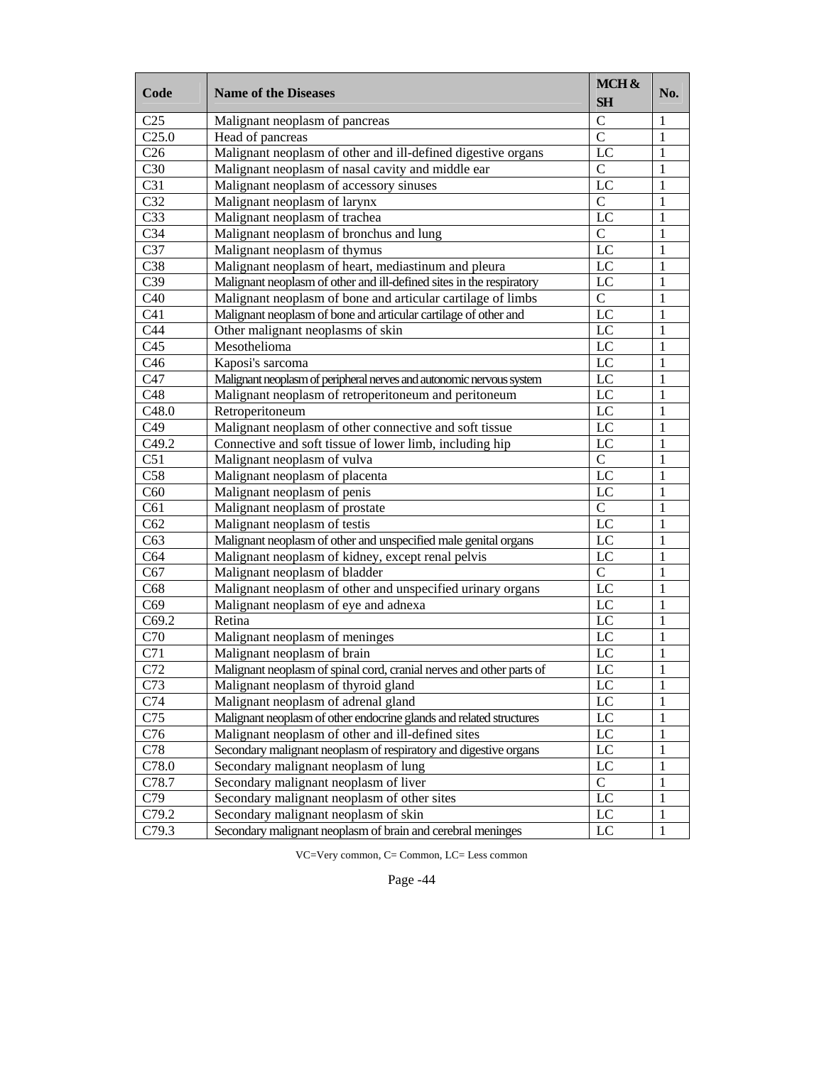| Code | Name of the Diseases | MCH & SH | No. |
|---|---|---|---|
| C25 | Malignant neoplasm of pancreas | C | 1 |
| C25.0 | Head of pancreas | C | 1 |
| C26 | Malignant neoplasm of other and ill-defined digestive organs | LC | 1 |
| C30 | Malignant neoplasm of nasal cavity and middle ear | C | 1 |
| C31 | Malignant neoplasm of accessory sinuses | LC | 1 |
| C32 | Malignant neoplasm of larynx | C | 1 |
| C33 | Malignant neoplasm of trachea | LC | 1 |
| C34 | Malignant neoplasm of bronchus and lung | C | 1 |
| C37 | Malignant neoplasm of thymus | LC | 1 |
| C38 | Malignant neoplasm of heart, mediastinum and pleura | LC | 1 |
| C39 | Malignant neoplasm of other and ill-defined sites in the respiratory | LC | 1 |
| C40 | Malignant neoplasm of bone and articular cartilage of limbs | C | 1 |
| C41 | Malignant neoplasm of bone and articular cartilage of other and | LC | 1 |
| C44 | Other malignant neoplasms of skin | LC | 1 |
| C45 | Mesothelioma | LC | 1 |
| C46 | Kaposi's sarcoma | LC | 1 |
| C47 | Malignant neoplasm of peripheral nerves and autonomic nervous system | LC | 1 |
| C48 | Malignant neoplasm of retroperitoneum and peritoneum | LC | 1 |
| C48.0 | Retroperitoneum | LC | 1 |
| C49 | Malignant neoplasm of other connective and soft tissue | LC | 1 |
| C49.2 | Connective and soft tissue of lower limb, including hip | LC | 1 |
| C51 | Malignant neoplasm of vulva | C | 1 |
| C58 | Malignant neoplasm of placenta | LC | 1 |
| C60 | Malignant neoplasm of penis | LC | 1 |
| C61 | Malignant neoplasm of prostate | C | 1 |
| C62 | Malignant neoplasm of testis | LC | 1 |
| C63 | Malignant neoplasm of other and unspecified male genital organs | LC | 1 |
| C64 | Malignant neoplasm of kidney, except renal pelvis | LC | 1 |
| C67 | Malignant neoplasm of bladder | C | 1 |
| C68 | Malignant neoplasm of other and unspecified urinary organs | LC | 1 |
| C69 | Malignant neoplasm of eye and adnexa | LC | 1 |
| C69.2 | Retina | LC | 1 |
| C70 | Malignant neoplasm of meninges | LC | 1 |
| C71 | Malignant neoplasm of brain | LC | 1 |
| C72 | Malignant neoplasm of spinal cord, cranial nerves and other parts of | LC | 1 |
| C73 | Malignant neoplasm of thyroid gland | LC | 1 |
| C74 | Malignant neoplasm of adrenal gland | LC | 1 |
| C75 | Malignant neoplasm of other endocrine glands and related structures | LC | 1 |
| C76 | Malignant neoplasm of other and ill-defined sites | LC | 1 |
| C78 | Secondary malignant neoplasm of respiratory and digestive organs | LC | 1 |
| C78.0 | Secondary malignant neoplasm of lung | LC | 1 |
| C78.7 | Secondary malignant neoplasm of liver | C | 1 |
| C79 | Secondary malignant neoplasm of other sites | LC | 1 |
| C79.2 | Secondary malignant neoplasm of skin | LC | 1 |
| C79.3 | Secondary malignant neoplasm of brain and cerebral meninges | LC | 1 |

VC=Very common, C= Common, LC= Less common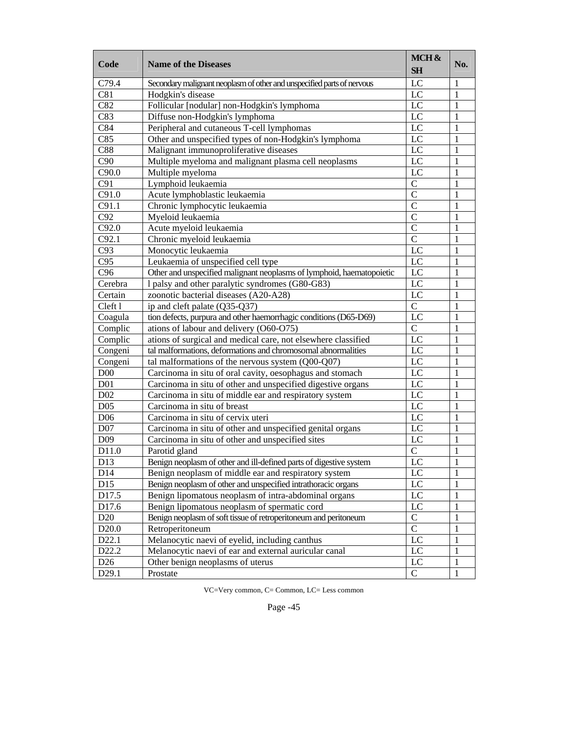| Code | Name of the Diseases | MCH & SH | No. |
|---|---|---|---|
| C79.4 | Secondary malignant neoplasm of other and unspecified parts of nervous | LC | 1 |
| C81 | Hodgkin's disease | LC | 1 |
| C82 | Follicular [nodular] non-Hodgkin's lymphoma | LC | 1 |
| C83 | Diffuse non-Hodgkin's lymphoma | LC | 1 |
| C84 | Peripheral and cutaneous T-cell lymphomas | LC | 1 |
| C85 | Other and unspecified types of non-Hodgkin's lymphoma | LC | 1 |
| C88 | Malignant immunoproliferative diseases | LC | 1 |
| C90 | Multiple myeloma and malignant plasma cell neoplasms | LC | 1 |
| C90.0 | Multiple myeloma | LC | 1 |
| C91 | Lymphoid leukaemia | C | 1 |
| C91.0 | Acute lymphoblastic leukaemia | C | 1 |
| C91.1 | Chronic lymphocytic leukaemia | C | 1 |
| C92 | Myeloid leukaemia | C | 1 |
| C92.0 | Acute myeloid leukaemia | C | 1 |
| C92.1 | Chronic myeloid leukaemia | C | 1 |
| C93 | Monocytic leukaemia | LC | 1 |
| C95 | Leukaemia of unspecified cell type | LC | 1 |
| C96 | Other and unspecified malignant neoplasms of lymphoid, haematopoietic | LC | 1 |
| Cerebra | l palsy and other paralytic syndromes (G80-G83) | LC | 1 |
| Certain | zoonotic bacterial diseases (A20-A28) | LC | 1 |
| Cleft l | ip and cleft palate (Q35-Q37) | C | 1 |
| Coagula | tion defects, purpura and other haemorrhagic conditions (D65-D69) | LC | 1 |
| Complic | ations of labour and delivery (O60-O75) | C | 1 |
| Complic | ations of surgical and medical care, not elsewhere classified | LC | 1 |
| Congeni | tal malformations, deformations and chromosomal abnormalities | LC | 1 |
| Congeni | tal malformations of the nervous system (Q00-Q07) | LC | 1 |
| D00 | Carcinoma in situ of oral cavity, oesophagus and stomach | LC | 1 |
| D01 | Carcinoma in situ of other and unspecified digestive organs | LC | 1 |
| D02 | Carcinoma in situ of middle ear and respiratory system | LC | 1 |
| D05 | Carcinoma in situ of breast | LC | 1 |
| D06 | Carcinoma in situ of cervix uteri | LC | 1 |
| D07 | Carcinoma in situ of other and unspecified genital organs | LC | 1 |
| D09 | Carcinoma in situ of other and unspecified sites | LC | 1 |
| D11.0 | Parotid gland | C | 1 |
| D13 | Benign neoplasm of other and ill-defined parts of digestive system | LC | 1 |
| D14 | Benign neoplasm of middle ear and respiratory system | LC | 1 |
| D15 | Benign neoplasm of other and unspecified intrathoracic organs | LC | 1 |
| D17.5 | Benign lipomatous neoplasm of intra-abdominal organs | LC | 1 |
| D17.6 | Benign lipomatous neoplasm of spermatic cord | LC | 1 |
| D20 | Benign neoplasm of soft tissue of retroperitoneum and peritoneum | C | 1 |
| D20.0 | Retroperitoneum | C | 1 |
| D22.1 | Melanocytic naevi of eyelid, including canthus | LC | 1 |
| D22.2 | Melanocytic naevi of ear and external auricular canal | LC | 1 |
| D26 | Other benign neoplasms of uterus | LC | 1 |
| D29.1 | Prostate | C | 1 |

VC=Very common, C= Common, LC= Less common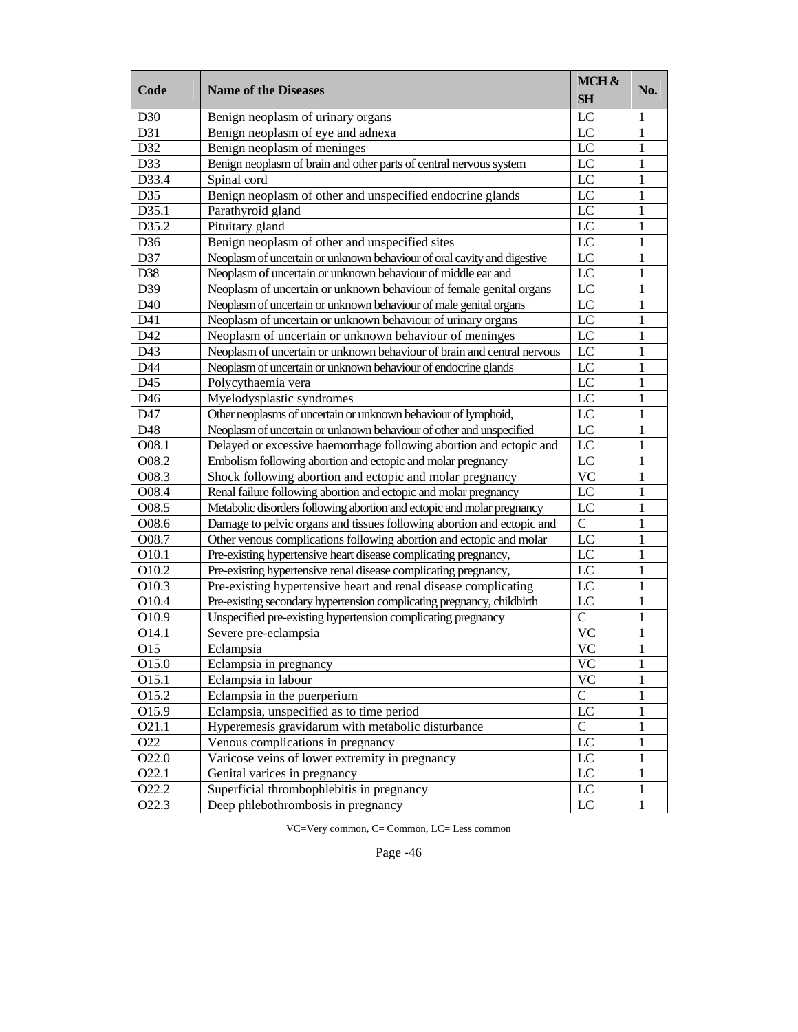| Code | Name of the Diseases | MCH & SH | No. |
|---|---|---|---|
| D30 | Benign neoplasm of urinary organs | LC | 1 |
| D31 | Benign neoplasm of eye and adnexa | LC | 1 |
| D32 | Benign neoplasm of meninges | LC | 1 |
| D33 | Benign neoplasm of brain and other parts of central nervous system | LC | 1 |
| D33.4 | Spinal cord | LC | 1 |
| D35 | Benign neoplasm of other and unspecified endocrine glands | LC | 1 |
| D35.1 | Parathyroid gland | LC | 1 |
| D35.2 | Pituitary gland | LC | 1 |
| D36 | Benign neoplasm of other and unspecified sites | LC | 1 |
| D37 | Neoplasm of uncertain or unknown behaviour of oral cavity and digestive | LC | 1 |
| D38 | Neoplasm of uncertain or unknown behaviour of middle ear and | LC | 1 |
| D39 | Neoplasm of uncertain or unknown behaviour of female genital organs | LC | 1 |
| D40 | Neoplasm of uncertain or unknown behaviour of male genital organs | LC | 1 |
| D41 | Neoplasm of uncertain or unknown behaviour of urinary organs | LC | 1 |
| D42 | Neoplasm of uncertain or unknown behaviour of meninges | LC | 1 |
| D43 | Neoplasm of uncertain or unknown behaviour of brain and central nervous | LC | 1 |
| D44 | Neoplasm of uncertain or unknown behaviour of endocrine glands | LC | 1 |
| D45 | Polycythaemia vera | LC | 1 |
| D46 | Myelodysplastic syndromes | LC | 1 |
| D47 | Other neoplasms of uncertain or unknown behaviour of lymphoid, | LC | 1 |
| D48 | Neoplasm of uncertain or unknown behaviour of other and unspecified | LC | 1 |
| O08.1 | Delayed or excessive haemorrhage following abortion and ectopic and | LC | 1 |
| O08.2 | Embolism following abortion and ectopic and molar pregnancy | LC | 1 |
| O08.3 | Shock following abortion and ectopic and molar pregnancy | VC | 1 |
| O08.4 | Renal failure following abortion and ectopic and molar pregnancy | LC | 1 |
| O08.5 | Metabolic disorders following abortion and ectopic and molar pregnancy | LC | 1 |
| O08.6 | Damage to pelvic organs and tissues following abortion and ectopic and | C | 1 |
| O08.7 | Other venous complications following abortion and ectopic and molar | LC | 1 |
| O10.1 | Pre-existing hypertensive heart disease complicating pregnancy, | LC | 1 |
| O10.2 | Pre-existing hypertensive renal disease complicating pregnancy, | LC | 1 |
| O10.3 | Pre-existing hypertensive heart and renal disease complicating | LC | 1 |
| O10.4 | Pre-existing secondary hypertension complicating pregnancy, childbirth | LC | 1 |
| O10.9 | Unspecified pre-existing hypertension complicating pregnancy | C | 1 |
| O14.1 | Severe pre-eclampsia | VC | 1 |
| O15 | Eclampsia | VC | 1 |
| O15.0 | Eclampsia in pregnancy | VC | 1 |
| O15.1 | Eclampsia in labour | VC | 1 |
| O15.2 | Eclampsia in the puerperium | C | 1 |
| O15.9 | Eclampsia, unspecified as to time period | LC | 1 |
| O21.1 | Hyperemesis gravidarum with metabolic disturbance | C | 1 |
| O22 | Venous complications in pregnancy | LC | 1 |
| O22.0 | Varicose veins of lower extremity in pregnancy | LC | 1 |
| O22.1 | Genital varices in pregnancy | LC | 1 |
| O22.2 | Superficial thrombophlebitis in pregnancy | LC | 1 |
| O22.3 | Deep phlebothrombosis in pregnancy | LC | 1 |

VC=Very common, C= Common, LC= Less common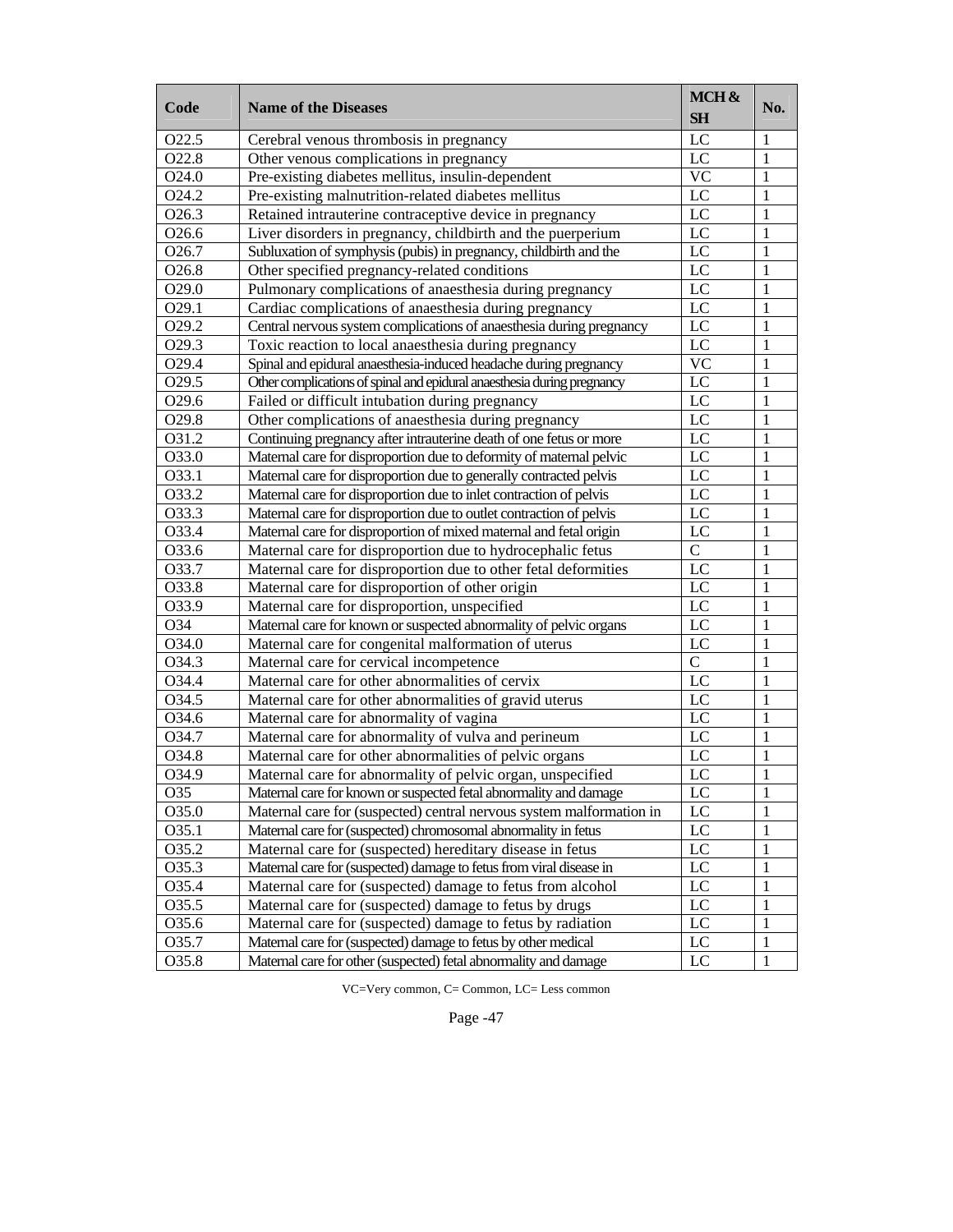| Code | Name of the Diseases | MCH & SH | No. |
|---|---|---|---|
| O22.5 | Cerebral venous thrombosis in pregnancy | LC | 1 |
| O22.8 | Other venous complications in pregnancy | LC | 1 |
| O24.0 | Pre-existing diabetes mellitus, insulin-dependent | VC | 1 |
| O24.2 | Pre-existing malnutrition-related diabetes mellitus | LC | 1 |
| O26.3 | Retained intrauterine contraceptive device in pregnancy | LC | 1 |
| O26.6 | Liver disorders in pregnancy, childbirth and the puerperium | LC | 1 |
| O26.7 | Subluxation of symphysis (pubis) in pregnancy, childbirth and the | LC | 1 |
| O26.8 | Other specified pregnancy-related conditions | LC | 1 |
| O29.0 | Pulmonary complications of anaesthesia during pregnancy | LC | 1 |
| O29.1 | Cardiac complications of anaesthesia during pregnancy | LC | 1 |
| O29.2 | Central nervous system complications of anaesthesia during pregnancy | LC | 1 |
| O29.3 | Toxic reaction to local anaesthesia during pregnancy | LC | 1 |
| O29.4 | Spinal and epidural anaesthesia-induced headache during pregnancy | VC | 1 |
| O29.5 | Other complications of spinal and epidural anaesthesia during pregnancy | LC | 1 |
| O29.6 | Failed or difficult intubation during pregnancy | LC | 1 |
| O29.8 | Other complications of anaesthesia during pregnancy | LC | 1 |
| O31.2 | Continuing pregnancy after intrauterine death of one fetus or more | LC | 1 |
| O33.0 | Maternal care for disproportion due to deformity of maternal pelvic | LC | 1 |
| O33.1 | Maternal care for disproportion due to generally contracted pelvis | LC | 1 |
| O33.2 | Maternal care for disproportion due to inlet contraction of pelvis | LC | 1 |
| O33.3 | Maternal care for disproportion due to outlet contraction of pelvis | LC | 1 |
| O33.4 | Maternal care for disproportion of mixed maternal and fetal origin | LC | 1 |
| O33.6 | Maternal care for disproportion due to hydrocephalic fetus | C | 1 |
| O33.7 | Maternal care for disproportion due to other fetal deformities | LC | 1 |
| O33.8 | Maternal care for disproportion of other origin | LC | 1 |
| O33.9 | Maternal care for disproportion, unspecified | LC | 1 |
| O34 | Maternal care for known or suspected abnormality of pelvic organs | LC | 1 |
| O34.0 | Maternal care for congenital malformation of uterus | LC | 1 |
| O34.3 | Maternal care for cervical incompetence | C | 1 |
| O34.4 | Maternal care for other abnormalities of cervix | LC | 1 |
| O34.5 | Maternal care for other abnormalities of gravid uterus | LC | 1 |
| O34.6 | Maternal care for abnormality of vagina | LC | 1 |
| O34.7 | Maternal care for abnormality of vulva and perineum | LC | 1 |
| O34.8 | Maternal care for other abnormalities of pelvic organs | LC | 1 |
| O34.9 | Maternal care for abnormality of pelvic organ, unspecified | LC | 1 |
| O35 | Maternal care for known or suspected fetal abnormality and damage | LC | 1 |
| O35.0 | Maternal care for (suspected) central nervous system malformation in | LC | 1 |
| O35.1 | Maternal care for (suspected) chromosomal abnormality in fetus | LC | 1 |
| O35.2 | Maternal care for (suspected) hereditary disease in fetus | LC | 1 |
| O35.3 | Maternal care for (suspected) damage to fetus from viral disease in | LC | 1 |
| O35.4 | Maternal care for (suspected) damage to fetus from alcohol | LC | 1 |
| O35.5 | Maternal care for (suspected) damage to fetus by drugs | LC | 1 |
| O35.6 | Maternal care for (suspected) damage to fetus by radiation | LC | 1 |
| O35.7 | Maternal care for (suspected) damage to fetus by other medical | LC | 1 |
| O35.8 | Maternal care for other (suspected) fetal abnormality and damage | LC | 1 |

VC=Very common, C= Common, LC= Less common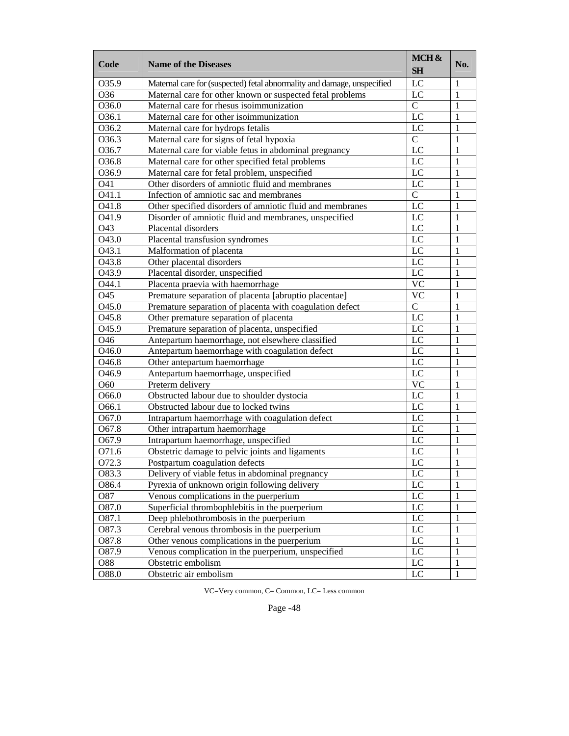| Code | Name of the Diseases | MCH & SH | No. |
|---|---|---|---|
| O35.9 | Maternal care for (suspected) fetal abnormality and damage, unspecified | LC | 1 |
| O36 | Maternal care for other known or suspected fetal problems | LC | 1 |
| O36.0 | Maternal care for rhesus isoimmunization | C | 1 |
| O36.1 | Maternal care for other isoimmunization | LC | 1 |
| O36.2 | Maternal care for hydrops fetalis | LC | 1 |
| O36.3 | Maternal care for signs of fetal hypoxia | C | 1 |
| O36.7 | Maternal care for viable fetus in abdominal pregnancy | LC | 1 |
| O36.8 | Maternal care for other specified fetal problems | LC | 1 |
| O36.9 | Maternal care for fetal problem, unspecified | LC | 1 |
| O41 | Other disorders of amniotic fluid and membranes | LC | 1 |
| O41.1 | Infection of amniotic sac and membranes | C | 1 |
| O41.8 | Other specified disorders of amniotic fluid and membranes | LC | 1 |
| O41.9 | Disorder of amniotic fluid and membranes, unspecified | LC | 1 |
| O43 | Placental disorders | LC | 1 |
| O43.0 | Placental transfusion syndromes | LC | 1 |
| O43.1 | Malformation of placenta | LC | 1 |
| O43.8 | Other placental disorders | LC | 1 |
| O43.9 | Placental disorder, unspecified | LC | 1 |
| O44.1 | Placenta praevia with haemorrhage | VC | 1 |
| O45 | Premature separation of placenta [abruptio placentae] | VC | 1 |
| O45.0 | Premature separation of placenta with coagulation defect | C | 1 |
| O45.8 | Other premature separation of placenta | LC | 1 |
| O45.9 | Premature separation of placenta, unspecified | LC | 1 |
| O46 | Antepartum haemorrhage, not elsewhere classified | LC | 1 |
| O46.0 | Antepartum haemorrhage with coagulation defect | LC | 1 |
| O46.8 | Other antepartum haemorrhage | LC | 1 |
| O46.9 | Antepartum haemorrhage, unspecified | LC | 1 |
| O60 | Preterm delivery | VC | 1 |
| O66.0 | Obstructed labour due to shoulder dystocia | LC | 1 |
| O66.1 | Obstructed labour due to locked twins | LC | 1 |
| O67.0 | Intrapartum haemorrhage with coagulation defect | LC | 1 |
| O67.8 | Other intrapartum haemorrhage | LC | 1 |
| O67.9 | Intrapartum haemorrhage, unspecified | LC | 1 |
| O71.6 | Obstetric damage to pelvic joints and ligaments | LC | 1 |
| O72.3 | Postpartum coagulation defects | LC | 1 |
| O83.3 | Delivery of viable fetus in abdominal pregnancy | LC | 1 |
| O86.4 | Pyrexia of unknown origin following delivery | LC | 1 |
| O87 | Venous complications in the puerperium | LC | 1 |
| O87.0 | Superficial thrombophlebitis in the puerperium | LC | 1 |
| O87.1 | Deep phlebothrombosis in the puerperium | LC | 1 |
| O87.3 | Cerebral venous thrombosis in the puerperium | LC | 1 |
| O87.8 | Other venous complications in the puerperium | LC | 1 |
| O87.9 | Venous complication in the puerperium, unspecified | LC | 1 |
| O88 | Obstetric embolism | LC | 1 |
| O88.0 | Obstetric air embolism | LC | 1 |

VC=Very common, C= Common, LC= Less common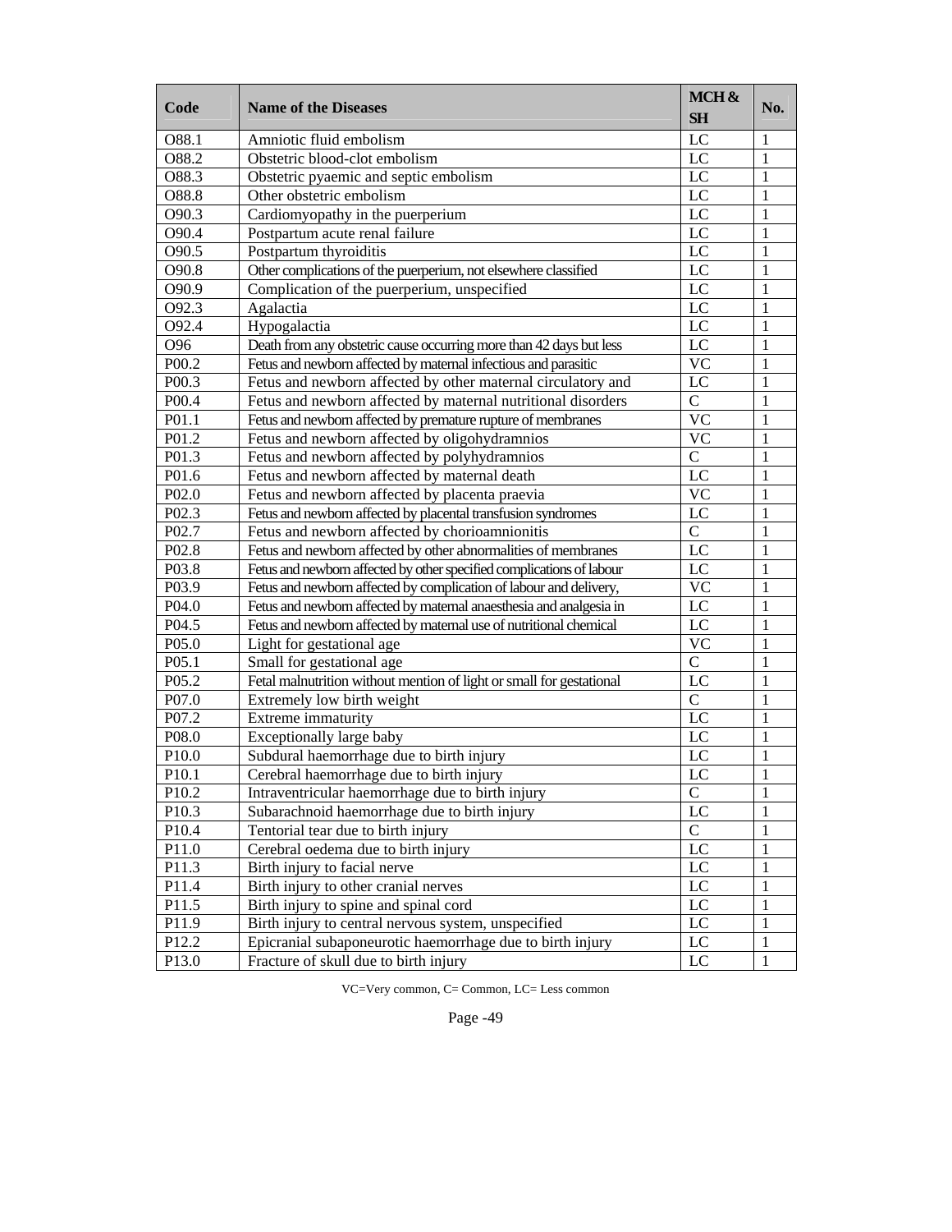| Code | Name of the Diseases | MCH & SH | No. |
|---|---|---|---|
| O88.1 | Amniotic fluid embolism | LC | 1 |
| O88.2 | Obstetric blood-clot embolism | LC | 1 |
| O88.3 | Obstetric pyaemic and septic embolism | LC | 1 |
| O88.8 | Other obstetric embolism | LC | 1 |
| O90.3 | Cardiomyopathy in the puerperium | LC | 1 |
| O90.4 | Postpartum acute renal failure | LC | 1 |
| O90.5 | Postpartum thyroiditis | LC | 1 |
| O90.8 | Other complications of the puerperium, not elsewhere classified | LC | 1 |
| O90.9 | Complication of the puerperium, unspecified | LC | 1 |
| O92.3 | Agalactia | LC | 1 |
| O92.4 | Hypogalactia | LC | 1 |
| O96 | Death from any obstetric cause occurring more than 42 days but less | LC | 1 |
| P00.2 | Fetus and newborn affected by maternal infectious and parasitic | VC | 1 |
| P00.3 | Fetus and newborn affected by other maternal circulatory and | LC | 1 |
| P00.4 | Fetus and newborn affected by maternal nutritional disorders | C | 1 |
| P01.1 | Fetus and newborn affected by premature rupture of membranes | VC | 1 |
| P01.2 | Fetus and newborn affected by oligohydramnios | VC | 1 |
| P01.3 | Fetus and newborn affected by polyhydramnios | C | 1 |
| P01.6 | Fetus and newborn affected by maternal death | LC | 1 |
| P02.0 | Fetus and newborn affected by placenta praevia | VC | 1 |
| P02.3 | Fetus and newborn affected by placental transfusion syndromes | LC | 1 |
| P02.7 | Fetus and newborn affected by chorioamnionitis | C | 1 |
| P02.8 | Fetus and newborn affected by other abnormalities of membranes | LC | 1 |
| P03.8 | Fetus and newborn affected by other specified complications of labour | LC | 1 |
| P03.9 | Fetus and newborn affected by complication of labour and delivery, | VC | 1 |
| P04.0 | Fetus and newborn affected by maternal anaesthesia and analgesia in | LC | 1 |
| P04.5 | Fetus and newborn affected by maternal use of nutritional chemical | LC | 1 |
| P05.0 | Light for gestational age | VC | 1 |
| P05.1 | Small for gestational age | C | 1 |
| P05.2 | Fetal malnutrition without mention of light or small for gestational | LC | 1 |
| P07.0 | Extremely low birth weight | C | 1 |
| P07.2 | Extreme immaturity | LC | 1 |
| P08.0 | Exceptionally large baby | LC | 1 |
| P10.0 | Subdural haemorrhage due to birth injury | LC | 1 |
| P10.1 | Cerebral haemorrhage due to birth injury | LC | 1 |
| P10.2 | Intraventricular haemorrhage due to birth injury | C | 1 |
| P10.3 | Subarachnoid haemorrhage due to birth injury | LC | 1 |
| P10.4 | Tentorial tear due to birth injury | C | 1 |
| P11.0 | Cerebral oedema due to birth injury | LC | 1 |
| P11.3 | Birth injury to facial nerve | LC | 1 |
| P11.4 | Birth injury to other cranial nerves | LC | 1 |
| P11.5 | Birth injury to spine and spinal cord | LC | 1 |
| P11.9 | Birth injury to central nervous system, unspecified | LC | 1 |
| P12.2 | Epicranial subaponeurotic haemorrhage due to birth injury | LC | 1 |
| P13.0 | Fracture of skull due to birth injury | LC | 1 |

VC=Very common, C= Common, LC= Less common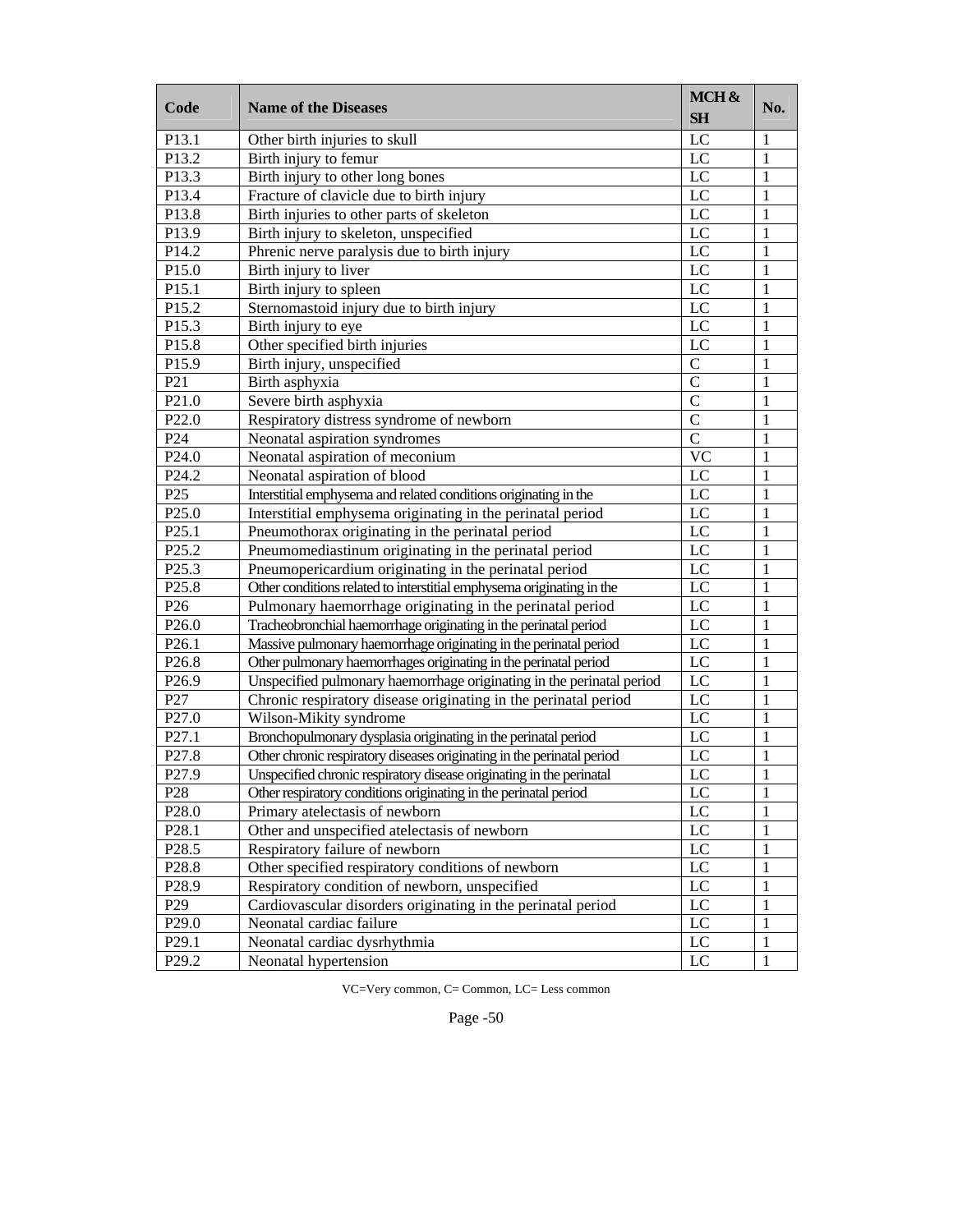| Code | Name of the Diseases | MCH & SH | No. |
|---|---|---|---|
| P13.1 | Other birth injuries to skull | LC | 1 |
| P13.2 | Birth injury to femur | LC | 1 |
| P13.3 | Birth injury to other long bones | LC | 1 |
| P13.4 | Fracture of clavicle due to birth injury | LC | 1 |
| P13.8 | Birth injuries to other parts of skeleton | LC | 1 |
| P13.9 | Birth injury to skeleton, unspecified | LC | 1 |
| P14.2 | Phrenic nerve paralysis due to birth injury | LC | 1 |
| P15.0 | Birth injury to liver | LC | 1 |
| P15.1 | Birth injury to spleen | LC | 1 |
| P15.2 | Sternomastoid injury due to birth injury | LC | 1 |
| P15.3 | Birth injury to eye | LC | 1 |
| P15.8 | Other specified birth injuries | LC | 1 |
| P15.9 | Birth injury, unspecified | C | 1 |
| P21 | Birth asphyxia | C | 1 |
| P21.0 | Severe birth asphyxia | C | 1 |
| P22.0 | Respiratory distress syndrome of newborn | C | 1 |
| P24 | Neonatal aspiration syndromes | C | 1 |
| P24.0 | Neonatal aspiration of meconium | VC | 1 |
| P24.2 | Neonatal aspiration of blood | LC | 1 |
| P25 | Interstitial emphysema and related conditions originating in the | LC | 1 |
| P25.0 | Interstitial emphysema originating in the perinatal period | LC | 1 |
| P25.1 | Pneumothorax originating in the perinatal period | LC | 1 |
| P25.2 | Pneumomediastinum originating in the perinatal period | LC | 1 |
| P25.3 | Pneumopericardium originating in the perinatal period | LC | 1 |
| P25.8 | Other conditions related to interstitial emphysema originating in the | LC | 1 |
| P26 | Pulmonary haemorrhage originating in the perinatal period | LC | 1 |
| P26.0 | Tracheobronchial haemorrhage originating in the perinatal period | LC | 1 |
| P26.1 | Massive pulmonary haemorrhage originating in the perinatal period | LC | 1 |
| P26.8 | Other pulmonary haemorrhages originating in the perinatal period | LC | 1 |
| P26.9 | Unspecified pulmonary haemorrhage originating in the perinatal period | LC | 1 |
| P27 | Chronic respiratory disease originating in the perinatal period | LC | 1 |
| P27.0 | Wilson-Mikity syndrome | LC | 1 |
| P27.1 | Bronchopulmonary dysplasia originating in the perinatal period | LC | 1 |
| P27.8 | Other chronic respiratory diseases originating in the perinatal period | LC | 1 |
| P27.9 | Unspecified chronic respiratory disease originating in the perinatal | LC | 1 |
| P28 | Other respiratory conditions originating in the perinatal period | LC | 1 |
| P28.0 | Primary atelectasis of newborn | LC | 1 |
| P28.1 | Other and unspecified atelectasis of newborn | LC | 1 |
| P28.5 | Respiratory failure of newborn | LC | 1 |
| P28.8 | Other specified respiratory conditions of newborn | LC | 1 |
| P28.9 | Respiratory condition of newborn, unspecified | LC | 1 |
| P29 | Cardiovascular disorders originating in the perinatal period | LC | 1 |
| P29.0 | Neonatal cardiac failure | LC | 1 |
| P29.1 | Neonatal cardiac dysrhythmia | LC | 1 |
| P29.2 | Neonatal hypertension | LC | 1 |

VC=Very common, C= Common, LC= Less common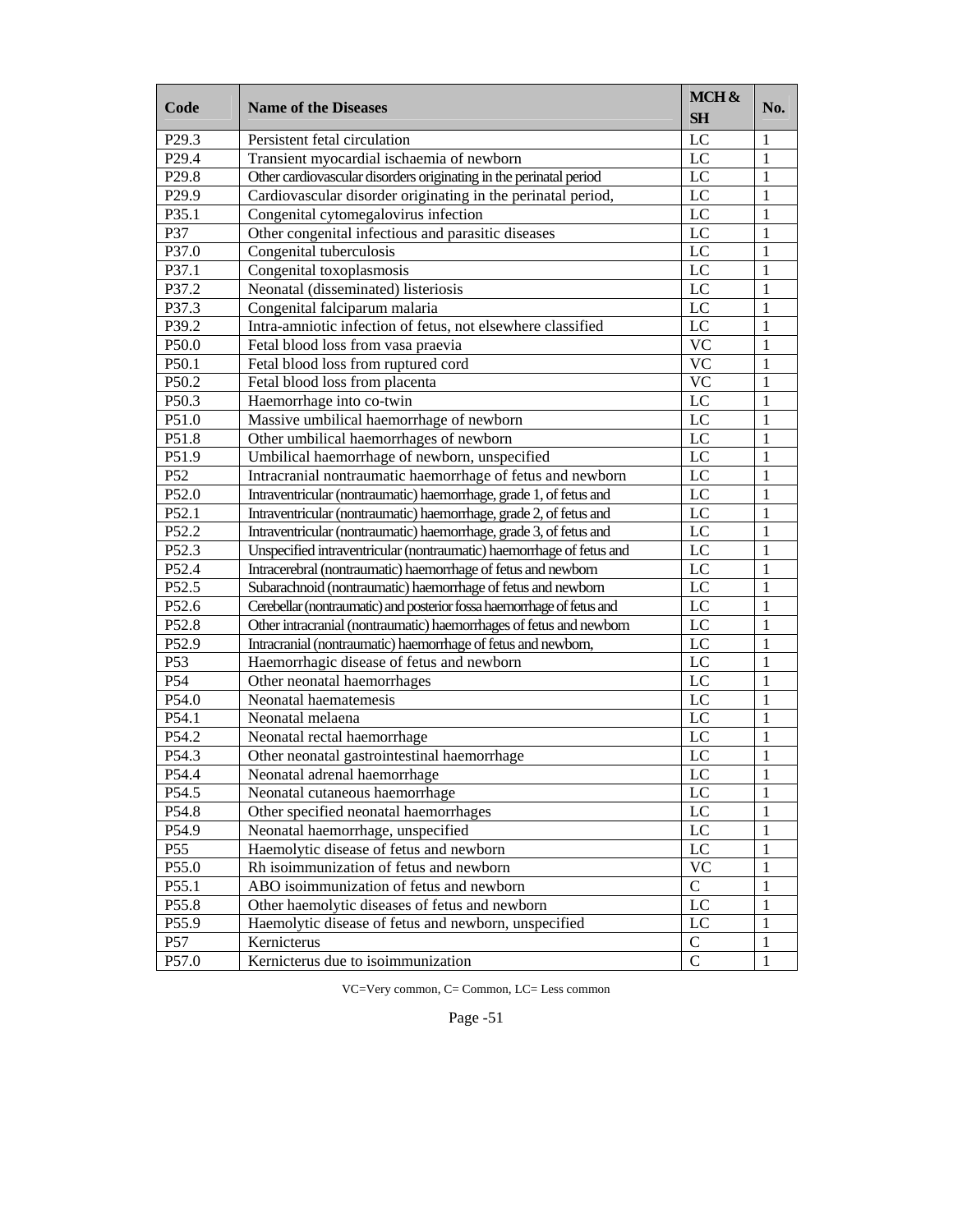| Code | Name of the Diseases | MCH & SH | No. |
|---|---|---|---|
| P29.3 | Persistent fetal circulation | LC | 1 |
| P29.4 | Transient myocardial ischaemia of newborn | LC | 1 |
| P29.8 | Other cardiovascular disorders originating in the perinatal period | LC | 1 |
| P29.9 | Cardiovascular disorder originating in the perinatal period, | LC | 1 |
| P35.1 | Congenital cytomegalovirus infection | LC | 1 |
| P37 | Other congenital infectious and parasitic diseases | LC | 1 |
| P37.0 | Congenital tuberculosis | LC | 1 |
| P37.1 | Congenital toxoplasmosis | LC | 1 |
| P37.2 | Neonatal (disseminated) listeriosis | LC | 1 |
| P37.3 | Congenital falciparum malaria | LC | 1 |
| P39.2 | Intra-amniotic infection of fetus, not elsewhere classified | LC | 1 |
| P50.0 | Fetal blood loss from vasa praevia | VC | 1 |
| P50.1 | Fetal blood loss from ruptured cord | VC | 1 |
| P50.2 | Fetal blood loss from placenta | VC | 1 |
| P50.3 | Haemorrhage into co-twin | LC | 1 |
| P51.0 | Massive umbilical haemorrhage of newborn | LC | 1 |
| P51.8 | Other umbilical haemorrhages of newborn | LC | 1 |
| P51.9 | Umbilical haemorrhage of newborn, unspecified | LC | 1 |
| P52 | Intracranial nontraumatic haemorrhage of fetus and newborn | LC | 1 |
| P52.0 | Intraventricular (nontraumatic) haemorrhage, grade 1, of fetus and | LC | 1 |
| P52.1 | Intraventricular (nontraumatic) haemorrhage, grade 2, of fetus and | LC | 1 |
| P52.2 | Intraventricular (nontraumatic) haemorrhage, grade 3, of fetus and | LC | 1 |
| P52.3 | Unspecified intraventricular (nontraumatic) haemorrhage of fetus and | LC | 1 |
| P52.4 | Intracerebral (nontraumatic) haemorrhage of fetus and newborn | LC | 1 |
| P52.5 | Subarachnoid (nontraumatic) haemorrhage of fetus and newborn | LC | 1 |
| P52.6 | Cerebellar (nontraumatic) and posterior fossa haemorrhage of fetus and | LC | 1 |
| P52.8 | Other intracranial (nontraumatic) haemorrhages of fetus and newborn | LC | 1 |
| P52.9 | Intracranial (nontraumatic) haemorrhage of fetus and newborn, | LC | 1 |
| P53 | Haemorrhagic disease of fetus and newborn | LC | 1 |
| P54 | Other neonatal haemorrhages | LC | 1 |
| P54.0 | Neonatal haematemesis | LC | 1 |
| P54.1 | Neonatal melaena | LC | 1 |
| P54.2 | Neonatal rectal haemorrhage | LC | 1 |
| P54.3 | Other neonatal gastrointestinal haemorrhage | LC | 1 |
| P54.4 | Neonatal adrenal haemorrhage | LC | 1 |
| P54.5 | Neonatal cutaneous haemorrhage | LC | 1 |
| P54.8 | Other specified neonatal haemorrhages | LC | 1 |
| P54.9 | Neonatal haemorrhage, unspecified | LC | 1 |
| P55 | Haemolytic disease of fetus and newborn | LC | 1 |
| P55.0 | Rh isoimmunization of fetus and newborn | VC | 1 |
| P55.1 | ABO isoimmunization of fetus and newborn | C | 1 |
| P55.8 | Other haemolytic diseases of fetus and newborn | LC | 1 |
| P55.9 | Haemolytic disease of fetus and newborn, unspecified | LC | 1 |
| P57 | Kernicterus | C | 1 |
| P57.0 | Kernicterus due to isoimmunization | C | 1 |

VC=Very common, C= Common, LC= Less common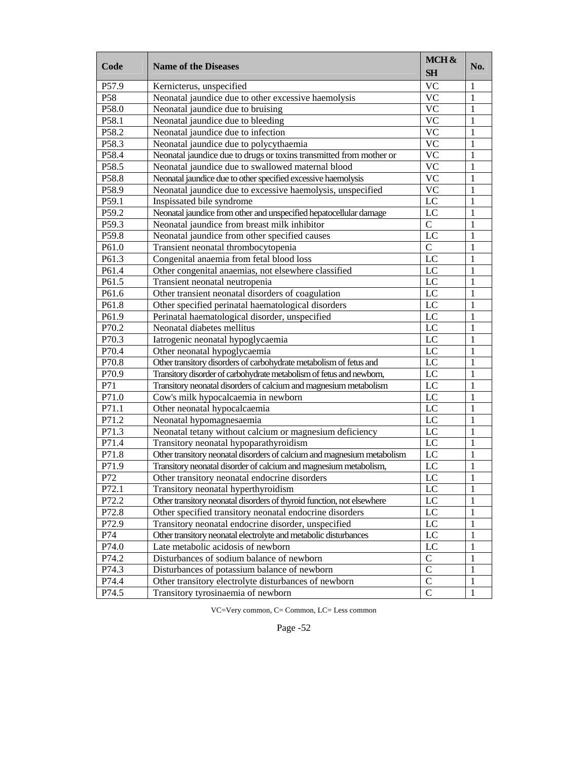| Code | Name of the Diseases | MCH & SH | No. |
|---|---|---|---|
| P57.9 | Kernicterus, unspecified | VC | 1 |
| P58 | Neonatal jaundice due to other excessive haemolysis | VC | 1 |
| P58.0 | Neonatal jaundice due to bruising | VC | 1 |
| P58.1 | Neonatal jaundice due to bleeding | VC | 1 |
| P58.2 | Neonatal jaundice due to infection | VC | 1 |
| P58.3 | Neonatal jaundice due to polycythaemia | VC | 1 |
| P58.4 | Neonatal jaundice due to drugs or toxins transmitted from mother or | VC | 1 |
| P58.5 | Neonatal jaundice due to swallowed maternal blood | VC | 1 |
| P58.8 | Neonatal jaundice due to other specified excessive haemolysis | VC | 1 |
| P58.9 | Neonatal jaundice due to excessive haemolysis, unspecified | VC | 1 |
| P59.1 | Inspissated bile syndrome | LC | 1 |
| P59.2 | Neonatal jaundice from other and unspecified hepatocellular damage | LC | 1 |
| P59.3 | Neonatal jaundice from breast milk inhibitor | C | 1 |
| P59.8 | Neonatal jaundice from other specified causes | LC | 1 |
| P61.0 | Transient neonatal thrombocytopenia | C | 1 |
| P61.3 | Congenital anaemia from fetal blood loss | LC | 1 |
| P61.4 | Other congenital anaemias, not elsewhere classified | LC | 1 |
| P61.5 | Transient neonatal neutropenia | LC | 1 |
| P61.6 | Other transient neonatal disorders of coagulation | LC | 1 |
| P61.8 | Other specified perinatal haematological disorders | LC | 1 |
| P61.9 | Perinatal haematological disorder, unspecified | LC | 1 |
| P70.2 | Neonatal diabetes mellitus | LC | 1 |
| P70.3 | Iatrogenic neonatal hypoglycaemia | LC | 1 |
| P70.4 | Other neonatal hypoglycaemia | LC | 1 |
| P70.8 | Other transitory disorders of carbohydrate metabolism of fetus and | LC | 1 |
| P70.9 | Transitory disorder of carbohydrate metabolism of fetus and newborn, | LC | 1 |
| P71 | Transitory neonatal disorders of calcium and magnesium metabolism | LC | 1 |
| P71.0 | Cow's milk hypocalcaemia in newborn | LC | 1 |
| P71.1 | Other neonatal hypocalcaemia | LC | 1 |
| P71.2 | Neonatal hypomagnesaemia | LC | 1 |
| P71.3 | Neonatal tetany without calcium or magnesium deficiency | LC | 1 |
| P71.4 | Transitory neonatal hypoparathyroidism | LC | 1 |
| P71.8 | Other transitory neonatal disorders of calcium and magnesium metabolism | LC | 1 |
| P71.9 | Transitory neonatal disorder of calcium and magnesium metabolism, | LC | 1 |
| P72 | Other transitory neonatal endocrine disorders | LC | 1 |
| P72.1 | Transitory neonatal hyperthyroidism | LC | 1 |
| P72.2 | Other transitory neonatal disorders of thyroid function, not elsewhere | LC | 1 |
| P72.8 | Other specified transitory neonatal endocrine disorders | LC | 1 |
| P72.9 | Transitory neonatal endocrine disorder, unspecified | LC | 1 |
| P74 | Other transitory neonatal electrolyte and metabolic disturbances | LC | 1 |
| P74.0 | Late metabolic acidosis of newborn | LC | 1 |
| P74.2 | Disturbances of sodium balance of newborn | C | 1 |
| P74.3 | Disturbances of potassium balance of newborn | C | 1 |
| P74.4 | Other transitory electrolyte disturbances of newborn | C | 1 |
| P74.5 | Transitory tyrosinaemia of newborn | C | 1 |

VC=Very common, C= Common, LC= Less common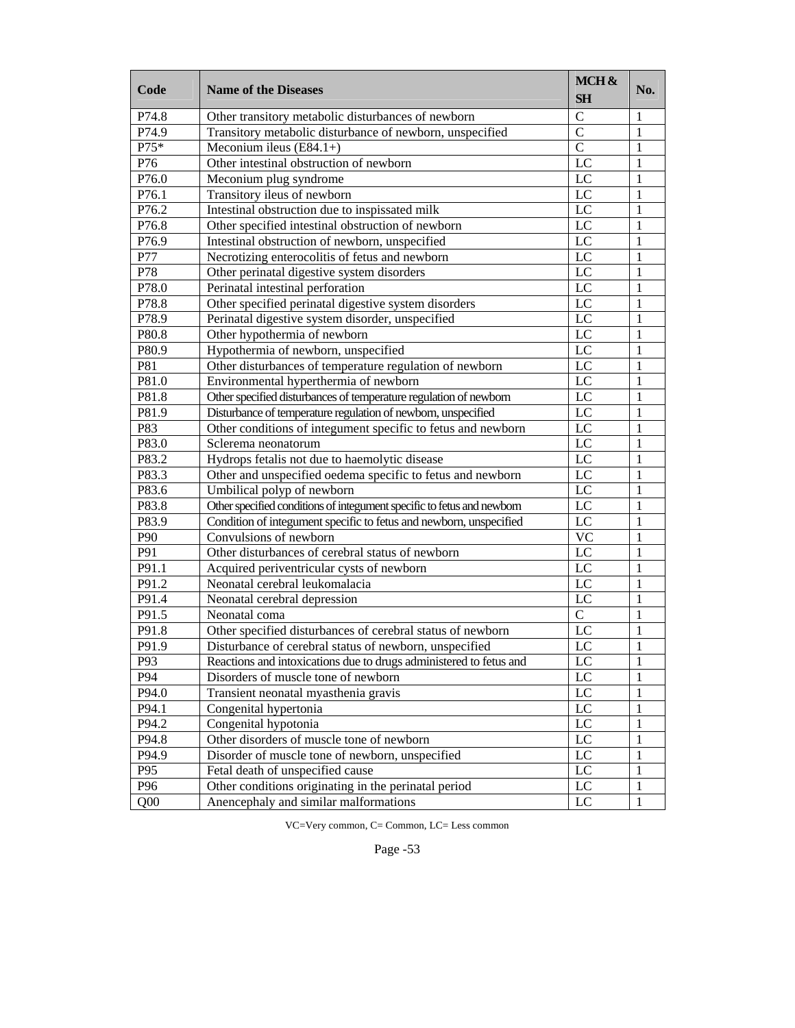| Code | Name of the Diseases | MCH & SH | No. |
|---|---|---|---|
| P74.8 | Other transitory metabolic disturbances of newborn | C | 1 |
| P74.9 | Transitory metabolic disturbance of newborn, unspecified | C | 1 |
| P75* | Meconium ileus (E84.1+) | C | 1 |
| P76 | Other intestinal obstruction of newborn | LC | 1 |
| P76.0 | Meconium plug syndrome | LC | 1 |
| P76.1 | Transitory ileus of newborn | LC | 1 |
| P76.2 | Intestinal obstruction due to inspissated milk | LC | 1 |
| P76.8 | Other specified intestinal obstruction of newborn | LC | 1 |
| P76.9 | Intestinal obstruction of newborn, unspecified | LC | 1 |
| P77 | Necrotizing enterocolitis of fetus and newborn | LC | 1 |
| P78 | Other perinatal digestive system disorders | LC | 1 |
| P78.0 | Perinatal intestinal perforation | LC | 1 |
| P78.8 | Other specified perinatal digestive system disorders | LC | 1 |
| P78.9 | Perinatal digestive system disorder, unspecified | LC | 1 |
| P80.8 | Other hypothermia of newborn | LC | 1 |
| P80.9 | Hypothermia of newborn, unspecified | LC | 1 |
| P81 | Other disturbances of temperature regulation of newborn | LC | 1 |
| P81.0 | Environmental hyperthermia of newborn | LC | 1 |
| P81.8 | Other specified disturbances of temperature regulation of newborn | LC | 1 |
| P81.9 | Disturbance of temperature regulation of newborn, unspecified | LC | 1 |
| P83 | Other conditions of integument specific to fetus and newborn | LC | 1 |
| P83.0 | Sclerema neonatorum | LC | 1 |
| P83.2 | Hydrops fetalis not due to haemolytic disease | LC | 1 |
| P83.3 | Other and unspecified oedema specific to fetus and newborn | LC | 1 |
| P83.6 | Umbilical polyp of newborn | LC | 1 |
| P83.8 | Other specified conditions of integument specific to fetus and newborn | LC | 1 |
| P83.9 | Condition of integument specific to fetus and newborn, unspecified | LC | 1 |
| P90 | Convulsions of newborn | VC | 1 |
| P91 | Other disturbances of cerebral status of newborn | LC | 1 |
| P91.1 | Acquired periventricular cysts of newborn | LC | 1 |
| P91.2 | Neonatal cerebral leukomalacia | LC | 1 |
| P91.4 | Neonatal cerebral depression | LC | 1 |
| P91.5 | Neonatal coma | C | 1 |
| P91.8 | Other specified disturbances of cerebral status of newborn | LC | 1 |
| P91.9 | Disturbance of cerebral status of newborn, unspecified | LC | 1 |
| P93 | Reactions and intoxications due to drugs administered to fetus and | LC | 1 |
| P94 | Disorders of muscle tone of newborn | LC | 1 |
| P94.0 | Transient neonatal myasthenia gravis | LC | 1 |
| P94.1 | Congenital hypertonia | LC | 1 |
| P94.2 | Congenital hypotonia | LC | 1 |
| P94.8 | Other disorders of muscle tone of newborn | LC | 1 |
| P94.9 | Disorder of muscle tone of newborn, unspecified | LC | 1 |
| P95 | Fetal death of unspecified cause | LC | 1 |
| P96 | Other conditions originating in the perinatal period | LC | 1 |
| Q00 | Anencephaly and similar malformations | LC | 1 |

VC=Very common, C= Common, LC= Less common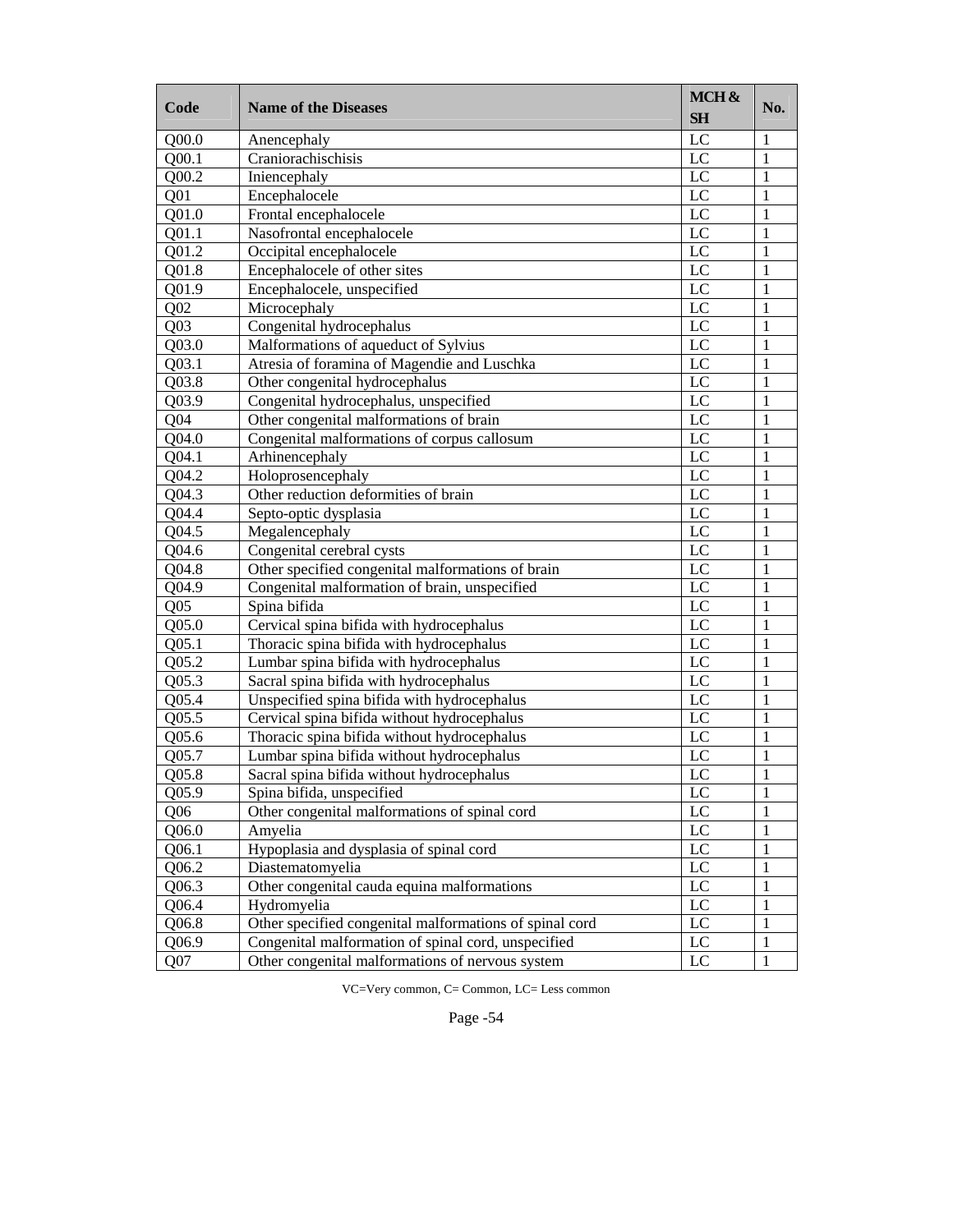| Code | Name of the Diseases | MCH & SH | No. |
|---|---|---|---|
| Q00.0 | Anencephaly | LC | 1 |
| Q00.1 | Craniorachischisis | LC | 1 |
| Q00.2 | Iniencephaly | LC | 1 |
| Q01 | Encephalocele | LC | 1 |
| Q01.0 | Frontal encephalocele | LC | 1 |
| Q01.1 | Nasofrontal encephalocele | LC | 1 |
| Q01.2 | Occipital encephalocele | LC | 1 |
| Q01.8 | Encephalocele of other sites | LC | 1 |
| Q01.9 | Encephalocele, unspecified | LC | 1 |
| Q02 | Microcephaly | LC | 1 |
| Q03 | Congenital hydrocephalus | LC | 1 |
| Q03.0 | Malformations of aqueduct of Sylvius | LC | 1 |
| Q03.1 | Atresia of foramina of Magendie and Luschka | LC | 1 |
| Q03.8 | Other congenital hydrocephalus | LC | 1 |
| Q03.9 | Congenital hydrocephalus, unspecified | LC | 1 |
| Q04 | Other congenital malformations of brain | LC | 1 |
| Q04.0 | Congenital malformations of corpus callosum | LC | 1 |
| Q04.1 | Arhinencephaly | LC | 1 |
| Q04.2 | Holoprosencephaly | LC | 1 |
| Q04.3 | Other reduction deformities of brain | LC | 1 |
| Q04.4 | Septo-optic dysplasia | LC | 1 |
| Q04.5 | Megalencephaly | LC | 1 |
| Q04.6 | Congenital cerebral cysts | LC | 1 |
| Q04.8 | Other specified congenital malformations of brain | LC | 1 |
| Q04.9 | Congenital malformation of brain, unspecified | LC | 1 |
| Q05 | Spina bifida | LC | 1 |
| Q05.0 | Cervical spina bifida with hydrocephalus | LC | 1 |
| Q05.1 | Thoracic spina bifida with hydrocephalus | LC | 1 |
| Q05.2 | Lumbar spina bifida with hydrocephalus | LC | 1 |
| Q05.3 | Sacral spina bifida with hydrocephalus | LC | 1 |
| Q05.4 | Unspecified spina bifida with hydrocephalus | LC | 1 |
| Q05.5 | Cervical spina bifida without hydrocephalus | LC | 1 |
| Q05.6 | Thoracic spina bifida without hydrocephalus | LC | 1 |
| Q05.7 | Lumbar spina bifida without hydrocephalus | LC | 1 |
| Q05.8 | Sacral spina bifida without hydrocephalus | LC | 1 |
| Q05.9 | Spina bifida, unspecified | LC | 1 |
| Q06 | Other congenital malformations of spinal cord | LC | 1 |
| Q06.0 | Amyelia | LC | 1 |
| Q06.1 | Hypoplasia and dysplasia of spinal cord | LC | 1 |
| Q06.2 | Diastematomyelia | LC | 1 |
| Q06.3 | Other congenital cauda equina malformations | LC | 1 |
| Q06.4 | Hydromyelia | LC | 1 |
| Q06.8 | Other specified congenital malformations of spinal cord | LC | 1 |
| Q06.9 | Congenital malformation of spinal cord, unspecified | LC | 1 |
| Q07 | Other congenital malformations of nervous system | LC | 1 |

VC=Very common, C= Common, LC= Less common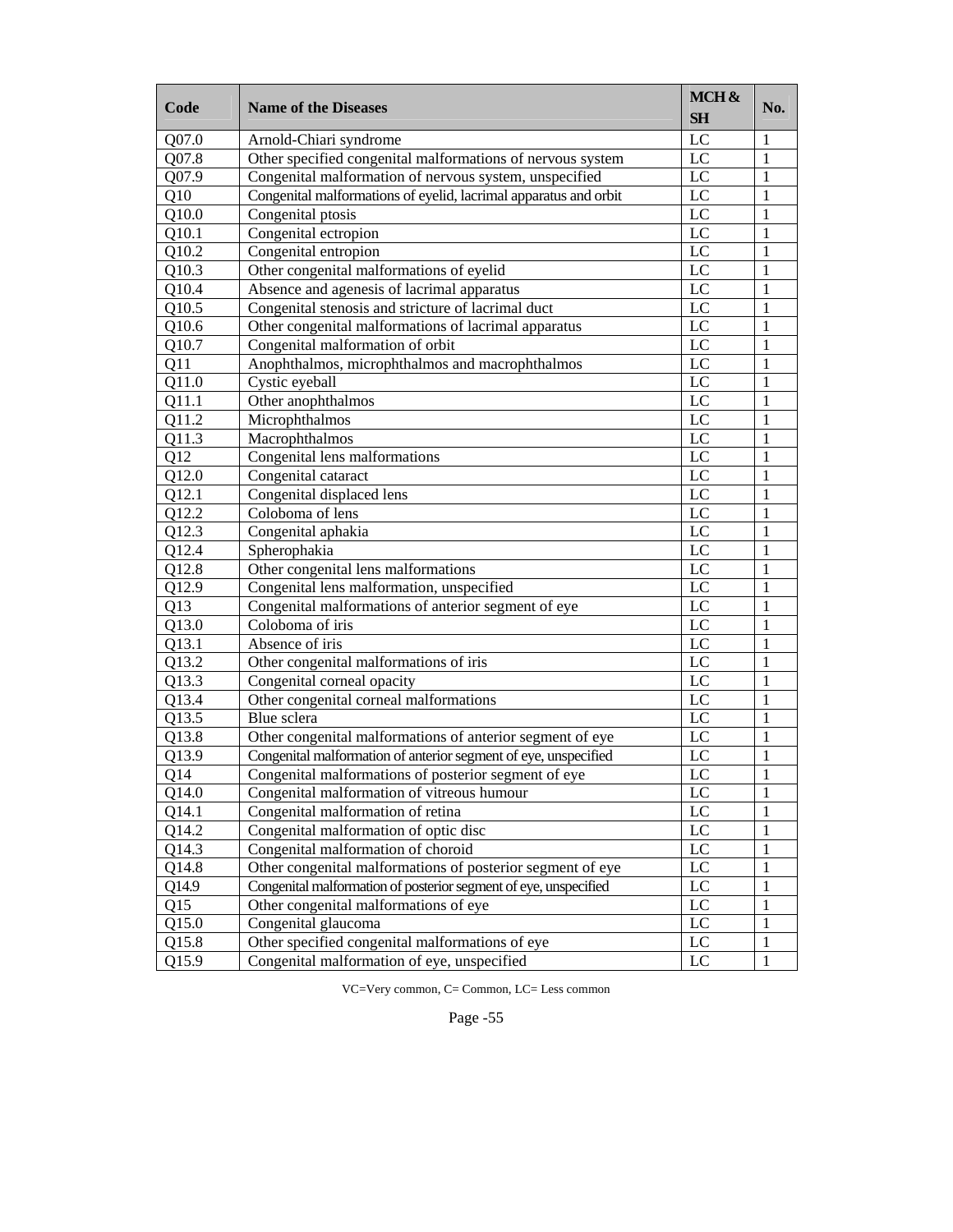| Code | Name of the Diseases | MCH & SH | No. |
|---|---|---|---|
| Q07.0 | Arnold-Chiari syndrome | LC | 1 |
| Q07.8 | Other specified congenital malformations of nervous system | LC | 1 |
| Q07.9 | Congenital malformation of nervous system, unspecified | LC | 1 |
| Q10 | Congenital malformations of eyelid, lacrimal apparatus and orbit | LC | 1 |
| Q10.0 | Congenital ptosis | LC | 1 |
| Q10.1 | Congenital ectropion | LC | 1 |
| Q10.2 | Congenital entropion | LC | 1 |
| Q10.3 | Other congenital malformations of eyelid | LC | 1 |
| Q10.4 | Absence and agenesis of lacrimal apparatus | LC | 1 |
| Q10.5 | Congenital stenosis and stricture of lacrimal duct | LC | 1 |
| Q10.6 | Other congenital malformations of lacrimal apparatus | LC | 1 |
| Q10.7 | Congenital malformation of orbit | LC | 1 |
| Q11 | Anophthalmos, microphthalmos and macrophthalmos | LC | 1 |
| Q11.0 | Cystic eyeball | LC | 1 |
| Q11.1 | Other anophthalmos | LC | 1 |
| Q11.2 | Microphthalmos | LC | 1 |
| Q11.3 | Macrophthalmos | LC | 1 |
| Q12 | Congenital lens malformations | LC | 1 |
| Q12.0 | Congenital cataract | LC | 1 |
| Q12.1 | Congenital displaced lens | LC | 1 |
| Q12.2 | Coloboma of lens | LC | 1 |
| Q12.3 | Congenital aphakia | LC | 1 |
| Q12.4 | Spherophakia | LC | 1 |
| Q12.8 | Other congenital lens malformations | LC | 1 |
| Q12.9 | Congenital lens malformation, unspecified | LC | 1 |
| Q13 | Congenital malformations of anterior segment of eye | LC | 1 |
| Q13.0 | Coloboma of iris | LC | 1 |
| Q13.1 | Absence of iris | LC | 1 |
| Q13.2 | Other congenital malformations of iris | LC | 1 |
| Q13.3 | Congenital corneal opacity | LC | 1 |
| Q13.4 | Other congenital corneal malformations | LC | 1 |
| Q13.5 | Blue sclera | LC | 1 |
| Q13.8 | Other congenital malformations of anterior segment of eye | LC | 1 |
| Q13.9 | Congenital malformation of anterior segment of eye, unspecified | LC | 1 |
| Q14 | Congenital malformations of posterior segment of eye | LC | 1 |
| Q14.0 | Congenital malformation of vitreous humour | LC | 1 |
| Q14.1 | Congenital malformation of retina | LC | 1 |
| Q14.2 | Congenital malformation of optic disc | LC | 1 |
| Q14.3 | Congenital malformation of choroid | LC | 1 |
| Q14.8 | Other congenital malformations of posterior segment of eye | LC | 1 |
| Q14.9 | Congenital malformation of posterior segment of eye, unspecified | LC | 1 |
| Q15 | Other congenital malformations of eye | LC | 1 |
| Q15.0 | Congenital glaucoma | LC | 1 |
| Q15.8 | Other specified congenital malformations of eye | LC | 1 |
| Q15.9 | Congenital malformation of eye, unspecified | LC | 1 |

VC=Very common, C= Common, LC= Less common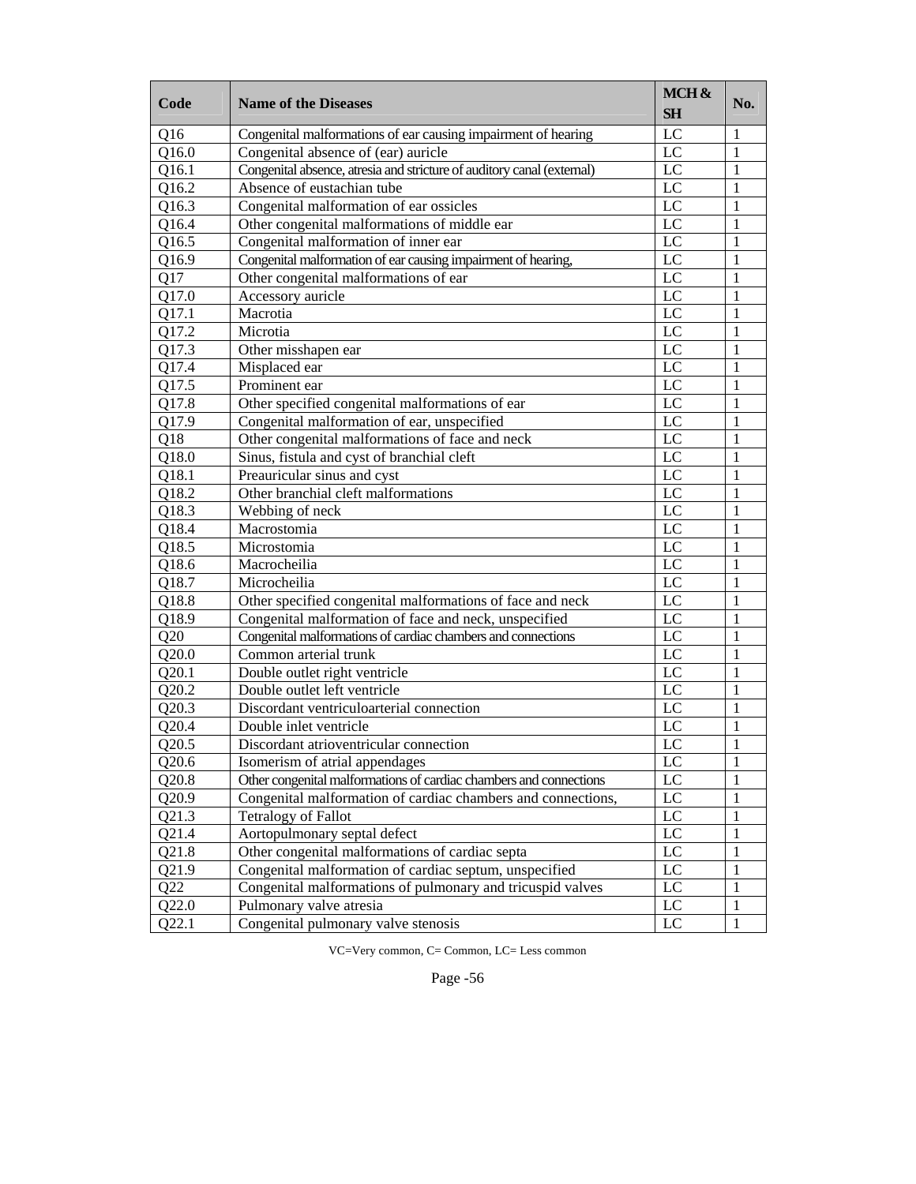| Code | Name of the Diseases | MCH & SH | No. |
|---|---|---|---|
| Q16 | Congenital malformations of ear causing impairment of hearing | LC | 1 |
| Q16.0 | Congenital absence of (ear) auricle | LC | 1 |
| Q16.1 | Congenital absence, atresia and stricture of auditory canal (external) | LC | 1 |
| Q16.2 | Absence of eustachian tube | LC | 1 |
| Q16.3 | Congenital malformation of ear ossicles | LC | 1 |
| Q16.4 | Other congenital malformations of middle ear | LC | 1 |
| Q16.5 | Congenital malformation of inner ear | LC | 1 |
| Q16.9 | Congenital malformation of ear causing impairment of hearing, | LC | 1 |
| Q17 | Other congenital malformations of ear | LC | 1 |
| Q17.0 | Accessory auricle | LC | 1 |
| Q17.1 | Macrotia | LC | 1 |
| Q17.2 | Microtia | LC | 1 |
| Q17.3 | Other misshapen ear | LC | 1 |
| Q17.4 | Misplaced ear | LC | 1 |
| Q17.5 | Prominent ear | LC | 1 |
| Q17.8 | Other specified congenital malformations of ear | LC | 1 |
| Q17.9 | Congenital malformation of ear, unspecified | LC | 1 |
| Q18 | Other congenital malformations of face and neck | LC | 1 |
| Q18.0 | Sinus, fistula and cyst of branchial cleft | LC | 1 |
| Q18.1 | Preauricular sinus and cyst | LC | 1 |
| Q18.2 | Other branchial cleft malformations | LC | 1 |
| Q18.3 | Webbing of neck | LC | 1 |
| Q18.4 | Macrostomia | LC | 1 |
| Q18.5 | Microstomia | LC | 1 |
| Q18.6 | Macrocheilia | LC | 1 |
| Q18.7 | Microcheilia | LC | 1 |
| Q18.8 | Other specified congenital malformations of face and neck | LC | 1 |
| Q18.9 | Congenital malformation of face and neck, unspecified | LC | 1 |
| Q20 | Congenital malformations of cardiac chambers and connections | LC | 1 |
| Q20.0 | Common arterial trunk | LC | 1 |
| Q20.1 | Double outlet right ventricle | LC | 1 |
| Q20.2 | Double outlet left ventricle | LC | 1 |
| Q20.3 | Discordant ventriculoarterial connection | LC | 1 |
| Q20.4 | Double inlet ventricle | LC | 1 |
| Q20.5 | Discordant atrioventricular connection | LC | 1 |
| Q20.6 | Isomerism of atrial appendages | LC | 1 |
| Q20.8 | Other congenital malformations of cardiac chambers and connections | LC | 1 |
| Q20.9 | Congenital malformation of cardiac chambers and connections, | LC | 1 |
| Q21.3 | Tetralogy of Fallot | LC | 1 |
| Q21.4 | Aortopulmonary septal defect | LC | 1 |
| Q21.8 | Other congenital malformations of cardiac septa | LC | 1 |
| Q21.9 | Congenital malformation of cardiac septum, unspecified | LC | 1 |
| Q22 | Congenital malformations of pulmonary and tricuspid valves | LC | 1 |
| Q22.0 | Pulmonary valve atresia | LC | 1 |
| Q22.1 | Congenital pulmonary valve stenosis | LC | 1 |

VC=Very common, C= Common, LC= Less common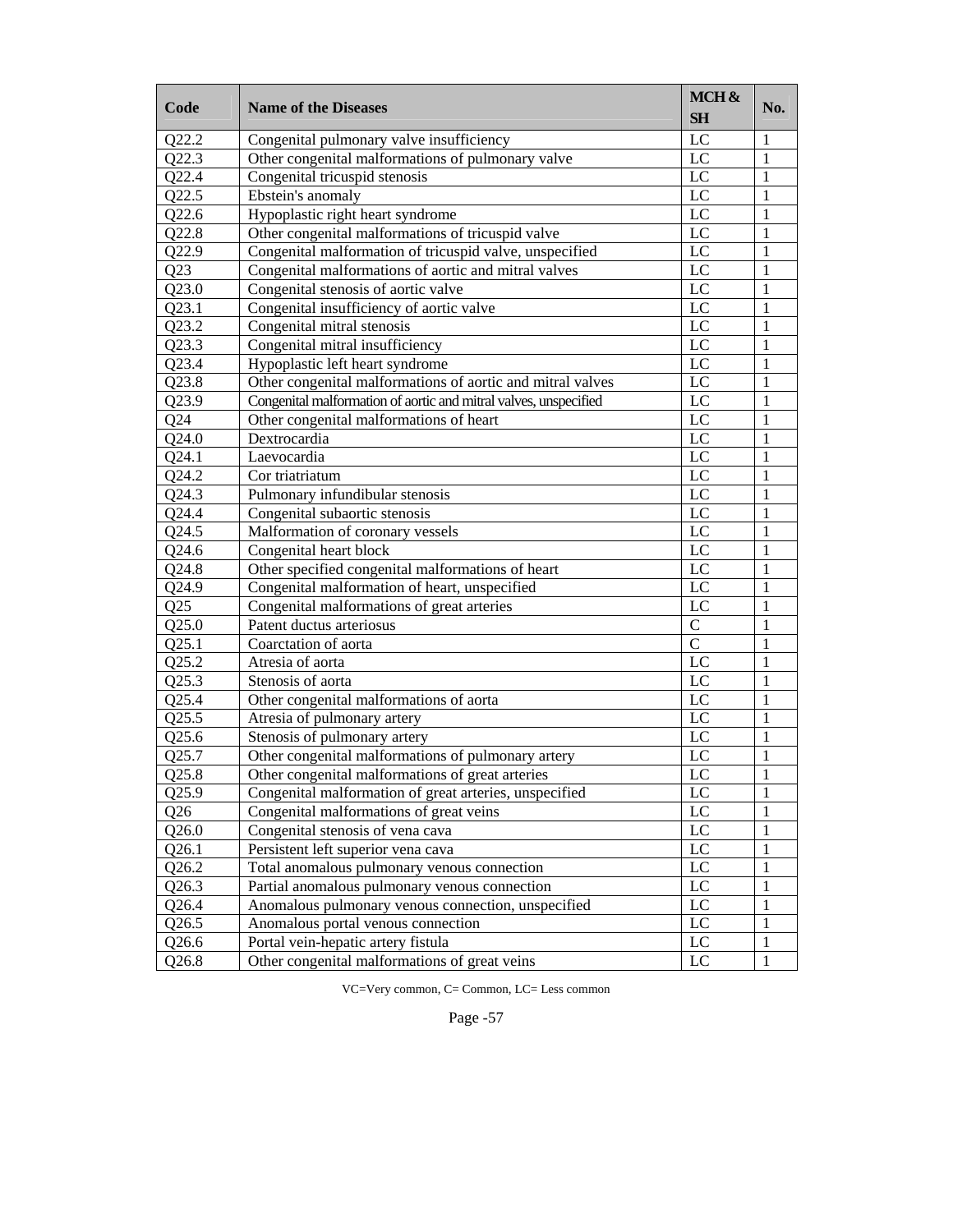| Code | Name of the Diseases | MCH & SH | No. |
|---|---|---|---|
| Q22.2 | Congenital pulmonary valve insufficiency | LC | 1 |
| Q22.3 | Other congenital malformations of pulmonary valve | LC | 1 |
| Q22.4 | Congenital tricuspid stenosis | LC | 1 |
| Q22.5 | Ebstein's anomaly | LC | 1 |
| Q22.6 | Hypoplastic right heart syndrome | LC | 1 |
| Q22.8 | Other congenital malformations of tricuspid valve | LC | 1 |
| Q22.9 | Congenital malformation of tricuspid valve, unspecified | LC | 1 |
| Q23 | Congenital malformations of aortic and mitral valves | LC | 1 |
| Q23.0 | Congenital stenosis of aortic valve | LC | 1 |
| Q23.1 | Congenital insufficiency of aortic valve | LC | 1 |
| Q23.2 | Congenital mitral stenosis | LC | 1 |
| Q23.3 | Congenital mitral insufficiency | LC | 1 |
| Q23.4 | Hypoplastic left heart syndrome | LC | 1 |
| Q23.8 | Other congenital malformations of aortic and mitral valves | LC | 1 |
| Q23.9 | Congenital malformation of aortic and mitral valves, unspecified | LC | 1 |
| Q24 | Other congenital malformations of heart | LC | 1 |
| Q24.0 | Dextrocardia | LC | 1 |
| Q24.1 | Laevocardia | LC | 1 |
| Q24.2 | Cor triatriatum | LC | 1 |
| Q24.3 | Pulmonary infundibular stenosis | LC | 1 |
| Q24.4 | Congenital subaortic stenosis | LC | 1 |
| Q24.5 | Malformation of coronary vessels | LC | 1 |
| Q24.6 | Congenital heart block | LC | 1 |
| Q24.8 | Other specified congenital malformations of heart | LC | 1 |
| Q24.9 | Congenital malformation of heart, unspecified | LC | 1 |
| Q25 | Congenital malformations of great arteries | LC | 1 |
| Q25.0 | Patent ductus arteriosus | C | 1 |
| Q25.1 | Coarctation of aorta | C | 1 |
| Q25.2 | Atresia of aorta | LC | 1 |
| Q25.3 | Stenosis of aorta | LC | 1 |
| Q25.4 | Other congenital malformations of aorta | LC | 1 |
| Q25.5 | Atresia of pulmonary artery | LC | 1 |
| Q25.6 | Stenosis of pulmonary artery | LC | 1 |
| Q25.7 | Other congenital malformations of pulmonary artery | LC | 1 |
| Q25.8 | Other congenital malformations of great arteries | LC | 1 |
| Q25.9 | Congenital malformation of great arteries, unspecified | LC | 1 |
| Q26 | Congenital malformations of great veins | LC | 1 |
| Q26.0 | Congenital stenosis of vena cava | LC | 1 |
| Q26.1 | Persistent left superior vena cava | LC | 1 |
| Q26.2 | Total anomalous pulmonary venous connection | LC | 1 |
| Q26.3 | Partial anomalous pulmonary venous connection | LC | 1 |
| Q26.4 | Anomalous pulmonary venous connection, unspecified | LC | 1 |
| Q26.5 | Anomalous portal venous connection | LC | 1 |
| Q26.6 | Portal vein-hepatic artery fistula | LC | 1 |
| Q26.8 | Other congenital malformations of great veins | LC | 1 |

VC=Very common, C= Common, LC= Less common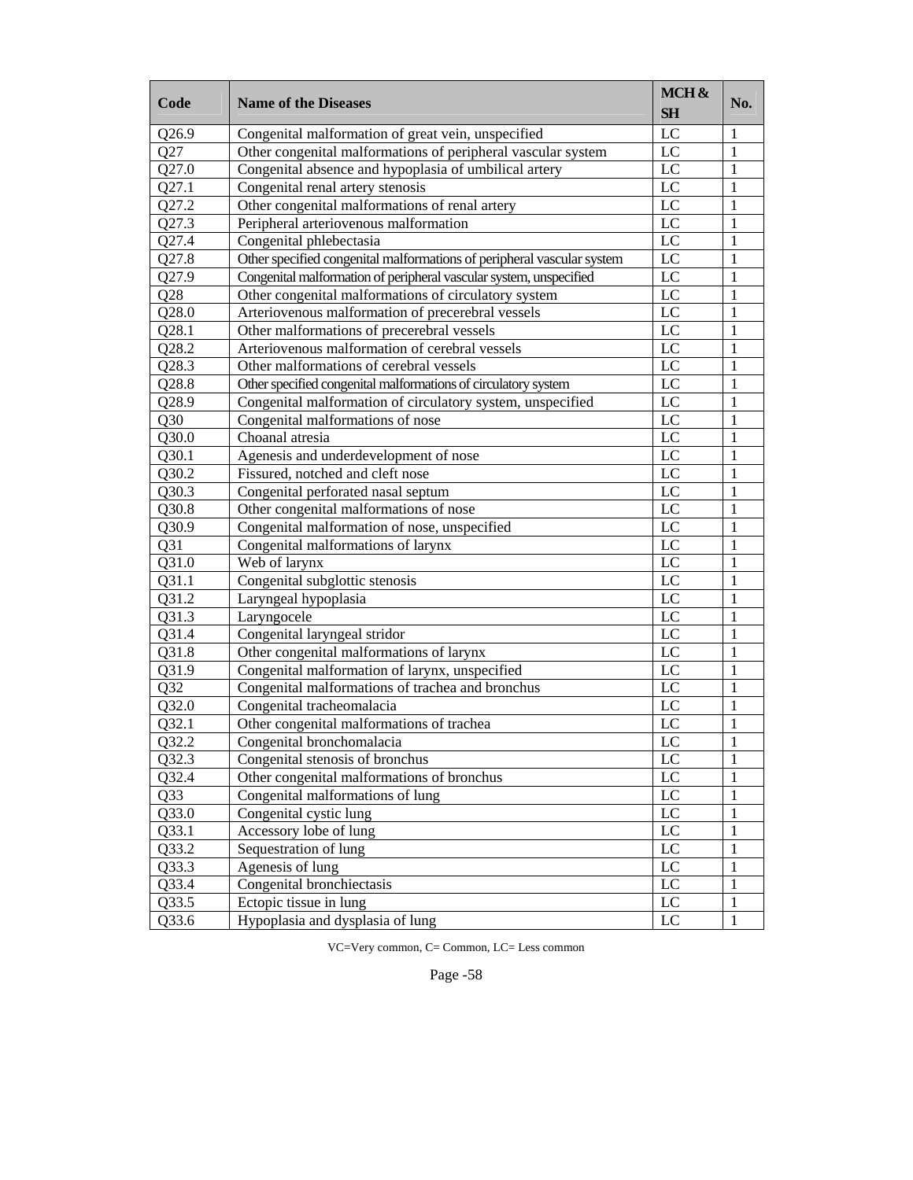| Code | Name of the Diseases | MCH & SH | No. |
|---|---|---|---|
| Q26.9 | Congenital malformation of great vein, unspecified | LC | 1 |
| Q27 | Other congenital malformations of peripheral vascular system | LC | 1 |
| Q27.0 | Congenital absence and hypoplasia of umbilical artery | LC | 1 |
| Q27.1 | Congenital renal artery stenosis | LC | 1 |
| Q27.2 | Other congenital malformations of renal artery | LC | 1 |
| Q27.3 | Peripheral arteriovenous malformation | LC | 1 |
| Q27.4 | Congenital phlebectasia | LC | 1 |
| Q27.8 | Other specified congenital malformations of peripheral vascular system | LC | 1 |
| Q27.9 | Congenital malformation of peripheral vascular system, unspecified | LC | 1 |
| Q28 | Other congenital malformations of circulatory system | LC | 1 |
| Q28.0 | Arteriovenous malformation of precerebral vessels | LC | 1 |
| Q28.1 | Other malformations of precerebral vessels | LC | 1 |
| Q28.2 | Arteriovenous malformation of cerebral vessels | LC | 1 |
| Q28.3 | Other malformations of cerebral vessels | LC | 1 |
| Q28.8 | Other specified congenital malformations of circulatory system | LC | 1 |
| Q28.9 | Congenital malformation of circulatory system, unspecified | LC | 1 |
| Q30 | Congenital malformations of nose | LC | 1 |
| Q30.0 | Choanal atresia | LC | 1 |
| Q30.1 | Agenesis and underdevelopment of nose | LC | 1 |
| Q30.2 | Fissured, notched and cleft nose | LC | 1 |
| Q30.3 | Congenital perforated nasal septum | LC | 1 |
| Q30.8 | Other congenital malformations of nose | LC | 1 |
| Q30.9 | Congenital malformation of nose, unspecified | LC | 1 |
| Q31 | Congenital malformations of larynx | LC | 1 |
| Q31.0 | Web of larynx | LC | 1 |
| Q31.1 | Congenital subglottic stenosis | LC | 1 |
| Q31.2 | Laryngeal hypoplasia | LC | 1 |
| Q31.3 | Laryngocele | LC | 1 |
| Q31.4 | Congenital laryngeal stridor | LC | 1 |
| Q31.8 | Other congenital malformations of larynx | LC | 1 |
| Q31.9 | Congenital malformation of larynx, unspecified | LC | 1 |
| Q32 | Congenital malformations of trachea and bronchus | LC | 1 |
| Q32.0 | Congenital tracheomalacia | LC | 1 |
| Q32.1 | Other congenital malformations of trachea | LC | 1 |
| Q32.2 | Congenital bronchomalacia | LC | 1 |
| Q32.3 | Congenital stenosis of bronchus | LC | 1 |
| Q32.4 | Other congenital malformations of bronchus | LC | 1 |
| Q33 | Congenital malformations of lung | LC | 1 |
| Q33.0 | Congenital cystic lung | LC | 1 |
| Q33.1 | Accessory lobe of lung | LC | 1 |
| Q33.2 | Sequestration of lung | LC | 1 |
| Q33.3 | Agenesis of lung | LC | 1 |
| Q33.4 | Congenital bronchiectasis | LC | 1 |
| Q33.5 | Ectopic tissue in lung | LC | 1 |
| Q33.6 | Hypoplasia and dysplasia of lung | LC | 1 |

VC=Very common, C= Common, LC= Less common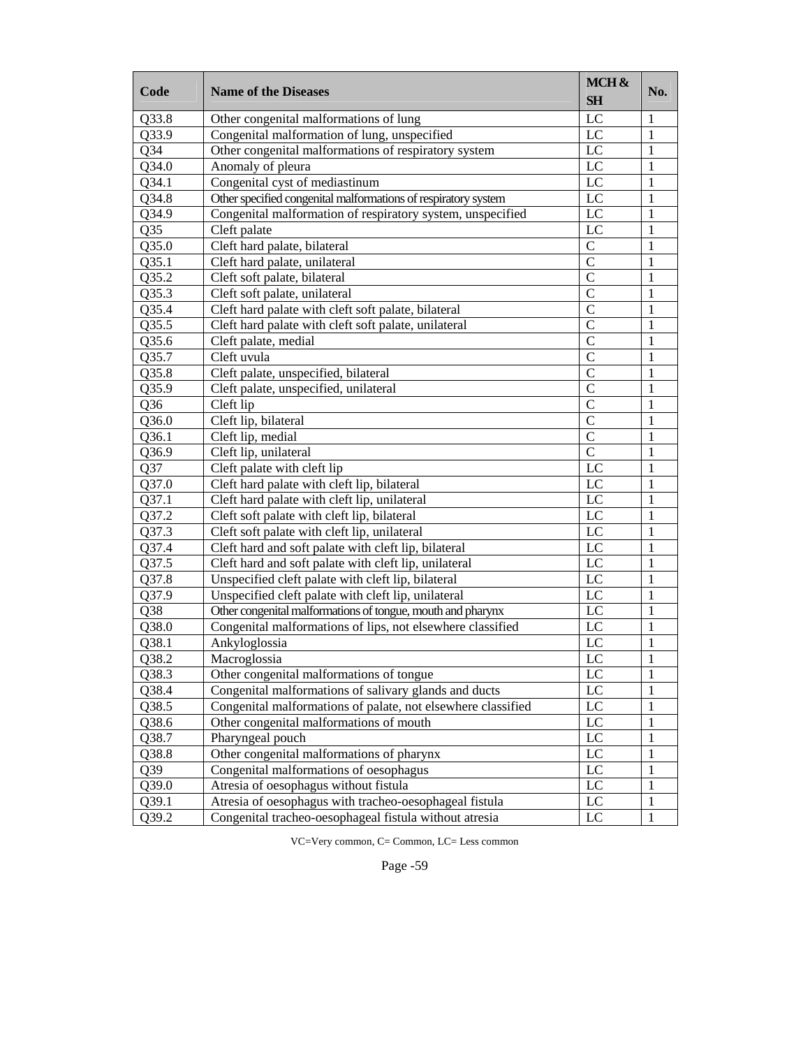| Code | Name of the Diseases | MCH & SH | No. |
|---|---|---|---|
| Q33.8 | Other congenital malformations of lung | LC | 1 |
| Q33.9 | Congenital malformation of lung, unspecified | LC | 1 |
| Q34 | Other congenital malformations of respiratory system | LC | 1 |
| Q34.0 | Anomaly of pleura | LC | 1 |
| Q34.1 | Congenital cyst of mediastinum | LC | 1 |
| Q34.8 | Other specified congenital malformations of respiratory system | LC | 1 |
| Q34.9 | Congenital malformation of respiratory system, unspecified | LC | 1 |
| Q35 | Cleft palate | LC | 1 |
| Q35.0 | Cleft hard palate, bilateral | C | 1 |
| Q35.1 | Cleft hard palate, unilateral | C | 1 |
| Q35.2 | Cleft soft palate, bilateral | C | 1 |
| Q35.3 | Cleft soft palate, unilateral | C | 1 |
| Q35.4 | Cleft hard palate with cleft soft palate, bilateral | C | 1 |
| Q35.5 | Cleft hard palate with cleft soft palate, unilateral | C | 1 |
| Q35.6 | Cleft palate, medial | C | 1 |
| Q35.7 | Cleft uvula | C | 1 |
| Q35.8 | Cleft palate, unspecified, bilateral | C | 1 |
| Q35.9 | Cleft palate, unspecified, unilateral | C | 1 |
| Q36 | Cleft lip | C | 1 |
| Q36.0 | Cleft lip, bilateral | C | 1 |
| Q36.1 | Cleft lip, medial | C | 1 |
| Q36.9 | Cleft lip, unilateral | C | 1 |
| Q37 | Cleft palate with cleft lip | LC | 1 |
| Q37.0 | Cleft hard palate with cleft lip, bilateral | LC | 1 |
| Q37.1 | Cleft hard palate with cleft lip, unilateral | LC | 1 |
| Q37.2 | Cleft soft palate with cleft lip, bilateral | LC | 1 |
| Q37.3 | Cleft soft palate with cleft lip, unilateral | LC | 1 |
| Q37.4 | Cleft hard and soft palate with cleft lip, bilateral | LC | 1 |
| Q37.5 | Cleft hard and soft palate with cleft lip, unilateral | LC | 1 |
| Q37.8 | Unspecified cleft palate with cleft lip, bilateral | LC | 1 |
| Q37.9 | Unspecified cleft palate with cleft lip, unilateral | LC | 1 |
| Q38 | Other congenital malformations of tongue, mouth and pharynx | LC | 1 |
| Q38.0 | Congenital malformations of lips, not elsewhere classified | LC | 1 |
| Q38.1 | Ankyloglossia | LC | 1 |
| Q38.2 | Macroglossia | LC | 1 |
| Q38.3 | Other congenital malformations of tongue | LC | 1 |
| Q38.4 | Congenital malformations of salivary glands and ducts | LC | 1 |
| Q38.5 | Congenital malformations of palate, not elsewhere classified | LC | 1 |
| Q38.6 | Other congenital malformations of mouth | LC | 1 |
| Q38.7 | Pharyngeal pouch | LC | 1 |
| Q38.8 | Other congenital malformations of pharynx | LC | 1 |
| Q39 | Congenital malformations of oesophagus | LC | 1 |
| Q39.0 | Atresia of oesophagus without fistula | LC | 1 |
| Q39.1 | Atresia of oesophagus with tracheo-oesophageal fistula | LC | 1 |
| Q39.2 | Congenital tracheo-oesophageal fistula without atresia | LC | 1 |

VC=Very common, C= Common, LC= Less common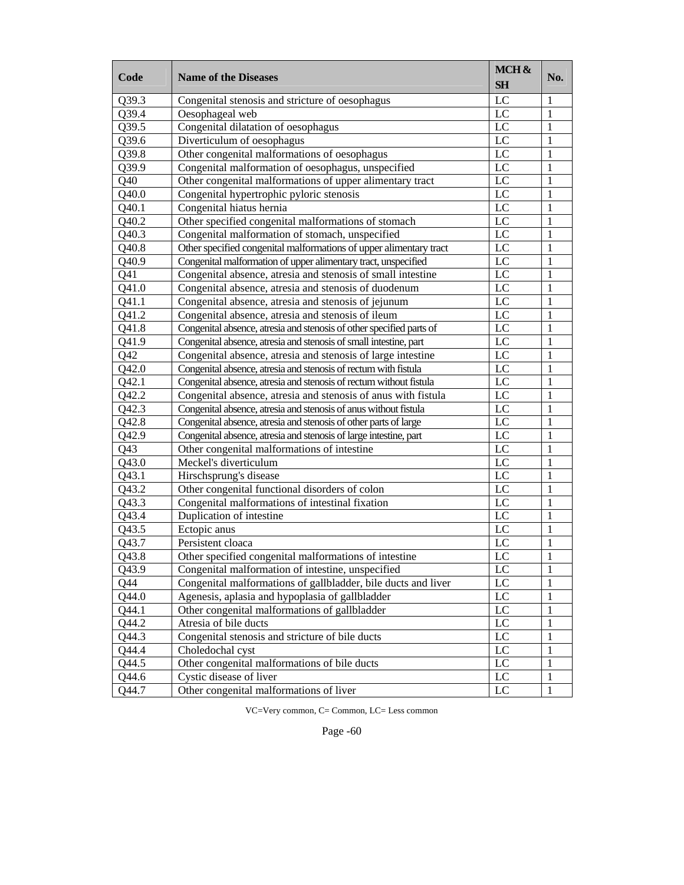| Code | Name of the Diseases | MCH & SH | No. |
|---|---|---|---|
| Q39.3 | Congenital stenosis and stricture of oesophagus | LC | 1 |
| Q39.4 | Oesophageal web | LC | 1 |
| Q39.5 | Congenital dilatation of oesophagus | LC | 1 |
| Q39.6 | Diverticulum of oesophagus | LC | 1 |
| Q39.8 | Other congenital malformations of oesophagus | LC | 1 |
| Q39.9 | Congenital malformation of oesophagus, unspecified | LC | 1 |
| Q40 | Other congenital malformations of upper alimentary tract | LC | 1 |
| Q40.0 | Congenital hypertrophic pyloric stenosis | LC | 1 |
| Q40.1 | Congenital hiatus hernia | LC | 1 |
| Q40.2 | Other specified congenital malformations of stomach | LC | 1 |
| Q40.3 | Congenital malformation of stomach, unspecified | LC | 1 |
| Q40.8 | Other specified congenital malformations of upper alimentary tract | LC | 1 |
| Q40.9 | Congenital malformation of upper alimentary tract, unspecified | LC | 1 |
| Q41 | Congenital absence, atresia and stenosis of small intestine | LC | 1 |
| Q41.0 | Congenital absence, atresia and stenosis of duodenum | LC | 1 |
| Q41.1 | Congenital absence, atresia and stenosis of jejunum | LC | 1 |
| Q41.2 | Congenital absence, atresia and stenosis of ileum | LC | 1 |
| Q41.8 | Congenital absence, atresia and stenosis of other specified parts of | LC | 1 |
| Q41.9 | Congenital absence, atresia and stenosis of small intestine, part | LC | 1 |
| Q42 | Congenital absence, atresia and stenosis of large intestine | LC | 1 |
| Q42.0 | Congenital absence, atresia and stenosis of rectum with fistula | LC | 1 |
| Q42.1 | Congenital absence, atresia and stenosis of rectum without fistula | LC | 1 |
| Q42.2 | Congenital absence, atresia and stenosis of anus with fistula | LC | 1 |
| Q42.3 | Congenital absence, atresia and stenosis of anus without fistula | LC | 1 |
| Q42.8 | Congenital absence, atresia and stenosis of other parts of large | LC | 1 |
| Q42.9 | Congenital absence, atresia and stenosis of large intestine, part | LC | 1 |
| Q43 | Other congenital malformations of intestine | LC | 1 |
| Q43.0 | Meckel's diverticulum | LC | 1 |
| Q43.1 | Hirschsprung's disease | LC | 1 |
| Q43.2 | Other congenital functional disorders of colon | LC | 1 |
| Q43.3 | Congenital malformations of intestinal fixation | LC | 1 |
| Q43.4 | Duplication of intestine | LC | 1 |
| Q43.5 | Ectopic anus | LC | 1 |
| Q43.7 | Persistent cloaca | LC | 1 |
| Q43.8 | Other specified congenital malformations of intestine | LC | 1 |
| Q43.9 | Congenital malformation of intestine, unspecified | LC | 1 |
| Q44 | Congenital malformations of gallbladder, bile ducts and liver | LC | 1 |
| Q44.0 | Agenesis, aplasia and hypoplasia of gallbladder | LC | 1 |
| Q44.1 | Other congenital malformations of gallbladder | LC | 1 |
| Q44.2 | Atresia of bile ducts | LC | 1 |
| Q44.3 | Congenital stenosis and stricture of bile ducts | LC | 1 |
| Q44.4 | Choledochal cyst | LC | 1 |
| Q44.5 | Other congenital malformations of bile ducts | LC | 1 |
| Q44.6 | Cystic disease of liver | LC | 1 |
| Q44.7 | Other congenital malformations of liver | LC | 1 |

VC=Very common, C= Common, LC= Less common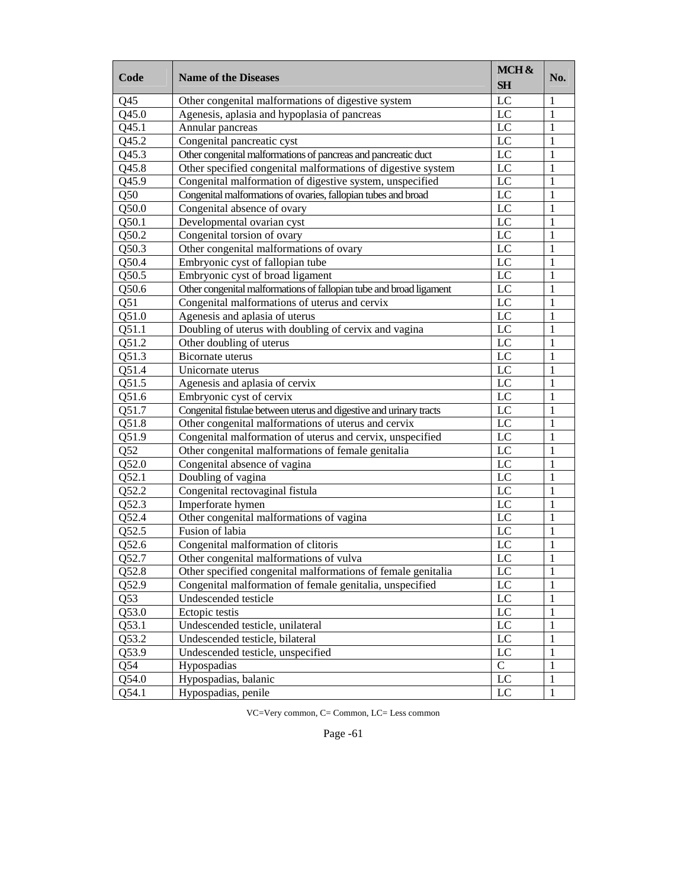| Code | Name of the Diseases | MCH & SH | No. |
|---|---|---|---|
| Q45 | Other congenital malformations of digestive system | LC | 1 |
| Q45.0 | Agenesis, aplasia and hypoplasia of pancreas | LC | 1 |
| Q45.1 | Annular pancreas | LC | 1 |
| Q45.2 | Congenital pancreatic cyst | LC | 1 |
| Q45.3 | Other congenital malformations of pancreas and pancreatic duct | LC | 1 |
| Q45.8 | Other specified congenital malformations of digestive system | LC | 1 |
| Q45.9 | Congenital malformation of digestive system, unspecified | LC | 1 |
| Q50 | Congenital malformations of ovaries, fallopian tubes and broad | LC | 1 |
| Q50.0 | Congenital absence of ovary | LC | 1 |
| Q50.1 | Developmental ovarian cyst | LC | 1 |
| Q50.2 | Congenital torsion of ovary | LC | 1 |
| Q50.3 | Other congenital malformations of ovary | LC | 1 |
| Q50.4 | Embryonic cyst of fallopian tube | LC | 1 |
| Q50.5 | Embryonic cyst of broad ligament | LC | 1 |
| Q50.6 | Other congenital malformations of fallopian tube and broad ligament | LC | 1 |
| Q51 | Congenital malformations of uterus and cervix | LC | 1 |
| Q51.0 | Agenesis and aplasia of uterus | LC | 1 |
| Q51.1 | Doubling of uterus with doubling of cervix and vagina | LC | 1 |
| Q51.2 | Other doubling of uterus | LC | 1 |
| Q51.3 | Bicornate uterus | LC | 1 |
| Q51.4 | Unicornate uterus | LC | 1 |
| Q51.5 | Agenesis and aplasia of cervix | LC | 1 |
| Q51.6 | Embryonic cyst of cervix | LC | 1 |
| Q51.7 | Congenital fistulae between uterus and digestive and urinary tracts | LC | 1 |
| Q51.8 | Other congenital malformations of uterus and cervix | LC | 1 |
| Q51.9 | Congenital malformation of uterus and cervix, unspecified | LC | 1 |
| Q52 | Other congenital malformations of female genitalia | LC | 1 |
| Q52.0 | Congenital absence of vagina | LC | 1 |
| Q52.1 | Doubling of vagina | LC | 1 |
| Q52.2 | Congenital rectovaginal fistula | LC | 1 |
| Q52.3 | Imperforate hymen | LC | 1 |
| Q52.4 | Other congenital malformations of vagina | LC | 1 |
| Q52.5 | Fusion of labia | LC | 1 |
| Q52.6 | Congenital malformation of clitoris | LC | 1 |
| Q52.7 | Other congenital malformations of vulva | LC | 1 |
| Q52.8 | Other specified congenital malformations of female genitalia | LC | 1 |
| Q52.9 | Congenital malformation of female genitalia, unspecified | LC | 1 |
| Q53 | Undescended testicle | LC | 1 |
| Q53.0 | Ectopic testis | LC | 1 |
| Q53.1 | Undescended testicle, unilateral | LC | 1 |
| Q53.2 | Undescended testicle, bilateral | LC | 1 |
| Q53.9 | Undescended testicle, unspecified | LC | 1 |
| Q54 | Hypospadias | C | 1 |
| Q54.0 | Hypospadias, balanic | LC | 1 |
| Q54.1 | Hypospadias, penile | LC | 1 |

VC=Very common, C= Common, LC= Less common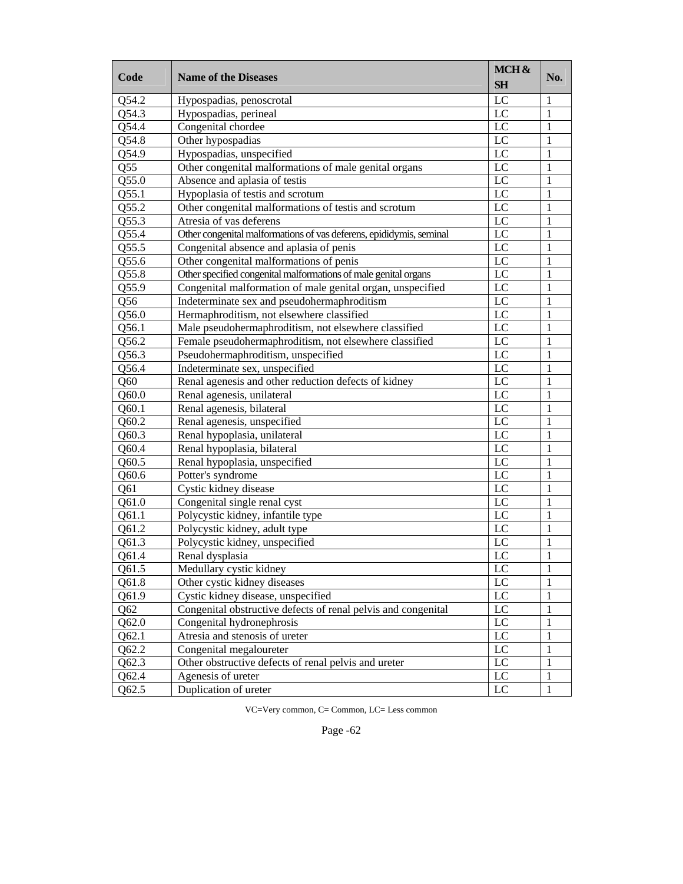| Code | Name of the Diseases | MCH & SH | No. |
|---|---|---|---|
| Q54.2 | Hypospadias, penoscrotal | LC | 1 |
| Q54.3 | Hypospadias, perineal | LC | 1 |
| Q54.4 | Congenital chordee | LC | 1 |
| Q54.8 | Other hypospadias | LC | 1 |
| Q54.9 | Hypospadias, unspecified | LC | 1 |
| Q55 | Other congenital malformations of male genital organs | LC | 1 |
| Q55.0 | Absence and aplasia of testis | LC | 1 |
| Q55.1 | Hypoplasia of testis and scrotum | LC | 1 |
| Q55.2 | Other congenital malformations of testis and scrotum | LC | 1 |
| Q55.3 | Atresia of vas deferens | LC | 1 |
| Q55.4 | Other congenital malformations of vas deferens, epididymis, seminal | LC | 1 |
| Q55.5 | Congenital absence and aplasia of penis | LC | 1 |
| Q55.6 | Other congenital malformations of penis | LC | 1 |
| Q55.8 | Other specified congenital malformations of male genital organs | LC | 1 |
| Q55.9 | Congenital malformation of male genital organ, unspecified | LC | 1 |
| Q56 | Indeterminate sex and pseudohermaphroditism | LC | 1 |
| Q56.0 | Hermaphroditism, not elsewhere classified | LC | 1 |
| Q56.1 | Male pseudohermaphroditism, not elsewhere classified | LC | 1 |
| Q56.2 | Female pseudohermaphroditism, not elsewhere classified | LC | 1 |
| Q56.3 | Pseudohermaphroditism, unspecified | LC | 1 |
| Q56.4 | Indeterminate sex, unspecified | LC | 1 |
| Q60 | Renal agenesis and other reduction defects of kidney | LC | 1 |
| Q60.0 | Renal agenesis, unilateral | LC | 1 |
| Q60.1 | Renal agenesis, bilateral | LC | 1 |
| Q60.2 | Renal agenesis, unspecified | LC | 1 |
| Q60.3 | Renal hypoplasia, unilateral | LC | 1 |
| Q60.4 | Renal hypoplasia, bilateral | LC | 1 |
| Q60.5 | Renal hypoplasia, unspecified | LC | 1 |
| Q60.6 | Potter's syndrome | LC | 1 |
| Q61 | Cystic kidney disease | LC | 1 |
| Q61.0 | Congenital single renal cyst | LC | 1 |
| Q61.1 | Polycystic kidney, infantile type | LC | 1 |
| Q61.2 | Polycystic kidney, adult type | LC | 1 |
| Q61.3 | Polycystic kidney, unspecified | LC | 1 |
| Q61.4 | Renal dysplasia | LC | 1 |
| Q61.5 | Medullary cystic kidney | LC | 1 |
| Q61.8 | Other cystic kidney diseases | LC | 1 |
| Q61.9 | Cystic kidney disease, unspecified | LC | 1 |
| Q62 | Congenital obstructive defects of renal pelvis and congenital | LC | 1 |
| Q62.0 | Congenital hydronephrosis | LC | 1 |
| Q62.1 | Atresia and stenosis of ureter | LC | 1 |
| Q62.2 | Congenital megaloureter | LC | 1 |
| Q62.3 | Other obstructive defects of renal pelvis and ureter | LC | 1 |
| Q62.4 | Agenesis of ureter | LC | 1 |
| Q62.5 | Duplication of ureter | LC | 1 |

VC=Very common, C= Common, LC= Less common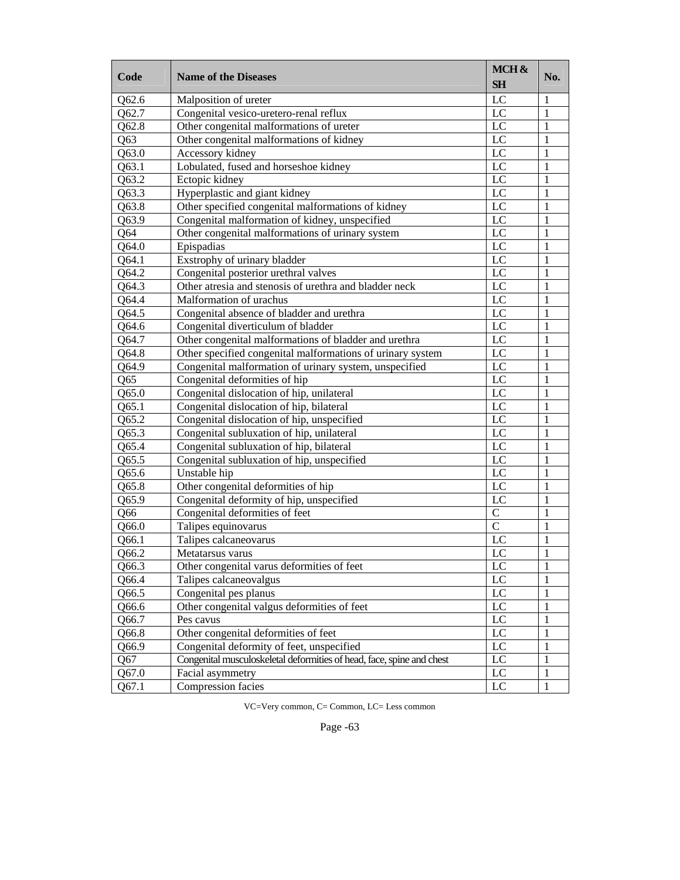| Code | Name of the Diseases | MCH & SH | No. |
|---|---|---|---|
| Q62.6 | Malposition of ureter | LC | 1 |
| Q62.7 | Congenital vesico-uretero-renal reflux | LC | 1 |
| Q62.8 | Other congenital malformations of ureter | LC | 1 |
| Q63 | Other congenital malformations of kidney | LC | 1 |
| Q63.0 | Accessory kidney | LC | 1 |
| Q63.1 | Lobulated, fused and horseshoe kidney | LC | 1 |
| Q63.2 | Ectopic kidney | LC | 1 |
| Q63.3 | Hyperplastic and giant kidney | LC | 1 |
| Q63.8 | Other specified congenital malformations of kidney | LC | 1 |
| Q63.9 | Congenital malformation of kidney, unspecified | LC | 1 |
| Q64 | Other congenital malformations of urinary system | LC | 1 |
| Q64.0 | Epispadias | LC | 1 |
| Q64.1 | Exstrophy of urinary bladder | LC | 1 |
| Q64.2 | Congenital posterior urethral valves | LC | 1 |
| Q64.3 | Other atresia and stenosis of urethra and bladder neck | LC | 1 |
| Q64.4 | Malformation of urachus | LC | 1 |
| Q64.5 | Congenital absence of bladder and urethra | LC | 1 |
| Q64.6 | Congenital diverticulum of bladder | LC | 1 |
| Q64.7 | Other congenital malformations of bladder and urethra | LC | 1 |
| Q64.8 | Other specified congenital malformations of urinary system | LC | 1 |
| Q64.9 | Congenital malformation of urinary system, unspecified | LC | 1 |
| Q65 | Congenital deformities of hip | LC | 1 |
| Q65.0 | Congenital dislocation of hip, unilateral | LC | 1 |
| Q65.1 | Congenital dislocation of hip, bilateral | LC | 1 |
| Q65.2 | Congenital dislocation of hip, unspecified | LC | 1 |
| Q65.3 | Congenital subluxation of hip, unilateral | LC | 1 |
| Q65.4 | Congenital subluxation of hip, bilateral | LC | 1 |
| Q65.5 | Congenital subluxation of hip, unspecified | LC | 1 |
| Q65.6 | Unstable hip | LC | 1 |
| Q65.8 | Other congenital deformities of hip | LC | 1 |
| Q65.9 | Congenital deformity of hip, unspecified | LC | 1 |
| Q66 | Congenital deformities of feet | C | 1 |
| Q66.0 | Talipes equinovarus | C | 1 |
| Q66.1 | Talipes calcaneovarus | LC | 1 |
| Q66.2 | Metatarsus varus | LC | 1 |
| Q66.3 | Other congenital varus deformities of feet | LC | 1 |
| Q66.4 | Talipes calcaneovalgus | LC | 1 |
| Q66.5 | Congenital pes planus | LC | 1 |
| Q66.6 | Other congenital valgus deformities of feet | LC | 1 |
| Q66.7 | Pes cavus | LC | 1 |
| Q66.8 | Other congenital deformities of feet | LC | 1 |
| Q66.9 | Congenital deformity of feet, unspecified | LC | 1 |
| Q67 | Congenital musculoskeletal deformities of head, face, spine and chest | LC | 1 |
| Q67.0 | Facial asymmetry | LC | 1 |
| Q67.1 | Compression facies | LC | 1 |

VC=Very common, C= Common, LC= Less common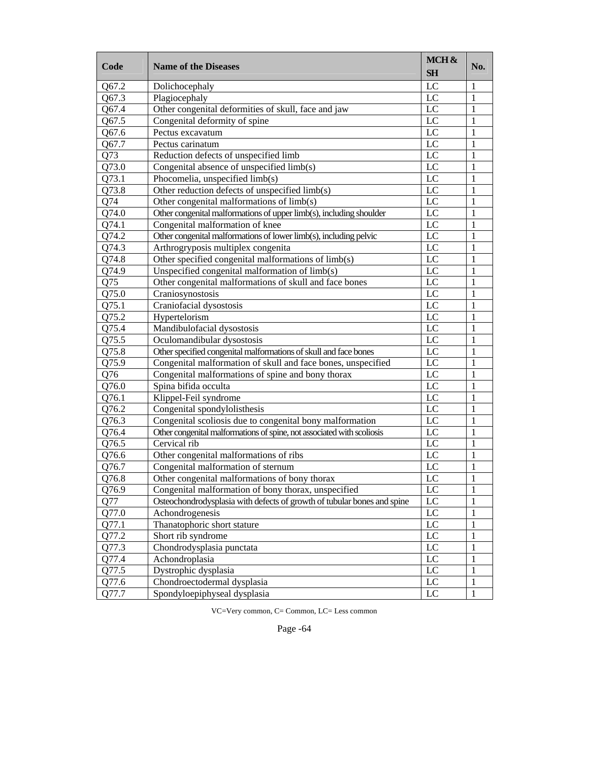| Code | Name of the Diseases | MCH & SH | No. |
|---|---|---|---|
| Q67.2 | Dolichocephaly | LC | 1 |
| Q67.3 | Plagiocephaly | LC | 1 |
| Q67.4 | Other congenital deformities of skull, face and jaw | LC | 1 |
| Q67.5 | Congenital deformity of spine | LC | 1 |
| Q67.6 | Pectus excavatum | LC | 1 |
| Q67.7 | Pectus carinatum | LC | 1 |
| Q73 | Reduction defects of unspecified limb | LC | 1 |
| Q73.0 | Congenital absence of unspecified limb(s) | LC | 1 |
| Q73.1 | Phocomelia, unspecified limb(s) | LC | 1 |
| Q73.8 | Other reduction defects of unspecified limb(s) | LC | 1 |
| Q74 | Other congenital malformations of limb(s) | LC | 1 |
| Q74.0 | Other congenital malformations of upper limb(s), including shoulder | LC | 1 |
| Q74.1 | Congenital malformation of knee | LC | 1 |
| Q74.2 | Other congenital malformations of lower limb(s), including pelvic | LC | 1 |
| Q74.3 | Arthrogryposis multiplex congenita | LC | 1 |
| Q74.8 | Other specified congenital malformations of limb(s) | LC | 1 |
| Q74.9 | Unspecified congenital malformation of limb(s) | LC | 1 |
| Q75 | Other congenital malformations of skull and face bones | LC | 1 |
| Q75.0 | Craniosynostosis | LC | 1 |
| Q75.1 | Craniofacial dysostosis | LC | 1 |
| Q75.2 | Hypertelorism | LC | 1 |
| Q75.4 | Mandibulofacial dysostosis | LC | 1 |
| Q75.5 | Oculomandibular dysostosis | LC | 1 |
| Q75.8 | Other specified congenital malformations of skull and face bones | LC | 1 |
| Q75.9 | Congenital malformation of skull and face bones, unspecified | LC | 1 |
| Q76 | Congenital malformations of spine and bony thorax | LC | 1 |
| Q76.0 | Spina bifida occulta | LC | 1 |
| Q76.1 | Klippel-Feil syndrome | LC | 1 |
| Q76.2 | Congenital spondylolisthesis | LC | 1 |
| Q76.3 | Congenital scoliosis due to congenital bony malformation | LC | 1 |
| Q76.4 | Other congenital malformations of spine, not associated with scoliosis | LC | 1 |
| Q76.5 | Cervical rib | LC | 1 |
| Q76.6 | Other congenital malformations of ribs | LC | 1 |
| Q76.7 | Congenital malformation of sternum | LC | 1 |
| Q76.8 | Other congenital malformations of bony thorax | LC | 1 |
| Q76.9 | Congenital malformation of bony thorax, unspecified | LC | 1 |
| Q77 | Osteochondrodysplasia with defects of growth of tubular bones and spine | LC | 1 |
| Q77.0 | Achondrogenesis | LC | 1 |
| Q77.1 | Thanatophoric short stature | LC | 1 |
| Q77.2 | Short rib syndrome | LC | 1 |
| Q77.3 | Chondrodysplasia punctata | LC | 1 |
| Q77.4 | Achondroplasia | LC | 1 |
| Q77.5 | Dystrophic dysplasia | LC | 1 |
| Q77.6 | Chondroectodermal dysplasia | LC | 1 |
| Q77.7 | Spondyloepiphyseal dysplasia | LC | 1 |

VC=Very common, C= Common, LC= Less common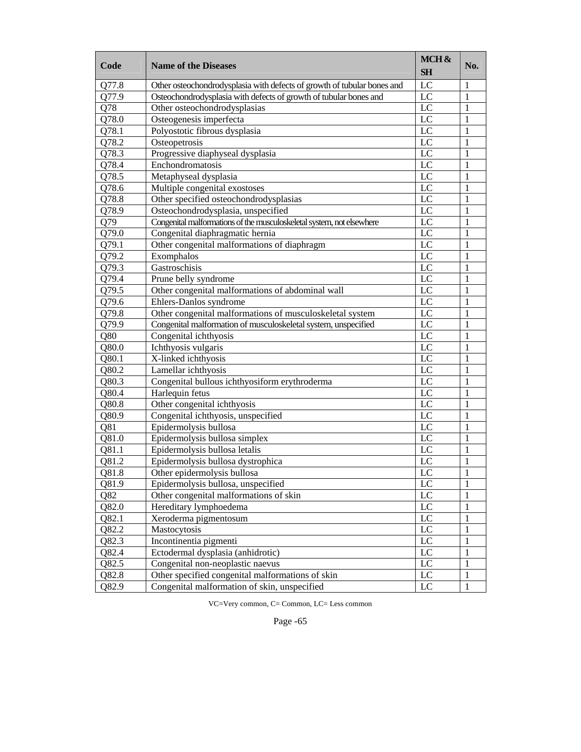| Code | Name of the Diseases | MCH & SH | No. |
|---|---|---|---|
| Q77.8 | Other osteochondrodysplasia with defects of growth of tubular bones and | LC | 1 |
| Q77.9 | Osteochondrodysplasia with defects of growth of tubular bones and | LC | 1 |
| Q78 | Other osteochondrodysplasias | LC | 1 |
| Q78.0 | Osteogenesis imperfecta | LC | 1 |
| Q78.1 | Polyostotic fibrous dysplasia | LC | 1 |
| Q78.2 | Osteopetrosis | LC | 1 |
| Q78.3 | Progressive diaphyseal dysplasia | LC | 1 |
| Q78.4 | Enchondromatosis | LC | 1 |
| Q78.5 | Metaphyseal dysplasia | LC | 1 |
| Q78.6 | Multiple congenital exostoses | LC | 1 |
| Q78.8 | Other specified osteochondrodysplasias | LC | 1 |
| Q78.9 | Osteochondrodysplasia, unspecified | LC | 1 |
| Q79 | Congenital malformations of the musculoskeletal system, not elsewhere | LC | 1 |
| Q79.0 | Congenital diaphragmatic hernia | LC | 1 |
| Q79.1 | Other congenital malformations of diaphragm | LC | 1 |
| Q79.2 | Exomphalos | LC | 1 |
| Q79.3 | Gastroschisis | LC | 1 |
| Q79.4 | Prune belly syndrome | LC | 1 |
| Q79.5 | Other congenital malformations of abdominal wall | LC | 1 |
| Q79.6 | Ehlers-Danlos syndrome | LC | 1 |
| Q79.8 | Other congenital malformations of musculoskeletal system | LC | 1 |
| Q79.9 | Congenital malformation of musculoskeletal system, unspecified | LC | 1 |
| Q80 | Congenital ichthyosis | LC | 1 |
| Q80.0 | Ichthyosis vulgaris | LC | 1 |
| Q80.1 | X-linked ichthyosis | LC | 1 |
| Q80.2 | Lamellar ichthyosis | LC | 1 |
| Q80.3 | Congenital bullous ichthyosiform erythroderma | LC | 1 |
| Q80.4 | Harlequin fetus | LC | 1 |
| Q80.8 | Other congenital ichthyosis | LC | 1 |
| Q80.9 | Congenital ichthyosis, unspecified | LC | 1 |
| Q81 | Epidermolysis bullosa | LC | 1 |
| Q81.0 | Epidermolysis bullosa simplex | LC | 1 |
| Q81.1 | Epidermolysis bullosa letalis | LC | 1 |
| Q81.2 | Epidermolysis bullosa dystrophica | LC | 1 |
| Q81.8 | Other epidermolysis bullosa | LC | 1 |
| Q81.9 | Epidermolysis bullosa, unspecified | LC | 1 |
| Q82 | Other congenital malformations of skin | LC | 1 |
| Q82.0 | Hereditary lymphoedema | LC | 1 |
| Q82.1 | Xeroderma pigmentosum | LC | 1 |
| Q82.2 | Mastocytosis | LC | 1 |
| Q82.3 | Incontinentia pigmenti | LC | 1 |
| Q82.4 | Ectodermal dysplasia (anhidrotic) | LC | 1 |
| Q82.5 | Congenital non-neoplastic naevus | LC | 1 |
| Q82.8 | Other specified congenital malformations of skin | LC | 1 |
| Q82.9 | Congenital malformation of skin, unspecified | LC | 1 |

VC=Very common, C= Common, LC= Less common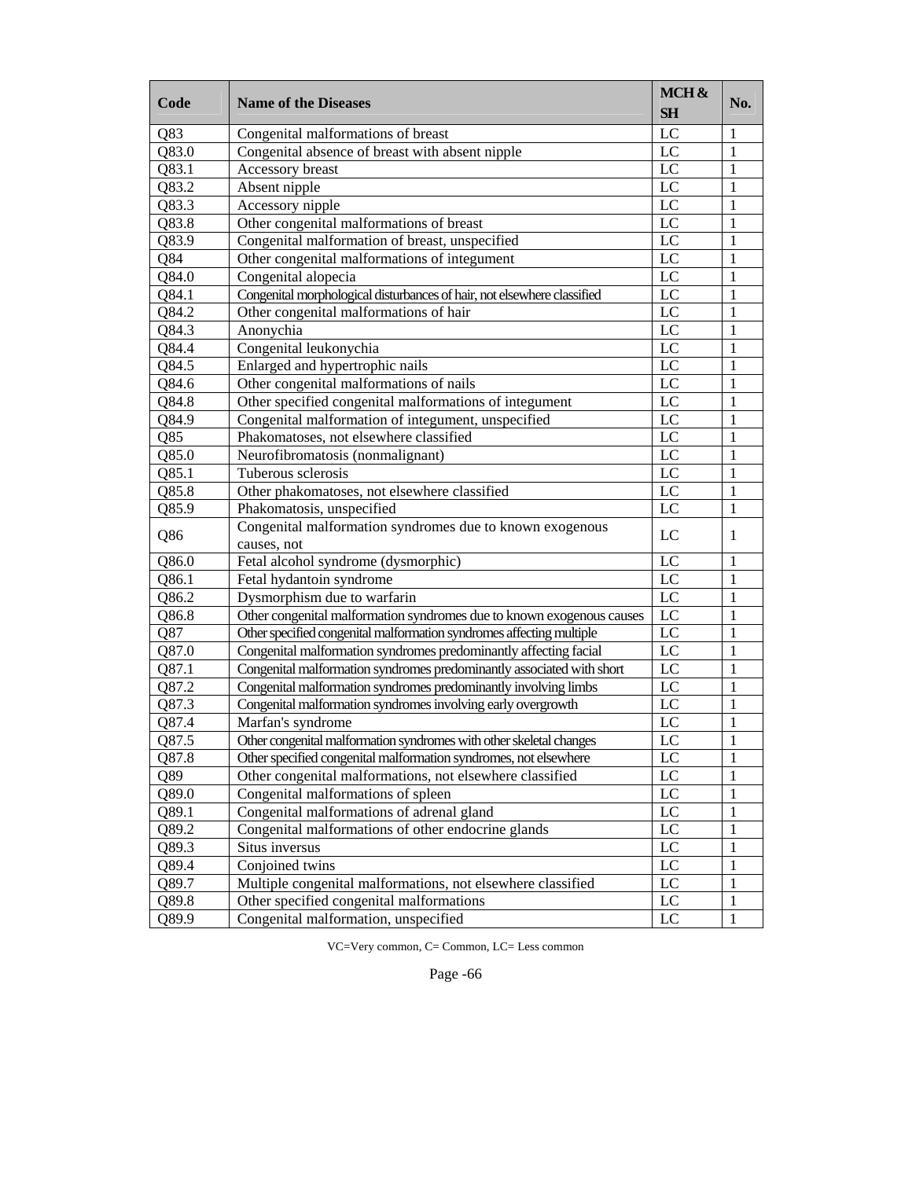| Code | Name of the Diseases | MCH & SH | No. |
|---|---|---|---|
| Q83 | Congenital malformations of breast | LC | 1 |
| Q83.0 | Congenital absence of breast with absent nipple | LC | 1 |
| Q83.1 | Accessory breast | LC | 1 |
| Q83.2 | Absent nipple | LC | 1 |
| Q83.3 | Accessory nipple | LC | 1 |
| Q83.8 | Other congenital malformations of breast | LC | 1 |
| Q83.9 | Congenital malformation of breast, unspecified | LC | 1 |
| Q84 | Other congenital malformations of integument | LC | 1 |
| Q84.0 | Congenital alopecia | LC | 1 |
| Q84.1 | Congenital morphological disturbances of hair, not elsewhere classified | LC | 1 |
| Q84.2 | Other congenital malformations of hair | LC | 1 |
| Q84.3 | Anonychia | LC | 1 |
| Q84.4 | Congenital leukonychia | LC | 1 |
| Q84.5 | Enlarged and hypertrophic nails | LC | 1 |
| Q84.6 | Other congenital malformations of nails | LC | 1 |
| Q84.8 | Other specified congenital malformations of integument | LC | 1 |
| Q84.9 | Congenital malformation of integument, unspecified | LC | 1 |
| Q85 | Phakomatoses, not elsewhere classified | LC | 1 |
| Q85.0 | Neurofibromatosis (nonmalignant) | LC | 1 |
| Q85.1 | Tuberous sclerosis | LC | 1 |
| Q85.8 | Other phakomatoses, not elsewhere classified | LC | 1 |
| Q85.9 | Phakomatosis, unspecified | LC | 1 |
| Q86 | Congenital malformation syndromes due to known exogenous causes, not | LC | 1 |
| Q86.0 | Fetal alcohol syndrome (dysmorphic) | LC | 1 |
| Q86.1 | Fetal hydantoin syndrome | LC | 1 |
| Q86.2 | Dysmorphism due to warfarin | LC | 1 |
| Q86.8 | Other congenital malformation syndromes due to known exogenous causes | LC | 1 |
| Q87 | Other specified congenital malformation syndromes affecting multiple | LC | 1 |
| Q87.0 | Congenital malformation syndromes predominantly affecting facial | LC | 1 |
| Q87.1 | Congenital malformation syndromes predominantly associated with short | LC | 1 |
| Q87.2 | Congenital malformation syndromes predominantly involving limbs | LC | 1 |
| Q87.3 | Congenital malformation syndromes involving early overgrowth | LC | 1 |
| Q87.4 | Marfan's syndrome | LC | 1 |
| Q87.5 | Other congenital malformation syndromes with other skeletal changes | LC | 1 |
| Q87.8 | Other specified congenital malformation syndromes, not elsewhere | LC | 1 |
| Q89 | Other congenital malformations, not elsewhere classified | LC | 1 |
| Q89.0 | Congenital malformations of spleen | LC | 1 |
| Q89.1 | Congenital malformations of adrenal gland | LC | 1 |
| Q89.2 | Congenital malformations of other endocrine glands | LC | 1 |
| Q89.3 | Situs inversus | LC | 1 |
| Q89.4 | Conjoined twins | LC | 1 |
| Q89.7 | Multiple congenital malformations, not elsewhere classified | LC | 1 |
| Q89.8 | Other specified congenital malformations | LC | 1 |
| Q89.9 | Congenital malformation, unspecified | LC | 1 |

VC=Very common, C= Common, LC= Less common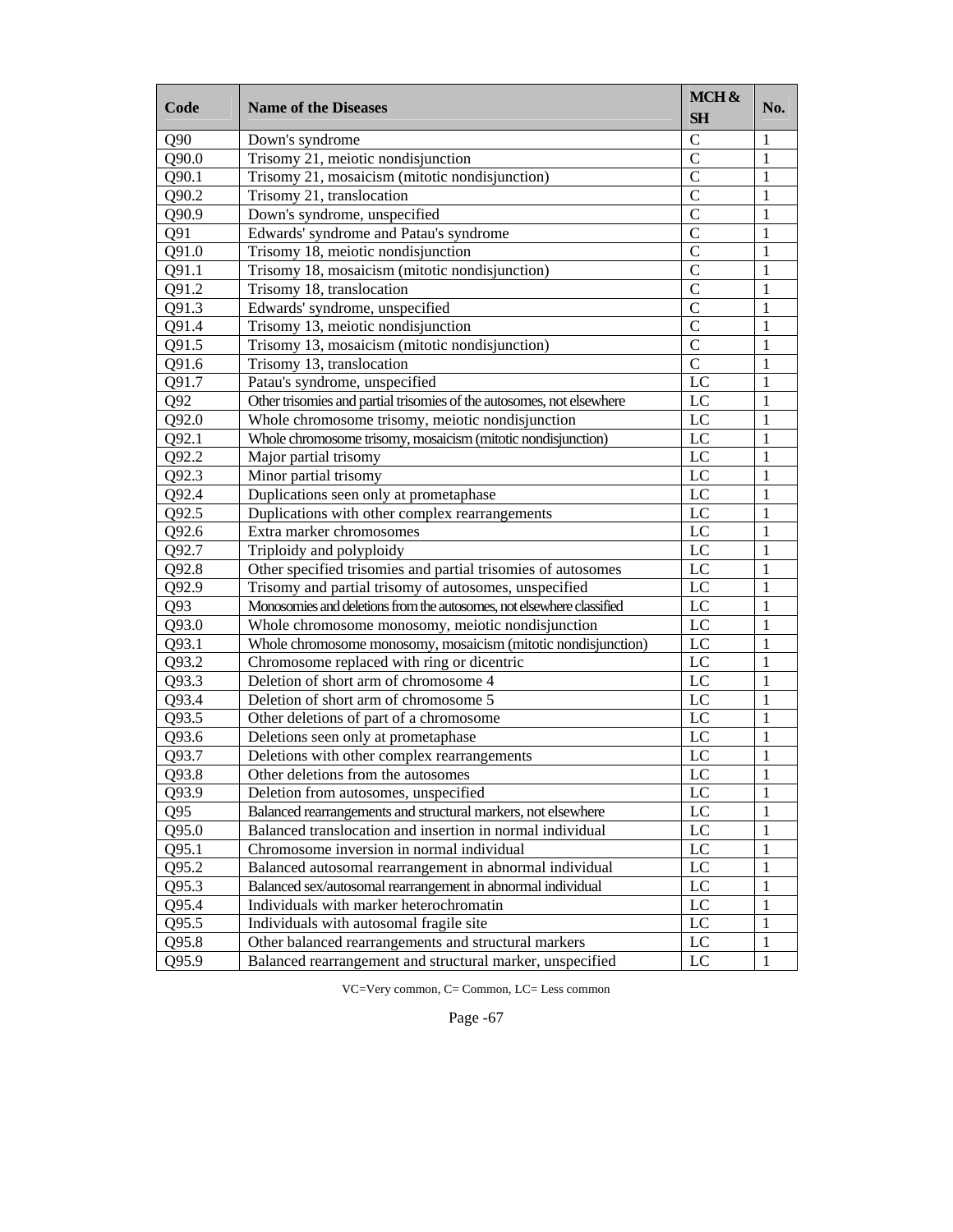| Code | Name of the Diseases | MCH & SH | No. |
|---|---|---|---|
| Q90 | Down's syndrome | C | 1 |
| Q90.0 | Trisomy 21, meiotic nondisjunction | C | 1 |
| Q90.1 | Trisomy 21, mosaicism (mitotic nondisjunction) | C | 1 |
| Q90.2 | Trisomy 21, translocation | C | 1 |
| Q90.9 | Down's syndrome, unspecified | C | 1 |
| Q91 | Edwards' syndrome and Patau's syndrome | C | 1 |
| Q91.0 | Trisomy 18, meiotic nondisjunction | C | 1 |
| Q91.1 | Trisomy 18, mosaicism (mitotic nondisjunction) | C | 1 |
| Q91.2 | Trisomy 18, translocation | C | 1 |
| Q91.3 | Edwards' syndrome, unspecified | C | 1 |
| Q91.4 | Trisomy 13, meiotic nondisjunction | C | 1 |
| Q91.5 | Trisomy 13, mosaicism (mitotic nondisjunction) | C | 1 |
| Q91.6 | Trisomy 13, translocation | C | 1 |
| Q91.7 | Patau's syndrome, unspecified | LC | 1 |
| Q92 | Other trisomies and partial trisomies of the autosomes, not elsewhere | LC | 1 |
| Q92.0 | Whole chromosome trisomy, meiotic nondisjunction | LC | 1 |
| Q92.1 | Whole chromosome trisomy, mosaicism (mitotic nondisjunction) | LC | 1 |
| Q92.2 | Major partial trisomy | LC | 1 |
| Q92.3 | Minor partial trisomy | LC | 1 |
| Q92.4 | Duplications seen only at prometaphase | LC | 1 |
| Q92.5 | Duplications with other complex rearrangements | LC | 1 |
| Q92.6 | Extra marker chromosomes | LC | 1 |
| Q92.7 | Triploidy and polyploidy | LC | 1 |
| Q92.8 | Other specified trisomies and partial trisomies of autosomes | LC | 1 |
| Q92.9 | Trisomy and partial trisomy of autosomes, unspecified | LC | 1 |
| Q93 | Monosomies and deletions from the autosomes, not elsewhere classified | LC | 1 |
| Q93.0 | Whole chromosome monosomy, meiotic nondisjunction | LC | 1 |
| Q93.1 | Whole chromosome monosomy, mosaicism (mitotic nondisjunction) | LC | 1 |
| Q93.2 | Chromosome replaced with ring or dicentric | LC | 1 |
| Q93.3 | Deletion of short arm of chromosome 4 | LC | 1 |
| Q93.4 | Deletion of short arm of chromosome 5 | LC | 1 |
| Q93.5 | Other deletions of part of a chromosome | LC | 1 |
| Q93.6 | Deletions seen only at prometaphase | LC | 1 |
| Q93.7 | Deletions with other complex rearrangements | LC | 1 |
| Q93.8 | Other deletions from the autosomes | LC | 1 |
| Q93.9 | Deletion from autosomes, unspecified | LC | 1 |
| Q95 | Balanced rearrangements and structural markers, not elsewhere | LC | 1 |
| Q95.0 | Balanced translocation and insertion in normal individual | LC | 1 |
| Q95.1 | Chromosome inversion in normal individual | LC | 1 |
| Q95.2 | Balanced autosomal rearrangement in abnormal individual | LC | 1 |
| Q95.3 | Balanced sex/autosomal rearrangement in abnormal individual | LC | 1 |
| Q95.4 | Individuals with marker heterochromatin | LC | 1 |
| Q95.5 | Individuals with autosomal fragile site | LC | 1 |
| Q95.8 | Other balanced rearrangements and structural markers | LC | 1 |
| Q95.9 | Balanced rearrangement and structural marker, unspecified | LC | 1 |

VC=Very common, C= Common, LC= Less common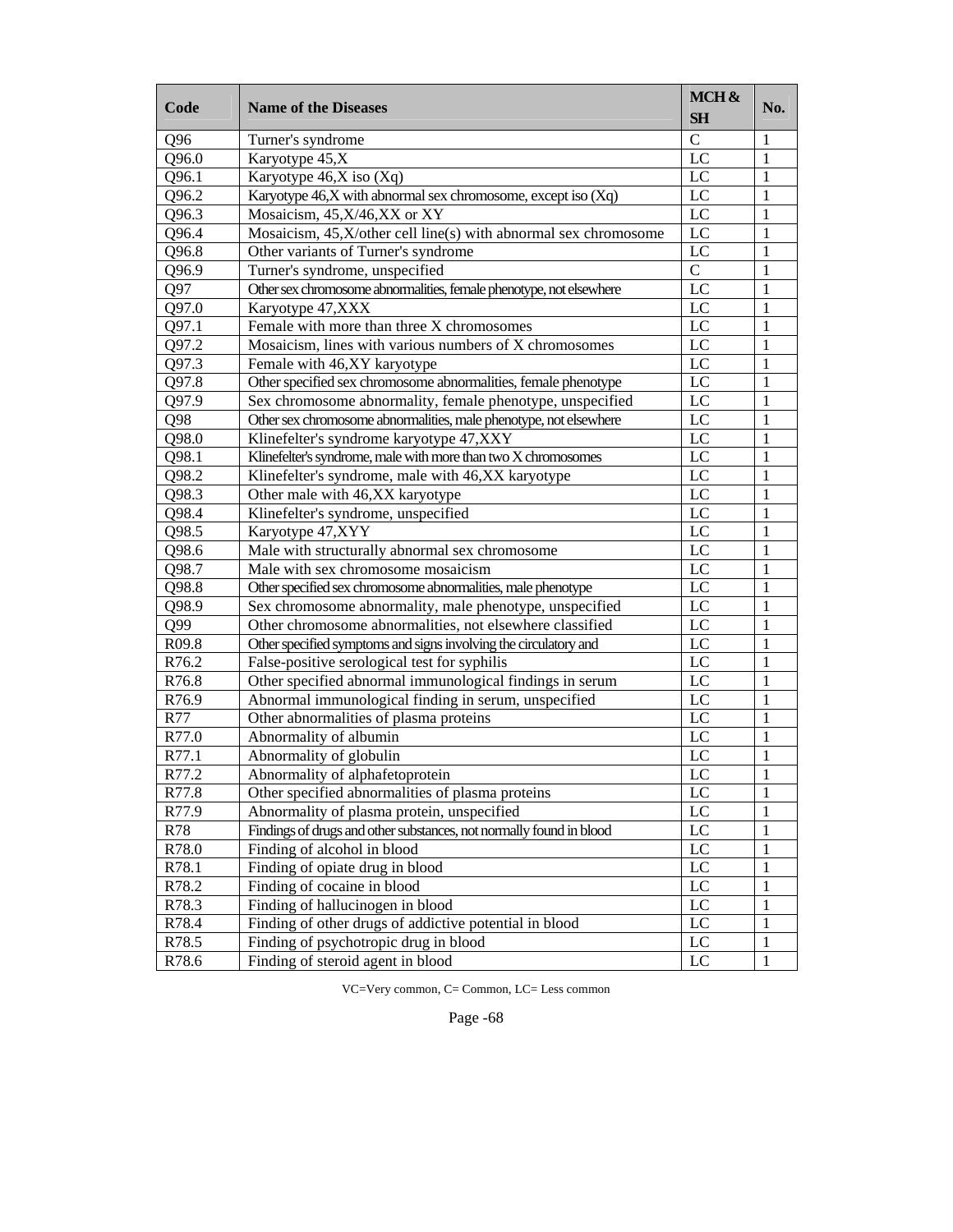| Code | Name of the Diseases | MCH & SH | No. |
|---|---|---|---|
| Q96 | Turner's syndrome | C | 1 |
| Q96.0 | Karyotype 45,X | LC | 1 |
| Q96.1 | Karyotype 46,X iso (Xq) | LC | 1 |
| Q96.2 | Karyotype 46,X with abnormal sex chromosome, except iso (Xq) | LC | 1 |
| Q96.3 | Mosaicism, 45,X/46,XX or XY | LC | 1 |
| Q96.4 | Mosaicism, 45,X/other cell line(s) with abnormal sex chromosome | LC | 1 |
| Q96.8 | Other variants of Turner's syndrome | LC | 1 |
| Q96.9 | Turner's syndrome, unspecified | C | 1 |
| Q97 | Other sex chromosome abnormalities, female phenotype, not elsewhere | LC | 1 |
| Q97.0 | Karyotype 47,XXX | LC | 1 |
| Q97.1 | Female with more than three X chromosomes | LC | 1 |
| Q97.2 | Mosaicism, lines with various numbers of X chromosomes | LC | 1 |
| Q97.3 | Female with 46,XY karyotype | LC | 1 |
| Q97.8 | Other specified sex chromosome abnormalities, female phenotype | LC | 1 |
| Q97.9 | Sex chromosome abnormality, female phenotype, unspecified | LC | 1 |
| Q98 | Other sex chromosome abnormalities, male phenotype, not elsewhere | LC | 1 |
| Q98.0 | Klinefelter's syndrome karyotype 47,XXY | LC | 1 |
| Q98.1 | Klinefelter's syndrome, male with more than two X chromosomes | LC | 1 |
| Q98.2 | Klinefelter's syndrome, male with 46,XX karyotype | LC | 1 |
| Q98.3 | Other male with 46,XX karyotype | LC | 1 |
| Q98.4 | Klinefelter's syndrome, unspecified | LC | 1 |
| Q98.5 | Karyotype 47,XYY | LC | 1 |
| Q98.6 | Male with structurally abnormal sex chromosome | LC | 1 |
| Q98.7 | Male with sex chromosome mosaicism | LC | 1 |
| Q98.8 | Other specified sex chromosome abnormalities, male phenotype | LC | 1 |
| Q98.9 | Sex chromosome abnormality, male phenotype, unspecified | LC | 1 |
| Q99 | Other chromosome abnormalities, not elsewhere classified | LC | 1 |
| R09.8 | Other specified symptoms and signs involving the circulatory and | LC | 1 |
| R76.2 | False-positive serological test for syphilis | LC | 1 |
| R76.8 | Other specified abnormal immunological findings in serum | LC | 1 |
| R76.9 | Abnormal immunological finding in serum, unspecified | LC | 1 |
| R77 | Other abnormalities of plasma proteins | LC | 1 |
| R77.0 | Abnormality of albumin | LC | 1 |
| R77.1 | Abnormality of globulin | LC | 1 |
| R77.2 | Abnormality of alphafetoprotein | LC | 1 |
| R77.8 | Other specified abnormalities of plasma proteins | LC | 1 |
| R77.9 | Abnormality of plasma protein, unspecified | LC | 1 |
| R78 | Findings of drugs and other substances, not normally found in blood | LC | 1 |
| R78.0 | Finding of alcohol in blood | LC | 1 |
| R78.1 | Finding of opiate drug in blood | LC | 1 |
| R78.2 | Finding of cocaine in blood | LC | 1 |
| R78.3 | Finding of hallucinogen in blood | LC | 1 |
| R78.4 | Finding of other drugs of addictive potential in blood | LC | 1 |
| R78.5 | Finding of psychotropic drug in blood | LC | 1 |
| R78.6 | Finding of steroid agent in blood | LC | 1 |

VC=Very common, C= Common, LC= Less common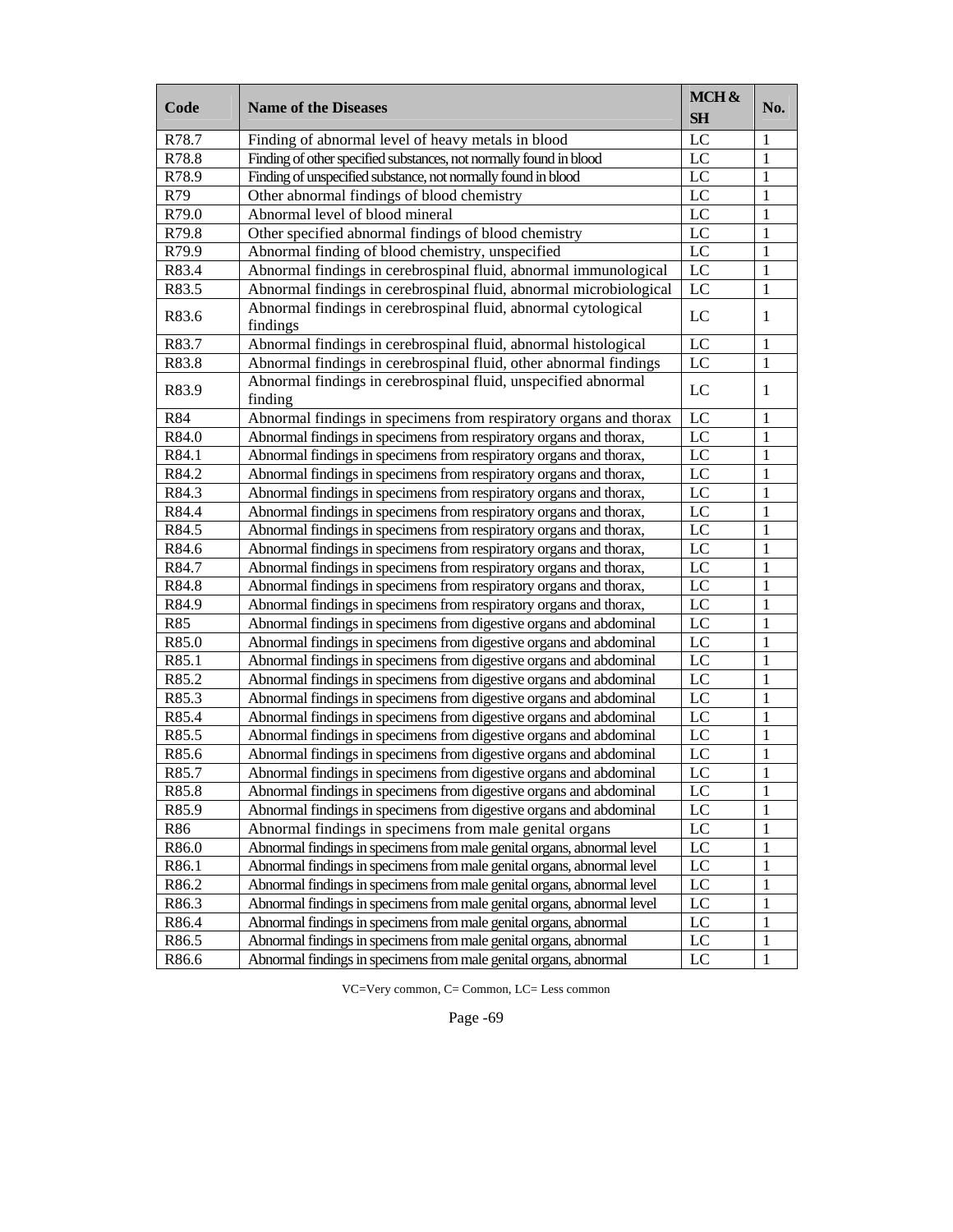| Code | Name of the Diseases | MCH & SH | No. |
|---|---|---|---|
| R78.7 | Finding of abnormal level of heavy metals in blood | LC | 1 |
| R78.8 | Finding of other specified substances, not normally found in blood | LC | 1 |
| R78.9 | Finding of unspecified substance, not normally found in blood | LC | 1 |
| R79 | Other abnormal findings of blood chemistry | LC | 1 |
| R79.0 | Abnormal level of blood mineral | LC | 1 |
| R79.8 | Other specified abnormal findings of blood chemistry | LC | 1 |
| R79.9 | Abnormal finding of blood chemistry, unspecified | LC | 1 |
| R83.4 | Abnormal findings in cerebrospinal fluid, abnormal immunological | LC | 1 |
| R83.5 | Abnormal findings in cerebrospinal fluid, abnormal microbiological | LC | 1 |
| R83.6 | Abnormal findings in cerebrospinal fluid, abnormal cytological findings | LC | 1 |
| R83.7 | Abnormal findings in cerebrospinal fluid, abnormal histological | LC | 1 |
| R83.8 | Abnormal findings in cerebrospinal fluid, other abnormal findings | LC | 1 |
| R83.9 | Abnormal findings in cerebrospinal fluid, unspecified abnormal finding | LC | 1 |
| R84 | Abnormal findings in specimens from respiratory organs and thorax | LC | 1 |
| R84.0 | Abnormal findings in specimens from respiratory organs and thorax, | LC | 1 |
| R84.1 | Abnormal findings in specimens from respiratory organs and thorax, | LC | 1 |
| R84.2 | Abnormal findings in specimens from respiratory organs and thorax, | LC | 1 |
| R84.3 | Abnormal findings in specimens from respiratory organs and thorax, | LC | 1 |
| R84.4 | Abnormal findings in specimens from respiratory organs and thorax, | LC | 1 |
| R84.5 | Abnormal findings in specimens from respiratory organs and thorax, | LC | 1 |
| R84.6 | Abnormal findings in specimens from respiratory organs and thorax, | LC | 1 |
| R84.7 | Abnormal findings in specimens from respiratory organs and thorax, | LC | 1 |
| R84.8 | Abnormal findings in specimens from respiratory organs and thorax, | LC | 1 |
| R84.9 | Abnormal findings in specimens from respiratory organs and thorax, | LC | 1 |
| R85 | Abnormal findings in specimens from digestive organs and abdominal | LC | 1 |
| R85.0 | Abnormal findings in specimens from digestive organs and abdominal | LC | 1 |
| R85.1 | Abnormal findings in specimens from digestive organs and abdominal | LC | 1 |
| R85.2 | Abnormal findings in specimens from digestive organs and abdominal | LC | 1 |
| R85.3 | Abnormal findings in specimens from digestive organs and abdominal | LC | 1 |
| R85.4 | Abnormal findings in specimens from digestive organs and abdominal | LC | 1 |
| R85.5 | Abnormal findings in specimens from digestive organs and abdominal | LC | 1 |
| R85.6 | Abnormal findings in specimens from digestive organs and abdominal | LC | 1 |
| R85.7 | Abnormal findings in specimens from digestive organs and abdominal | LC | 1 |
| R85.8 | Abnormal findings in specimens from digestive organs and abdominal | LC | 1 |
| R85.9 | Abnormal findings in specimens from digestive organs and abdominal | LC | 1 |
| R86 | Abnormal findings in specimens from male genital organs | LC | 1 |
| R86.0 | Abnormal findings in specimens from male genital organs, abnormal level | LC | 1 |
| R86.1 | Abnormal findings in specimens from male genital organs, abnormal level | LC | 1 |
| R86.2 | Abnormal findings in specimens from male genital organs, abnormal level | LC | 1 |
| R86.3 | Abnormal findings in specimens from male genital organs, abnormal level | LC | 1 |
| R86.4 | Abnormal findings in specimens from male genital organs, abnormal | LC | 1 |
| R86.5 | Abnormal findings in specimens from male genital organs, abnormal | LC | 1 |
| R86.6 | Abnormal findings in specimens from male genital organs, abnormal | LC | 1 |

VC=Very common, C= Common, LC= Less common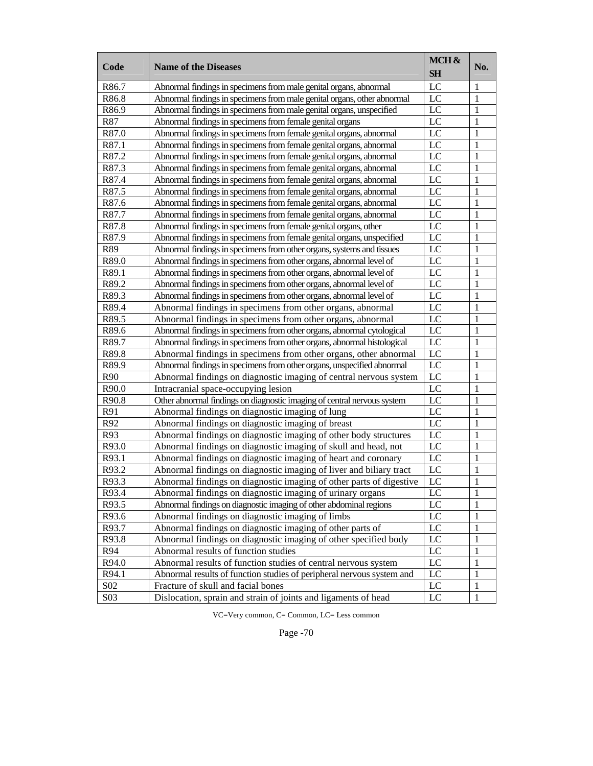| Code | Name of the Diseases | MCH & SH | No. |
|---|---|---|---|
| R86.7 | Abnormal findings in specimens from male genital organs, abnormal | LC | 1 |
| R86.8 | Abnormal findings in specimens from male genital organs, other abnormal | LC | 1 |
| R86.9 | Abnormal findings in specimens from male genital organs, unspecified | LC | 1 |
| R87 | Abnormal findings in specimens from female genital organs | LC | 1 |
| R87.0 | Abnormal findings in specimens from female genital organs, abnormal | LC | 1 |
| R87.1 | Abnormal findings in specimens from female genital organs, abnormal | LC | 1 |
| R87.2 | Abnormal findings in specimens from female genital organs, abnormal | LC | 1 |
| R87.3 | Abnormal findings in specimens from female genital organs, abnormal | LC | 1 |
| R87.4 | Abnormal findings in specimens from female genital organs, abnormal | LC | 1 |
| R87.5 | Abnormal findings in specimens from female genital organs, abnormal | LC | 1 |
| R87.6 | Abnormal findings in specimens from female genital organs, abnormal | LC | 1 |
| R87.7 | Abnormal findings in specimens from female genital organs, abnormal | LC | 1 |
| R87.8 | Abnormal findings in specimens from female genital organs, other | LC | 1 |
| R87.9 | Abnormal findings in specimens from female genital organs, unspecified | LC | 1 |
| R89 | Abnormal findings in specimens from other organs, systems and tissues | LC | 1 |
| R89.0 | Abnormal findings in specimens from other organs, abnormal level of | LC | 1 |
| R89.1 | Abnormal findings in specimens from other organs, abnormal level of | LC | 1 |
| R89.2 | Abnormal findings in specimens from other organs, abnormal level of | LC | 1 |
| R89.3 | Abnormal findings in specimens from other organs, abnormal level of | LC | 1 |
| R89.4 | Abnormal findings in specimens from other organs, abnormal | LC | 1 |
| R89.5 | Abnormal findings in specimens from other organs, abnormal | LC | 1 |
| R89.6 | Abnormal findings in specimens from other organs, abnormal cytological | LC | 1 |
| R89.7 | Abnormal findings in specimens from other organs, abnormal histological | LC | 1 |
| R89.8 | Abnormal findings in specimens from other organs, other abnormal | LC | 1 |
| R89.9 | Abnormal findings in specimens from other organs, unspecified abnormal | LC | 1 |
| R90 | Abnormal findings on diagnostic imaging of central nervous system | LC | 1 |
| R90.0 | Intracranial space-occupying lesion | LC | 1 |
| R90.8 | Other abnormal findings on diagnostic imaging of central nervous system | LC | 1 |
| R91 | Abnormal findings on diagnostic imaging of lung | LC | 1 |
| R92 | Abnormal findings on diagnostic imaging of breast | LC | 1 |
| R93 | Abnormal findings on diagnostic imaging of other body structures | LC | 1 |
| R93.0 | Abnormal findings on diagnostic imaging of skull and head, not | LC | 1 |
| R93.1 | Abnormal findings on diagnostic imaging of heart and coronary | LC | 1 |
| R93.2 | Abnormal findings on diagnostic imaging of liver and biliary tract | LC | 1 |
| R93.3 | Abnormal findings on diagnostic imaging of other parts of digestive | LC | 1 |
| R93.4 | Abnormal findings on diagnostic imaging of urinary organs | LC | 1 |
| R93.5 | Abnormal findings on diagnostic imaging of other abdominal regions | LC | 1 |
| R93.6 | Abnormal findings on diagnostic imaging of limbs | LC | 1 |
| R93.7 | Abnormal findings on diagnostic imaging of other parts of | LC | 1 |
| R93.8 | Abnormal findings on diagnostic imaging of other specified body | LC | 1 |
| R94 | Abnormal results of function studies | LC | 1 |
| R94.0 | Abnormal results of function studies of central nervous system | LC | 1 |
| R94.1 | Abnormal results of function studies of peripheral nervous system and | LC | 1 |
| S02 | Fracture of skull and facial bones | LC | 1 |
| S03 | Dislocation, sprain and strain of joints and ligaments of head | LC | 1 |

VC=Very common, C= Common, LC= Less common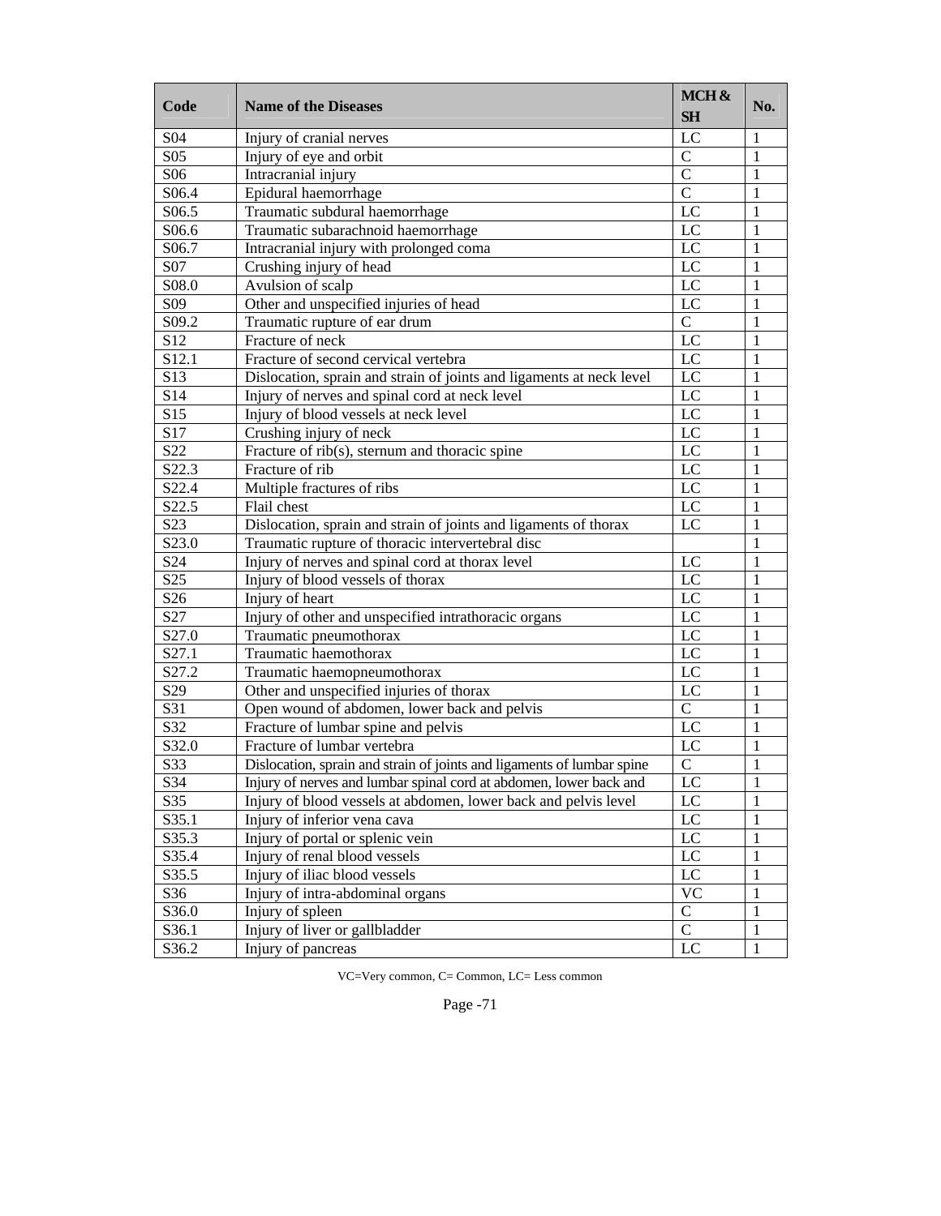| Code | Name of the Diseases | MCH & SH | No. |
|---|---|---|---|
| S04 | Injury of cranial nerves | LC | 1 |
| S05 | Injury of eye and orbit | C | 1 |
| S06 | Intracranial injury | C | 1 |
| S06.4 | Epidural haemorrhage | C | 1 |
| S06.5 | Traumatic subdural haemorrhage | LC | 1 |
| S06.6 | Traumatic subarachnoid haemorrhage | LC | 1 |
| S06.7 | Intracranial injury with prolonged coma | LC | 1 |
| S07 | Crushing injury of head | LC | 1 |
| S08.0 | Avulsion of scalp | LC | 1 |
| S09 | Other and unspecified injuries of head | LC | 1 |
| S09.2 | Traumatic rupture of ear drum | C | 1 |
| S12 | Fracture of neck | LC | 1 |
| S12.1 | Fracture of second cervical vertebra | LC | 1 |
| S13 | Dislocation, sprain and strain of joints and ligaments at neck level | LC | 1 |
| S14 | Injury of nerves and spinal cord at neck level | LC | 1 |
| S15 | Injury of blood vessels at neck level | LC | 1 |
| S17 | Crushing injury of neck | LC | 1 |
| S22 | Fracture of rib(s), sternum and thoracic spine | LC | 1 |
| S22.3 | Fracture of rib | LC | 1 |
| S22.4 | Multiple fractures of ribs | LC | 1 |
| S22.5 | Flail chest | LC | 1 |
| S23 | Dislocation, sprain and strain of joints and ligaments of thorax | LC | 1 |
| S23.0 | Traumatic rupture of thoracic intervertebral disc | | 1 |
| S24 | Injury of nerves and spinal cord at thorax level | LC | 1 |
| S25 | Injury of blood vessels of thorax | LC | 1 |
| S26 | Injury of heart | LC | 1 |
| S27 | Injury of other and unspecified intrathoracic organs | LC | 1 |
| S27.0 | Traumatic pneumothorax | LC | 1 |
| S27.1 | Traumatic haemothorax | LC | 1 |
| S27.2 | Traumatic haemopneumothorax | LC | 1 |
| S29 | Other and unspecified injuries of thorax | LC | 1 |
| S31 | Open wound of abdomen, lower back and pelvis | C | 1 |
| S32 | Fracture of lumbar spine and pelvis | LC | 1 |
| S32.0 | Fracture of lumbar vertebra | LC | 1 |
| S33 | Dislocation, sprain and strain of joints and ligaments of lumbar spine | C | 1 |
| S34 | Injury of nerves and lumbar spinal cord at abdomen, lower back and | LC | 1 |
| S35 | Injury of blood vessels at abdomen, lower back and pelvis level | LC | 1 |
| S35.1 | Injury of inferior vena cava | LC | 1 |
| S35.3 | Injury of portal or splenic vein | LC | 1 |
| S35.4 | Injury of renal blood vessels | LC | 1 |
| S35.5 | Injury of iliac blood vessels | LC | 1 |
| S36 | Injury of intra-abdominal organs | VC | 1 |
| S36.0 | Injury of spleen | C | 1 |
| S36.1 | Injury of liver or gallbladder | C | 1 |
| S36.2 | Injury of pancreas | LC | 1 |

VC=Very common, C= Common, LC= Less common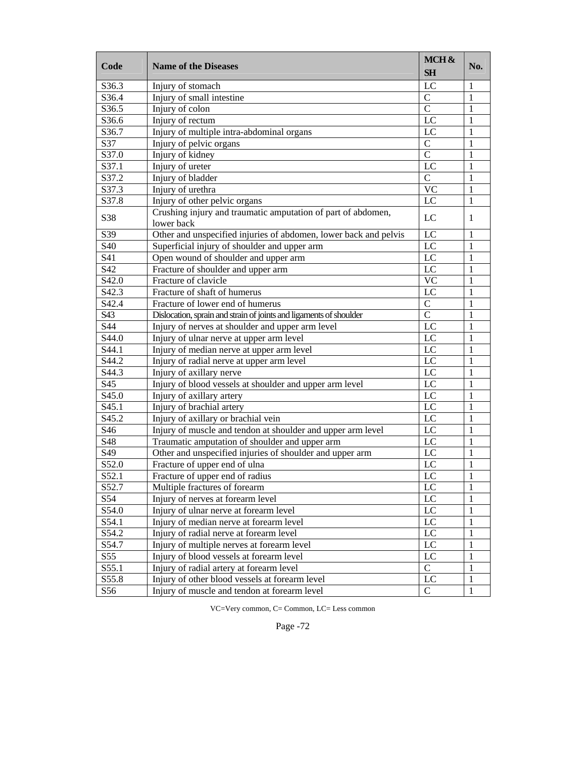| Code | Name of the Diseases | MCH & SH | No. |
|---|---|---|---|
| S36.3 | Injury of stomach | LC | 1 |
| S36.4 | Injury of small intestine | C | 1 |
| S36.5 | Injury of colon | C | 1 |
| S36.6 | Injury of rectum | LC | 1 |
| S36.7 | Injury of multiple intra-abdominal organs | LC | 1 |
| S37 | Injury of pelvic organs | C | 1 |
| S37.0 | Injury of kidney | C | 1 |
| S37.1 | Injury of ureter | LC | 1 |
| S37.2 | Injury of bladder | C | 1 |
| S37.3 | Injury of urethra | VC | 1 |
| S37.8 | Injury of other pelvic organs | LC | 1 |
| S38 | Crushing injury and traumatic amputation of part of abdomen, lower back | LC | 1 |
| S39 | Other and unspecified injuries of abdomen, lower back and pelvis | LC | 1 |
| S40 | Superficial injury of shoulder and upper arm | LC | 1 |
| S41 | Open wound of shoulder and upper arm | LC | 1 |
| S42 | Fracture of shoulder and upper arm | LC | 1 |
| S42.0 | Fracture of clavicle | VC | 1 |
| S42.3 | Fracture of shaft of humerus | LC | 1 |
| S42.4 | Fracture of lower end of humerus | C | 1 |
| S43 | Dislocation, sprain and strain of joints and ligaments of shoulder | C | 1 |
| S44 | Injury of nerves at shoulder and upper arm level | LC | 1 |
| S44.0 | Injury of ulnar nerve at upper arm level | LC | 1 |
| S44.1 | Injury of median nerve at upper arm level | LC | 1 |
| S44.2 | Injury of radial nerve at upper arm level | LC | 1 |
| S44.3 | Injury of axillary nerve | LC | 1 |
| S45 | Injury of blood vessels at shoulder and upper arm level | LC | 1 |
| S45.0 | Injury of axillary artery | LC | 1 |
| S45.1 | Injury of brachial artery | LC | 1 |
| S45.2 | Injury of axillary or brachial vein | LC | 1 |
| S46 | Injury of muscle and tendon at shoulder and upper arm level | LC | 1 |
| S48 | Traumatic amputation of shoulder and upper arm | LC | 1 |
| S49 | Other and unspecified injuries of shoulder and upper arm | LC | 1 |
| S52.0 | Fracture of upper end of ulna | LC | 1 |
| S52.1 | Fracture of upper end of radius | LC | 1 |
| S52.7 | Multiple fractures of forearm | LC | 1 |
| S54 | Injury of nerves at forearm level | LC | 1 |
| S54.0 | Injury of ulnar nerve at forearm level | LC | 1 |
| S54.1 | Injury of median nerve at forearm level | LC | 1 |
| S54.2 | Injury of radial nerve at forearm level | LC | 1 |
| S54.7 | Injury of multiple nerves at forearm level | LC | 1 |
| S55 | Injury of blood vessels at forearm level | LC | 1 |
| S55.1 | Injury of radial artery at forearm level | C | 1 |
| S55.8 | Injury of other blood vessels at forearm level | LC | 1 |
| S56 | Injury of muscle and tendon at forearm level | C | 1 |

VC=Very common, C= Common, LC= Less common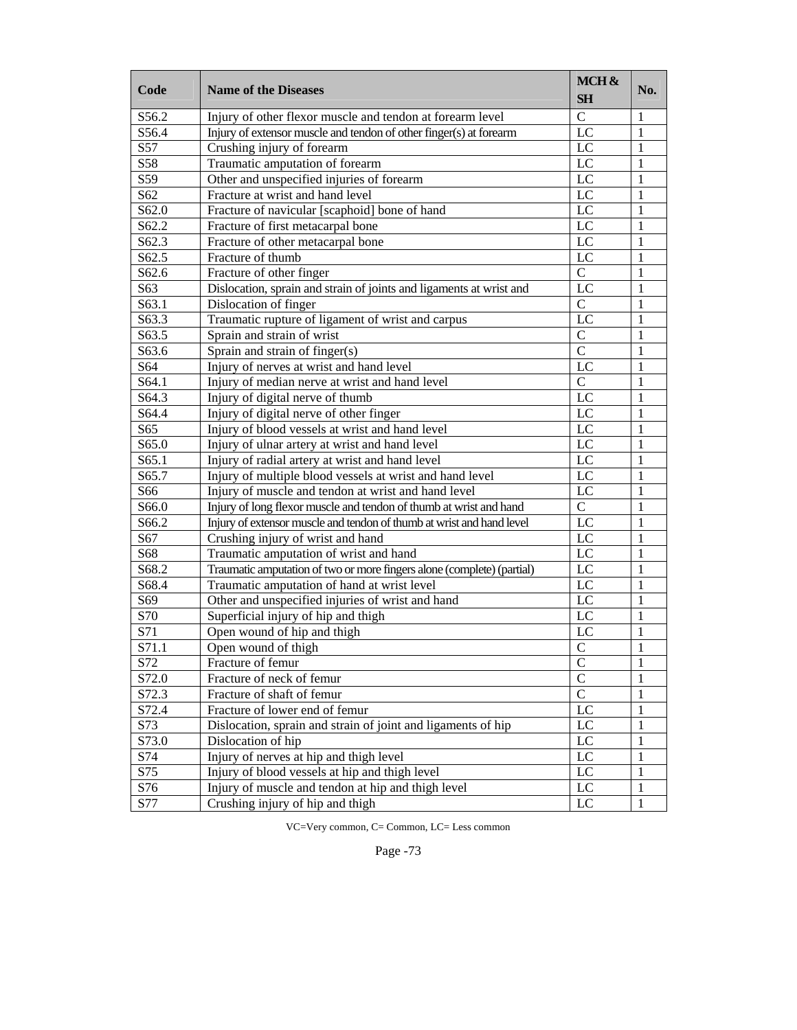| Code | Name of the Diseases | MCH & SH | No. |
|---|---|---|---|
| S56.2 | Injury of other flexor muscle and tendon at forearm level | C | 1 |
| S56.4 | Injury of extensor muscle and tendon of other finger(s) at forearm | LC | 1 |
| S57 | Crushing injury of forearm | LC | 1 |
| S58 | Traumatic amputation of forearm | LC | 1 |
| S59 | Other and unspecified injuries of forearm | LC | 1 |
| S62 | Fracture at wrist and hand level | LC | 1 |
| S62.0 | Fracture of navicular [scaphoid] bone of hand | LC | 1 |
| S62.2 | Fracture of first metacarpal bone | LC | 1 |
| S62.3 | Fracture of other metacarpal bone | LC | 1 |
| S62.5 | Fracture of thumb | LC | 1 |
| S62.6 | Fracture of other finger | C | 1 |
| S63 | Dislocation, sprain and strain of joints and ligaments at wrist and | LC | 1 |
| S63.1 | Dislocation of finger | C | 1 |
| S63.3 | Traumatic rupture of ligament of wrist and carpus | LC | 1 |
| S63.5 | Sprain and strain of wrist | C | 1 |
| S63.6 | Sprain and strain of finger(s) | C | 1 |
| S64 | Injury of nerves at wrist and hand level | LC | 1 |
| S64.1 | Injury of median nerve at wrist and hand level | C | 1 |
| S64.3 | Injury of digital nerve of thumb | LC | 1 |
| S64.4 | Injury of digital nerve of other finger | LC | 1 |
| S65 | Injury of blood vessels at wrist and hand level | LC | 1 |
| S65.0 | Injury of ulnar artery at wrist and hand level | LC | 1 |
| S65.1 | Injury of radial artery at wrist and hand level | LC | 1 |
| S65.7 | Injury of multiple blood vessels at wrist and hand level | LC | 1 |
| S66 | Injury of muscle and tendon at wrist and hand level | LC | 1 |
| S66.0 | Injury of long flexor muscle and tendon of thumb at wrist and hand | C | 1 |
| S66.2 | Injury of extensor muscle and tendon of thumb at wrist and hand level | LC | 1 |
| S67 | Crushing injury of wrist and hand | LC | 1 |
| S68 | Traumatic amputation of wrist and hand | LC | 1 |
| S68.2 | Traumatic amputation of two or more fingers alone (complete) (partial) | LC | 1 |
| S68.4 | Traumatic amputation of hand at wrist level | LC | 1 |
| S69 | Other and unspecified injuries of wrist and hand | LC | 1 |
| S70 | Superficial injury of hip and thigh | LC | 1 |
| S71 | Open wound of hip and thigh | LC | 1 |
| S71.1 | Open wound of thigh | C | 1 |
| S72 | Fracture of femur | C | 1 |
| S72.0 | Fracture of neck of femur | C | 1 |
| S72.3 | Fracture of shaft of femur | C | 1 |
| S72.4 | Fracture of lower end of femur | LC | 1 |
| S73 | Dislocation, sprain and strain of joint and ligaments of hip | LC | 1 |
| S73.0 | Dislocation of hip | LC | 1 |
| S74 | Injury of nerves at hip and thigh level | LC | 1 |
| S75 | Injury of blood vessels at hip and thigh level | LC | 1 |
| S76 | Injury of muscle and tendon at hip and thigh level | LC | 1 |
| S77 | Crushing injury of hip and thigh | LC | 1 |

VC=Very common, C= Common, LC= Less common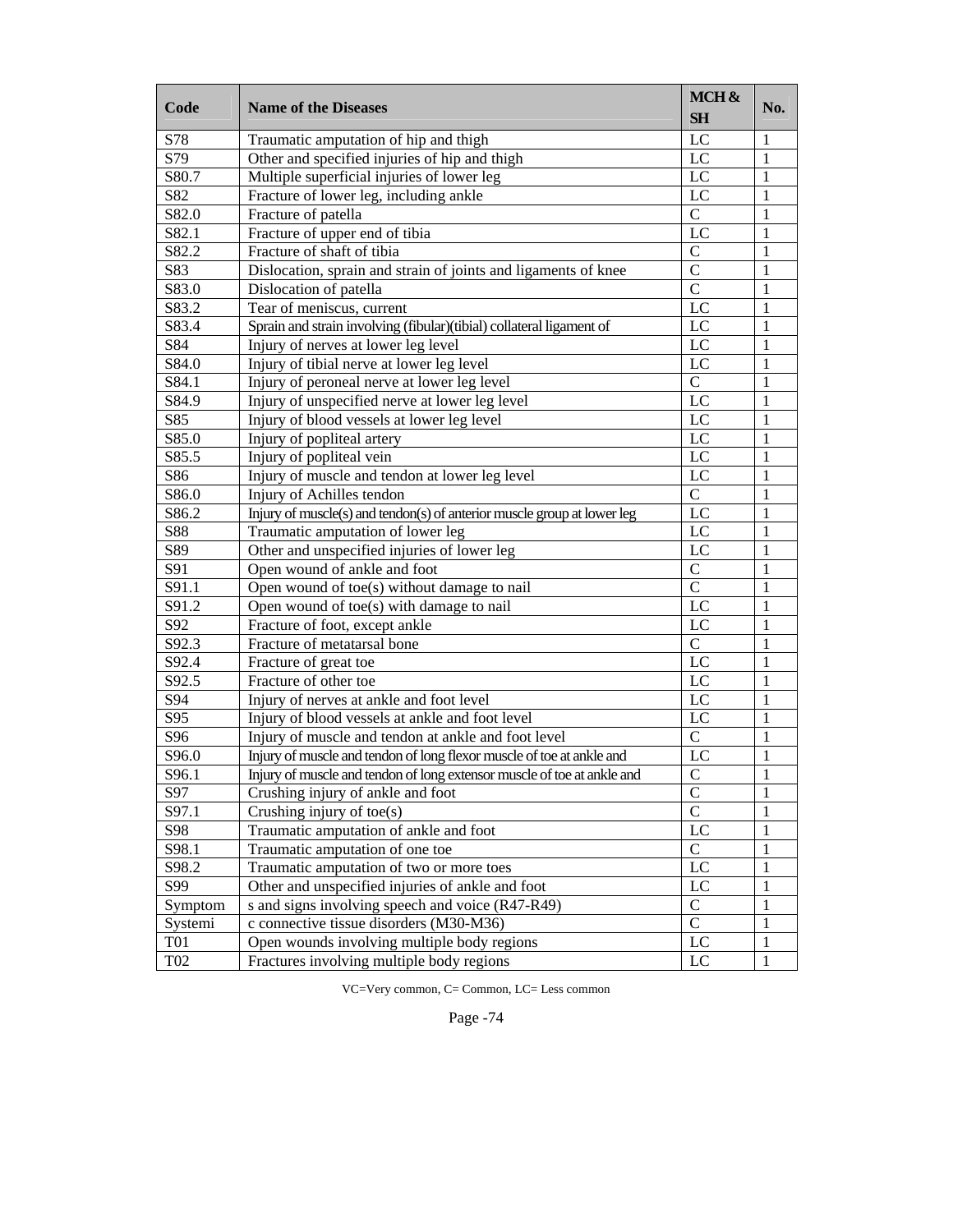| Code | Name of the Diseases | MCH & SH | No. |
|---|---|---|---|
| S78 | Traumatic amputation of hip and thigh | LC | 1 |
| S79 | Other and specified injuries of hip and thigh | LC | 1 |
| S80.7 | Multiple superficial injuries of lower leg | LC | 1 |
| S82 | Fracture of lower leg, including ankle | LC | 1 |
| S82.0 | Fracture of patella | C | 1 |
| S82.1 | Fracture of upper end of tibia | LC | 1 |
| S82.2 | Fracture of shaft of tibia | C | 1 |
| S83 | Dislocation, sprain and strain of joints and ligaments of knee | C | 1 |
| S83.0 | Dislocation of patella | C | 1 |
| S83.2 | Tear of meniscus, current | LC | 1 |
| S83.4 | Sprain and strain involving (fibular)(tibial) collateral ligament of | LC | 1 |
| S84 | Injury of nerves at lower leg level | LC | 1 |
| S84.0 | Injury of tibial nerve at lower leg level | LC | 1 |
| S84.1 | Injury of peroneal nerve at lower leg level | C | 1 |
| S84.9 | Injury of unspecified nerve at lower leg level | LC | 1 |
| S85 | Injury of blood vessels at lower leg level | LC | 1 |
| S85.0 | Injury of popliteal artery | LC | 1 |
| S85.5 | Injury of popliteal vein | LC | 1 |
| S86 | Injury of muscle and tendon at lower leg level | LC | 1 |
| S86.0 | Injury of Achilles tendon | C | 1 |
| S86.2 | Injury of muscle(s) and tendon(s) of anterior muscle group at lower leg | LC | 1 |
| S88 | Traumatic amputation of lower leg | LC | 1 |
| S89 | Other and unspecified injuries of lower leg | LC | 1 |
| S91 | Open wound of ankle and foot | C | 1 |
| S91.1 | Open wound of toe(s) without damage to nail | C | 1 |
| S91.2 | Open wound of toe(s) with damage to nail | LC | 1 |
| S92 | Fracture of foot, except ankle | LC | 1 |
| S92.3 | Fracture of metatarsal bone | C | 1 |
| S92.4 | Fracture of great toe | LC | 1 |
| S92.5 | Fracture of other toe | LC | 1 |
| S94 | Injury of nerves at ankle and foot level | LC | 1 |
| S95 | Injury of blood vessels at ankle and foot level | LC | 1 |
| S96 | Injury of muscle and tendon at ankle and foot level | C | 1 |
| S96.0 | Injury of muscle and tendon of long flexor muscle of toe at ankle and | LC | 1 |
| S96.1 | Injury of muscle and tendon of long extensor muscle of toe at ankle and | C | 1 |
| S97 | Crushing injury of ankle and foot | C | 1 |
| S97.1 | Crushing injury of toe(s) | C | 1 |
| S98 | Traumatic amputation of ankle and foot | LC | 1 |
| S98.1 | Traumatic amputation of one toe | C | 1 |
| S98.2 | Traumatic amputation of two or more toes | LC | 1 |
| S99 | Other and unspecified injuries of ankle and foot | LC | 1 |
| Symptom | s and signs involving speech and voice (R47-R49) | C | 1 |
| Systemi | c connective tissue disorders (M30-M36) | C | 1 |
| T01 | Open wounds involving multiple body regions | LC | 1 |
| T02 | Fractures involving multiple body regions | LC | 1 |

VC=Very common, C= Common, LC= Less common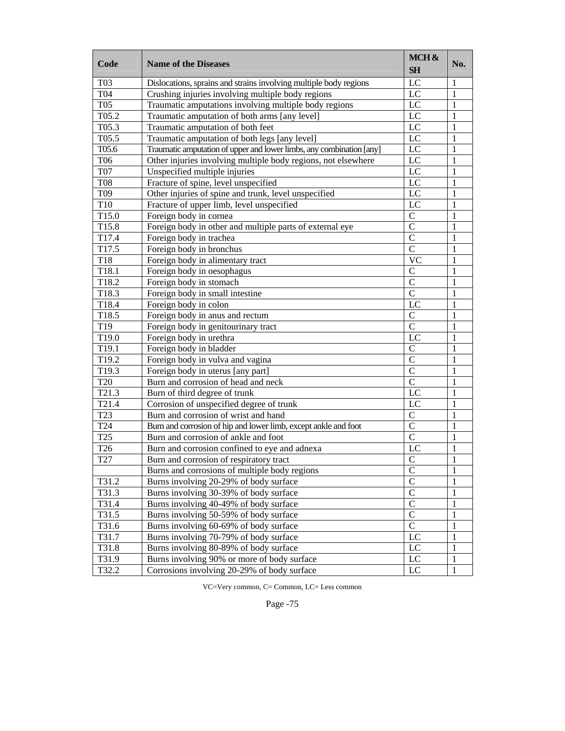| Code | Name of the Diseases | MCH & SH | No. |
|---|---|---|---|
| T03 | Dislocations, sprains and strains involving multiple body regions | LC | 1 |
| T04 | Crushing injuries involving multiple body regions | LC | 1 |
| T05 | Traumatic amputations involving multiple body regions | LC | 1 |
| T05.2 | Traumatic amputation of both arms [any level] | LC | 1 |
| T05.3 | Traumatic amputation of both feet | LC | 1 |
| T05.5 | Traumatic amputation of both legs [any level] | LC | 1 |
| T05.6 | Traumatic amputation of upper and lower limbs, any combination [any] | LC | 1 |
| T06 | Other injuries involving multiple body regions, not elsewhere | LC | 1 |
| T07 | Unspecified multiple injuries | LC | 1 |
| T08 | Fracture of spine, level unspecified | LC | 1 |
| T09 | Other injuries of spine and trunk, level unspecified | LC | 1 |
| T10 | Fracture of upper limb, level unspecified | LC | 1 |
| T15.0 | Foreign body in cornea | C | 1 |
| T15.8 | Foreign body in other and multiple parts of external eye | C | 1 |
| T17.4 | Foreign body in trachea | C | 1 |
| T17.5 | Foreign body in bronchus | C | 1 |
| T18 | Foreign body in alimentary tract | VC | 1 |
| T18.1 | Foreign body in oesophagus | C | 1 |
| T18.2 | Foreign body in stomach | C | 1 |
| T18.3 | Foreign body in small intestine | C | 1 |
| T18.4 | Foreign body in colon | LC | 1 |
| T18.5 | Foreign body in anus and rectum | C | 1 |
| T19 | Foreign body in genitourinary tract | C | 1 |
| T19.0 | Foreign body in urethra | LC | 1 |
| T19.1 | Foreign body in bladder | C | 1 |
| T19.2 | Foreign body in vulva and vagina | C | 1 |
| T19.3 | Foreign body in uterus [any part] | C | 1 |
| T20 | Burn and corrosion of head and neck | C | 1 |
| T21.3 | Burn of third degree of trunk | LC | 1 |
| T21.4 | Corrosion of unspecified degree of trunk | LC | 1 |
| T23 | Burn and corrosion of wrist and hand | C | 1 |
| T24 | Burn and corrosion of hip and lower limb, except ankle and foot | C | 1 |
| T25 | Burn and corrosion of ankle and foot | C | 1 |
| T26 | Burn and corrosion confined to eye and adnexa | LC | 1 |
| T27 | Burn and corrosion of respiratory tract | C | 1 |
| | Burns and corrosions of multiple body regions | C | 1 |
| T31.2 | Burns involving 20-29% of body surface | C | 1 |
| T31.3 | Burns involving 30-39% of body surface | C | 1 |
| T31.4 | Burns involving 40-49% of body surface | C | 1 |
| T31.5 | Burns involving 50-59% of body surface | C | 1 |
| T31.6 | Burns involving 60-69% of body surface | C | 1 |
| T31.7 | Burns involving 70-79% of body surface | LC | 1 |
| T31.8 | Burns involving 80-89% of body surface | LC | 1 |
| T31.9 | Burns involving 90% or more of body surface | LC | 1 |
| T32.2 | Corrosions involving 20-29% of body surface | LC | 1 |

VC=Very common, C= Common, LC= Less common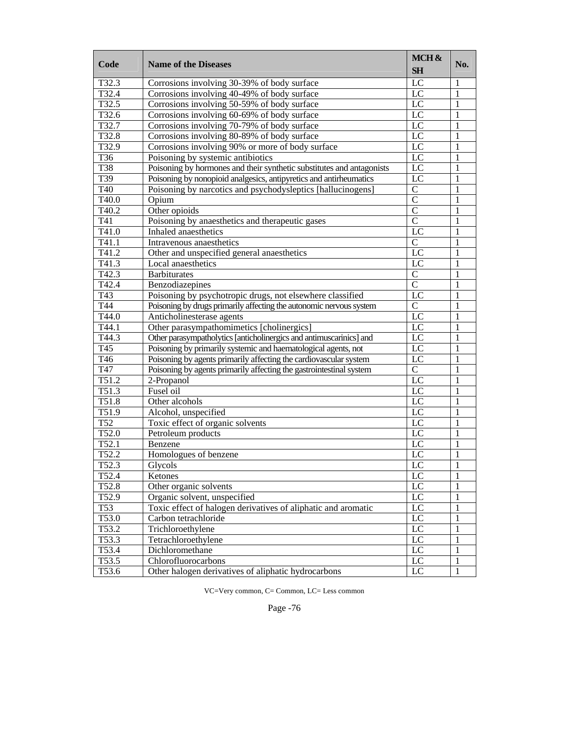| Code | Name of the Diseases | MCH & SH | No. |
|---|---|---|---|
| T32.3 | Corrosions involving 30-39% of body surface | LC | 1 |
| T32.4 | Corrosions involving 40-49% of body surface | LC | 1 |
| T32.5 | Corrosions involving 50-59% of body surface | LC | 1 |
| T32.6 | Corrosions involving 60-69% of body surface | LC | 1 |
| T32.7 | Corrosions involving 70-79% of body surface | LC | 1 |
| T32.8 | Corrosions involving 80-89% of body surface | LC | 1 |
| T32.9 | Corrosions involving 90% or more of body surface | LC | 1 |
| T36 | Poisoning by systemic antibiotics | LC | 1 |
| T38 | Poisoning by hormones and their synthetic substitutes and antagonists | LC | 1 |
| T39 | Poisoning by nonopioid analgesics, antipyretics and antirheumatics | LC | 1 |
| T40 | Poisoning by narcotics and psychodysleptics [hallucinogens] | C | 1 |
| T40.0 | Opium | C | 1 |
| T40.2 | Other opioids | C | 1 |
| T41 | Poisoning by anaesthetics and therapeutic gases | C | 1 |
| T41.0 | Inhaled anaesthetics | LC | 1 |
| T41.1 | Intravenous anaesthetics | C | 1 |
| T41.2 | Other and unspecified general anaesthetics | LC | 1 |
| T41.3 | Local anaesthetics | LC | 1 |
| T42.3 | Barbiturates | C | 1 |
| T42.4 | Benzodiazepines | C | 1 |
| T43 | Poisoning by psychotropic drugs, not elsewhere classified | LC | 1 |
| T44 | Poisoning by drugs primarily affecting the autonomic nervous system | C | 1 |
| T44.0 | Anticholinesterase agents | LC | 1 |
| T44.1 | Other parasympathomimetics [cholinergics] | LC | 1 |
| T44.3 | Other parasympatholytics [anticholinergics and antimuscarinics] and | LC | 1 |
| T45 | Poisoning by primarily systemic and haematological agents, not | LC | 1 |
| T46 | Poisoning by agents primarily affecting the cardiovascular system | LC | 1 |
| T47 | Poisoning by agents primarily affecting the gastrointestinal system | C | 1 |
| T51.2 | 2-Propanol | LC | 1 |
| T51.3 | Fusel oil | LC | 1 |
| T51.8 | Other alcohols | LC | 1 |
| T51.9 | Alcohol, unspecified | LC | 1 |
| T52 | Toxic effect of organic solvents | LC | 1 |
| T52.0 | Petroleum products | LC | 1 |
| T52.1 | Benzene | LC | 1 |
| T52.2 | Homologues of benzene | LC | 1 |
| T52.3 | Glycols | LC | 1 |
| T52.4 | Ketones | LC | 1 |
| T52.8 | Other organic solvents | LC | 1 |
| T52.9 | Organic solvent, unspecified | LC | 1 |
| T53 | Toxic effect of halogen derivatives of aliphatic and aromatic | LC | 1 |
| T53.0 | Carbon tetrachloride | LC | 1 |
| T53.2 | Trichloroethylene | LC | 1 |
| T53.3 | Tetrachloroethylene | LC | 1 |
| T53.4 | Dichloromethane | LC | 1 |
| T53.5 | Chlorofluorocarbons | LC | 1 |
| T53.6 | Other halogen derivatives of aliphatic hydrocarbons | LC | 1 |

VC=Very common, C= Common, LC= Less common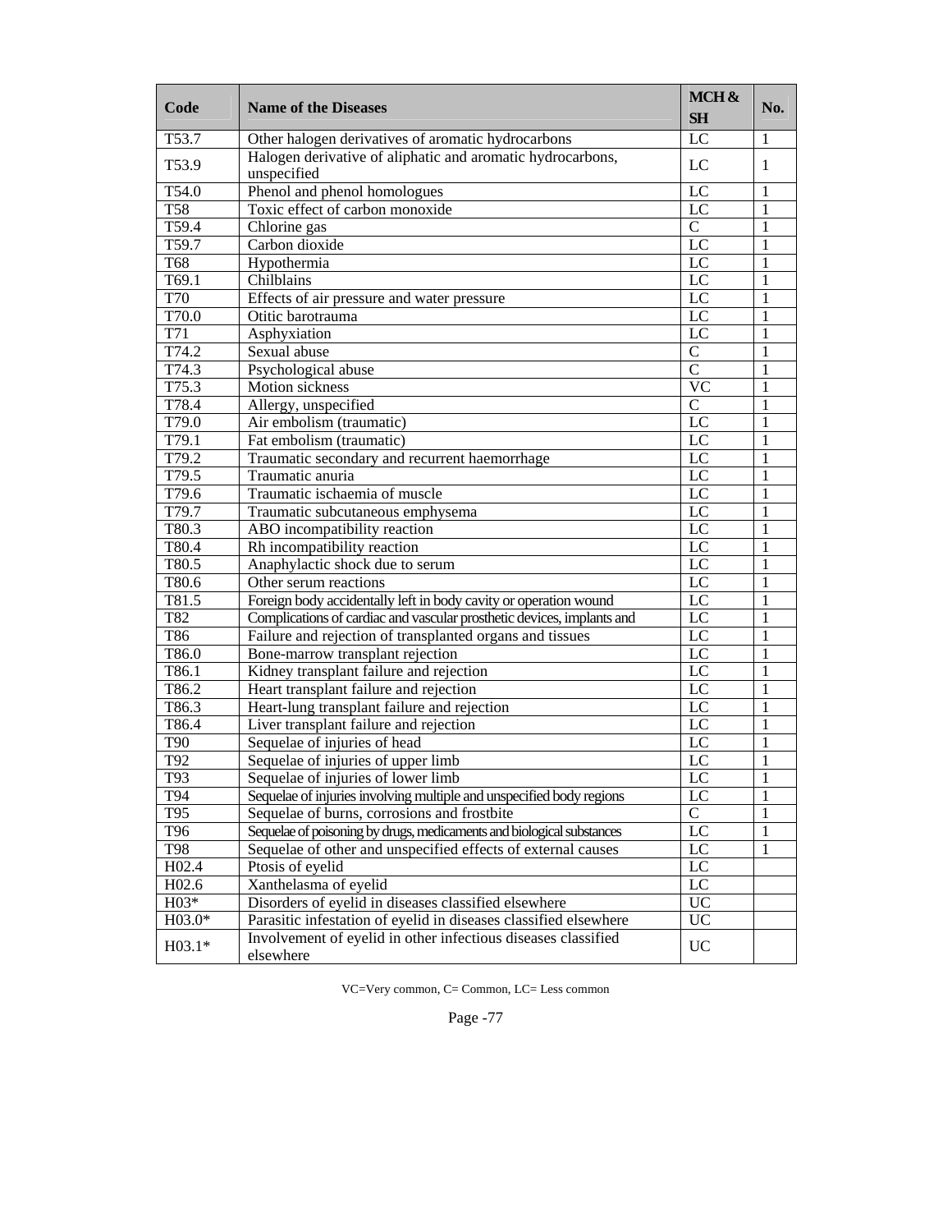| Code | Name of the Diseases | MCH & SH | No. |
|---|---|---|---|
| T53.7 | Other halogen derivatives of aromatic hydrocarbons | LC | 1 |
| T53.9 | Halogen derivative of aliphatic and aromatic hydrocarbons, unspecified | LC | 1 |
| T54.0 | Phenol and phenol homologues | LC | 1 |
| T58 | Toxic effect of carbon monoxide | LC | 1 |
| T59.4 | Chlorine gas | C | 1 |
| T59.7 | Carbon dioxide | LC | 1 |
| T68 | Hypothermia | LC | 1 |
| T69.1 | Chilblains | LC | 1 |
| T70 | Effects of air pressure and water pressure | LC | 1 |
| T70.0 | Otitic barotrauma | LC | 1 |
| T71 | Asphyxiation | LC | 1 |
| T74.2 | Sexual abuse | C | 1 |
| T74.3 | Psychological abuse | C | 1 |
| T75.3 | Motion sickness | VC | 1 |
| T78.4 | Allergy, unspecified | C | 1 |
| T79.0 | Air embolism (traumatic) | LC | 1 |
| T79.1 | Fat embolism (traumatic) | LC | 1 |
| T79.2 | Traumatic secondary and recurrent haemorrhage | LC | 1 |
| T79.5 | Traumatic anuria | LC | 1 |
| T79.6 | Traumatic ischaemia of muscle | LC | 1 |
| T79.7 | Traumatic subcutaneous emphysema | LC | 1 |
| T80.3 | ABO incompatibility reaction | LC | 1 |
| T80.4 | Rh incompatibility reaction | LC | 1 |
| T80.5 | Anaphylactic shock due to serum | LC | 1 |
| T80.6 | Other serum reactions | LC | 1 |
| T81.5 | Foreign body accidentally left in body cavity or operation wound | LC | 1 |
| T82 | Complications of cardiac and vascular prosthetic devices, implants and | LC | 1 |
| T86 | Failure and rejection of transplanted organs and tissues | LC | 1 |
| T86.0 | Bone-marrow transplant rejection | LC | 1 |
| T86.1 | Kidney transplant failure and rejection | LC | 1 |
| T86.2 | Heart transplant failure and rejection | LC | 1 |
| T86.3 | Heart-lung transplant failure and rejection | LC | 1 |
| T86.4 | Liver transplant failure and rejection | LC | 1 |
| T90 | Sequelae of injuries of head | LC | 1 |
| T92 | Sequelae of injuries of upper limb | LC | 1 |
| T93 | Sequelae of injuries of lower limb | LC | 1 |
| T94 | Sequelae of injuries involving multiple and unspecified body regions | LC | 1 |
| T95 | Sequelae of burns, corrosions and frostbite | C | 1 |
| T96 | Sequelae of poisoning by drugs, medicaments and biological substances | LC | 1 |
| T98 | Sequelae of other and unspecified effects of external causes | LC | 1 |
| H02.4 | Ptosis of eyelid | LC | |
| H02.6 | Xanthelasma of eyelid | LC | |
| H03* | Disorders of eyelid in diseases classified elsewhere | UC | |
| H03.0* | Parasitic infestation of eyelid in diseases classified elsewhere | UC | |
| H03.1* | Involvement of eyelid in other infectious diseases classified elsewhere | UC | |

VC=Very common, C= Common, LC= Less common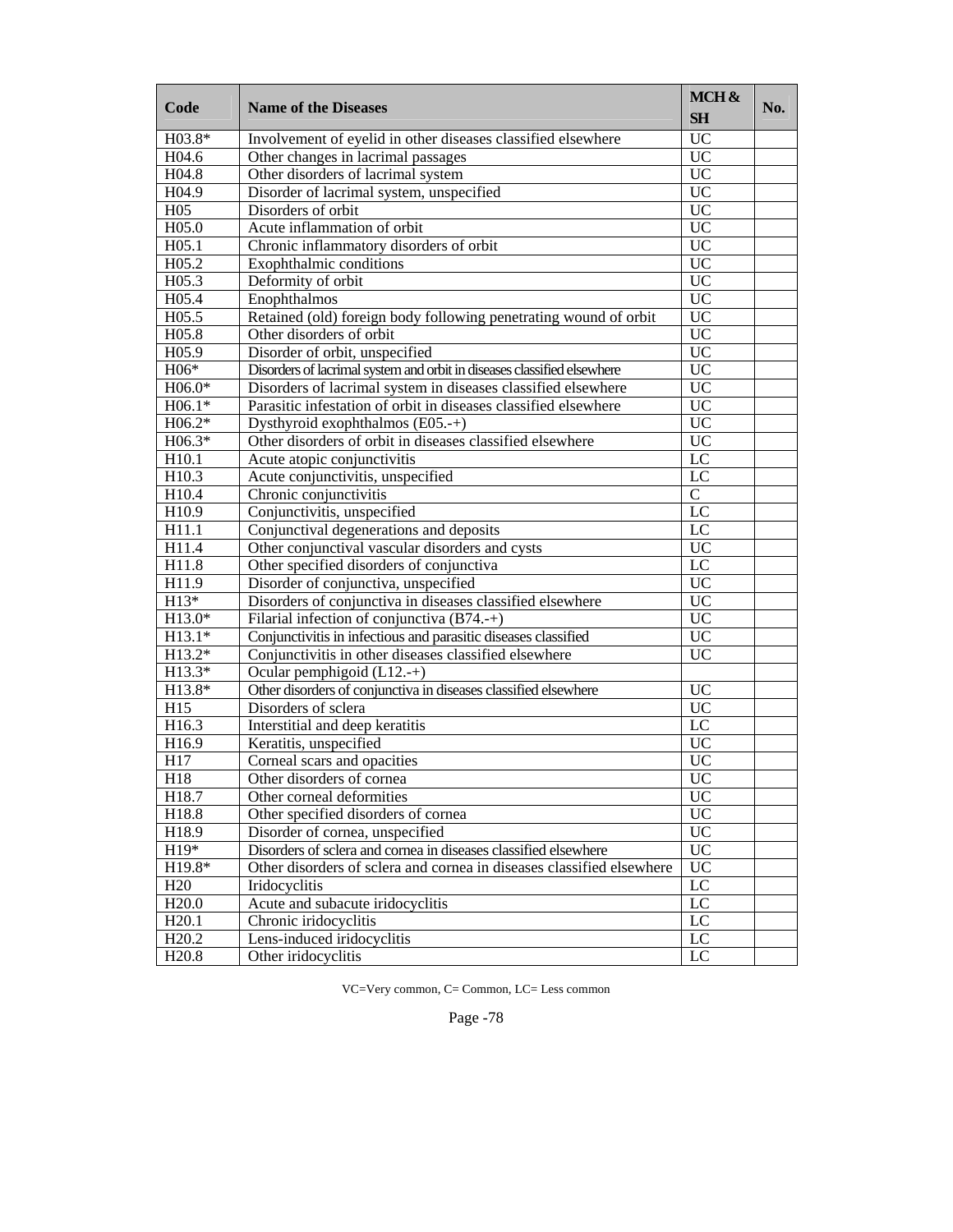| Code | Name of the Diseases | MCH & SH | No. |
|---|---|---|---|
| H03.8* | Involvement of eyelid in other diseases classified elsewhere | UC | |
| H04.6 | Other changes in lacrimal passages | UC | |
| H04.8 | Other disorders of lacrimal system | UC | |
| H04.9 | Disorder of lacrimal system, unspecified | UC | |
| H05 | Disorders of orbit | UC | |
| H05.0 | Acute inflammation of orbit | UC | |
| H05.1 | Chronic inflammatory disorders of orbit | UC | |
| H05.2 | Exophthalmic conditions | UC | |
| H05.3 | Deformity of orbit | UC | |
| H05.4 | Enophthalmos | UC | |
| H05.5 | Retained (old) foreign body following penetrating wound of orbit | UC | |
| H05.8 | Other disorders of orbit | UC | |
| H05.9 | Disorder of orbit, unspecified | UC | |
| H06* | Disorders of lacrimal system and orbit in diseases classified elsewhere | UC | |
| H06.0* | Disorders of lacrimal system in diseases classified elsewhere | UC | |
| H06.1* | Parasitic infestation of orbit in diseases classified elsewhere | UC | |
| H06.2* | Dysthyroid exophthalmos (E05.-+) | UC | |
| H06.3* | Other disorders of orbit in diseases classified elsewhere | UC | |
| H10.1 | Acute atopic conjunctivitis | LC | |
| H10.3 | Acute conjunctivitis, unspecified | LC | |
| H10.4 | Chronic conjunctivitis | C | |
| H10.9 | Conjunctivitis, unspecified | LC | |
| H11.1 | Conjunctival degenerations and deposits | LC | |
| H11.4 | Other conjunctival vascular disorders and cysts | UC | |
| H11.8 | Other specified disorders of conjunctiva | LC | |
| H11.9 | Disorder of conjunctiva, unspecified | UC | |
| H13* | Disorders of conjunctiva in diseases classified elsewhere | UC | |
| H13.0* | Filarial infection of conjunctiva (B74.-+) | UC | |
| H13.1* | Conjunctivitis in infectious and parasitic diseases classified | UC | |
| H13.2* | Conjunctivitis in other diseases classified elsewhere | UC | |
| H13.3* | Ocular pemphigoid (L12.-+) | | |
| H13.8* | Other disorders of conjunctiva in diseases classified elsewhere | UC | |
| H15 | Disorders of sclera | UC | |
| H16.3 | Interstitial and deep keratitis | LC | |
| H16.9 | Keratitis, unspecified | UC | |
| H17 | Corneal scars and opacities | UC | |
| H18 | Other disorders of cornea | UC | |
| H18.7 | Other corneal deformities | UC | |
| H18.8 | Other specified disorders of cornea | UC | |
| H18.9 | Disorder of cornea, unspecified | UC | |
| H19* | Disorders of sclera and cornea in diseases classified elsewhere | UC | |
| H19.8* | Other disorders of sclera and cornea in diseases classified elsewhere | UC | |
| H20 | Iridocyclitis | LC | |
| H20.0 | Acute and subacute iridocyclitis | LC | |
| H20.1 | Chronic iridocyclitis | LC | |
| H20.2 | Lens-induced iridocyclitis | LC | |
| H20.8 | Other iridocyclitis | LC | |

VC=Very common, C= Common, LC= Less common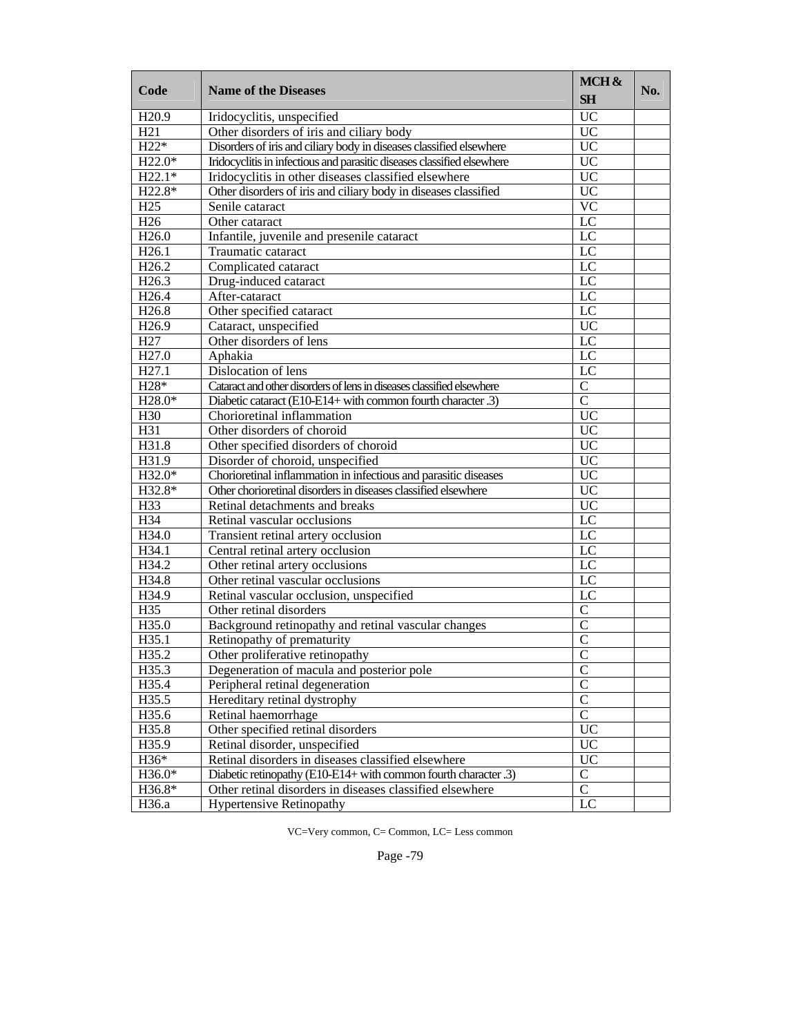| Code | Name of the Diseases | MCH & SH | No. |
|---|---|---|---|
| H20.9 | Iridocyclitis, unspecified | UC | |
| H21 | Other disorders of iris and ciliary body | UC | |
| H22* | Disorders of iris and ciliary body in diseases classified elsewhere | UC | |
| H22.0* | Iridocyclitis in infectious and parasitic diseases classified elsewhere | UC | |
| H22.1* | Iridocyclitis in other diseases classified elsewhere | UC | |
| H22.8* | Other disorders of iris and ciliary body in diseases classified | UC | |
| H25 | Senile cataract | VC | |
| H26 | Other cataract | LC | |
| H26.0 | Infantile, juvenile and presenile cataract | LC | |
| H26.1 | Traumatic cataract | LC | |
| H26.2 | Complicated cataract | LC | |
| H26.3 | Drug-induced cataract | LC | |
| H26.4 | After-cataract | LC | |
| H26.8 | Other specified cataract | LC | |
| H26.9 | Cataract, unspecified | UC | |
| H27 | Other disorders of lens | LC | |
| H27.0 | Aphakia | LC | |
| H27.1 | Dislocation of lens | LC | |
| H28* | Cataract and other disorders of lens in diseases classified elsewhere | C | |
| H28.0* | Diabetic cataract (E10-E14+ with common fourth character .3) | C | |
| H30 | Chorioretinal inflammation | UC | |
| H31 | Other disorders of choroid | UC | |
| H31.8 | Other specified disorders of choroid | UC | |
| H31.9 | Disorder of choroid, unspecified | UC | |
| H32.0* | Chorioretinal inflammation in infectious and parasitic diseases | UC | |
| H32.8* | Other chorioretinal disorders in diseases classified elsewhere | UC | |
| H33 | Retinal detachments and breaks | UC | |
| H34 | Retinal vascular occlusions | LC | |
| H34.0 | Transient retinal artery occlusion | LC | |
| H34.1 | Central retinal artery occlusion | LC | |
| H34.2 | Other retinal artery occlusions | LC | |
| H34.8 | Other retinal vascular occlusions | LC | |
| H34.9 | Retinal vascular occlusion, unspecified | LC | |
| H35 | Other retinal disorders | C | |
| H35.0 | Background retinopathy and retinal vascular changes | C | |
| H35.1 | Retinopathy of prematurity | C | |
| H35.2 | Other proliferative retinopathy | C | |
| H35.3 | Degeneration of macula and posterior pole | C | |
| H35.4 | Peripheral retinal degeneration | C | |
| H35.5 | Hereditary retinal dystrophy | C | |
| H35.6 | Retinal haemorrhage | C | |
| H35.8 | Other specified retinal disorders | UC | |
| H35.9 | Retinal disorder, unspecified | UC | |
| H36* | Retinal disorders in diseases classified elsewhere | UC | |
| H36.0* | Diabetic retinopathy (E10-E14+ with common fourth character .3) | C | |
| H36.8* | Other retinal disorders in diseases classified elsewhere | C | |
| H36.a | Hypertensive Retinopathy | LC | |

VC=Very common, C= Common, LC= Less common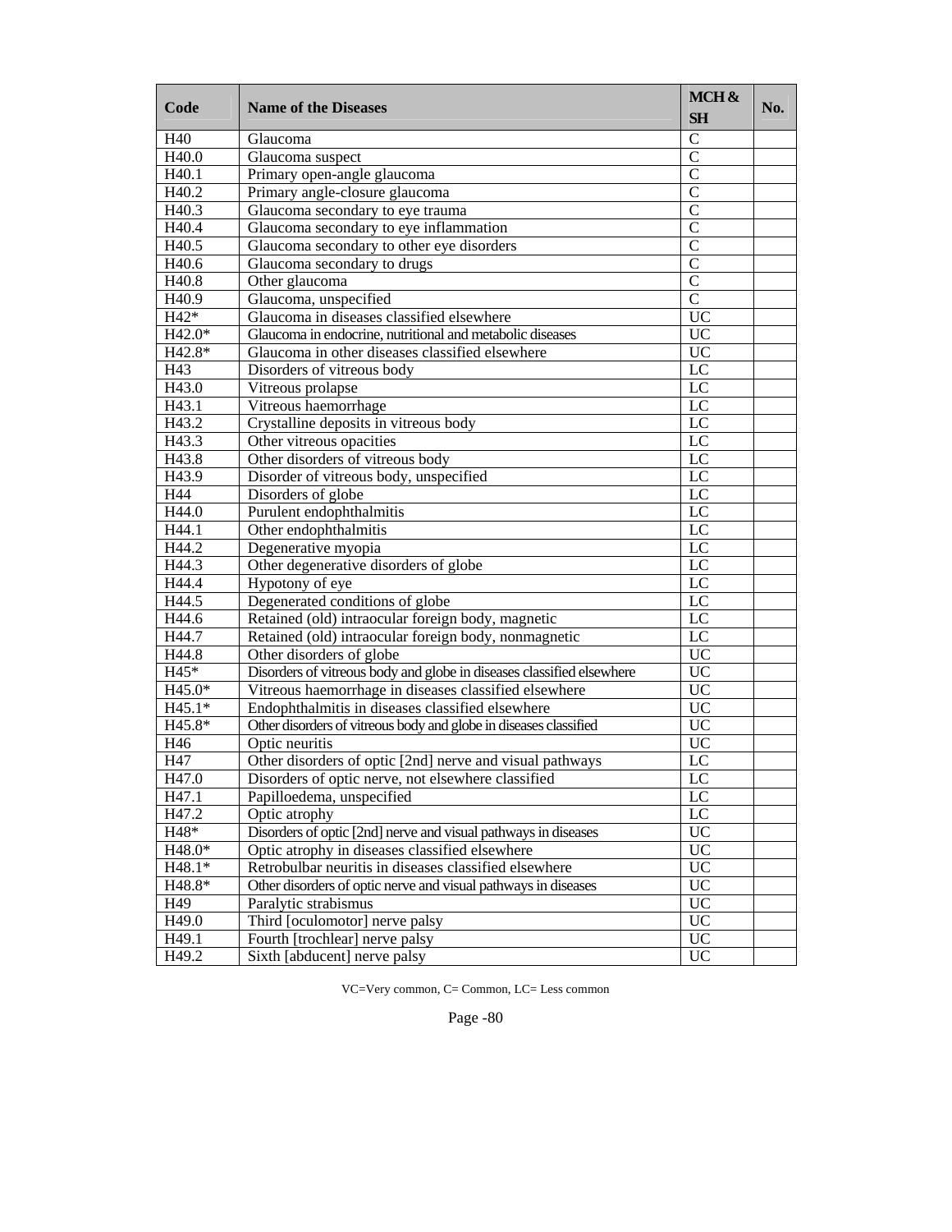| Code | Name of the Diseases | MCH & SH | No. |
|---|---|---|---|
| H40 | Glaucoma | C | |
| H40.0 | Glaucoma suspect | C | |
| H40.1 | Primary open-angle glaucoma | C | |
| H40.2 | Primary angle-closure glaucoma | C | |
| H40.3 | Glaucoma secondary to eye trauma | C | |
| H40.4 | Glaucoma secondary to eye inflammation | C | |
| H40.5 | Glaucoma secondary to other eye disorders | C | |
| H40.6 | Glaucoma secondary to drugs | C | |
| H40.8 | Other glaucoma | C | |
| H40.9 | Glaucoma, unspecified | C | |
| H42* | Glaucoma in diseases classified elsewhere | UC | |
| H42.0* | Glaucoma in endocrine, nutritional and metabolic diseases | UC | |
| H42.8* | Glaucoma in other diseases classified elsewhere | UC | |
| H43 | Disorders of vitreous body | LC | |
| H43.0 | Vitreous prolapse | LC | |
| H43.1 | Vitreous haemorrhage | LC | |
| H43.2 | Crystalline deposits in vitreous body | LC | |
| H43.3 | Other vitreous opacities | LC | |
| H43.8 | Other disorders of vitreous body | LC | |
| H43.9 | Disorder of vitreous body, unspecified | LC | |
| H44 | Disorders of globe | LC | |
| H44.0 | Purulent endophthalmitis | LC | |
| H44.1 | Other endophthalmitis | LC | |
| H44.2 | Degenerative myopia | LC | |
| H44.3 | Other degenerative disorders of globe | LC | |
| H44.4 | Hypotony of eye | LC | |
| H44.5 | Degenerated conditions of globe | LC | |
| H44.6 | Retained (old) intraocular foreign body, magnetic | LC | |
| H44.7 | Retained (old) intraocular foreign body, nonmagnetic | LC | |
| H44.8 | Other disorders of globe | UC | |
| H45* | Disorders of vitreous body and globe in diseases classified elsewhere | UC | |
| H45.0* | Vitreous haemorrhage in diseases classified elsewhere | UC | |
| H45.1* | Endophthalmitis in diseases classified elsewhere | UC | |
| H45.8* | Other disorders of vitreous body and globe in diseases classified | UC | |
| H46 | Optic neuritis | UC | |
| H47 | Other disorders of optic [2nd] nerve and visual pathways | LC | |
| H47.0 | Disorders of optic nerve, not elsewhere classified | LC | |
| H47.1 | Papilloedema, unspecified | LC | |
| H47.2 | Optic atrophy | LC | |
| H48* | Disorders of optic [2nd] nerve and visual pathways in diseases | UC | |
| H48.0* | Optic atrophy in diseases classified elsewhere | UC | |
| H48.1* | Retrobulbar neuritis in diseases classified elsewhere | UC | |
| H48.8* | Other disorders of optic nerve and visual pathways in diseases | UC | |
| H49 | Paralytic strabismus | UC | |
| H49.0 | Third [oculomotor] nerve palsy | UC | |
| H49.1 | Fourth [trochlear] nerve palsy | UC | |
| H49.2 | Sixth [abducent] nerve palsy | UC | |

VC=Very common, C= Common, LC= Less common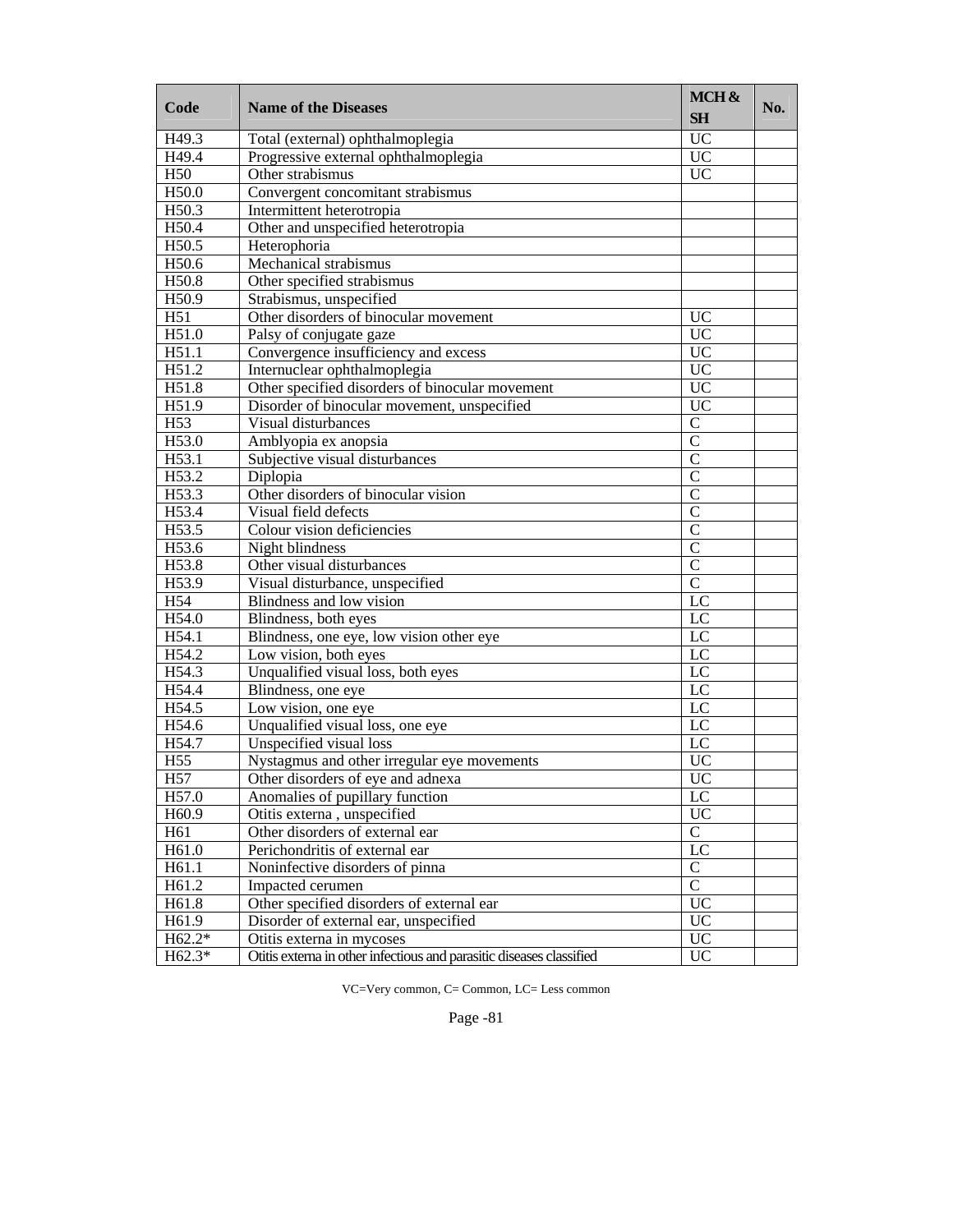| Code | Name of the Diseases | MCH & SH | No. |
|---|---|---|---|
| H49.3 | Total (external) ophthalmoplegia | UC | |
| H49.4 | Progressive external ophthalmoplegia | UC | |
| H50 | Other strabismus | UC | |
| H50.0 | Convergent concomitant strabismus | | |
| H50.3 | Intermittent heterotropia | | |
| H50.4 | Other and unspecified heterotropia | | |
| H50.5 | Heterophoria | | |
| H50.6 | Mechanical strabismus | | |
| H50.8 | Other specified strabismus | | |
| H50.9 | Strabismus, unspecified | | |
| H51 | Other disorders of binocular movement | UC | |
| H51.0 | Palsy of conjugate gaze | UC | |
| H51.1 | Convergence insufficiency and excess | UC | |
| H51.2 | Internuclear ophthalmoplegia | UC | |
| H51.8 | Other specified disorders of binocular movement | UC | |
| H51.9 | Disorder of binocular movement, unspecified | UC | |
| H53 | Visual disturbances | C | |
| H53.0 | Amblyopia ex anopsia | C | |
| H53.1 | Subjective visual disturbances | C | |
| H53.2 | Diplopia | C | |
| H53.3 | Other disorders of binocular vision | C | |
| H53.4 | Visual field defects | C | |
| H53.5 | Colour vision deficiencies | C | |
| H53.6 | Night blindness | C | |
| H53.8 | Other visual disturbances | C | |
| H53.9 | Visual disturbance, unspecified | C | |
| H54 | Blindness and low vision | LC | |
| H54.0 | Blindness, both eyes | LC | |
| H54.1 | Blindness, one eye, low vision other eye | LC | |
| H54.2 | Low vision, both eyes | LC | |
| H54.3 | Unqualified visual loss, both eyes | LC | |
| H54.4 | Blindness, one eye | LC | |
| H54.5 | Low vision, one eye | LC | |
| H54.6 | Unqualified visual loss, one eye | LC | |
| H54.7 | Unspecified visual loss | LC | |
| H55 | Nystagmus and other irregular eye movements | UC | |
| H57 | Other disorders of eye and adnexa | UC | |
| H57.0 | Anomalies of pupillary function | LC | |
| H60.9 | Otitis externa , unspecified | UC | |
| H61 | Other disorders of external ear | C | |
| H61.0 | Perichondritis of external ear | LC | |
| H61.1 | Noninfective disorders of pinna | C | |
| H61.2 | Impacted cerumen | C | |
| H61.8 | Other specified disorders of external ear | UC | |
| H61.9 | Disorder of external ear, unspecified | UC | |
| H62.2* | Otitis externa in mycoses | UC | |
| H62.3* | Otitis externa in other infectious and parasitic diseases classified | UC | |

VC=Very common, C= Common, LC= Less common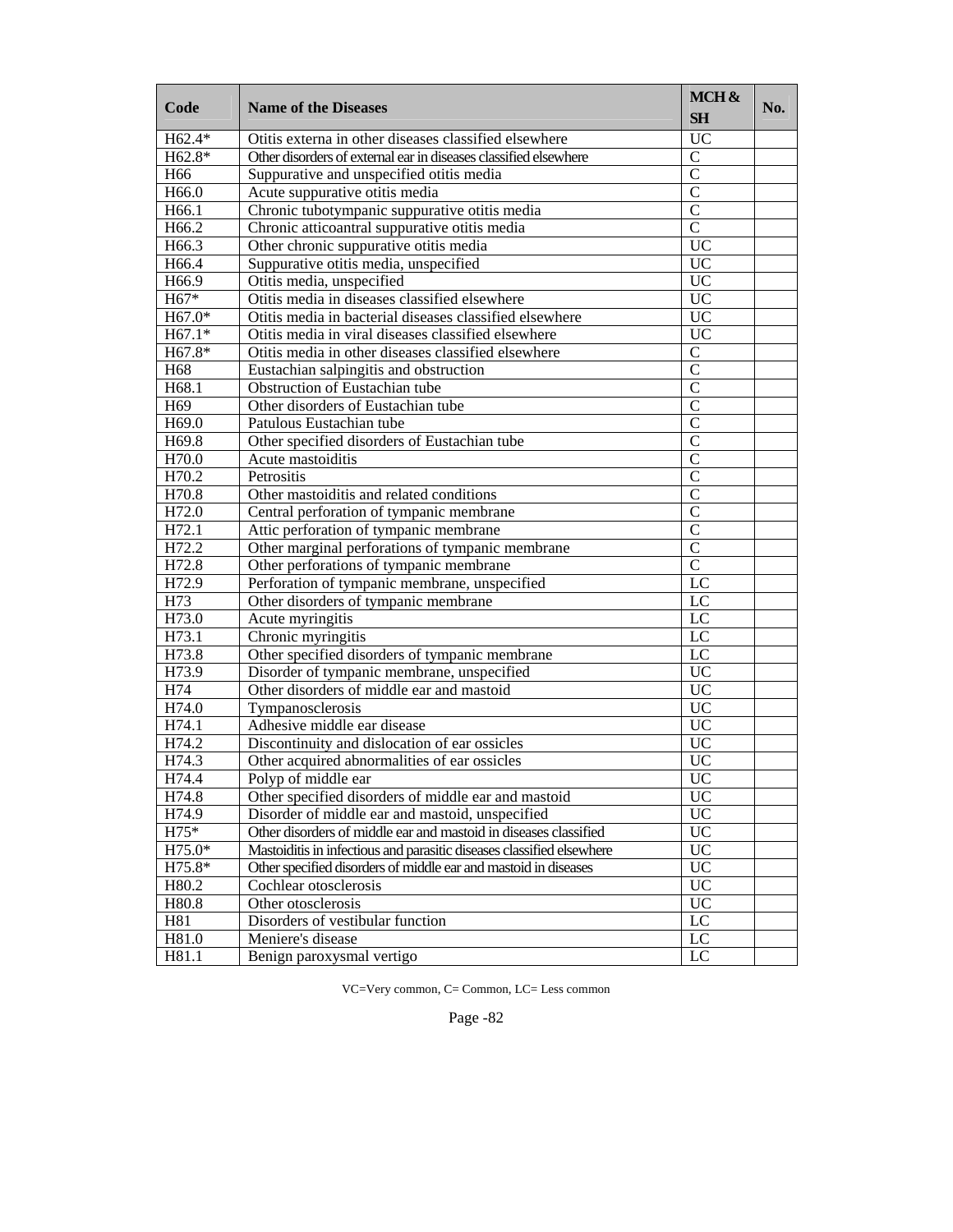| Code | Name of the Diseases | MCH & SH | No. |
|---|---|---|---|
| H62.4* | Otitis externa in other diseases classified elsewhere | UC | |
| H62.8* | Other disorders of external ear in diseases classified elsewhere | C | |
| H66 | Suppurative and unspecified otitis media | C | |
| H66.0 | Acute suppurative otitis media | C | |
| H66.1 | Chronic tubotympanic suppurative otitis media | C | |
| H66.2 | Chronic atticoantral suppurative otitis media | C | |
| H66.3 | Other chronic suppurative otitis media | UC | |
| H66.4 | Suppurative otitis media, unspecified | UC | |
| H66.9 | Otitis media, unspecified | UC | |
| H67* | Otitis media in diseases classified elsewhere | UC | |
| H67.0* | Otitis media in bacterial diseases classified elsewhere | UC | |
| H67.1* | Otitis media in viral diseases classified elsewhere | UC | |
| H67.8* | Otitis media in other diseases classified elsewhere | C | |
| H68 | Eustachian salpingitis and obstruction | C | |
| H68.1 | Obstruction of Eustachian tube | C | |
| H69 | Other disorders of Eustachian tube | C | |
| H69.0 | Patulous Eustachian tube | C | |
| H69.8 | Other specified disorders of Eustachian tube | C | |
| H70.0 | Acute mastoiditis | C | |
| H70.2 | Petrositis | C | |
| H70.8 | Other mastoiditis and related conditions | C | |
| H72.0 | Central perforation of tympanic membrane | C | |
| H72.1 | Attic perforation of tympanic membrane | C | |
| H72.2 | Other marginal perforations of tympanic membrane | C | |
| H72.8 | Other perforations of tympanic membrane | C | |
| H72.9 | Perforation of tympanic membrane, unspecified | LC | |
| H73 | Other disorders of tympanic membrane | LC | |
| H73.0 | Acute myringitis | LC | |
| H73.1 | Chronic myringitis | LC | |
| H73.8 | Other specified disorders of tympanic membrane | LC | |
| H73.9 | Disorder of tympanic membrane, unspecified | UC | |
| H74 | Other disorders of middle ear and mastoid | UC | |
| H74.0 | Tympanosclerosis | UC | |
| H74.1 | Adhesive middle ear disease | UC | |
| H74.2 | Discontinuity and dislocation of ear ossicles | UC | |
| H74.3 | Other acquired abnormalities of ear ossicles | UC | |
| H74.4 | Polyp of middle ear | UC | |
| H74.8 | Other specified disorders of middle ear and mastoid | UC | |
| H74.9 | Disorder of middle ear and mastoid, unspecified | UC | |
| H75* | Other disorders of middle ear and mastoid in diseases classified | UC | |
| H75.0* | Mastoiditis in infectious and parasitic diseases classified elsewhere | UC | |
| H75.8* | Other specified disorders of middle ear and mastoid in diseases | UC | |
| H80.2 | Cochlear otosclerosis | UC | |
| H80.8 | Other otosclerosis | UC | |
| H81 | Disorders of vestibular function | LC | |
| H81.0 | Meniere's disease | LC | |
| H81.1 | Benign paroxysmal vertigo | LC | |

VC=Very common, C= Common, LC= Less common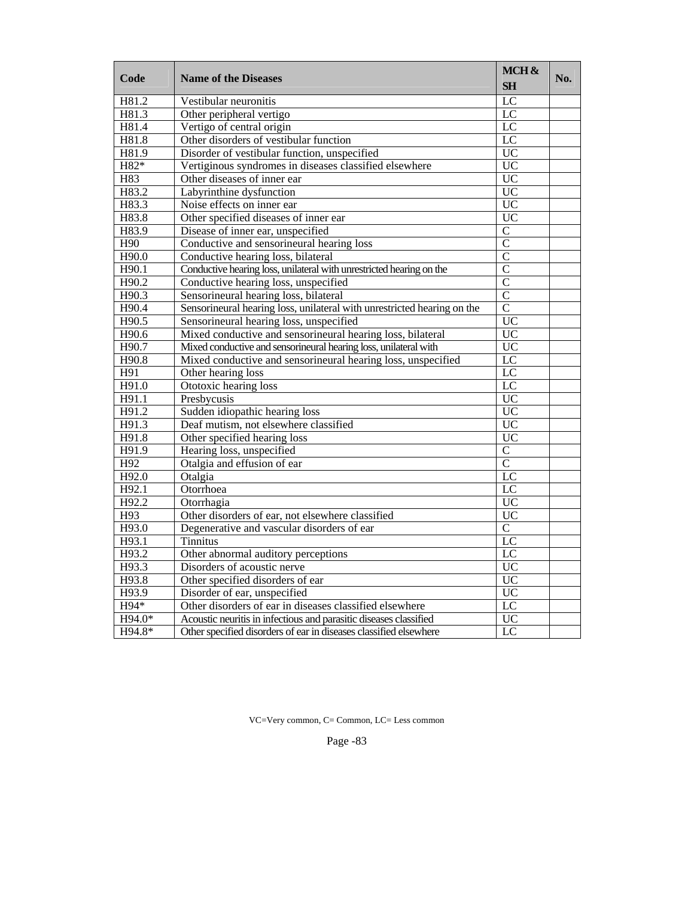| Code | Name of the Diseases | MCH & SH | No. |
|---|---|---|---|
| H81.2 | Vestibular neuronitis | LC | |
| H81.3 | Other peripheral vertigo | LC | |
| H81.4 | Vertigo of central origin | LC | |
| H81.8 | Other disorders of vestibular function | LC | |
| H81.9 | Disorder of vestibular function, unspecified | UC | |
| H82* | Vertiginous syndromes in diseases classified elsewhere | UC | |
| H83 | Other diseases of inner ear | UC | |
| H83.2 | Labyrinthine dysfunction | UC | |
| H83.3 | Noise effects on inner ear | UC | |
| H83.8 | Other specified diseases of inner ear | UC | |
| H83.9 | Disease of inner ear, unspecified | C | |
| H90 | Conductive and sensorineural hearing loss | C | |
| H90.0 | Conductive hearing loss, bilateral | C | |
| H90.1 | Conductive hearing loss, unilateral with unrestricted hearing on the | C | |
| H90.2 | Conductive hearing loss, unspecified | C | |
| H90.3 | Sensorineural hearing loss, bilateral | C | |
| H90.4 | Sensorineural hearing loss, unilateral with unrestricted hearing on the | C | |
| H90.5 | Sensorineural hearing loss, unspecified | UC | |
| H90.6 | Mixed conductive and sensorineural hearing loss, bilateral | UC | |
| H90.7 | Mixed conductive and sensorineural hearing loss, unilateral with | UC | |
| H90.8 | Mixed conductive and sensorineural hearing loss, unspecified | LC | |
| H91 | Other hearing loss | LC | |
| H91.0 | Ototoxic hearing loss | LC | |
| H91.1 | Presbycusis | UC | |
| H91.2 | Sudden idiopathic hearing loss | UC | |
| H91.3 | Deaf mutism, not elsewhere classified | UC | |
| H91.8 | Other specified hearing loss | UC | |
| H91.9 | Hearing loss, unspecified | C | |
| H92 | Otalgia and effusion of ear | C | |
| H92.0 | Otalgia | LC | |
| H92.1 | Otorrhoea | LC | |
| H92.2 | Otorrhagia | UC | |
| H93 | Other disorders of ear, not elsewhere classified | UC | |
| H93.0 | Degenerative and vascular disorders of ear | C | |
| H93.1 | Tinnitus | LC | |
| H93.2 | Other abnormal auditory perceptions | LC | |
| H93.3 | Disorders of acoustic nerve | UC | |
| H93.8 | Other specified disorders of ear | UC | |
| H93.9 | Disorder of ear, unspecified | UC | |
| H94* | Other disorders of ear in diseases classified elsewhere | LC | |
| H94.0* | Acoustic neuritis in infectious and parasitic diseases classified | UC | |
| H94.8* | Other specified disorders of ear in diseases classified elsewhere | LC | |

VC=Very common, C= Common, LC= Less common